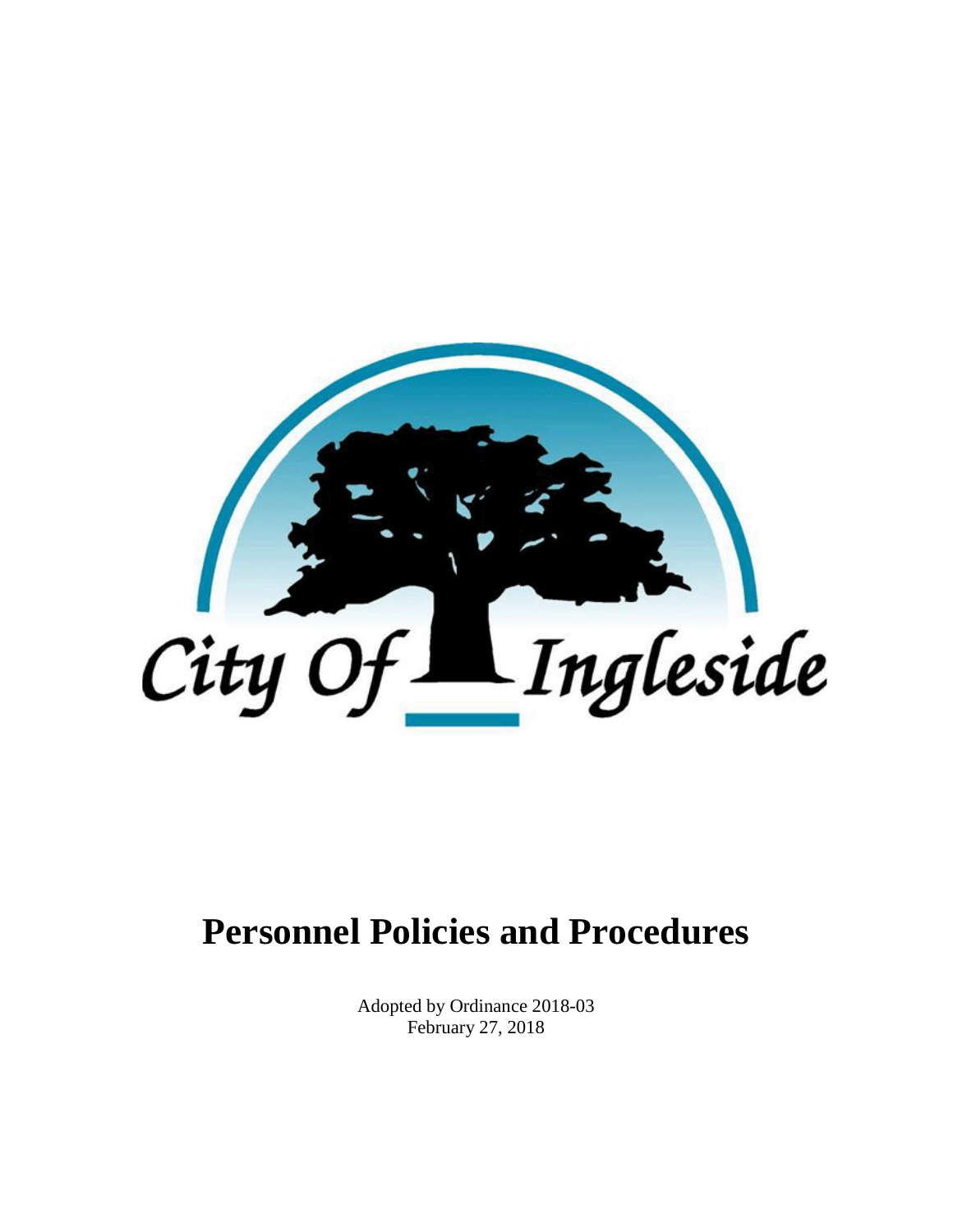City Of Ingleside

# Personnel Policies and Procedures

Adopted by Ordinance 2018-03
February 27, 2018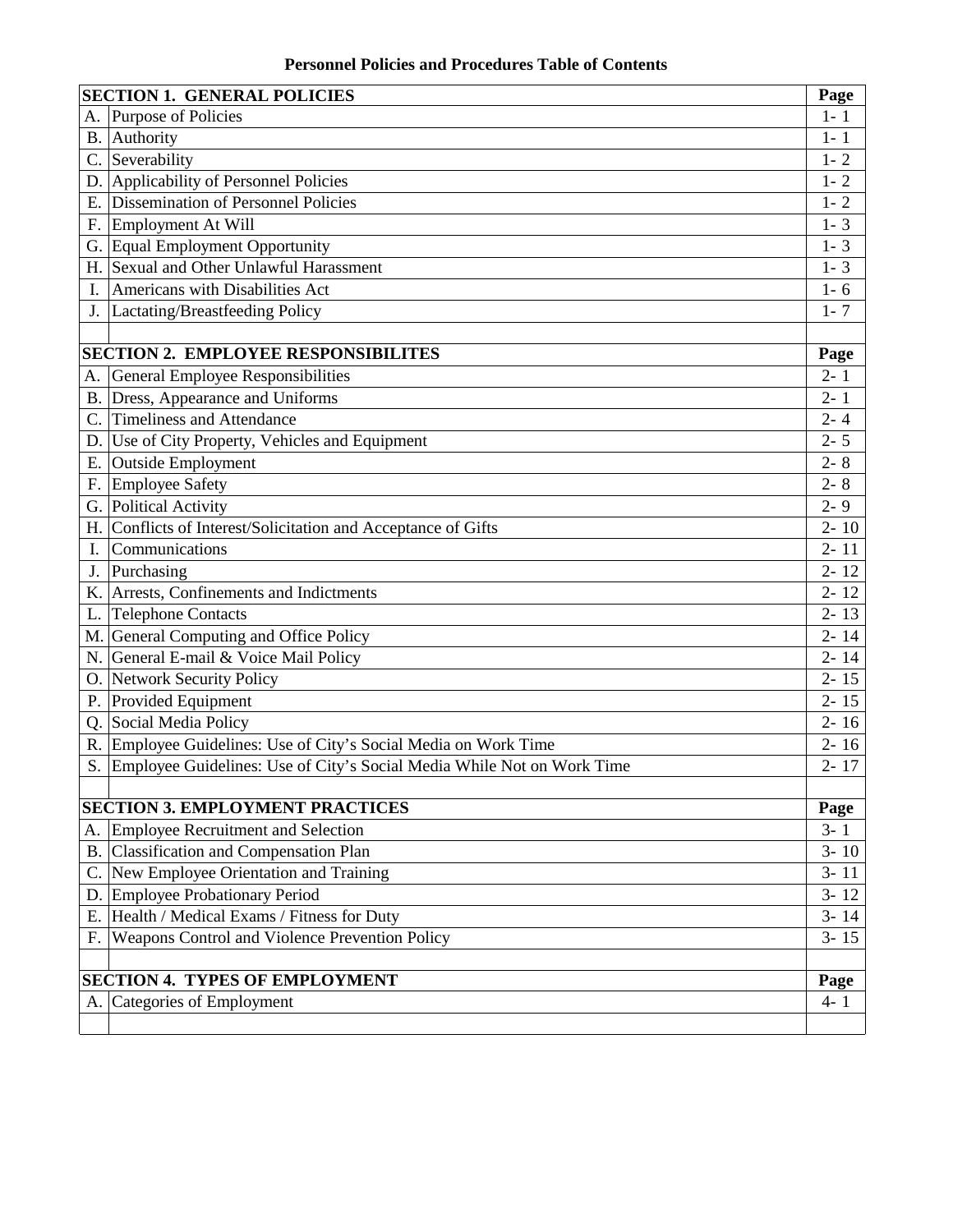# Personnel Policies and Procedures Table of Contents

| | SECTION 1. GENERAL POLICIES | Page |
|---|---|---|
| A. | Purpose of Policies | 1- 1 |
| B. | Authority | 1- 1 |
| C. | Severability | 1- 2 |
| D. | Applicability of Personnel Policies | 1- 2 |
| E. | Dissemination of Personnel Policies | 1- 2 |
| F. | Employment At Will | 1- 3 |
| G. | Equal Employment Opportunity | 1- 3 |
| H. | Sexual and Other Unlawful Harassment | 1- 3 |
| I. | Americans with Disabilities Act | 1- 6 |
| J. | Lactating/Breastfeeding Policy | 1- 7 |
| | | |
| | **SECTION 2. EMPLOYEE RESPONSIBILITES** | **Page** |
| A. | General Employee Responsibilities | 2- 1 |
| B. | Dress, Appearance and Uniforms | 2- 1 |
| C. | Timeliness and Attendance | 2- 4 |
| D. | Use of City Property, Vehicles and Equipment | 2- 5 |
| E. | Outside Employment | 2- 8 |
| F. | Employee Safety | 2- 8 |
| G. | Political Activity | 2- 9 |
| H. | Conflicts of Interest/Solicitation and Acceptance of Gifts | 2- 10 |
| I. | Communications | 2- 11 |
| J. | Purchasing | 2- 12 |
| K. | Arrests, Confinements and Indictments | 2- 12 |
| L. | Telephone Contacts | 2- 13 |
| M. | General Computing and Office Policy | 2- 14 |
| N. | General E-mail & Voice Mail Policy | 2- 14 |
| O. | Network Security Policy | 2- 15 |
| P. | Provided Equipment | 2- 15 |
| Q. | Social Media Policy | 2- 16 |
| R. | Employee Guidelines: Use of City's Social Media on Work Time | 2- 16 |
| S. | Employee Guidelines: Use of City's Social Media While Not on Work Time | 2- 17 |
| | | |
| | **SECTION 3. EMPLOYMENT PRACTICES** | **Page** |
| A. | Employee Recruitment and Selection | 3- 1 |
| B. | Classification and Compensation Plan | 3- 10 |
| C. | New Employee Orientation and Training | 3- 11 |
| D. | Employee Probationary Period | 3- 12 |
| E. | Health / Medical Exams / Fitness for Duty | 3- 14 |
| F. | Weapons Control and Violence Prevention Policy | 3- 15 |
| | | |
| | **SECTION 4. TYPES OF EMPLOYMENT** | **Page** |
| A. | Categories of Employment | 4- 1 |
| | | |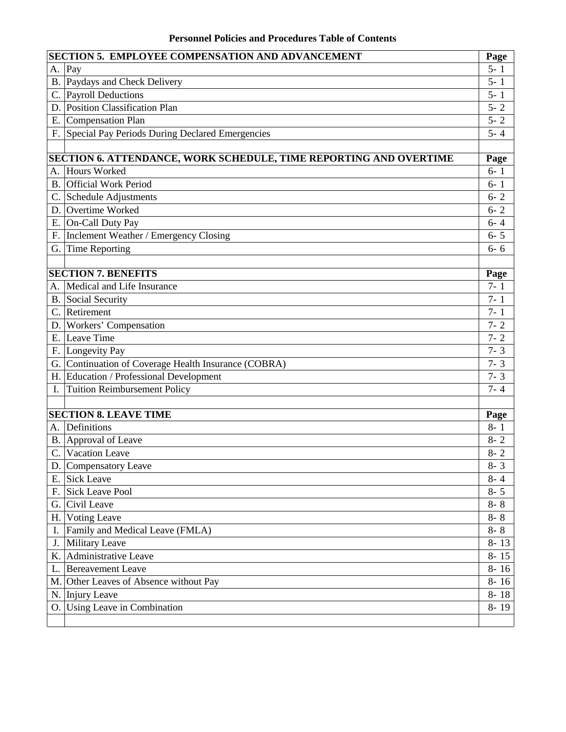**Personnel Policies and Procedures Table of Contents**

| | SECTION 5. EMPLOYEE COMPENSATION AND ADVANCEMENT | Page |
|---|---|---|
| A. | Pay | 5- 1 |
| B. | Paydays and Check Delivery | 5- 1 |
| C. | Payroll Deductions | 5- 1 |
| D. | Position Classification Plan | 5- 2 |
| E. | Compensation Plan | 5- 2 |
| F. | Special Pay Periods During Declared Emergencies | 5- 4 |
| | | |
| | **SECTION 6. ATTENDANCE, WORK SCHEDULE, TIME REPORTING AND OVERTIME** | **Page** |
| A. | Hours Worked | 6- 1 |
| B. | Official Work Period | 6- 1 |
| C. | Schedule Adjustments | 6- 2 |
| D. | Overtime Worked | 6- 2 |
| E. | On-Call Duty Pay | 6- 4 |
| F. | Inclement Weather / Emergency Closing | 6- 5 |
| G. | Time Reporting | 6- 6 |
| | | |
| | **SECTION 7. BENEFITS** | **Page** |
| A. | Medical and Life Insurance | 7- 1 |
| B. | Social Security | 7- 1 |
| C. | Retirement | 7- 1 |
| D. | Workers' Compensation | 7- 2 |
| E. | Leave Time | 7- 2 |
| F. | Longevity Pay | 7- 3 |
| G. | Continuation of Coverage Health Insurance (COBRA) | 7- 3 |
| H. | Education / Professional Development | 7- 3 |
| I. | Tuition Reimbursement Policy | 7- 4 |
| | | |
| | **SECTION 8. LEAVE TIME** | **Page** |
| A. | Definitions | 8- 1 |
| B. | Approval of Leave | 8- 2 |
| C. | Vacation Leave | 8- 2 |
| D. | Compensatory Leave | 8- 3 |
| E. | Sick Leave | 8- 4 |
| F. | Sick Leave Pool | 8- 5 |
| G. | Civil Leave | 8- 8 |
| H. | Voting Leave | 8- 8 |
| I. | Family and Medical Leave (FMLA) | 8- 8 |
| J. | Military Leave | 8- 13 |
| K. | Administrative Leave | 8- 15 |
| L. | Bereavement Leave | 8- 16 |
| M. | Other Leaves of Absence without Pay | 8- 16 |
| N. | Injury Leave | 8- 18 |
| O. | Using Leave in Combination | 8- 19 |
| | | |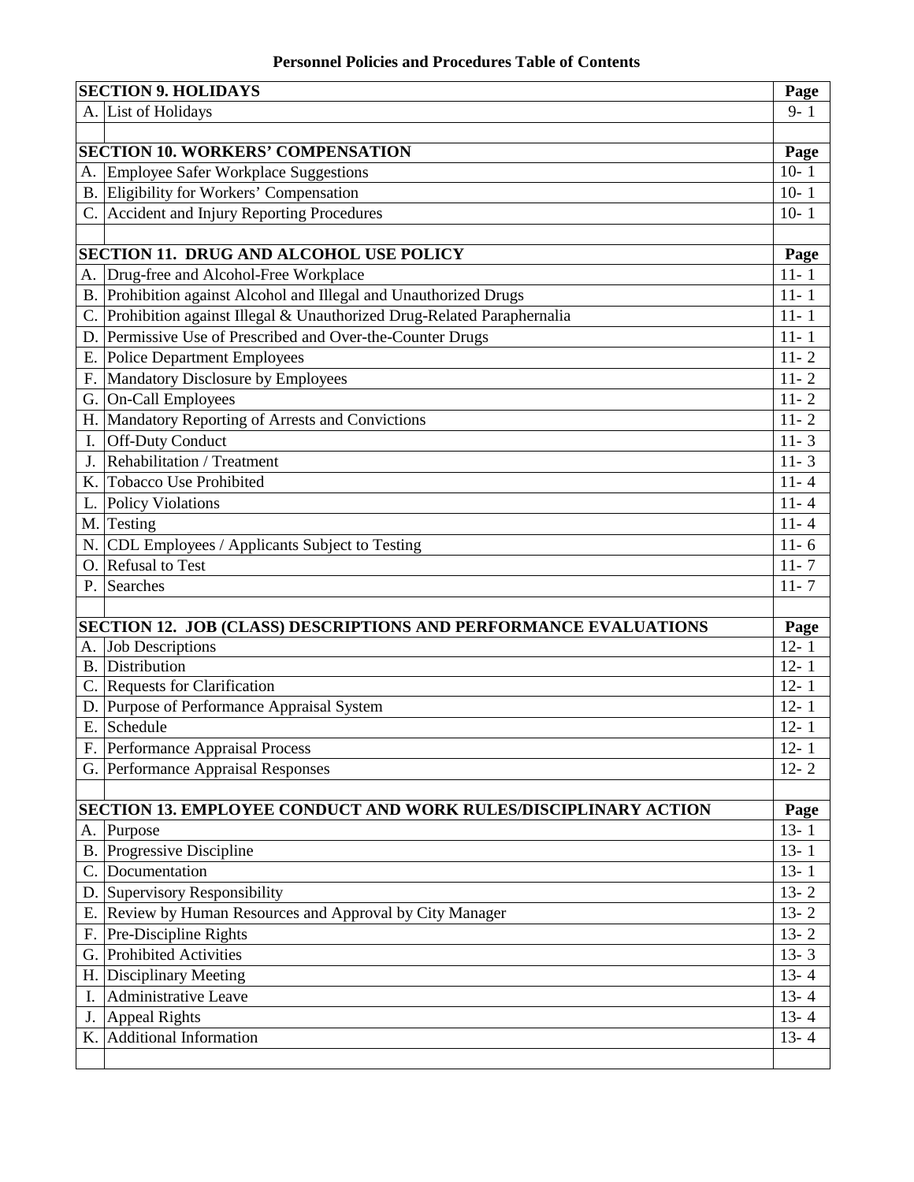**Personnel Policies and Procedures Table of Contents**

| | SECTION 9. HOLIDAYS | Page |
|---|---|---|
| A. | List of Holidays | 9- 1 |
| | | |
| | **SECTION 10. WORKERS' COMPENSATION** | **Page** |
| A. | Employee Safer Workplace Suggestions | 10- 1 |
| B. | Eligibility for Workers' Compensation | 10- 1 |
| C. | Accident and Injury Reporting Procedures | 10- 1 |
| | | |
| | **SECTION 11. DRUG AND ALCOHOL USE POLICY** | **Page** |
| A. | Drug-free and Alcohol-Free Workplace | 11- 1 |
| B. | Prohibition against Alcohol and Illegal and Unauthorized Drugs | 11- 1 |
| C. | Prohibition against Illegal & Unauthorized Drug-Related Paraphernalia | 11- 1 |
| D. | Permissive Use of Prescribed and Over-the-Counter Drugs | 11- 1 |
| E. | Police Department Employees | 11- 2 |
| F. | Mandatory Disclosure by Employees | 11- 2 |
| G. | On-Call Employees | 11- 2 |
| H. | Mandatory Reporting of Arrests and Convictions | 11- 2 |
| I. | Off-Duty Conduct | 11- 3 |
| J. | Rehabilitation / Treatment | 11- 3 |
| K. | Tobacco Use Prohibited | 11- 4 |
| L. | Policy Violations | 11- 4 |
| M. | Testing | 11- 4 |
| N. | CDL Employees / Applicants Subject to Testing | 11- 6 |
| O. | Refusal to Test | 11- 7 |
| P. | Searches | 11- 7 |
| | | |
| | **SECTION 12. JOB (CLASS) DESCRIPTIONS AND PERFORMANCE EVALUATIONS** | **Page** |
| A. | Job Descriptions | 12- 1 |
| B. | Distribution | 12- 1 |
| C. | Requests for Clarification | 12- 1 |
| D. | Purpose of Performance Appraisal System | 12- 1 |
| E. | Schedule | 12- 1 |
| F. | Performance Appraisal Process | 12- 1 |
| G. | Performance Appraisal Responses | 12- 2 |
| | | |
| | **SECTION 13. EMPLOYEE CONDUCT AND WORK RULES/DISCIPLINARY ACTION** | **Page** |
| A. | Purpose | 13- 1 |
| B. | Progressive Discipline | 13- 1 |
| C. | Documentation | 13- 1 |
| D. | Supervisory Responsibility | 13- 2 |
| E. | Review by Human Resources and Approval by City Manager | 13- 2 |
| F. | Pre-Discipline Rights | 13- 2 |
| G. | Prohibited Activities | 13- 3 |
| H. | Disciplinary Meeting | 13- 4 |
| I. | Administrative Leave | 13- 4 |
| J. | Appeal Rights | 13- 4 |
| K. | Additional Information | 13- 4 |
| | | |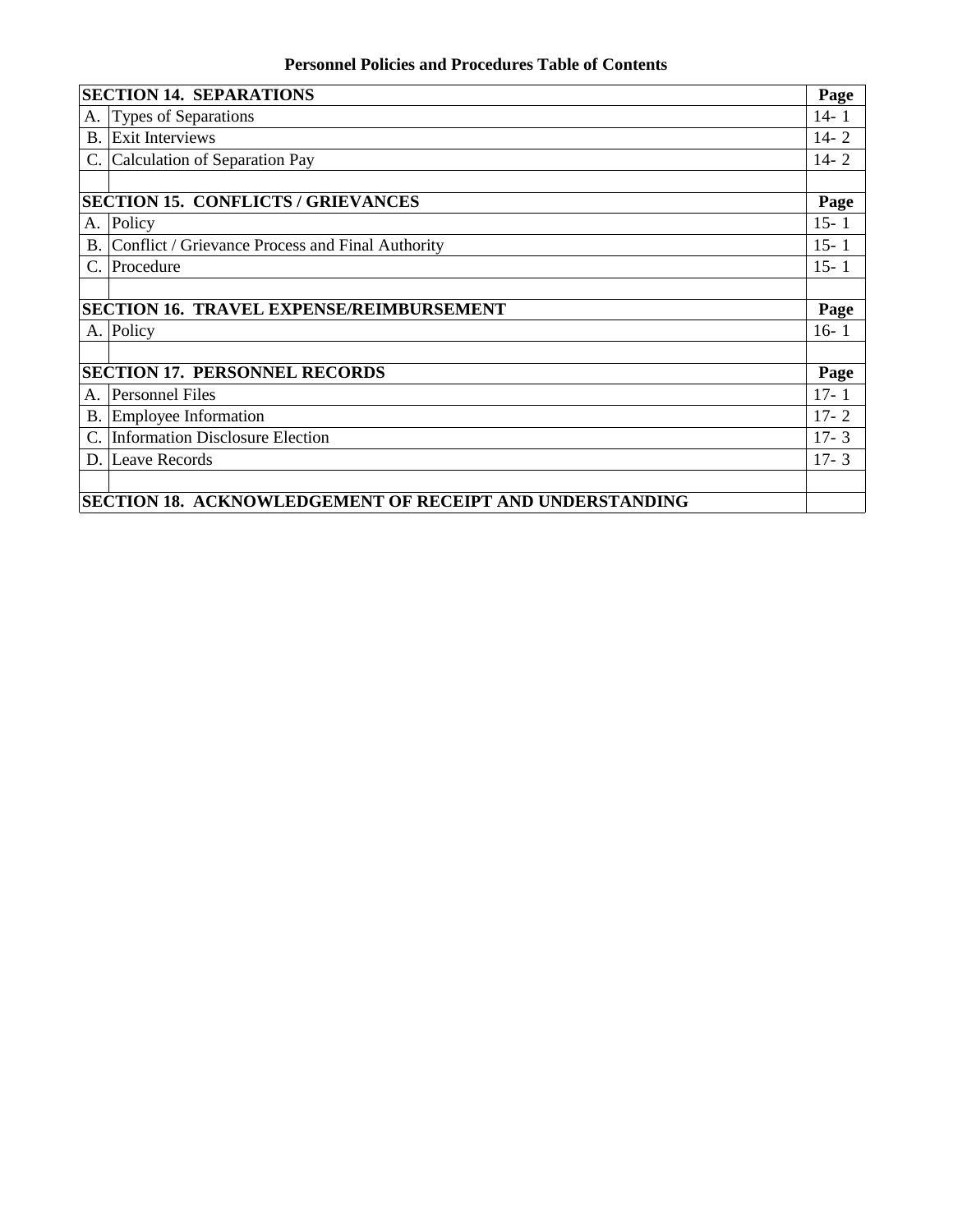**Personnel Policies and Procedures Table of Contents**

| | SECTION 14. SEPARATIONS | Page |
|---|---|---|
| A. | Types of Separations | 14- 1 |
| B. | Exit Interviews | 14- 2 |
| C. | Calculation of Separation Pay | 14- 2 |
| | | |
| | **SECTION 15. CONFLICTS / GRIEVANCES** | **Page** |
| A. | Policy | 15- 1 |
| B. | Conflict / Grievance Process and Final Authority | 15- 1 |
| C. | Procedure | 15- 1 |
| | | |
| | **SECTION 16. TRAVEL EXPENSE/REIMBURSEMENT** | **Page** |
| A. | Policy | 16- 1 |
| | | |
| | **SECTION 17. PERSONNEL RECORDS** | **Page** |
| A. | Personnel Files | 17- 1 |
| B. | Employee Information | 17- 2 |
| C. | Information Disclosure Election | 17- 3 |
| D. | Leave Records | 17- 3 |
| | | |
| | **SECTION 18. ACKNOWLEDGEMENT OF RECEIPT AND UNDERSTANDING** | |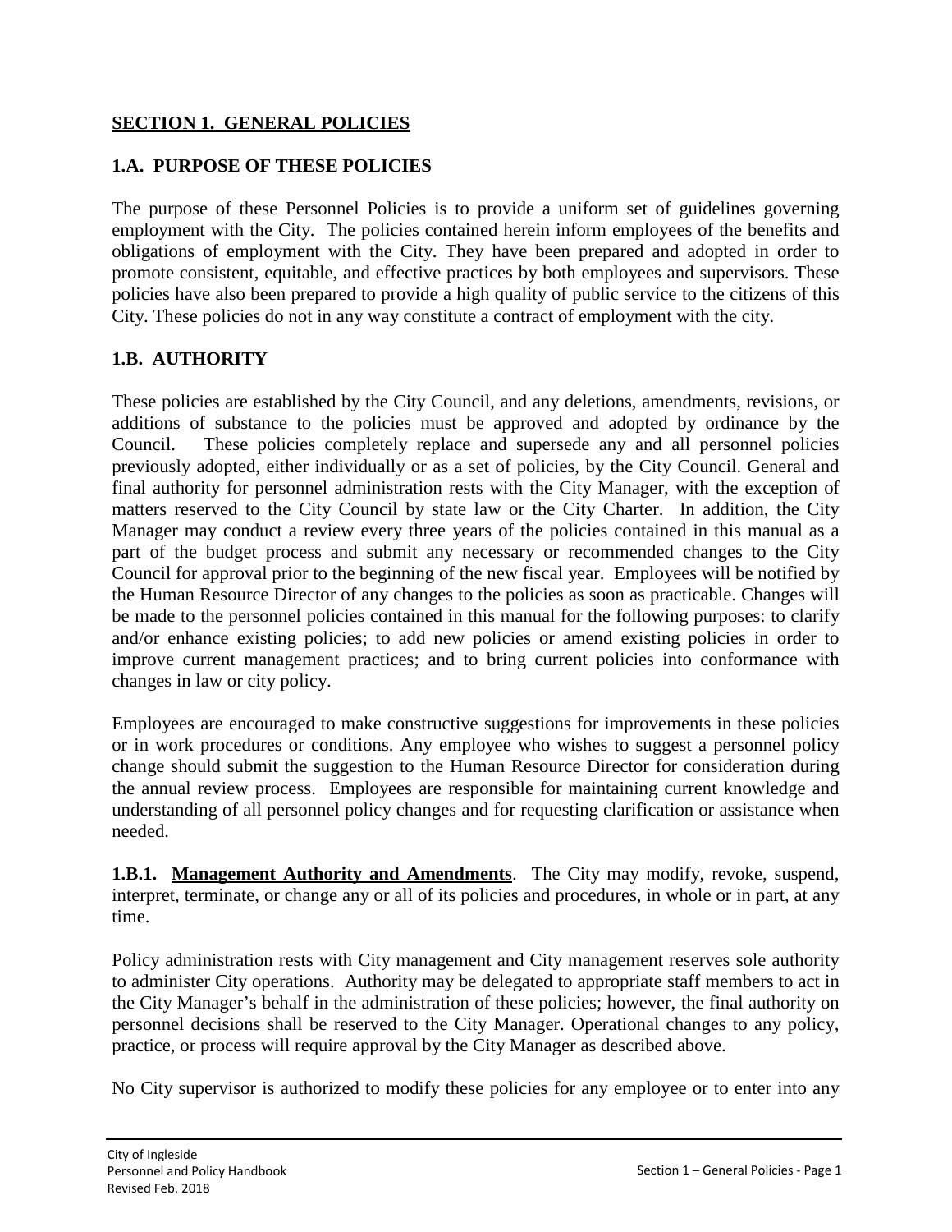## SECTION 1. GENERAL POLICIES

### 1.A. PURPOSE OF THESE POLICIES

The purpose of these Personnel Policies is to provide a uniform set of guidelines governing employment with the City. The policies contained herein inform employees of the benefits and obligations of employment with the City. They have been prepared and adopted in order to promote consistent, equitable, and effective practices by both employees and supervisors. These policies have also been prepared to provide a high quality of public service to the citizens of this City. These policies do not in any way constitute a contract of employment with the city.

### 1.B. AUTHORITY

These policies are established by the City Council, and any deletions, amendments, revisions, or additions of substance to the policies must be approved and adopted by ordinance by the Council. These policies completely replace and supersede any and all personnel policies previously adopted, either individually or as a set of policies, by the City Council. General and final authority for personnel administration rests with the City Manager, with the exception of matters reserved to the City Council by state law or the City Charter. In addition, the City Manager may conduct a review every three years of the policies contained in this manual as a part of the budget process and submit any necessary or recommended changes to the City Council for approval prior to the beginning of the new fiscal year. Employees will be notified by the Human Resource Director of any changes to the policies as soon as practicable. Changes will be made to the personnel policies contained in this manual for the following purposes: to clarify and/or enhance existing policies; to add new policies or amend existing policies in order to improve current management practices; and to bring current policies into conformance with changes in law or city policy.

Employees are encouraged to make constructive suggestions for improvements in these policies or in work procedures or conditions. Any employee who wishes to suggest a personnel policy change should submit the suggestion to the Human Resource Director for consideration during the annual review process. Employees are responsible for maintaining current knowledge and understanding of all personnel policy changes and for requesting clarification or assistance when needed.

**1.B.1. Management Authority and Amendments**. The City may modify, revoke, suspend, interpret, terminate, or change any or all of its policies and procedures, in whole or in part, at any time.

Policy administration rests with City management and City management reserves sole authority to administer City operations. Authority may be delegated to appropriate staff members to act in the City Manager's behalf in the administration of these policies; however, the final authority on personnel decisions shall be reserved to the City Manager. Operational changes to any policy, practice, or process will require approval by the City Manager as described above.

No City supervisor is authorized to modify these policies for any employee or to enter into any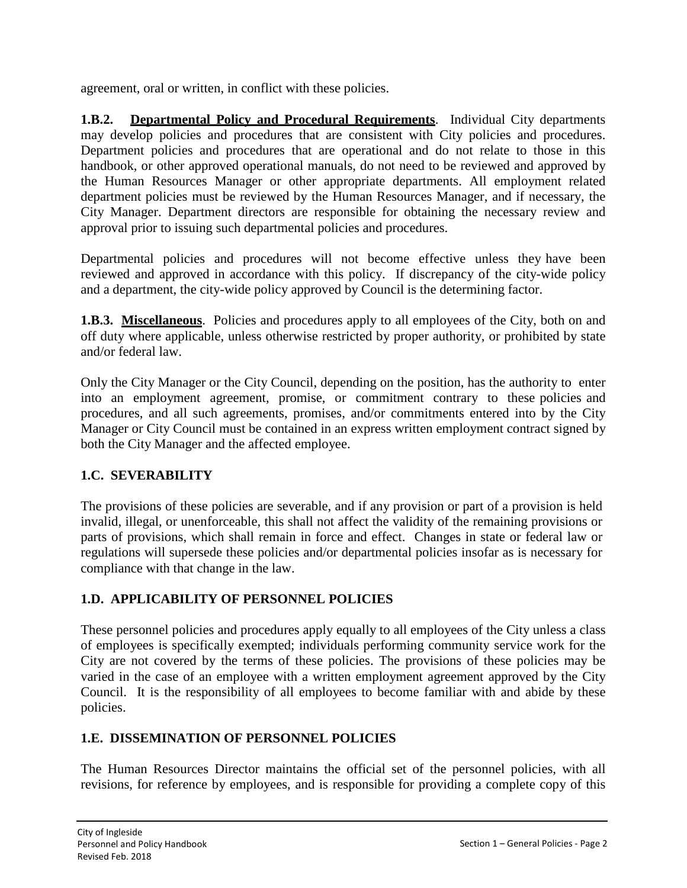agreement, oral or written, in conflict with these policies.

**1.B.2. <u>Departmental Policy and Procedural Requirements</u>**. Individual City departments may develop policies and procedures that are consistent with City policies and procedures. Department policies and procedures that are operational and do not relate to those in this handbook, or other approved operational manuals, do not need to be reviewed and approved by the Human Resources Manager or other appropriate departments. All employment related department policies must be reviewed by the Human Resources Manager, and if necessary, the City Manager. Department directors are responsible for obtaining the necessary review and approval prior to issuing such departmental policies and procedures.

Departmental policies and procedures will not become effective unless they have been reviewed and approved in accordance with this policy. If discrepancy of the city-wide policy and a department, the city-wide policy approved by Council is the determining factor.

**1.B.3. <u>Miscellaneous</u>**. Policies and procedures apply to all employees of the City, both on and off duty where applicable, unless otherwise restricted by proper authority, or prohibited by state and/or federal law.

Only the City Manager or the City Council, depending on the position, has the authority to enter into an employment agreement, promise, or commitment contrary to these policies and procedures, and all such agreements, promises, and/or commitments entered into by the City Manager or City Council must be contained in an express written employment contract signed by both the City Manager and the affected employee.

### 1.C. SEVERABILITY

The provisions of these policies are severable, and if any provision or part of a provision is held invalid, illegal, or unenforceable, this shall not affect the validity of the remaining provisions or parts of provisions, which shall remain in force and effect. Changes in state or federal law or regulations will supersede these policies and/or departmental policies insofar as is necessary for compliance with that change in the law.

### 1.D. APPLICABILITY OF PERSONNEL POLICIES

These personnel policies and procedures apply equally to all employees of the City unless a class of employees is specifically exempted; individuals performing community service work for the City are not covered by the terms of these policies. The provisions of these policies may be varied in the case of an employee with a written employment agreement approved by the City Council. It is the responsibility of all employees to become familiar with and abide by these policies.

### 1.E. DISSEMINATION OF PERSONNEL POLICIES

The Human Resources Director maintains the official set of the personnel policies, with all revisions, for reference by employees, and is responsible for providing a complete copy of this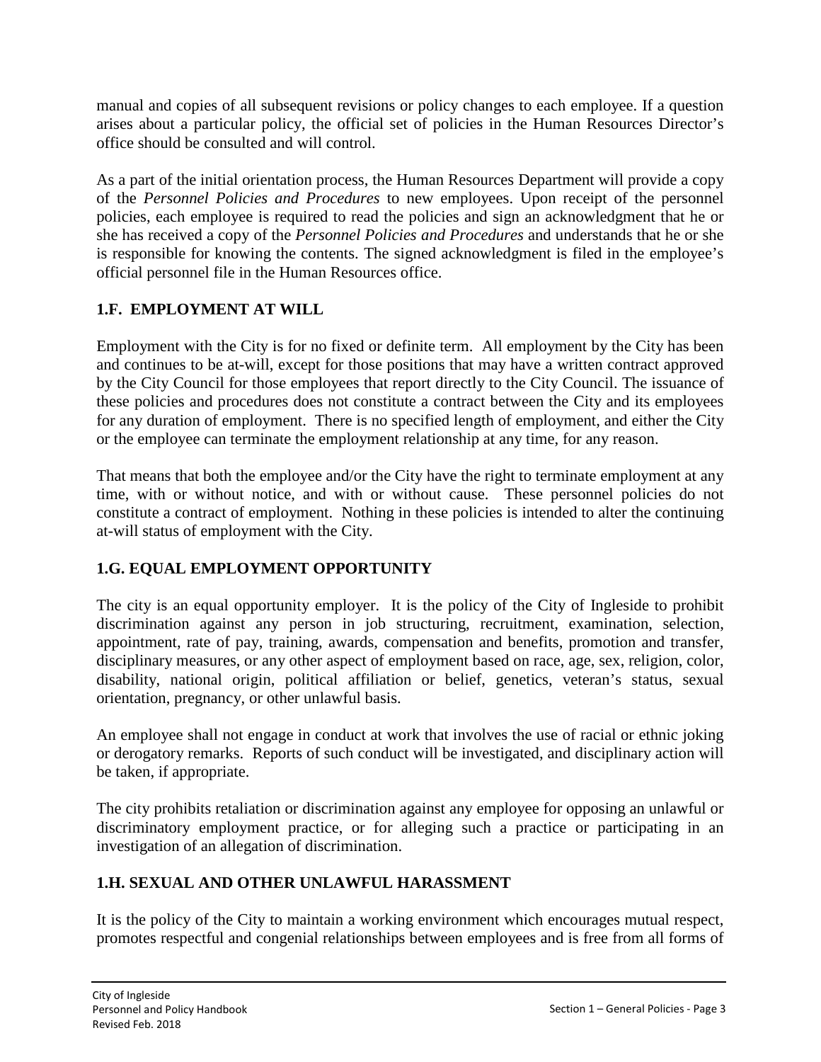manual and copies of all subsequent revisions or policy changes to each employee. If a question arises about a particular policy, the official set of policies in the Human Resources Director's office should be consulted and will control.

As a part of the initial orientation process, the Human Resources Department will provide a copy of the *Personnel Policies and Procedures* to new employees. Upon receipt of the personnel policies, each employee is required to read the policies and sign an acknowledgment that he or she has received a copy of the *Personnel Policies and Procedures* and understands that he or she is responsible for knowing the contents. The signed acknowledgment is filed in the employee's official personnel file in the Human Resources office.

## 1.F. EMPLOYMENT AT WILL

Employment with the City is for no fixed or definite term. All employment by the City has been and continues to be at-will, except for those positions that may have a written contract approved by the City Council for those employees that report directly to the City Council. The issuance of these policies and procedures does not constitute a contract between the City and its employees for any duration of employment. There is no specified length of employment, and either the City or the employee can terminate the employment relationship at any time, for any reason.

That means that both the employee and/or the City have the right to terminate employment at any time, with or without notice, and with or without cause. These personnel policies do not constitute a contract of employment. Nothing in these policies is intended to alter the continuing at-will status of employment with the City.

## 1.G. EQUAL EMPLOYMENT OPPORTUNITY

The city is an equal opportunity employer. It is the policy of the City of Ingleside to prohibit discrimination against any person in job structuring, recruitment, examination, selection, appointment, rate of pay, training, awards, compensation and benefits, promotion and transfer, disciplinary measures, or any other aspect of employment based on race, age, sex, religion, color, disability, national origin, political affiliation or belief, genetics, veteran's status, sexual orientation, pregnancy, or other unlawful basis.

An employee shall not engage in conduct at work that involves the use of racial or ethnic joking or derogatory remarks. Reports of such conduct will be investigated, and disciplinary action will be taken, if appropriate.

The city prohibits retaliation or discrimination against any employee for opposing an unlawful or discriminatory employment practice, or for alleging such a practice or participating in an investigation of an allegation of discrimination.

## 1.H. SEXUAL AND OTHER UNLAWFUL HARASSMENT

It is the policy of the City to maintain a working environment which encourages mutual respect, promotes respectful and congenial relationships between employees and is free from all forms of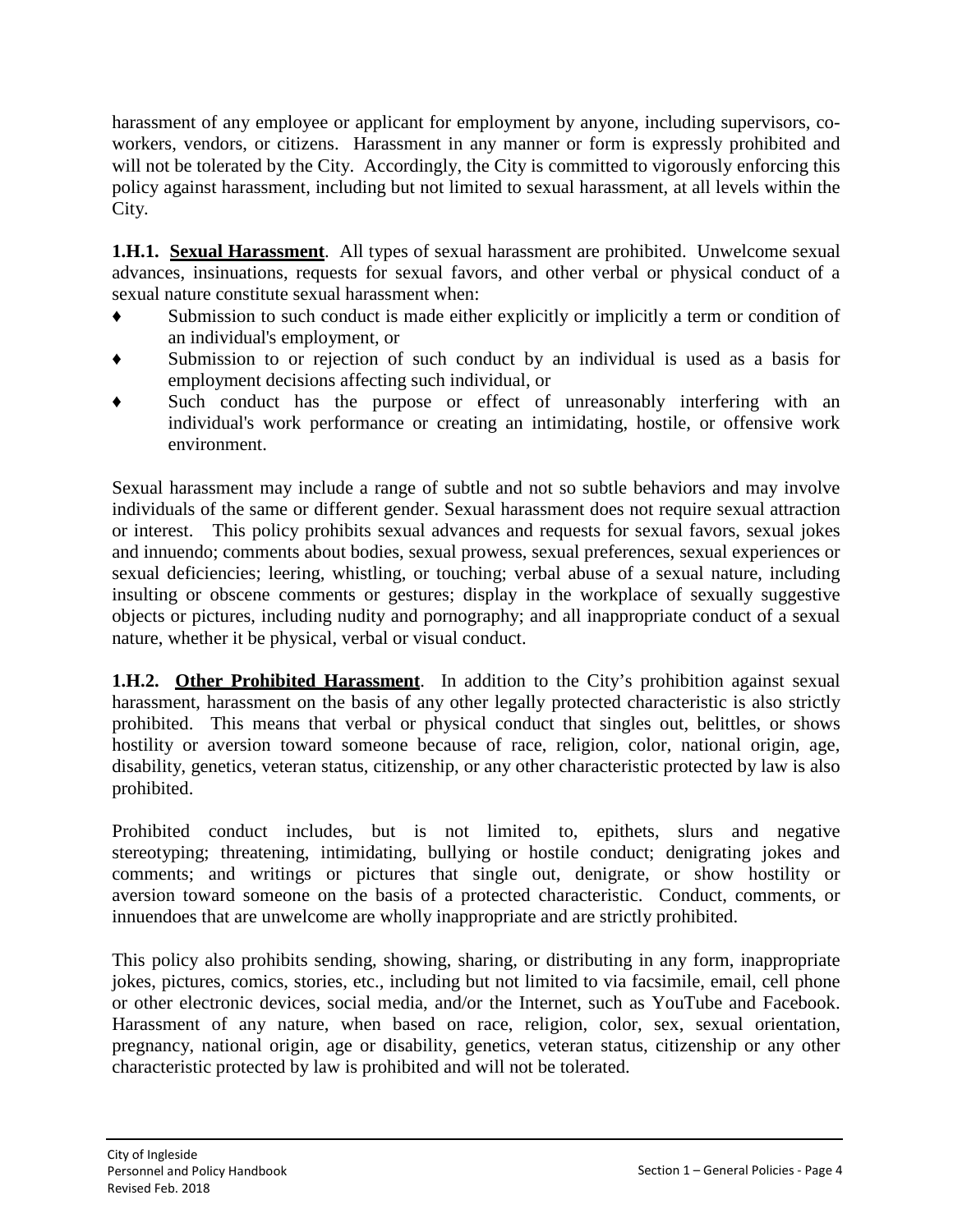harassment of any employee or applicant for employment by anyone, including supervisors, co-workers, vendors, or citizens. Harassment in any manner or form is expressly prohibited and will not be tolerated by the City. Accordingly, the City is committed to vigorously enforcing this policy against harassment, including but not limited to sexual harassment, at all levels within the City.

**1.H.1. <u>Sexual Harassment</u>**. All types of sexual harassment are prohibited. Unwelcome sexual advances, insinuations, requests for sexual favors, and other verbal or physical conduct of a sexual nature constitute sexual harassment when:

- Submission to such conduct is made either explicitly or implicitly a term or condition of an individual's employment, or
- Submission to or rejection of such conduct by an individual is used as a basis for employment decisions affecting such individual, or
- Such conduct has the purpose or effect of unreasonably interfering with an individual's work performance or creating an intimidating, hostile, or offensive work environment.

Sexual harassment may include a range of subtle and not so subtle behaviors and may involve individuals of the same or different gender. Sexual harassment does not require sexual attraction or interest. This policy prohibits sexual advances and requests for sexual favors, sexual jokes and innuendo; comments about bodies, sexual prowess, sexual preferences, sexual experiences or sexual deficiencies; leering, whistling, or touching; verbal abuse of a sexual nature, including insulting or obscene comments or gestures; display in the workplace of sexually suggestive objects or pictures, including nudity and pornography; and all inappropriate conduct of a sexual nature, whether it be physical, verbal or visual conduct.

**1.H.2. <u>Other Prohibited Harassment</u>**. In addition to the City's prohibition against sexual harassment, harassment on the basis of any other legally protected characteristic is also strictly prohibited. This means that verbal or physical conduct that singles out, belittles, or shows hostility or aversion toward someone because of race, religion, color, national origin, age, disability, genetics, veteran status, citizenship, or any other characteristic protected by law is also prohibited.

Prohibited conduct includes, but is not limited to, epithets, slurs and negative stereotyping; threatening, intimidating, bullying or hostile conduct; denigrating jokes and comments; and writings or pictures that single out, denigrate, or show hostility or aversion toward someone on the basis of a protected characteristic. Conduct, comments, or innuendoes that are unwelcome are wholly inappropriate and are strictly prohibited.

This policy also prohibits sending, showing, sharing, or distributing in any form, inappropriate jokes, pictures, comics, stories, etc., including but not limited to via facsimile, email, cell phone or other electronic devices, social media, and/or the Internet, such as YouTube and Facebook. Harassment of any nature, when based on race, religion, color, sex, sexual orientation, pregnancy, national origin, age or disability, genetics, veteran status, citizenship or any other characteristic protected by law is prohibited and will not be tolerated.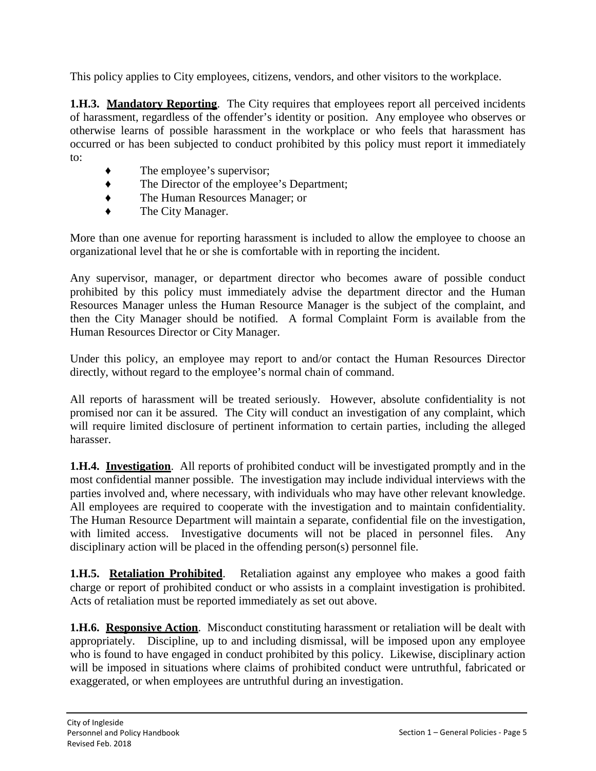This policy applies to City employees, citizens, vendors, and other visitors to the workplace.

**1.H.3. <u>Mandatory Reporting</u>**. The City requires that employees report all perceived incidents of harassment, regardless of the offender's identity or position. Any employee who observes or otherwise learns of possible harassment in the workplace or who feels that harassment has occurred or has been subjected to conduct prohibited by this policy must report it immediately to:

- The employee's supervisor;
- The Director of the employee's Department;
- The Human Resources Manager; or
- The City Manager.

More than one avenue for reporting harassment is included to allow the employee to choose an organizational level that he or she is comfortable with in reporting the incident.

Any supervisor, manager, or department director who becomes aware of possible conduct prohibited by this policy must immediately advise the department director and the Human Resources Manager unless the Human Resource Manager is the subject of the complaint, and then the City Manager should be notified. A formal Complaint Form is available from the Human Resources Director or City Manager.

Under this policy, an employee may report to and/or contact the Human Resources Director directly, without regard to the employee's normal chain of command.

All reports of harassment will be treated seriously. However, absolute confidentiality is not promised nor can it be assured. The City will conduct an investigation of any complaint, which will require limited disclosure of pertinent information to certain parties, including the alleged harasser.

**1.H.4. <u>Investigation</u>**. All reports of prohibited conduct will be investigated promptly and in the most confidential manner possible. The investigation may include individual interviews with the parties involved and, where necessary, with individuals who may have other relevant knowledge. All employees are required to cooperate with the investigation and to maintain confidentiality. The Human Resource Department will maintain a separate, confidential file on the investigation, with limited access. Investigative documents will not be placed in personnel files. Any disciplinary action will be placed in the offending person(s) personnel file.

**1.H.5. <u>Retaliation Prohibited</u>**. Retaliation against any employee who makes a good faith charge or report of prohibited conduct or who assists in a complaint investigation is prohibited. Acts of retaliation must be reported immediately as set out above.

**1.H.6. <u>Responsive Action</u>**. Misconduct constituting harassment or retaliation will be dealt with appropriately. Discipline, up to and including dismissal, will be imposed upon any employee who is found to have engaged in conduct prohibited by this policy. Likewise, disciplinary action will be imposed in situations where claims of prohibited conduct were untruthful, fabricated or exaggerated, or when employees are untruthful during an investigation.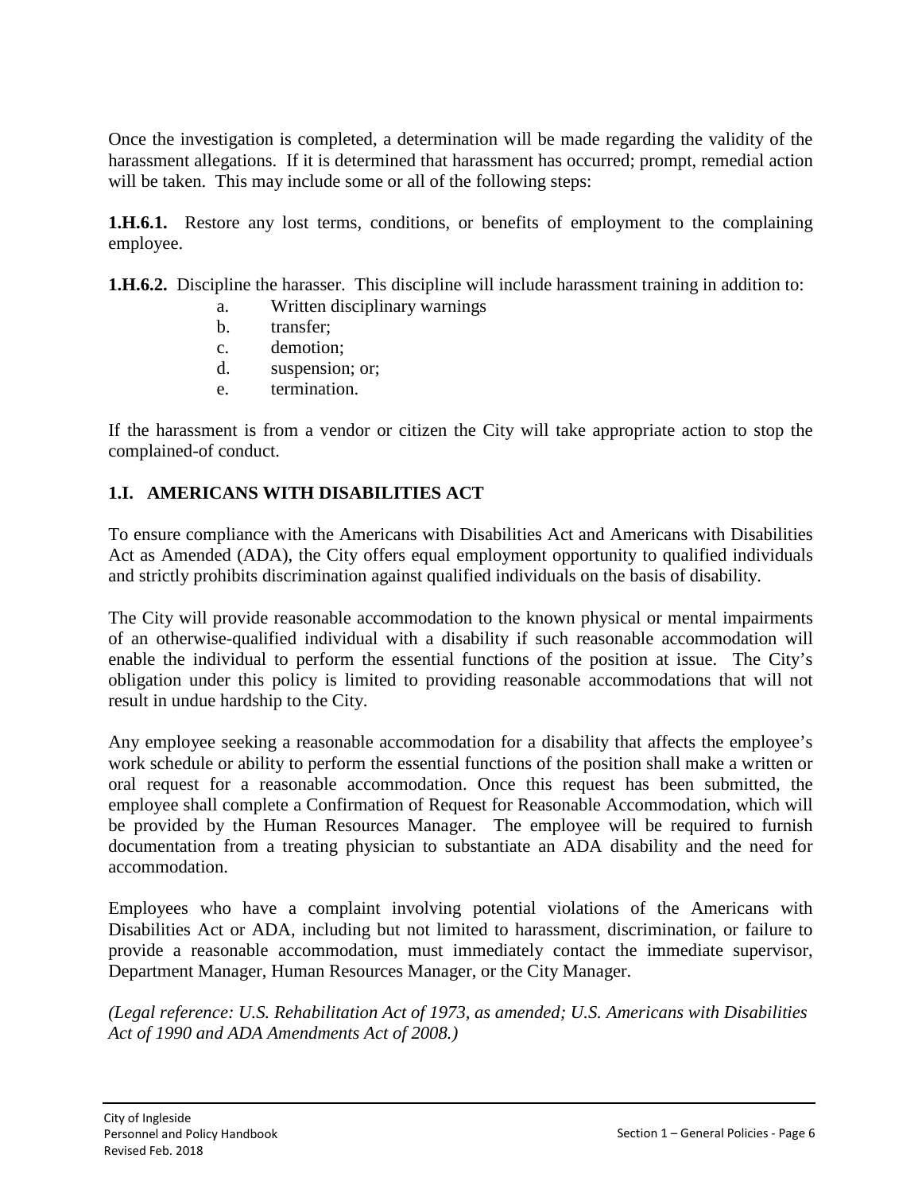Once the investigation is completed, a determination will be made regarding the validity of the harassment allegations. If it is determined that harassment has occurred; prompt, remedial action will be taken. This may include some or all of the following steps:

**1.H.6.1.** Restore any lost terms, conditions, or benefits of employment to the complaining employee.

**1.H.6.2.** Discipline the harasser. This discipline will include harassment training in addition to:

a. Written disciplinary warnings
b. transfer;
c. demotion;
d. suspension; or;
e. termination.

If the harassment is from a vendor or citizen the City will take appropriate action to stop the complained-of conduct.

## 1.I. AMERICANS WITH DISABILITIES ACT

To ensure compliance with the Americans with Disabilities Act and Americans with Disabilities Act as Amended (ADA), the City offers equal employment opportunity to qualified individuals and strictly prohibits discrimination against qualified individuals on the basis of disability.

The City will provide reasonable accommodation to the known physical or mental impairments of an otherwise-qualified individual with a disability if such reasonable accommodation will enable the individual to perform the essential functions of the position at issue. The City's obligation under this policy is limited to providing reasonable accommodations that will not result in undue hardship to the City.

Any employee seeking a reasonable accommodation for a disability that affects the employee's work schedule or ability to perform the essential functions of the position shall make a written or oral request for a reasonable accommodation. Once this request has been submitted, the employee shall complete a Confirmation of Request for Reasonable Accommodation, which will be provided by the Human Resources Manager. The employee will be required to furnish documentation from a treating physician to substantiate an ADA disability and the need for accommodation.

Employees who have a complaint involving potential violations of the Americans with Disabilities Act or ADA, including but not limited to harassment, discrimination, or failure to provide a reasonable accommodation, must immediately contact the immediate supervisor, Department Manager, Human Resources Manager, or the City Manager.

*(Legal reference: U.S. Rehabilitation Act of 1973, as amended; U.S. Americans with Disabilities Act of 1990 and ADA Amendments Act of 2008.)*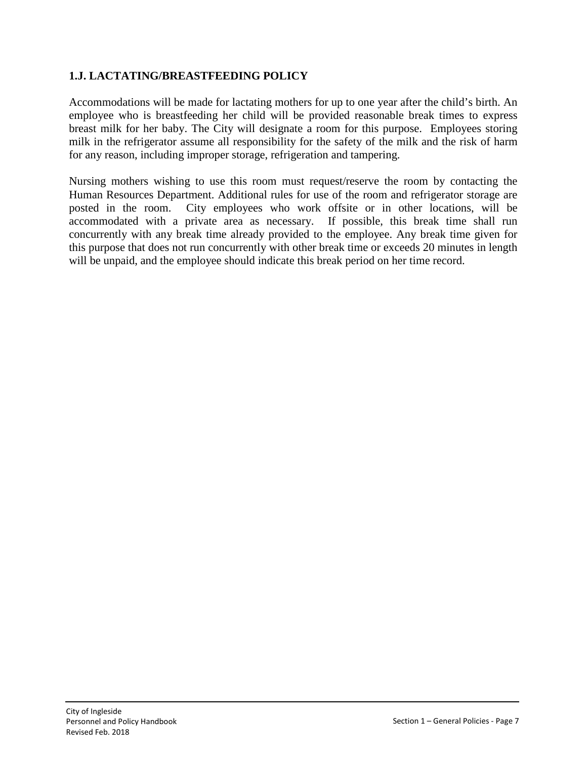## 1.J. LACTATING/BREASTFEEDING POLICY

Accommodations will be made for lactating mothers for up to one year after the child's birth. An employee who is breastfeeding her child will be provided reasonable break times to express breast milk for her baby. The City will designate a room for this purpose. Employees storing milk in the refrigerator assume all responsibility for the safety of the milk and the risk of harm for any reason, including improper storage, refrigeration and tampering.

Nursing mothers wishing to use this room must request/reserve the room by contacting the Human Resources Department. Additional rules for use of the room and refrigerator storage are posted in the room. City employees who work offsite or in other locations, will be accommodated with a private area as necessary. If possible, this break time shall run concurrently with any break time already provided to the employee. Any break time given for this purpose that does not run concurrently with other break time or exceeds 20 minutes in length will be unpaid, and the employee should indicate this break period on her time record.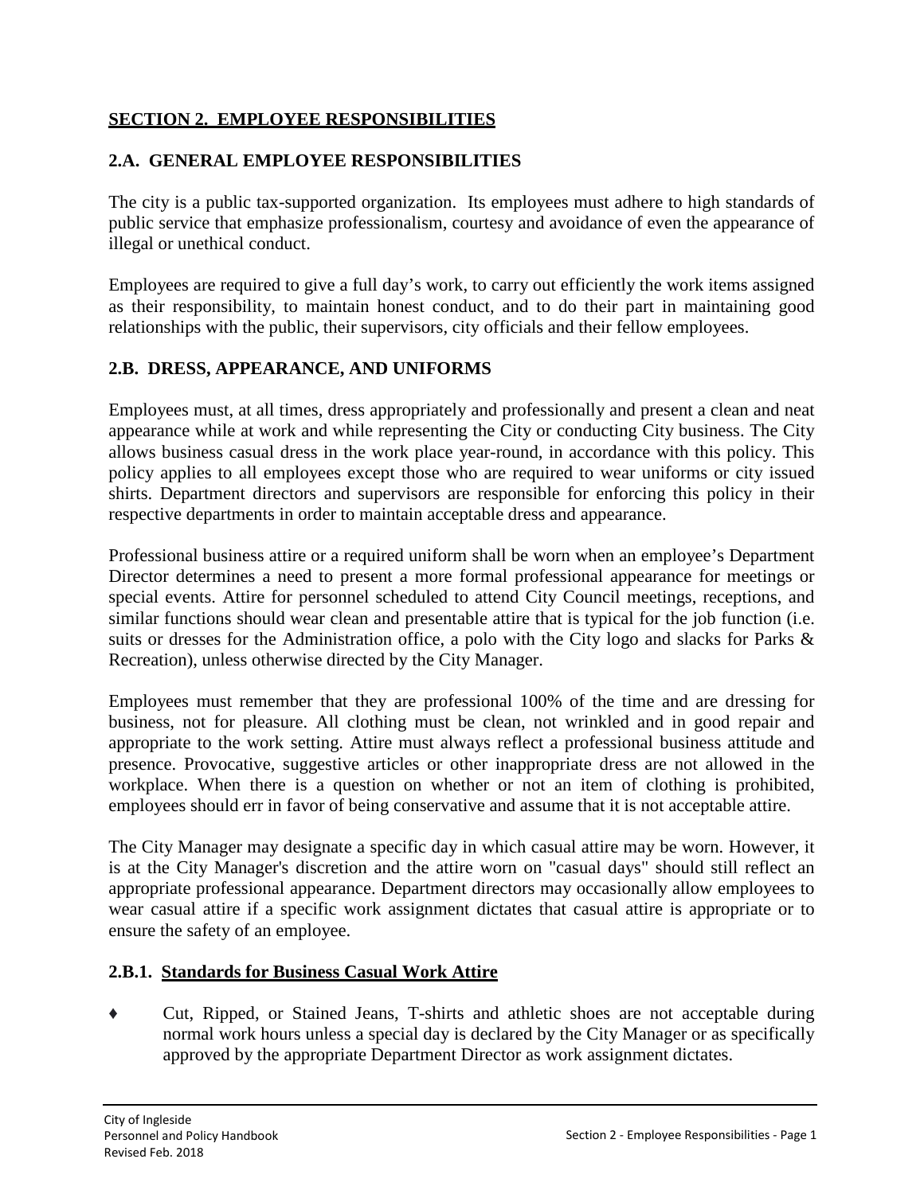## SECTION 2. EMPLOYEE RESPONSIBILITIES

### 2.A. GENERAL EMPLOYEE RESPONSIBILITIES

The city is a public tax-supported organization. Its employees must adhere to high standards of public service that emphasize professionalism, courtesy and avoidance of even the appearance of illegal or unethical conduct.

Employees are required to give a full day's work, to carry out efficiently the work items assigned as their responsibility, to maintain honest conduct, and to do their part in maintaining good relationships with the public, their supervisors, city officials and their fellow employees.

### 2.B. DRESS, APPEARANCE, AND UNIFORMS

Employees must, at all times, dress appropriately and professionally and present a clean and neat appearance while at work and while representing the City or conducting City business. The City allows business casual dress in the work place year-round, in accordance with this policy. This policy applies to all employees except those who are required to wear uniforms or city issued shirts. Department directors and supervisors are responsible for enforcing this policy in their respective departments in order to maintain acceptable dress and appearance.

Professional business attire or a required uniform shall be worn when an employee's Department Director determines a need to present a more formal professional appearance for meetings or special events. Attire for personnel scheduled to attend City Council meetings, receptions, and similar functions should wear clean and presentable attire that is typical for the job function (i.e. suits or dresses for the Administration office, a polo with the City logo and slacks for Parks & Recreation), unless otherwise directed by the City Manager.

Employees must remember that they are professional 100% of the time and are dressing for business, not for pleasure. All clothing must be clean, not wrinkled and in good repair and appropriate to the work setting. Attire must always reflect a professional business attitude and presence. Provocative, suggestive articles or other inappropriate dress are not allowed in the workplace. When there is a question on whether or not an item of clothing is prohibited, employees should err in favor of being conservative and assume that it is not acceptable attire.

The City Manager may designate a specific day in which casual attire may be worn. However, it is at the City Manager's discretion and the attire worn on "casual days" should still reflect an appropriate professional appearance. Department directors may occasionally allow employees to wear casual attire if a specific work assignment dictates that casual attire is appropriate or to ensure the safety of an employee.

#### 2.B.1. Standards for Business Casual Work Attire

- Cut, Ripped, or Stained Jeans, T-shirts and athletic shoes are not acceptable during normal work hours unless a special day is declared by the City Manager or as specifically approved by the appropriate Department Director as work assignment dictates.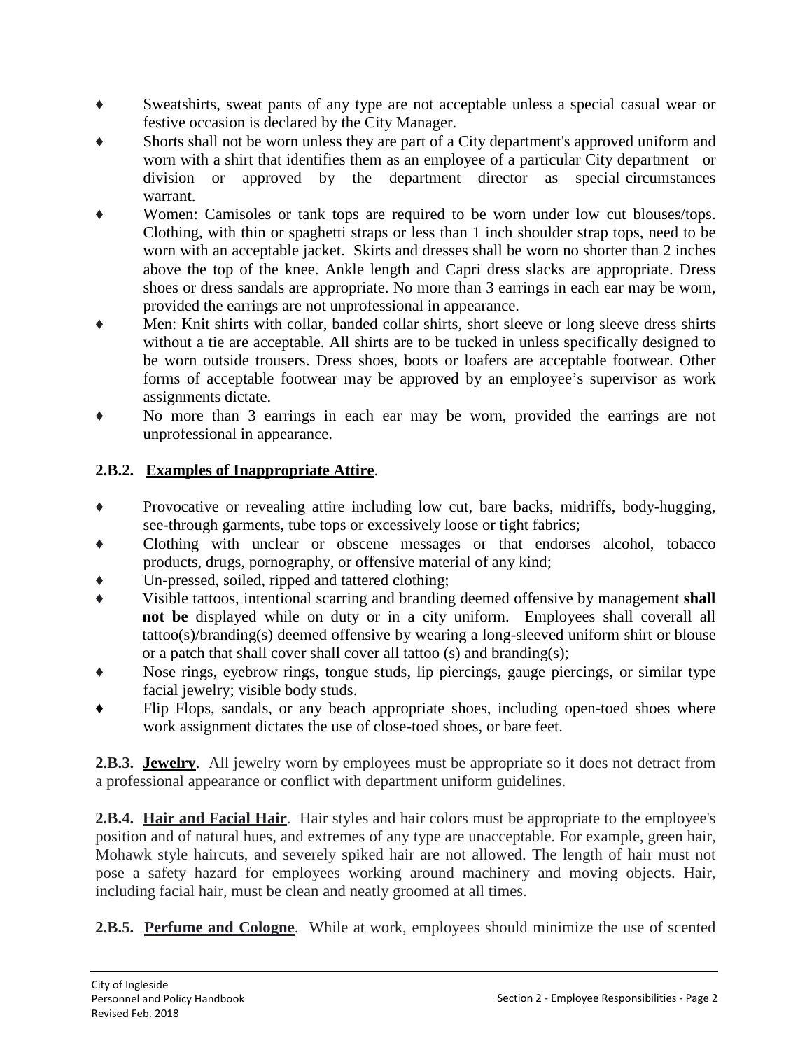- Sweatshirts, sweat pants of any type are not acceptable unless a special casual wear or festive occasion is declared by the City Manager.
- Shorts shall not be worn unless they are part of a City department's approved uniform and worn with a shirt that identifies them as an employee of a particular City department or division or approved by the department director as special circumstances warrant.
- Women: Camisoles or tank tops are required to be worn under low cut blouses/tops. Clothing, with thin or spaghetti straps or less than 1 inch shoulder strap tops, need to be worn with an acceptable jacket. Skirts and dresses shall be worn no shorter than 2 inches above the top of the knee. Ankle length and Capri dress slacks are appropriate. Dress shoes or dress sandals are appropriate. No more than 3 earrings in each ear may be worn, provided the earrings are not unprofessional in appearance.
- Men: Knit shirts with collar, banded collar shirts, short sleeve or long sleeve dress shirts without a tie are acceptable. All shirts are to be tucked in unless specifically designed to be worn outside trousers. Dress shoes, boots or loafers are acceptable footwear. Other forms of acceptable footwear may be approved by an employee's supervisor as work assignments dictate.
- No more than 3 earrings in each ear may be worn, provided the earrings are not unprofessional in appearance.

**2.B.2. Examples of Inappropriate Attire**.

- Provocative or revealing attire including low cut, bare backs, midriffs, body-hugging, see-through garments, tube tops or excessively loose or tight fabrics;
- Clothing with unclear or obscene messages or that endorses alcohol, tobacco products, drugs, pornography, or offensive material of any kind;
- Un-pressed, soiled, ripped and tattered clothing;
- Visible tattoos, intentional scarring and branding deemed offensive by management **shall not be** displayed while on duty or in a city uniform. Employees shall coverall all tattoo(s)/branding(s) deemed offensive by wearing a long-sleeved uniform shirt or blouse or a patch that shall cover shall cover all tattoo (s) and branding(s);
- Nose rings, eyebrow rings, tongue studs, lip piercings, gauge piercings, or similar type facial jewelry; visible body studs.
- Flip Flops, sandals, or any beach appropriate shoes, including open-toed shoes where work assignment dictates the use of close-toed shoes, or bare feet.

**2.B.3. Jewelry**. All jewelry worn by employees must be appropriate so it does not detract from a professional appearance or conflict with department uniform guidelines.

**2.B.4. Hair and Facial Hair**. Hair styles and hair colors must be appropriate to the employee's position and of natural hues, and extremes of any type are unacceptable. For example, green hair, Mohawk style haircuts, and severely spiked hair are not allowed. The length of hair must not pose a safety hazard for employees working around machinery and moving objects. Hair, including facial hair, must be clean and neatly groomed at all times.

**2.B.5. Perfume and Cologne**. While at work, employees should minimize the use of scented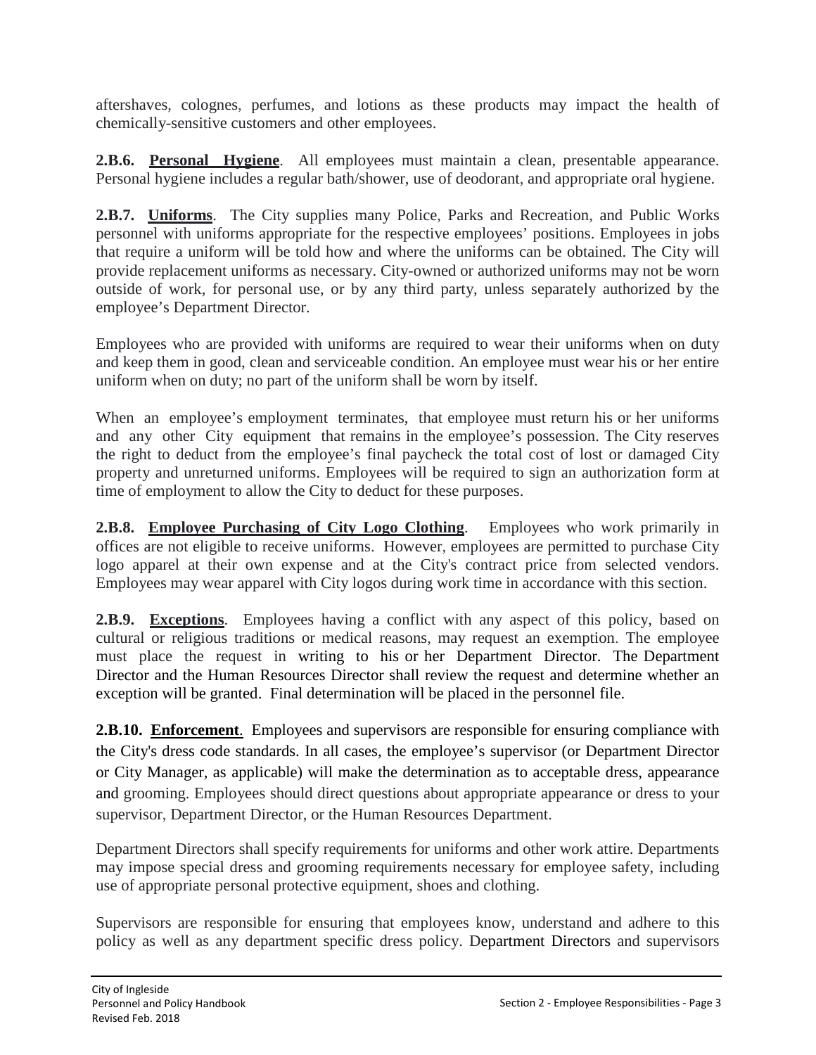aftershaves, colognes, perfumes, and lotions as these products may impact the health of chemically-sensitive customers and other employees.

**2.B.6. Personal Hygiene**. All employees must maintain a clean, presentable appearance. Personal hygiene includes a regular bath/shower, use of deodorant, and appropriate oral hygiene.

**2.B.7. Uniforms**. The City supplies many Police, Parks and Recreation, and Public Works personnel with uniforms appropriate for the respective employees' positions. Employees in jobs that require a uniform will be told how and where the uniforms can be obtained. The City will provide replacement uniforms as necessary. City-owned or authorized uniforms may not be worn outside of work, for personal use, or by any third party, unless separately authorized by the employee's Department Director.

Employees who are provided with uniforms are required to wear their uniforms when on duty and keep them in good, clean and serviceable condition. An employee must wear his or her entire uniform when on duty; no part of the uniform shall be worn by itself.

When an employee's employment terminates, that employee must return his or her uniforms and any other City equipment that remains in the employee's possession. The City reserves the right to deduct from the employee's final paycheck the total cost of lost or damaged City property and unreturned uniforms. Employees will be required to sign an authorization form at time of employment to allow the City to deduct for these purposes.

**2.B.8. Employee Purchasing of City Logo Clothing**. Employees who work primarily in offices are not eligible to receive uniforms. However, employees are permitted to purchase City logo apparel at their own expense and at the City's contract price from selected vendors. Employees may wear apparel with City logos during work time in accordance with this section.

**2.B.9. Exceptions**. Employees having a conflict with any aspect of this policy, based on cultural or religious traditions or medical reasons, may request an exemption. The employee must place the request in writing to his or her Department Director. The Department Director and the Human Resources Director shall review the request and determine whether an exception will be granted. Final determination will be placed in the personnel file.

**2.B.10. Enforcement**. Employees and supervisors are responsible for ensuring compliance with the City's dress code standards. In all cases, the employee's supervisor (or Department Director or City Manager, as applicable) will make the determination as to acceptable dress, appearance and grooming. Employees should direct questions about appropriate appearance or dress to your supervisor, Department Director, or the Human Resources Department.

Department Directors shall specify requirements for uniforms and other work attire. Departments may impose special dress and grooming requirements necessary for employee safety, including use of appropriate personal protective equipment, shoes and clothing.

Supervisors are responsible for ensuring that employees know, understand and adhere to this policy as well as any department specific dress policy. Department Directors and supervisors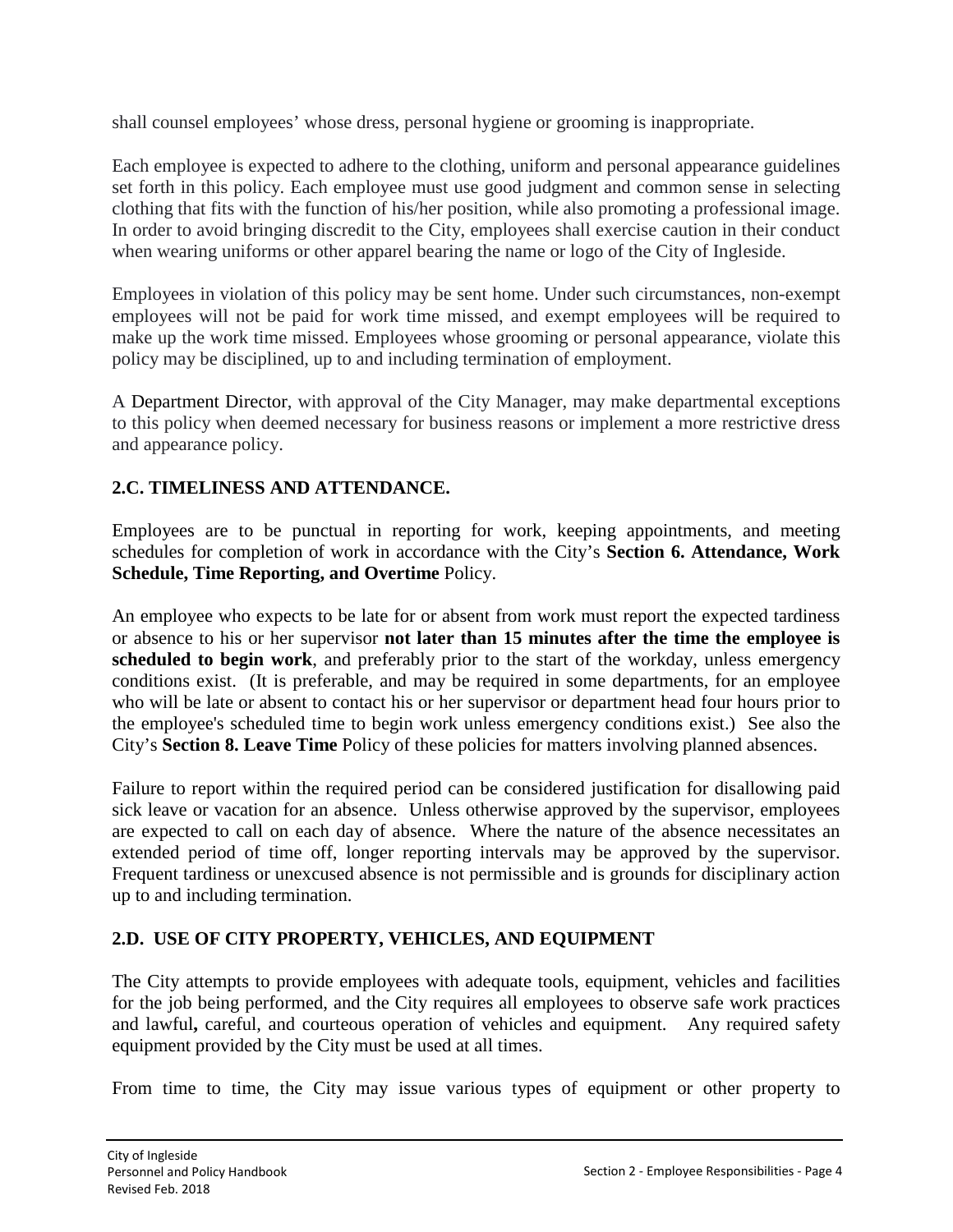shall counsel employees' whose dress, personal hygiene or grooming is inappropriate.

Each employee is expected to adhere to the clothing, uniform and personal appearance guidelines set forth in this policy. Each employee must use good judgment and common sense in selecting clothing that fits with the function of his/her position, while also promoting a professional image. In order to avoid bringing discredit to the City, employees shall exercise caution in their conduct when wearing uniforms or other apparel bearing the name or logo of the City of Ingleside.

Employees in violation of this policy may be sent home. Under such circumstances, non-exempt employees will not be paid for work time missed, and exempt employees will be required to make up the work time missed. Employees whose grooming or personal appearance, violate this policy may be disciplined, up to and including termination of employment.

A Department Director, with approval of the City Manager, may make departmental exceptions to this policy when deemed necessary for business reasons or implement a more restrictive dress and appearance policy.

## 2.C. TIMELINESS AND ATTENDANCE.

Employees are to be punctual in reporting for work, keeping appointments, and meeting schedules for completion of work in accordance with the City's **Section 6. Attendance, Work Schedule, Time Reporting, and Overtime** Policy.

An employee who expects to be late for or absent from work must report the expected tardiness or absence to his or her supervisor **not later than 15 minutes after the time the employee is scheduled to begin work**, and preferably prior to the start of the workday, unless emergency conditions exist. (It is preferable, and may be required in some departments, for an employee who will be late or absent to contact his or her supervisor or department head four hours prior to the employee's scheduled time to begin work unless emergency conditions exist.) See also the City's **Section 8. Leave Time** Policy of these policies for matters involving planned absences.

Failure to report within the required period can be considered justification for disallowing paid sick leave or vacation for an absence. Unless otherwise approved by the supervisor, employees are expected to call on each day of absence. Where the nature of the absence necessitates an extended period of time off, longer reporting intervals may be approved by the supervisor. Frequent tardiness or unexcused absence is not permissible and is grounds for disciplinary action up to and including termination.

## 2.D. USE OF CITY PROPERTY, VEHICLES, AND EQUIPMENT

The City attempts to provide employees with adequate tools, equipment, vehicles and facilities for the job being performed, and the City requires all employees to observe safe work practices and lawful**,** careful, and courteous operation of vehicles and equipment. Any required safety equipment provided by the City must be used at all times.

From time to time, the City may issue various types of equipment or other property to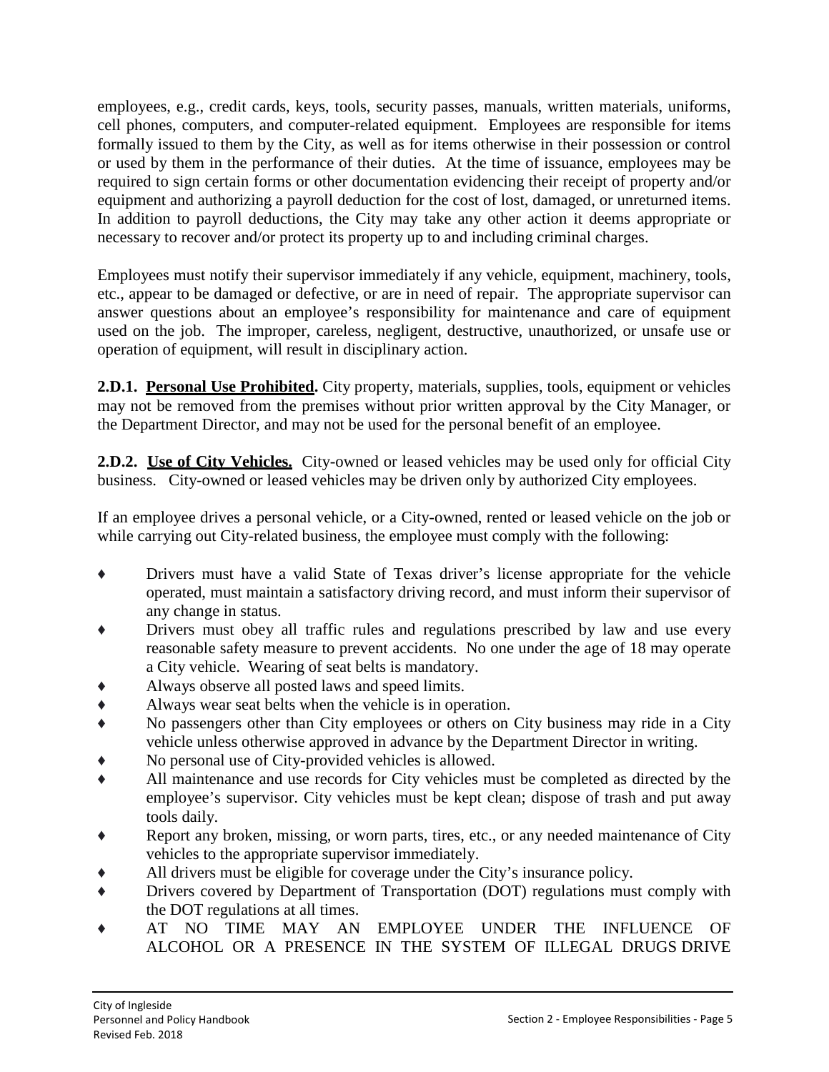employees, e.g., credit cards, keys, tools, security passes, manuals, written materials, uniforms, cell phones, computers, and computer-related equipment. Employees are responsible for items formally issued to them by the City, as well as for items otherwise in their possession or control or used by them in the performance of their duties. At the time of issuance, employees may be required to sign certain forms or other documentation evidencing their receipt of property and/or equipment and authorizing a payroll deduction for the cost of lost, damaged, or unreturned items. In addition to payroll deductions, the City may take any other action it deems appropriate or necessary to recover and/or protect its property up to and including criminal charges.

Employees must notify their supervisor immediately if any vehicle, equipment, machinery, tools, etc., appear to be damaged or defective, or are in need of repair. The appropriate supervisor can answer questions about an employee's responsibility for maintenance and care of equipment used on the job. The improper, careless, negligent, destructive, unauthorized, or unsafe use or operation of equipment, will result in disciplinary action.

**2.D.1. Personal Use Prohibited.** City property, materials, supplies, tools, equipment or vehicles may not be removed from the premises without prior written approval by the City Manager, or the Department Director, and may not be used for the personal benefit of an employee.

**2.D.2. Use of City Vehicles.** City-owned or leased vehicles may be used only for official City business. City-owned or leased vehicles may be driven only by authorized City employees.

If an employee drives a personal vehicle, or a City-owned, rented or leased vehicle on the job or while carrying out City-related business, the employee must comply with the following:

- Drivers must have a valid State of Texas driver's license appropriate for the vehicle operated, must maintain a satisfactory driving record, and must inform their supervisor of any change in status.
- Drivers must obey all traffic rules and regulations prescribed by law and use every reasonable safety measure to prevent accidents. No one under the age of 18 may operate a City vehicle. Wearing of seat belts is mandatory.
- Always observe all posted laws and speed limits.
- Always wear seat belts when the vehicle is in operation.
- No passengers other than City employees or others on City business may ride in a City vehicle unless otherwise approved in advance by the Department Director in writing.
- No personal use of City-provided vehicles is allowed.
- All maintenance and use records for City vehicles must be completed as directed by the employee's supervisor. City vehicles must be kept clean; dispose of trash and put away tools daily.
- Report any broken, missing, or worn parts, tires, etc., or any needed maintenance of City vehicles to the appropriate supervisor immediately.
- All drivers must be eligible for coverage under the City's insurance policy.
- Drivers covered by Department of Transportation (DOT) regulations must comply with the DOT regulations at all times.
- AT NO TIME MAY AN EMPLOYEE UNDER THE INFLUENCE OF ALCOHOL OR A PRESENCE IN THE SYSTEM OF ILLEGAL DRUGS DRIVE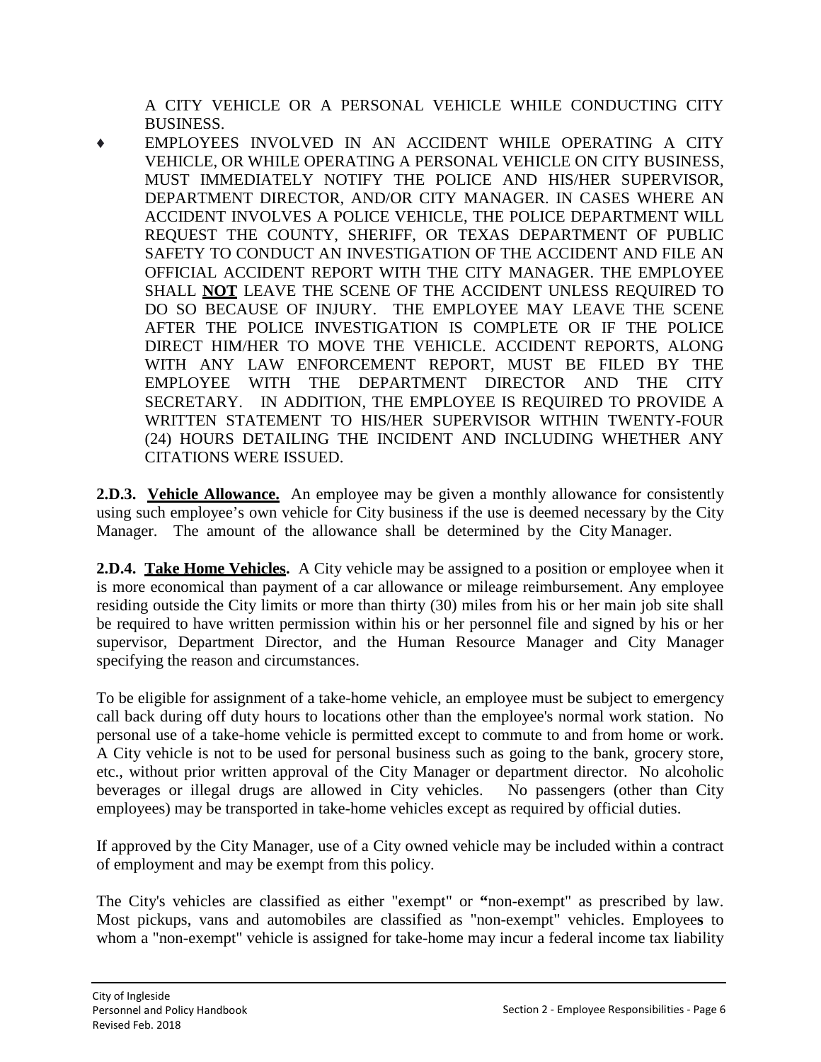A CITY VEHICLE OR A PERSONAL VEHICLE WHILE CONDUCTING CITY BUSINESS.

- EMPLOYEES INVOLVED IN AN ACCIDENT WHILE OPERATING A CITY VEHICLE, OR WHILE OPERATING A PERSONAL VEHICLE ON CITY BUSINESS, MUST IMMEDIATELY NOTIFY THE POLICE AND HIS/HER SUPERVISOR, DEPARTMENT DIRECTOR, AND/OR CITY MANAGER. IN CASES WHERE AN ACCIDENT INVOLVES A POLICE VEHICLE, THE POLICE DEPARTMENT WILL REQUEST THE COUNTY, SHERIFF, OR TEXAS DEPARTMENT OF PUBLIC SAFETY TO CONDUCT AN INVESTIGATION OF THE ACCIDENT AND FILE AN OFFICIAL ACCIDENT REPORT WITH THE CITY MANAGER. THE EMPLOYEE SHALL **NOT** LEAVE THE SCENE OF THE ACCIDENT UNLESS REQUIRED TO DO SO BECAUSE OF INJURY. THE EMPLOYEE MAY LEAVE THE SCENE AFTER THE POLICE INVESTIGATION IS COMPLETE OR IF THE POLICE DIRECT HIM/HER TO MOVE THE VEHICLE. ACCIDENT REPORTS, ALONG WITH ANY LAW ENFORCEMENT REPORT, MUST BE FILED BY THE EMPLOYEE WITH THE DEPARTMENT DIRECTOR AND THE CITY SECRETARY. IN ADDITION, THE EMPLOYEE IS REQUIRED TO PROVIDE A WRITTEN STATEMENT TO HIS/HER SUPERVISOR WITHIN TWENTY-FOUR (24) HOURS DETAILING THE INCIDENT AND INCLUDING WHETHER ANY CITATIONS WERE ISSUED.

**2.D.3. Vehicle Allowance.** An employee may be given a monthly allowance for consistently using such employee's own vehicle for City business if the use is deemed necessary by the City Manager. The amount of the allowance shall be determined by the City Manager.

**2.D.4. Take Home Vehicles.** A City vehicle may be assigned to a position or employee when it is more economical than payment of a car allowance or mileage reimbursement. Any employee residing outside the City limits or more than thirty (30) miles from his or her main job site shall be required to have written permission within his or her personnel file and signed by his or her supervisor, Department Director, and the Human Resource Manager and City Manager specifying the reason and circumstances.

To be eligible for assignment of a take-home vehicle, an employee must be subject to emergency call back during off duty hours to locations other than the employee's normal work station. No personal use of a take-home vehicle is permitted except to commute to and from home or work. A City vehicle is not to be used for personal business such as going to the bank, grocery store, etc., without prior written approval of the City Manager or department director. No alcoholic beverages or illegal drugs are allowed in City vehicles. No passengers (other than City employees) may be transported in take-home vehicles except as required by official duties.

If approved by the City Manager, use of a City owned vehicle may be included within a contract of employment and may be exempt from this policy.

The City's vehicles are classified as either "exempt" or "non-exempt" as prescribed by law. Most pickups, vans and automobiles are classified as "non-exempt" vehicles. Employees to whom a "non-exempt" vehicle is assigned for take-home may incur a federal income tax liability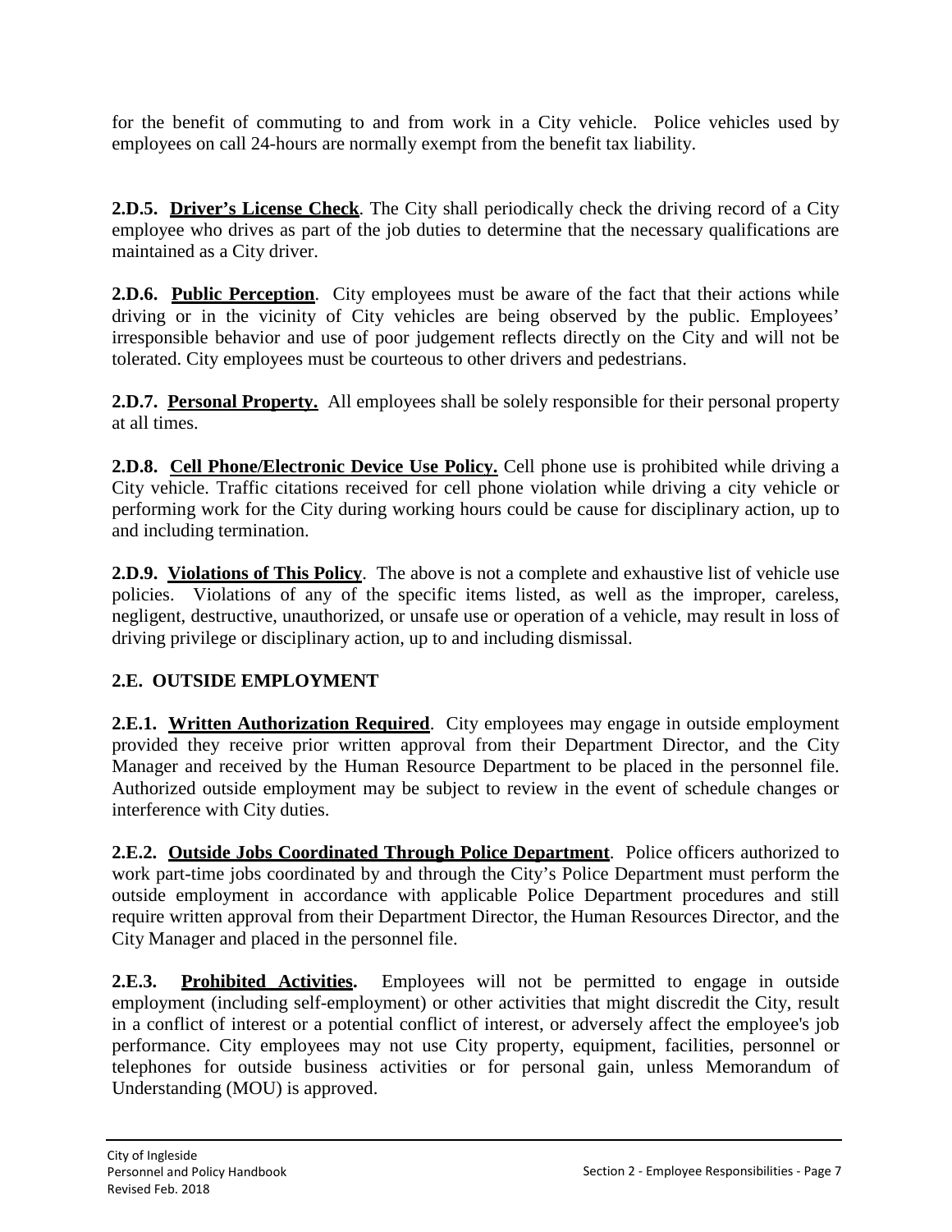for the benefit of commuting to and from work in a City vehicle. Police vehicles used by employees on call 24-hours are normally exempt from the benefit tax liability.

**2.D.5. Driver's License Check**. The City shall periodically check the driving record of a City employee who drives as part of the job duties to determine that the necessary qualifications are maintained as a City driver.

**2.D.6. Public Perception**. City employees must be aware of the fact that their actions while driving or in the vicinity of City vehicles are being observed by the public. Employees' irresponsible behavior and use of poor judgement reflects directly on the City and will not be tolerated. City employees must be courteous to other drivers and pedestrians.

**2.D.7. Personal Property.** All employees shall be solely responsible for their personal property at all times.

**2.D.8. Cell Phone/Electronic Device Use Policy.** Cell phone use is prohibited while driving a City vehicle. Traffic citations received for cell phone violation while driving a city vehicle or performing work for the City during working hours could be cause for disciplinary action, up to and including termination.

**2.D.9. Violations of This Policy**. The above is not a complete and exhaustive list of vehicle use policies. Violations of any of the specific items listed, as well as the improper, careless, negligent, destructive, unauthorized, or unsafe use or operation of a vehicle, may result in loss of driving privilege or disciplinary action, up to and including dismissal.

## 2.E. OUTSIDE EMPLOYMENT

**2.E.1. Written Authorization Required**. City employees may engage in outside employment provided they receive prior written approval from their Department Director, and the City Manager and received by the Human Resource Department to be placed in the personnel file. Authorized outside employment may be subject to review in the event of schedule changes or interference with City duties.

**2.E.2. Outside Jobs Coordinated Through Police Department**. Police officers authorized to work part-time jobs coordinated by and through the City's Police Department must perform the outside employment in accordance with applicable Police Department procedures and still require written approval from their Department Director, the Human Resources Director, and the City Manager and placed in the personnel file.

**2.E.3. Prohibited Activities.** Employees will not be permitted to engage in outside employment (including self-employment) or other activities that might discredit the City, result in a conflict of interest or a potential conflict of interest, or adversely affect the employee's job performance. City employees may not use City property, equipment, facilities, personnel or telephones for outside business activities or for personal gain, unless Memorandum of Understanding (MOU) is approved.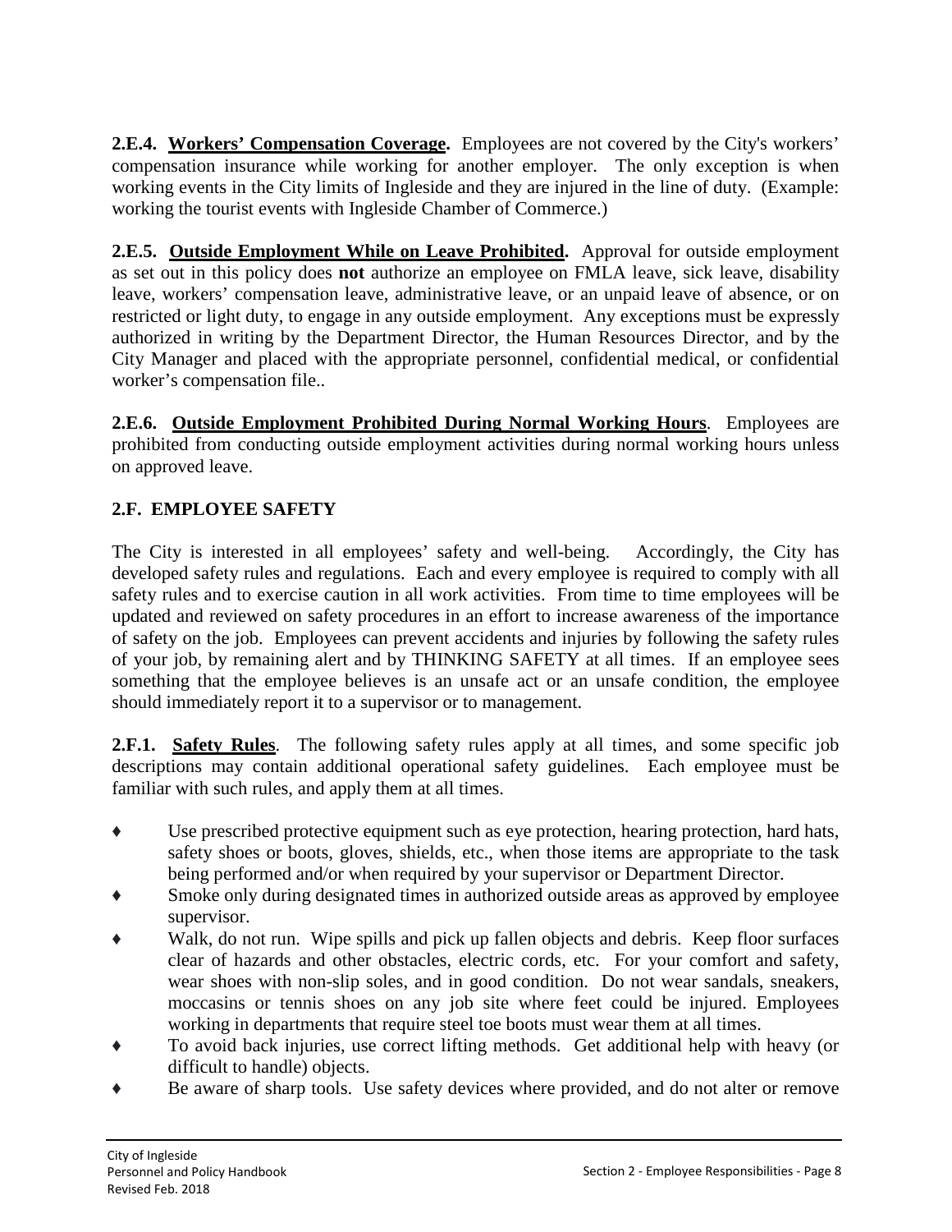**2.E.4. Workers' Compensation Coverage.** Employees are not covered by the City's workers' compensation insurance while working for another employer. The only exception is when working events in the City limits of Ingleside and they are injured in the line of duty. (Example: working the tourist events with Ingleside Chamber of Commerce.)

**2.E.5. Outside Employment While on Leave Prohibited.** Approval for outside employment as set out in this policy does **not** authorize an employee on FMLA leave, sick leave, disability leave, workers' compensation leave, administrative leave, or an unpaid leave of absence, or on restricted or light duty, to engage in any outside employment. Any exceptions must be expressly authorized in writing by the Department Director, the Human Resources Director, and by the City Manager and placed with the appropriate personnel, confidential medical, or confidential worker's compensation file..

**2.E.6. Outside Employment Prohibited During Normal Working Hours**. Employees are prohibited from conducting outside employment activities during normal working hours unless on approved leave.

## 2.F. EMPLOYEE SAFETY

The City is interested in all employees' safety and well-being. Accordingly, the City has developed safety rules and regulations. Each and every employee is required to comply with all safety rules and to exercise caution in all work activities. From time to time employees will be updated and reviewed on safety procedures in an effort to increase awareness of the importance of safety on the job. Employees can prevent accidents and injuries by following the safety rules of your job, by remaining alert and by THINKING SAFETY at all times. If an employee sees something that the employee believes is an unsafe act or an unsafe condition, the employee should immediately report it to a supervisor or to management.

**2.F.1. Safety Rules**. The following safety rules apply at all times, and some specific job descriptions may contain additional operational safety guidelines. Each employee must be familiar with such rules, and apply them at all times.

- Use prescribed protective equipment such as eye protection, hearing protection, hard hats, safety shoes or boots, gloves, shields, etc., when those items are appropriate to the task being performed and/or when required by your supervisor or Department Director.
- Smoke only during designated times in authorized outside areas as approved by employee supervisor.
- Walk, do not run. Wipe spills and pick up fallen objects and debris. Keep floor surfaces clear of hazards and other obstacles, electric cords, etc. For your comfort and safety, wear shoes with non-slip soles, and in good condition. Do not wear sandals, sneakers, moccasins or tennis shoes on any job site where feet could be injured. Employees working in departments that require steel toe boots must wear them at all times.
- To avoid back injuries, use correct lifting methods. Get additional help with heavy (or difficult to handle) objects.
- Be aware of sharp tools. Use safety devices where provided, and do not alter or remove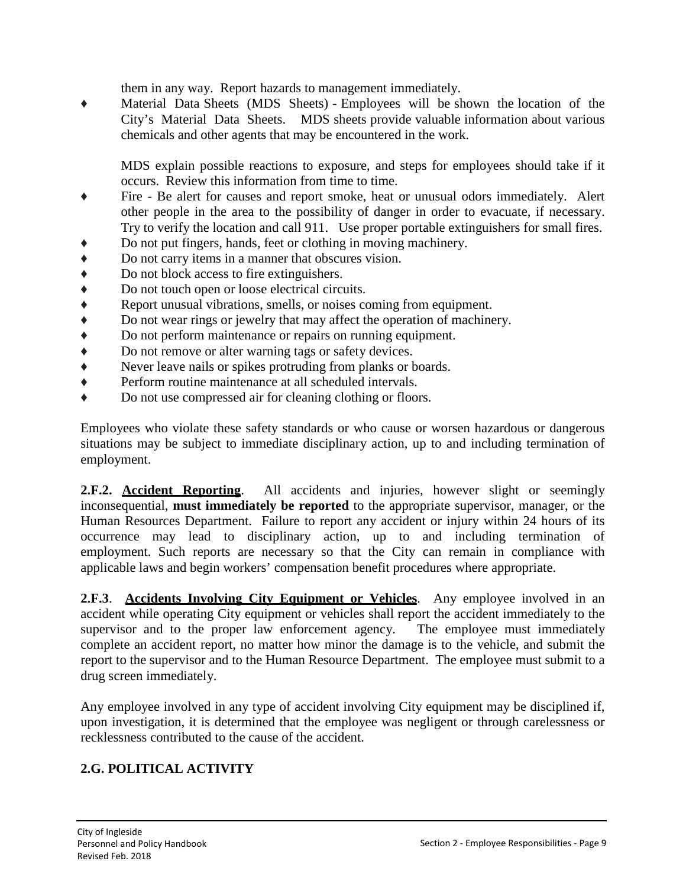them in any way. Report hazards to management immediately.

- Material Data Sheets (MDS Sheets) - Employees will be shown the location of the City's Material Data Sheets. MDS sheets provide valuable information about various chemicals and other agents that may be encountered in the work.

  MDS explain possible reactions to exposure, and steps for employees should take if it occurs. Review this information from time to time.
- Fire - Be alert for causes and report smoke, heat or unusual odors immediately. Alert other people in the area to the possibility of danger in order to evacuate, if necessary. Try to verify the location and call 911. Use proper portable extinguishers for small fires.
- Do not put fingers, hands, feet or clothing in moving machinery.
- Do not carry items in a manner that obscures vision.
- Do not block access to fire extinguishers.
- Do not touch open or loose electrical circuits.
- Report unusual vibrations, smells, or noises coming from equipment.
- Do not wear rings or jewelry that may affect the operation of machinery.
- Do not perform maintenance or repairs on running equipment.
- Do not remove or alter warning tags or safety devices.
- Never leave nails or spikes protruding from planks or boards.
- Perform routine maintenance at all scheduled intervals.
- Do not use compressed air for cleaning clothing or floors.

Employees who violate these safety standards or who cause or worsen hazardous or dangerous situations may be subject to immediate disciplinary action, up to and including termination of employment.

**2.F.2. Accident Reporting**. All accidents and injuries, however slight or seemingly inconsequential, **must immediately be reported** to the appropriate supervisor, manager, or the Human Resources Department. Failure to report any accident or injury within 24 hours of its occurrence may lead to disciplinary action, up to and including termination of employment. Such reports are necessary so that the City can remain in compliance with applicable laws and begin workers' compensation benefit procedures where appropriate.

**2.F.3**. **Accidents Involving City Equipment or Vehicles**. Any employee involved in an accident while operating City equipment or vehicles shall report the accident immediately to the supervisor and to the proper law enforcement agency. The employee must immediately complete an accident report, no matter how minor the damage is to the vehicle, and submit the report to the supervisor and to the Human Resource Department. The employee must submit to a drug screen immediately.

Any employee involved in any type of accident involving City equipment may be disciplined if, upon investigation, it is determined that the employee was negligent or through carelessness or recklessness contributed to the cause of the accident.

## 2.G. POLITICAL ACTIVITY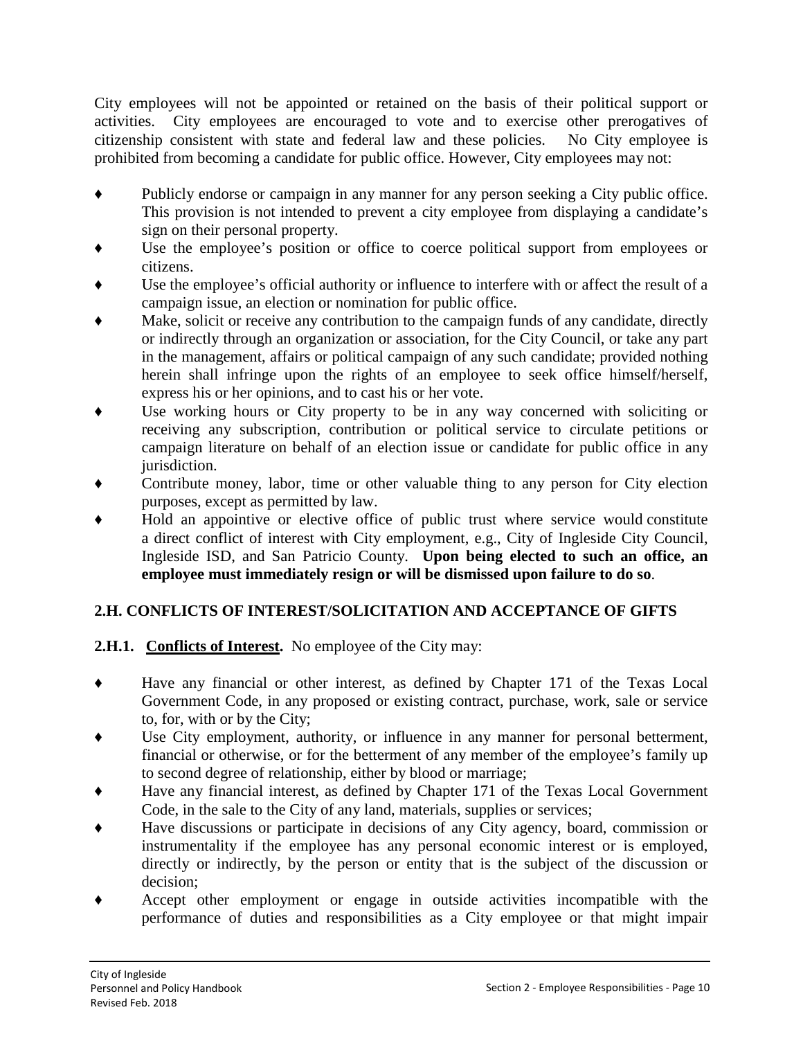City employees will not be appointed or retained on the basis of their political support or activities. City employees are encouraged to vote and to exercise other prerogatives of citizenship consistent with state and federal law and these policies. No City employee is prohibited from becoming a candidate for public office. However, City employees may not:

- Publicly endorse or campaign in any manner for any person seeking a City public office. This provision is not intended to prevent a city employee from displaying a candidate's sign on their personal property.
- Use the employee's position or office to coerce political support from employees or citizens.
- Use the employee's official authority or influence to interfere with or affect the result of a campaign issue, an election or nomination for public office.
- Make, solicit or receive any contribution to the campaign funds of any candidate, directly or indirectly through an organization or association, for the City Council, or take any part in the management, affairs or political campaign of any such candidate; provided nothing herein shall infringe upon the rights of an employee to seek office himself/herself, express his or her opinions, and to cast his or her vote.
- Use working hours or City property to be in any way concerned with soliciting or receiving any subscription, contribution or political service to circulate petitions or campaign literature on behalf of an election issue or candidate for public office in any jurisdiction.
- Contribute money, labor, time or other valuable thing to any person for City election purposes, except as permitted by law.
- Hold an appointive or elective office of public trust where service would constitute a direct conflict of interest with City employment, e.g., City of Ingleside City Council, Ingleside ISD, and San Patricio County. **Upon being elected to such an office, an employee must immediately resign or will be dismissed upon failure to do so**.

## 2.H. CONFLICTS OF INTEREST/SOLICITATION AND ACCEPTANCE OF GIFTS

**2.H.1. Conflicts of Interest.** No employee of the City may:

- Have any financial or other interest, as defined by Chapter 171 of the Texas Local Government Code, in any proposed or existing contract, purchase, work, sale or service to, for, with or by the City;
- Use City employment, authority, or influence in any manner for personal betterment, financial or otherwise, or for the betterment of any member of the employee's family up to second degree of relationship, either by blood or marriage;
- Have any financial interest, as defined by Chapter 171 of the Texas Local Government Code, in the sale to the City of any land, materials, supplies or services;
- Have discussions or participate in decisions of any City agency, board, commission or instrumentality if the employee has any personal economic interest or is employed, directly or indirectly, by the person or entity that is the subject of the discussion or decision;
- Accept other employment or engage in outside activities incompatible with the performance of duties and responsibilities as a City employee or that might impair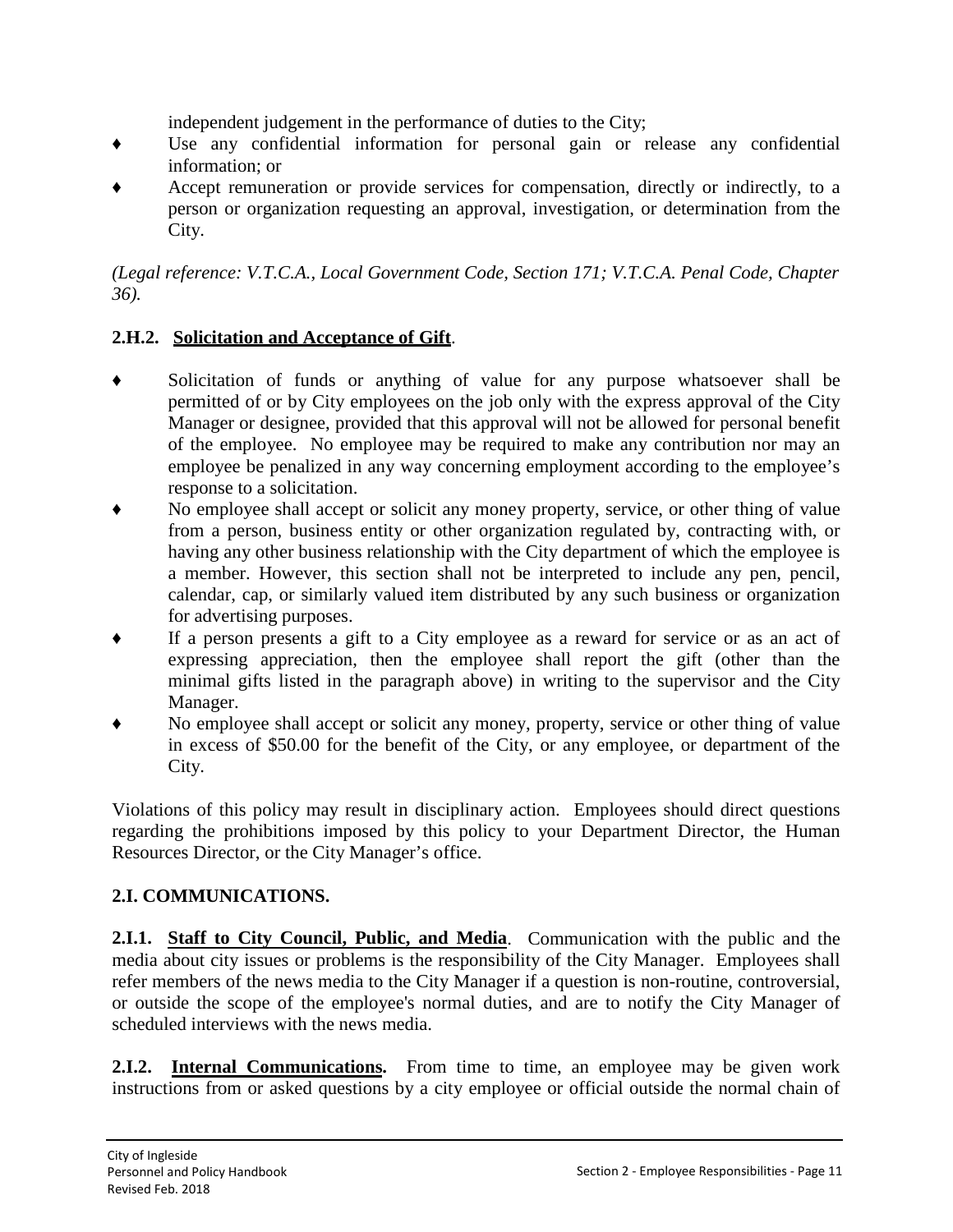independent judgement in the performance of duties to the City;

- Use any confidential information for personal gain or release any confidential information; or
- Accept remuneration or provide services for compensation, directly or indirectly, to a person or organization requesting an approval, investigation, or determination from the City.

*(Legal reference: V.T.C.A., Local Government Code, Section 171; V.T.C.A. Penal Code, Chapter 36).*

### 2.H.2. Solicitation and Acceptance of Gift.

- Solicitation of funds or anything of value for any purpose whatsoever shall be permitted of or by City employees on the job only with the express approval of the City Manager or designee, provided that this approval will not be allowed for personal benefit of the employee. No employee may be required to make any contribution nor may an employee be penalized in any way concerning employment according to the employee's response to a solicitation.
- No employee shall accept or solicit any money property, service, or other thing of value from a person, business entity or other organization regulated by, contracting with, or having any other business relationship with the City department of which the employee is a member. However, this section shall not be interpreted to include any pen, pencil, calendar, cap, or similarly valued item distributed by any such business or organization for advertising purposes.
- If a person presents a gift to a City employee as a reward for service or as an act of expressing appreciation, then the employee shall report the gift (other than the minimal gifts listed in the paragraph above) in writing to the supervisor and the City Manager.
- No employee shall accept or solicit any money, property, service or other thing of value in excess of $50.00 for the benefit of the City, or any employee, or department of the City.

Violations of this policy may result in disciplinary action. Employees should direct questions regarding the prohibitions imposed by this policy to your Department Director, the Human Resources Director, or the City Manager's office.

## 2.I. COMMUNICATIONS.

**2.I.1. Staff to City Council, Public, and Media**. Communication with the public and the media about city issues or problems is the responsibility of the City Manager. Employees shall refer members of the news media to the City Manager if a question is non-routine, controversial, or outside the scope of the employee's normal duties, and are to notify the City Manager of scheduled interviews with the news media.

**2.I.2. Internal Communications.** From time to time, an employee may be given work instructions from or asked questions by a city employee or official outside the normal chain of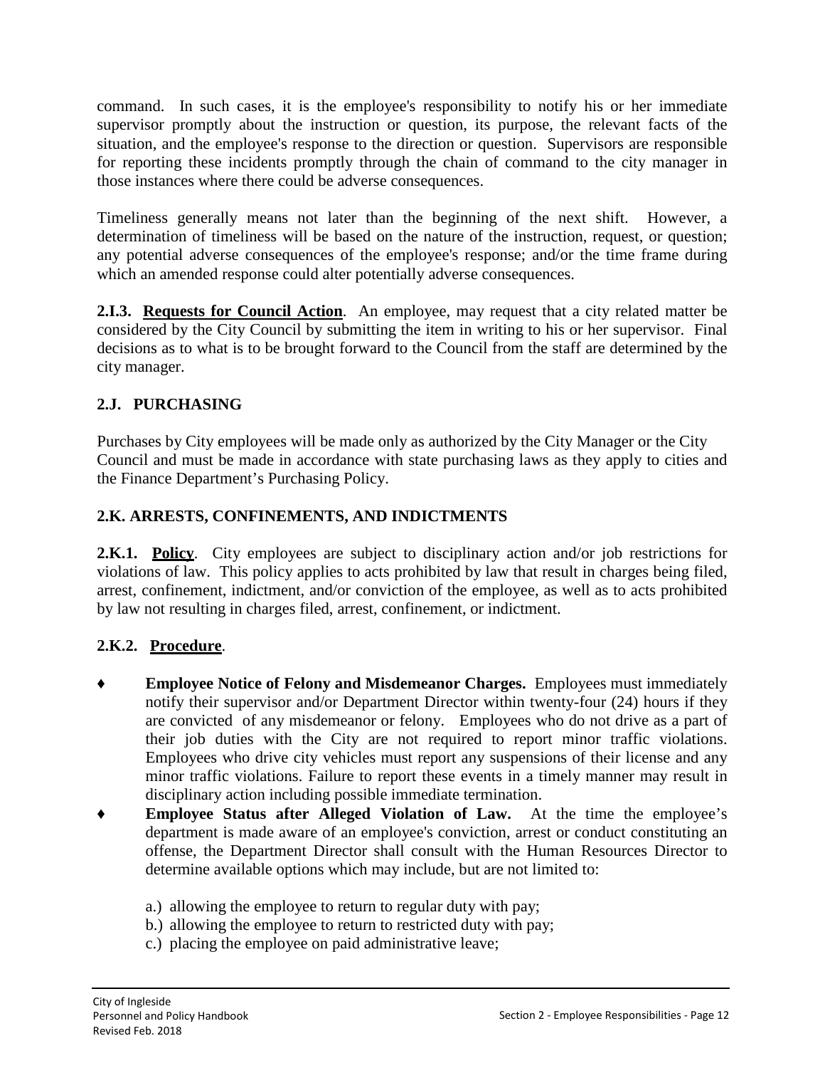command. In such cases, it is the employee's responsibility to notify his or her immediate supervisor promptly about the instruction or question, its purpose, the relevant facts of the situation, and the employee's response to the direction or question. Supervisors are responsible for reporting these incidents promptly through the chain of command to the city manager in those instances where there could be adverse consequences.

Timeliness generally means not later than the beginning of the next shift. However, a determination of timeliness will be based on the nature of the instruction, request, or question; any potential adverse consequences of the employee's response; and/or the time frame during which an amended response could alter potentially adverse consequences.

**2.I.3. <u>Requests for Council Action</u>**. An employee, may request that a city related matter be considered by the City Council by submitting the item in writing to his or her supervisor. Final decisions as to what is to be brought forward to the Council from the staff are determined by the city manager.

## 2.J. PURCHASING

Purchases by City employees will be made only as authorized by the City Manager or the City Council and must be made in accordance with state purchasing laws as they apply to cities and the Finance Department's Purchasing Policy.

## 2.K. ARRESTS, CONFINEMENTS, AND INDICTMENTS

**2.K.1. <u>Policy</u>**. City employees are subject to disciplinary action and/or job restrictions for violations of law. This policy applies to acts prohibited by law that result in charges being filed, arrest, confinement, indictment, and/or conviction of the employee, as well as to acts prohibited by law not resulting in charges filed, arrest, confinement, or indictment.

**2.K.2. <u>Procedure</u>**.

- ♦ **Employee Notice of Felony and Misdemeanor Charges.** Employees must immediately notify their supervisor and/or Department Director within twenty-four (24) hours if they are convicted of any misdemeanor or felony. Employees who do not drive as a part of their job duties with the City are not required to report minor traffic violations. Employees who drive city vehicles must report any suspensions of their license and any minor traffic violations. Failure to report these events in a timely manner may result in disciplinary action including possible immediate termination.
- ♦ **Employee Status after Alleged Violation of Law.** At the time the employee's department is made aware of an employee's conviction, arrest or conduct constituting an offense, the Department Director shall consult with the Human Resources Director to determine available options which may include, but are not limited to:

  a.) allowing the employee to return to regular duty with pay;
  b.) allowing the employee to return to restricted duty with pay;
  c.) placing the employee on paid administrative leave;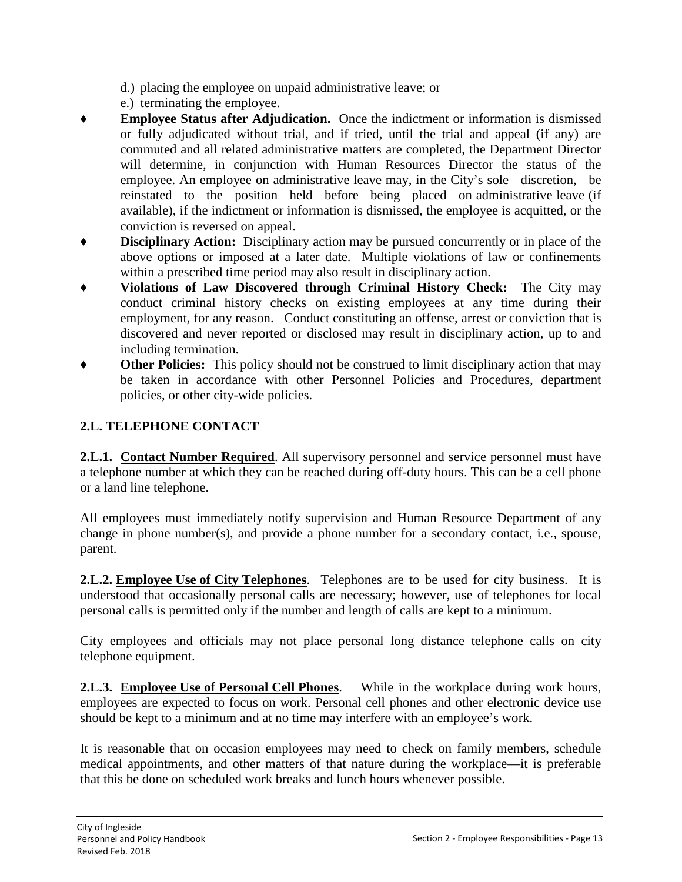d.) placing the employee on unpaid administrative leave; or

e.) terminating the employee.

- **Employee Status after Adjudication.** Once the indictment or information is dismissed or fully adjudicated without trial, and if tried, until the trial and appeal (if any) are commuted and all related administrative matters are completed, the Department Director will determine, in conjunction with Human Resources Director the status of the employee. An employee on administrative leave may, in the City's sole discretion, be reinstated to the position held before being placed on administrative leave (if available), if the indictment or information is dismissed, the employee is acquitted, or the conviction is reversed on appeal.
- **Disciplinary Action:** Disciplinary action may be pursued concurrently or in place of the above options or imposed at a later date. Multiple violations of law or confinements within a prescribed time period may also result in disciplinary action.
- **Violations of Law Discovered through Criminal History Check:** The City may conduct criminal history checks on existing employees at any time during their employment, for any reason. Conduct constituting an offense, arrest or conviction that is discovered and never reported or disclosed may result in disciplinary action, up to and including termination.
- **Other Policies:** This policy should not be construed to limit disciplinary action that may be taken in accordance with other Personnel Policies and Procedures, department policies, or other city-wide policies.

## 2.L. TELEPHONE CONTACT

**2.L.1. Contact Number Required**. All supervisory personnel and service personnel must have a telephone number at which they can be reached during off-duty hours. This can be a cell phone or a land line telephone.

All employees must immediately notify supervision and Human Resource Department of any change in phone number(s), and provide a phone number for a secondary contact, i.e., spouse, parent.

**2.L.2. Employee Use of City Telephones**. Telephones are to be used for city business. It is understood that occasionally personal calls are necessary; however, use of telephones for local personal calls is permitted only if the number and length of calls are kept to a minimum.

City employees and officials may not place personal long distance telephone calls on city telephone equipment.

**2.L.3. Employee Use of Personal Cell Phones**. While in the workplace during work hours, employees are expected to focus on work. Personal cell phones and other electronic device use should be kept to a minimum and at no time may interfere with an employee's work.

It is reasonable that on occasion employees may need to check on family members, schedule medical appointments, and other matters of that nature during the workplace—it is preferable that this be done on scheduled work breaks and lunch hours whenever possible.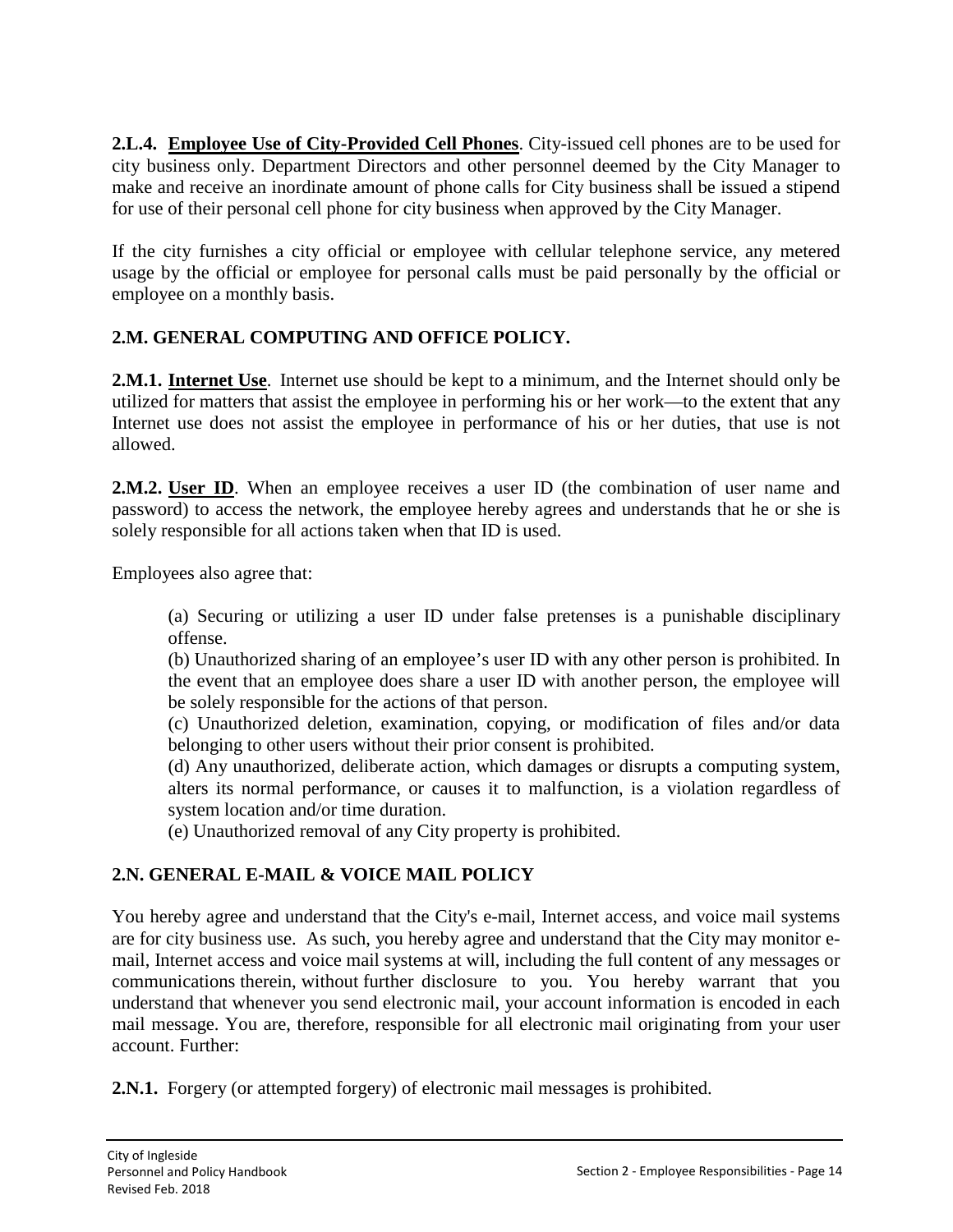**2.L.4. Employee Use of City-Provided Cell Phones**. City-issued cell phones are to be used for city business only. Department Directors and other personnel deemed by the City Manager to make and receive an inordinate amount of phone calls for City business shall be issued a stipend for use of their personal cell phone for city business when approved by the City Manager.

If the city furnishes a city official or employee with cellular telephone service, any metered usage by the official or employee for personal calls must be paid personally by the official or employee on a monthly basis.

## 2.M. GENERAL COMPUTING AND OFFICE POLICY.

**2.M.1. Internet Use**. Internet use should be kept to a minimum, and the Internet should only be utilized for matters that assist the employee in performing his or her work—to the extent that any Internet use does not assist the employee in performance of his or her duties, that use is not allowed.

**2.M.2. User ID**. When an employee receives a user ID (the combination of user name and password) to access the network, the employee hereby agrees and understands that he or she is solely responsible for all actions taken when that ID is used.

Employees also agree that:

(a) Securing or utilizing a user ID under false pretenses is a punishable disciplinary offense.
(b) Unauthorized sharing of an employee's user ID with any other person is prohibited. In the event that an employee does share a user ID with another person, the employee will be solely responsible for the actions of that person.
(c) Unauthorized deletion, examination, copying, or modification of files and/or data belonging to other users without their prior consent is prohibited.
(d) Any unauthorized, deliberate action, which damages or disrupts a computing system, alters its normal performance, or causes it to malfunction, is a violation regardless of system location and/or time duration.
(e) Unauthorized removal of any City property is prohibited.

## 2.N. GENERAL E-MAIL & VOICE MAIL POLICY

You hereby agree and understand that the City's e-mail, Internet access, and voice mail systems are for city business use. As such, you hereby agree and understand that the City may monitor e-mail, Internet access and voice mail systems at will, including the full content of any messages or communications therein, without further disclosure to you. You hereby warrant that you understand that whenever you send electronic mail, your account information is encoded in each mail message. You are, therefore, responsible for all electronic mail originating from your user account. Further:

**2.N.1.** Forgery (or attempted forgery) of electronic mail messages is prohibited.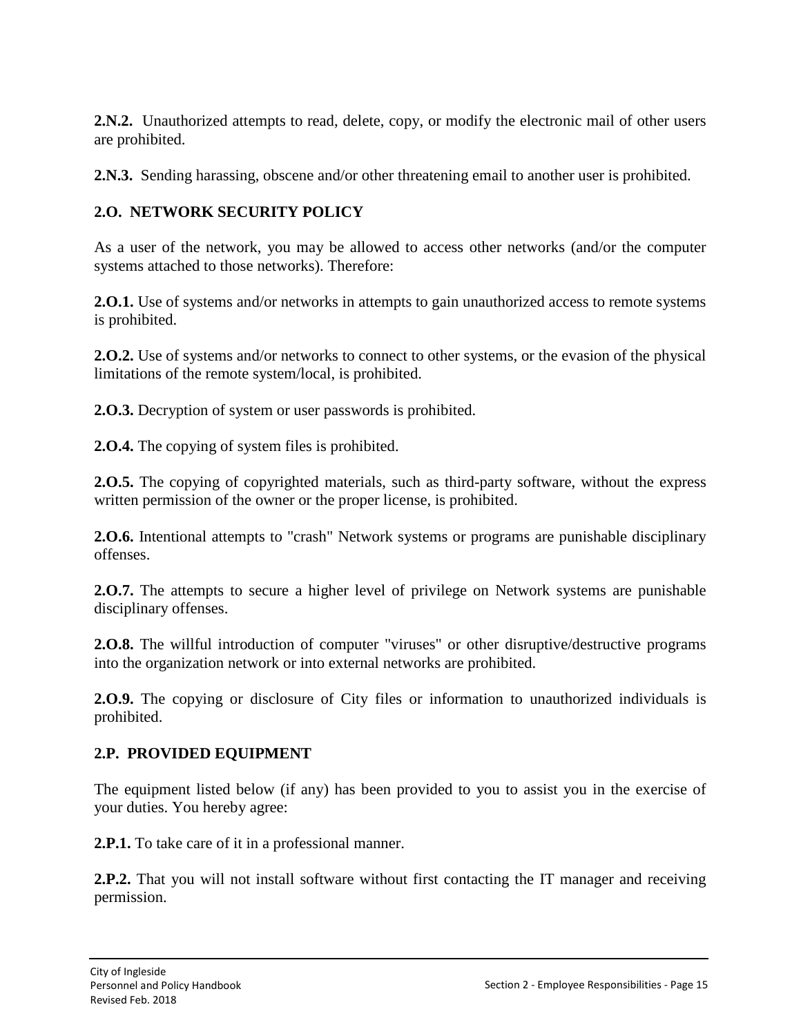**2.N.2.** Unauthorized attempts to read, delete, copy, or modify the electronic mail of other users are prohibited.

**2.N.3.** Sending harassing, obscene and/or other threatening email to another user is prohibited.

## 2.O. NETWORK SECURITY POLICY

As a user of the network, you may be allowed to access other networks (and/or the computer systems attached to those networks). Therefore:

**2.O.1.** Use of systems and/or networks in attempts to gain unauthorized access to remote systems is prohibited.

**2.O.2.** Use of systems and/or networks to connect to other systems, or the evasion of the physical limitations of the remote system/local, is prohibited.

**2.O.3.** Decryption of system or user passwords is prohibited.

**2.O.4.** The copying of system files is prohibited.

**2.O.5.** The copying of copyrighted materials, such as third-party software, without the express written permission of the owner or the proper license, is prohibited.

**2.O.6.** Intentional attempts to "crash" Network systems or programs are punishable disciplinary offenses.

**2.O.7.** The attempts to secure a higher level of privilege on Network systems are punishable disciplinary offenses.

**2.O.8.** The willful introduction of computer "viruses" or other disruptive/destructive programs into the organization network or into external networks are prohibited.

**2.O.9.** The copying or disclosure of City files or information to unauthorized individuals is prohibited.

## 2.P. PROVIDED EQUIPMENT

The equipment listed below (if any) has been provided to you to assist you in the exercise of your duties. You hereby agree:

**2.P.1.** To take care of it in a professional manner.

**2.P.2.** That you will not install software without first contacting the IT manager and receiving permission.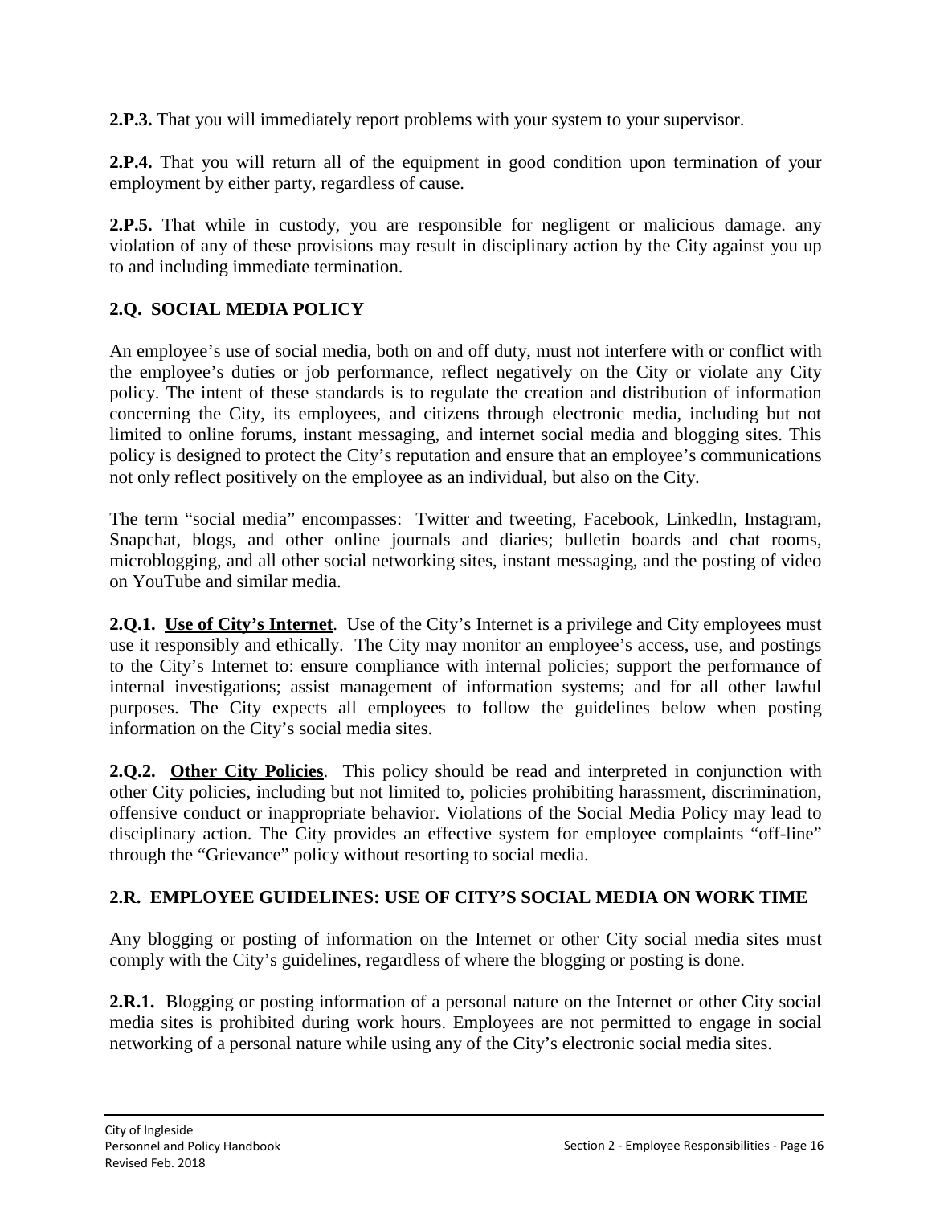**2.P.3.** That you will immediately report problems with your system to your supervisor.

**2.P.4.** That you will return all of the equipment in good condition upon termination of your employment by either party, regardless of cause.

**2.P.5.** That while in custody, you are responsible for negligent or malicious damage. any violation of any of these provisions may result in disciplinary action by the City against you up to and including immediate termination.

## 2.Q. SOCIAL MEDIA POLICY

An employee's use of social media, both on and off duty, must not interfere with or conflict with the employee's duties or job performance, reflect negatively on the City or violate any City policy. The intent of these standards is to regulate the creation and distribution of information concerning the City, its employees, and citizens through electronic media, including but not limited to online forums, instant messaging, and internet social media and blogging sites. This policy is designed to protect the City's reputation and ensure that an employee's communications not only reflect positively on the employee as an individual, but also on the City.

The term "social media" encompasses: Twitter and tweeting, Facebook, LinkedIn, Instagram, Snapchat, blogs, and other online journals and diaries; bulletin boards and chat rooms, microblogging, and all other social networking sites, instant messaging, and the posting of video on YouTube and similar media.

**2.Q.1. Use of City's Internet**. Use of the City's Internet is a privilege and City employees must use it responsibly and ethically. The City may monitor an employee's access, use, and postings to the City's Internet to: ensure compliance with internal policies; support the performance of internal investigations; assist management of information systems; and for all other lawful purposes. The City expects all employees to follow the guidelines below when posting information on the City's social media sites.

**2.Q.2. Other City Policies**. This policy should be read and interpreted in conjunction with other City policies, including but not limited to, policies prohibiting harassment, discrimination, offensive conduct or inappropriate behavior. Violations of the Social Media Policy may lead to disciplinary action. The City provides an effective system for employee complaints "off-line" through the "Grievance" policy without resorting to social media.

## 2.R. EMPLOYEE GUIDELINES: USE OF CITY'S SOCIAL MEDIA ON WORK TIME

Any blogging or posting of information on the Internet or other City social media sites must comply with the City's guidelines, regardless of where the blogging or posting is done.

**2.R.1.** Blogging or posting information of a personal nature on the Internet or other City social media sites is prohibited during work hours. Employees are not permitted to engage in social networking of a personal nature while using any of the City's electronic social media sites.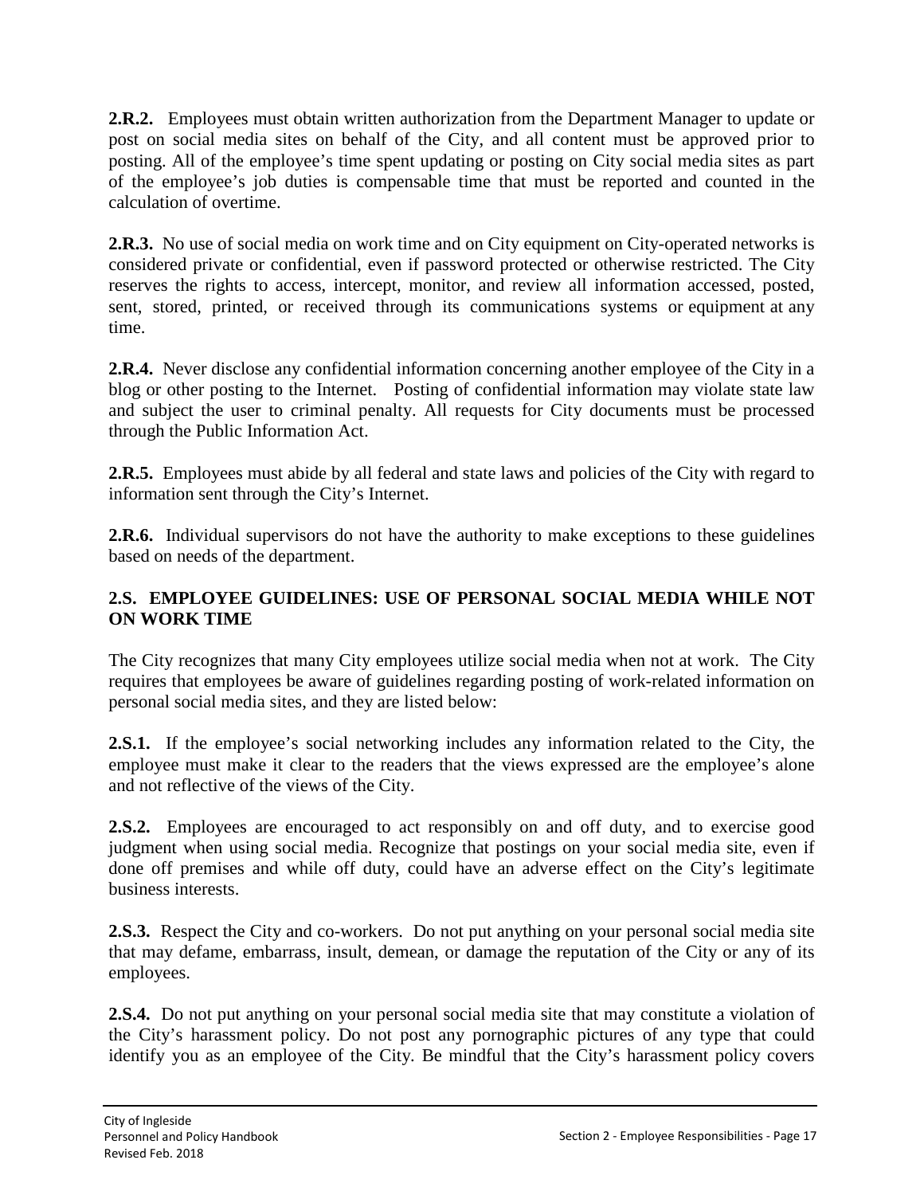**2.R.2.** Employees must obtain written authorization from the Department Manager to update or post on social media sites on behalf of the City, and all content must be approved prior to posting. All of the employee's time spent updating or posting on City social media sites as part of the employee's job duties is compensable time that must be reported and counted in the calculation of overtime.

**2.R.3.** No use of social media on work time and on City equipment on City-operated networks is considered private or confidential, even if password protected or otherwise restricted. The City reserves the rights to access, intercept, monitor, and review all information accessed, posted, sent, stored, printed, or received through its communications systems or equipment at any time.

**2.R.4.** Never disclose any confidential information concerning another employee of the City in a blog or other posting to the Internet. Posting of confidential information may violate state law and subject the user to criminal penalty. All requests for City documents must be processed through the Public Information Act.

**2.R.5.** Employees must abide by all federal and state laws and policies of the City with regard to information sent through the City's Internet.

**2.R.6.** Individual supervisors do not have the authority to make exceptions to these guidelines based on needs of the department.

## 2.S. EMPLOYEE GUIDELINES: USE OF PERSONAL SOCIAL MEDIA WHILE NOT ON WORK TIME

The City recognizes that many City employees utilize social media when not at work. The City requires that employees be aware of guidelines regarding posting of work-related information on personal social media sites, and they are listed below:

**2.S.1.** If the employee's social networking includes any information related to the City, the employee must make it clear to the readers that the views expressed are the employee's alone and not reflective of the views of the City.

**2.S.2.** Employees are encouraged to act responsibly on and off duty, and to exercise good judgment when using social media. Recognize that postings on your social media site, even if done off premises and while off duty, could have an adverse effect on the City's legitimate business interests.

**2.S.3.** Respect the City and co-workers. Do not put anything on your personal social media site that may defame, embarrass, insult, demean, or damage the reputation of the City or any of its employees.

**2.S.4.** Do not put anything on your personal social media site that may constitute a violation of the City's harassment policy. Do not post any pornographic pictures of any type that could identify you as an employee of the City. Be mindful that the City's harassment policy covers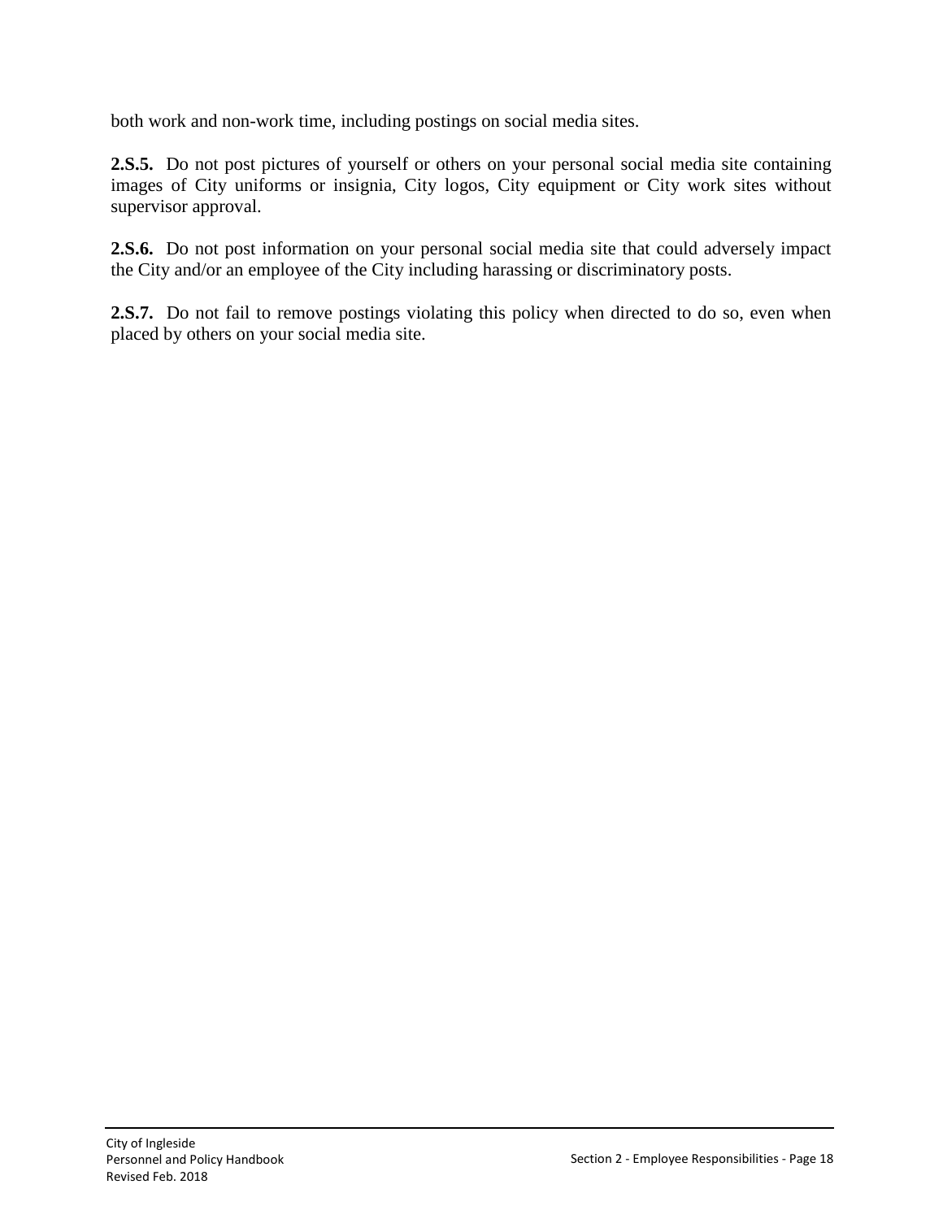both work and non-work time, including postings on social media sites.

**2.S.5.** Do not post pictures of yourself or others on your personal social media site containing images of City uniforms or insignia, City logos, City equipment or City work sites without supervisor approval.

**2.S.6.** Do not post information on your personal social media site that could adversely impact the City and/or an employee of the City including harassing or discriminatory posts.

**2.S.7.** Do not fail to remove postings violating this policy when directed to do so, even when placed by others on your social media site.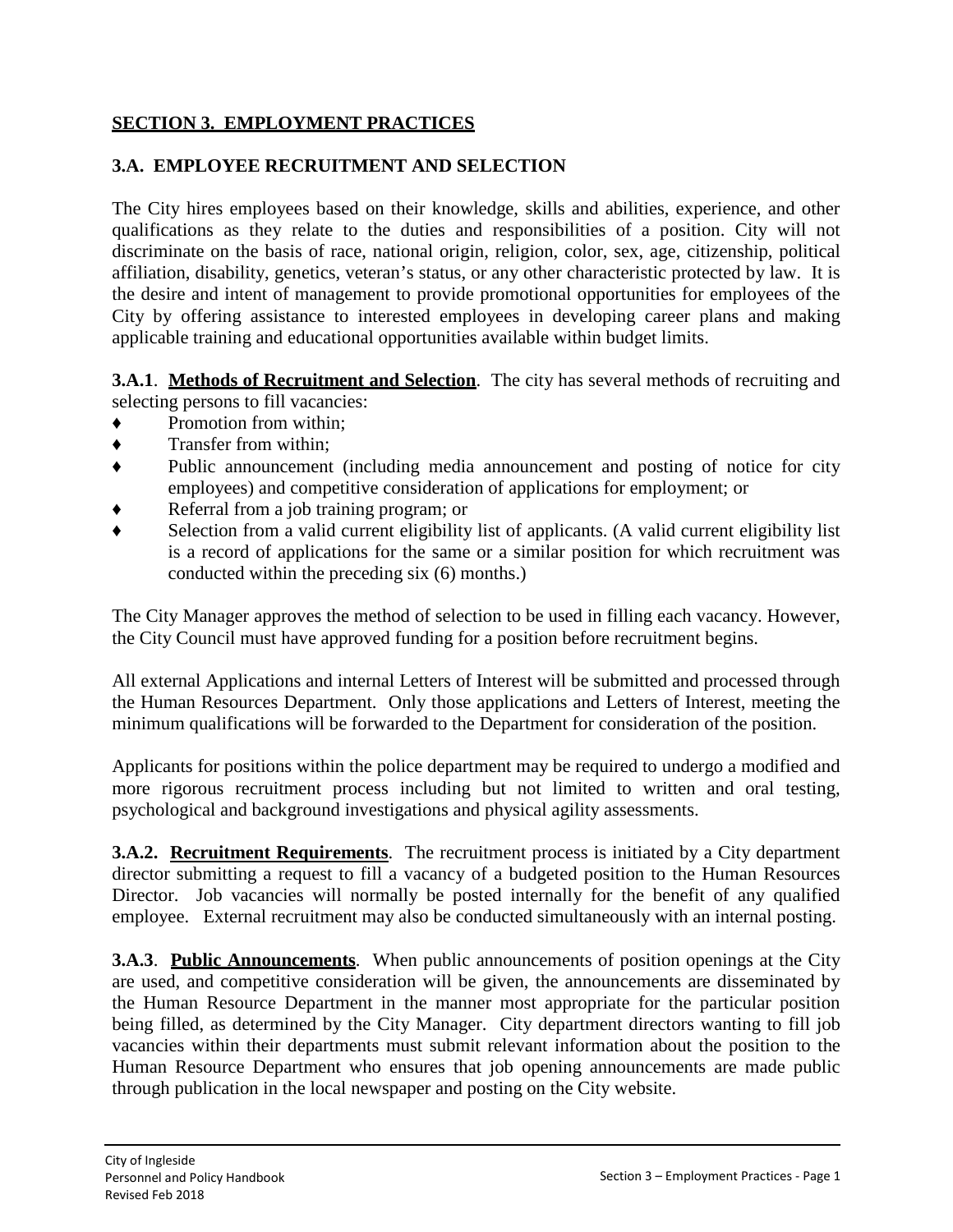## SECTION 3. EMPLOYMENT PRACTICES

### 3.A. EMPLOYEE RECRUITMENT AND SELECTION

The City hires employees based on their knowledge, skills and abilities, experience, and other qualifications as they relate to the duties and responsibilities of a position. City will not discriminate on the basis of race, national origin, religion, color, sex, age, citizenship, political affiliation, disability, genetics, veteran's status, or any other characteristic protected by law. It is the desire and intent of management to provide promotional opportunities for employees of the City by offering assistance to interested employees in developing career plans and making applicable training and educational opportunities available within budget limits.

**3.A.1**. **Methods of Recruitment and Selection**. The city has several methods of recruiting and selecting persons to fill vacancies:

- Promotion from within;
- Transfer from within;
- Public announcement (including media announcement and posting of notice for city employees) and competitive consideration of applications for employment; or
- Referral from a job training program; or
- Selection from a valid current eligibility list of applicants. (A valid current eligibility list is a record of applications for the same or a similar position for which recruitment was conducted within the preceding six (6) months.)

The City Manager approves the method of selection to be used in filling each vacancy. However, the City Council must have approved funding for a position before recruitment begins.

All external Applications and internal Letters of Interest will be submitted and processed through the Human Resources Department. Only those applications and Letters of Interest, meeting the minimum qualifications will be forwarded to the Department for consideration of the position.

Applicants for positions within the police department may be required to undergo a modified and more rigorous recruitment process including but not limited to written and oral testing, psychological and background investigations and physical agility assessments.

**3.A.2.** **Recruitment Requirements**. The recruitment process is initiated by a City department director submitting a request to fill a vacancy of a budgeted position to the Human Resources Director. Job vacancies will normally be posted internally for the benefit of any qualified employee. External recruitment may also be conducted simultaneously with an internal posting.

**3.A.3**. **Public Announcements**. When public announcements of position openings at the City are used, and competitive consideration will be given, the announcements are disseminated by the Human Resource Department in the manner most appropriate for the particular position being filled, as determined by the City Manager. City department directors wanting to fill job vacancies within their departments must submit relevant information about the position to the Human Resource Department who ensures that job opening announcements are made public through publication in the local newspaper and posting on the City website.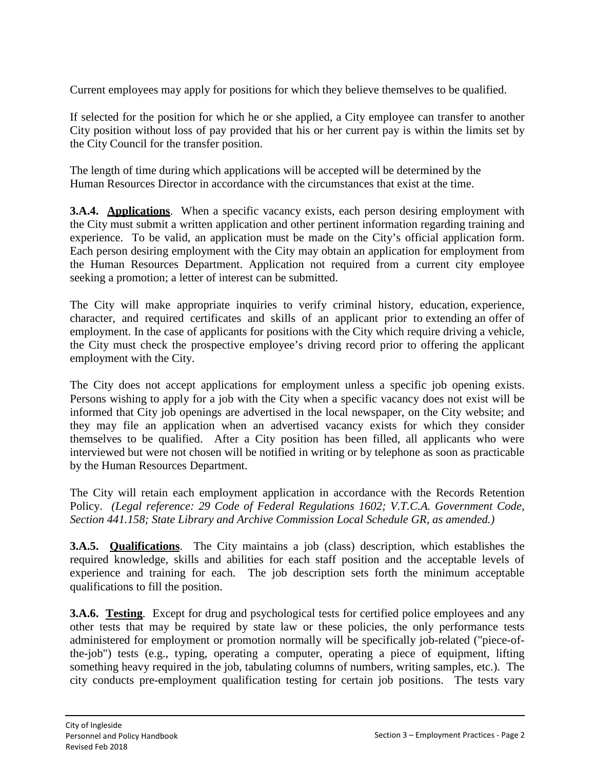Current employees may apply for positions for which they believe themselves to be qualified.

If selected for the position for which he or she applied, a City employee can transfer to another City position without loss of pay provided that his or her current pay is within the limits set by the City Council for the transfer position.

The length of time during which applications will be accepted will be determined by the Human Resources Director in accordance with the circumstances that exist at the time.

**3.A.4. Applications**. When a specific vacancy exists, each person desiring employment with the City must submit a written application and other pertinent information regarding training and experience. To be valid, an application must be made on the City's official application form. Each person desiring employment with the City may obtain an application for employment from the Human Resources Department. Application not required from a current city employee seeking a promotion; a letter of interest can be submitted.

The City will make appropriate inquiries to verify criminal history, education, experience, character, and required certificates and skills of an applicant prior to extending an offer of employment. In the case of applicants for positions with the City which require driving a vehicle, the City must check the prospective employee's driving record prior to offering the applicant employment with the City.

The City does not accept applications for employment unless a specific job opening exists. Persons wishing to apply for a job with the City when a specific vacancy does not exist will be informed that City job openings are advertised in the local newspaper, on the City website; and they may file an application when an advertised vacancy exists for which they consider themselves to be qualified. After a City position has been filled, all applicants who were interviewed but were not chosen will be notified in writing or by telephone as soon as practicable by the Human Resources Department.

The City will retain each employment application in accordance with the Records Retention Policy. *(Legal reference: 29 Code of Federal Regulations 1602; V.T.C.A. Government Code, Section 441.158; State Library and Archive Commission Local Schedule GR, as amended.)*

**3.A.5. Qualifications**. The City maintains a job (class) description, which establishes the required knowledge, skills and abilities for each staff position and the acceptable levels of experience and training for each. The job description sets forth the minimum acceptable qualifications to fill the position.

**3.A.6. Testing**. Except for drug and psychological tests for certified police employees and any other tests that may be required by state law or these policies, the only performance tests administered for employment or promotion normally will be specifically job-related ("piece-of-the-job") tests (e.g., typing, operating a computer, operating a piece of equipment, lifting something heavy required in the job, tabulating columns of numbers, writing samples, etc.). The city conducts pre-employment qualification testing for certain job positions. The tests vary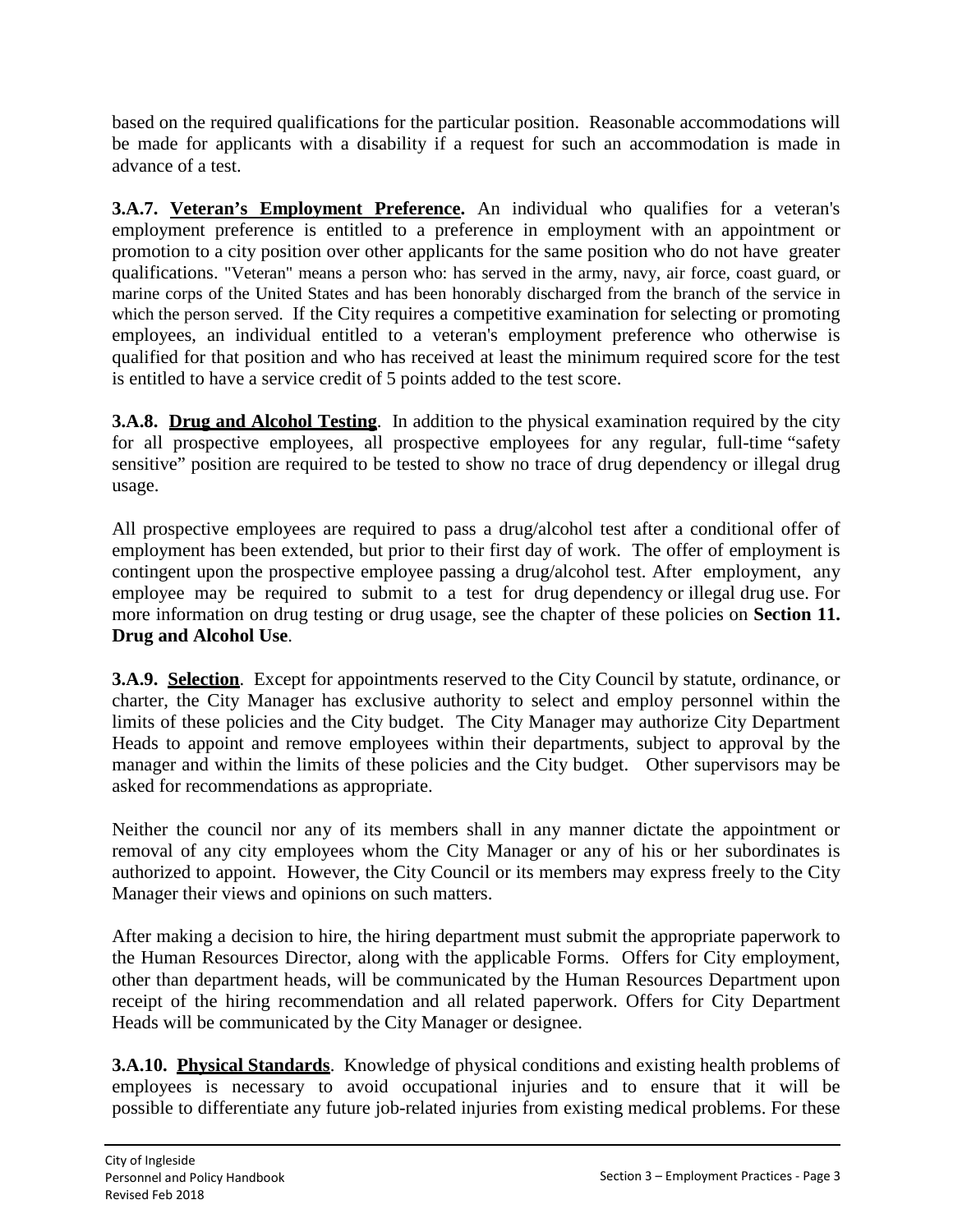based on the required qualifications for the particular position. Reasonable accommodations will be made for applicants with a disability if a request for such an accommodation is made in advance of a test.

**3.A.7. <u>Veteran's Employment Preference</u>.** An individual who qualifies for a veteran's employment preference is entitled to a preference in employment with an appointment or promotion to a city position over other applicants for the same position who do not have greater qualifications. "Veteran" means a person who: has served in the army, navy, air force, coast guard, or marine corps of the United States and has been honorably discharged from the branch of the service in which the person served. If the City requires a competitive examination for selecting or promoting employees, an individual entitled to a veteran's employment preference who otherwise is qualified for that position and who has received at least the minimum required score for the test is entitled to have a service credit of 5 points added to the test score.

**3.A.8. <u>Drug and Alcohol Testing</u>**. In addition to the physical examination required by the city for all prospective employees, all prospective employees for any regular, full-time "safety sensitive" position are required to be tested to show no trace of drug dependency or illegal drug usage.

All prospective employees are required to pass a drug/alcohol test after a conditional offer of employment has been extended, but prior to their first day of work. The offer of employment is contingent upon the prospective employee passing a drug/alcohol test. After employment, any employee may be required to submit to a test for drug dependency or illegal drug use. For more information on drug testing or drug usage, see the chapter of these policies on **Section 11. Drug and Alcohol Use**.

**3.A.9. <u>Selection</u>**. Except for appointments reserved to the City Council by statute, ordinance, or charter, the City Manager has exclusive authority to select and employ personnel within the limits of these policies and the City budget. The City Manager may authorize City Department Heads to appoint and remove employees within their departments, subject to approval by the manager and within the limits of these policies and the City budget. Other supervisors may be asked for recommendations as appropriate.

Neither the council nor any of its members shall in any manner dictate the appointment or removal of any city employees whom the City Manager or any of his or her subordinates is authorized to appoint. However, the City Council or its members may express freely to the City Manager their views and opinions on such matters.

After making a decision to hire, the hiring department must submit the appropriate paperwork to the Human Resources Director, along with the applicable Forms. Offers for City employment, other than department heads, will be communicated by the Human Resources Department upon receipt of the hiring recommendation and all related paperwork. Offers for City Department Heads will be communicated by the City Manager or designee.

**3.A.10. <u>Physical Standards</u>**. Knowledge of physical conditions and existing health problems of employees is necessary to avoid occupational injuries and to ensure that it will be possible to differentiate any future job-related injuries from existing medical problems. For these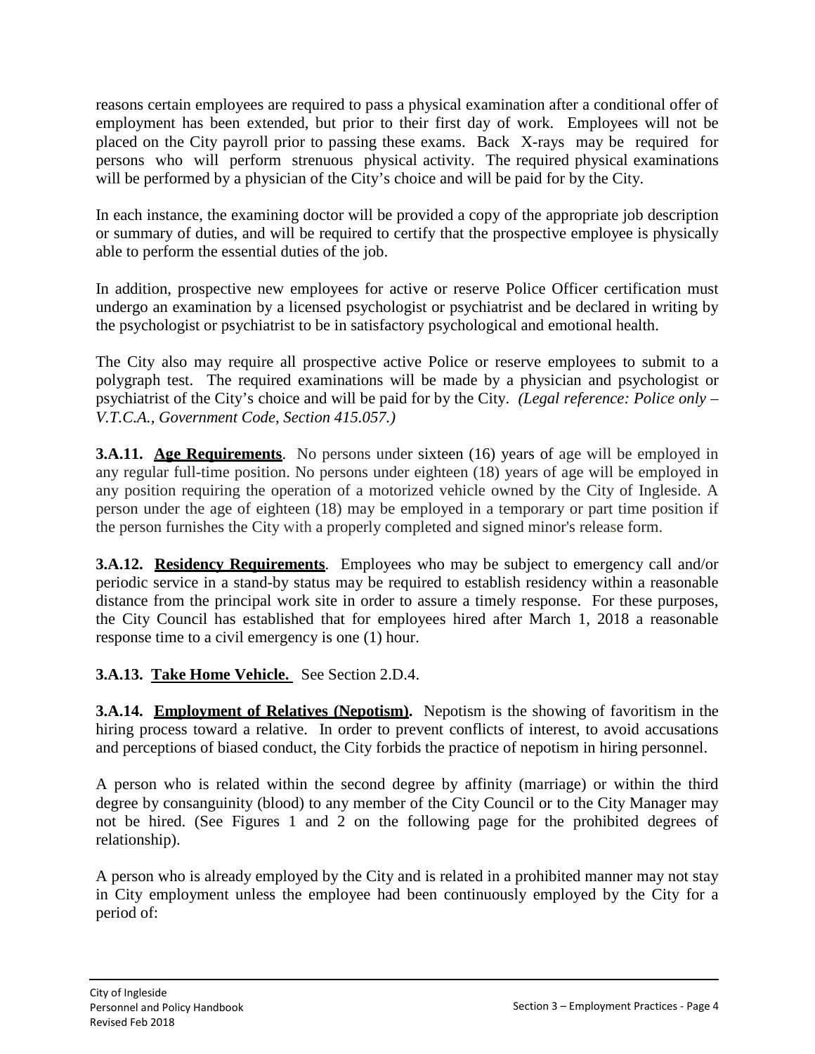reasons certain employees are required to pass a physical examination after a conditional offer of employment has been extended, but prior to their first day of work. Employees will not be placed on the City payroll prior to passing these exams. Back X-rays may be required for persons who will perform strenuous physical activity. The required physical examinations will be performed by a physician of the City's choice and will be paid for by the City.

In each instance, the examining doctor will be provided a copy of the appropriate job description or summary of duties, and will be required to certify that the prospective employee is physically able to perform the essential duties of the job.

In addition, prospective new employees for active or reserve Police Officer certification must undergo an examination by a licensed psychologist or psychiatrist and be declared in writing by the psychologist or psychiatrist to be in satisfactory psychological and emotional health.

The City also may require all prospective active Police or reserve employees to submit to a polygraph test. The required examinations will be made by a physician and psychologist or psychiatrist of the City's choice and will be paid for by the City. *(Legal reference: Police only – V.T.C.A., Government Code, Section 415.057.)*

**3.A.11. <u>Age Requirements</u>**. No persons under sixteen (16) years of age will be employed in any regular full-time position. No persons under eighteen (18) years of age will be employed in any position requiring the operation of a motorized vehicle owned by the City of Ingleside. A person under the age of eighteen (18) may be employed in a temporary or part time position if the person furnishes the City with a properly completed and signed minor's release form.

**3.A.12. <u>Residency Requirements</u>**. Employees who may be subject to emergency call and/or periodic service in a stand-by status may be required to establish residency within a reasonable distance from the principal work site in order to assure a timely response. For these purposes, the City Council has established that for employees hired after March 1, 2018 a reasonable response time to a civil emergency is one (1) hour.

**3.A.13. <u>Take Home Vehicle.</u>** See Section 2.D.4.

**3.A.14. <u>Employment of Relatives (Nepotism)</u>.** Nepotism is the showing of favoritism in the hiring process toward a relative. In order to prevent conflicts of interest, to avoid accusations and perceptions of biased conduct, the City forbids the practice of nepotism in hiring personnel.

A person who is related within the second degree by affinity (marriage) or within the third degree by consanguinity (blood) to any member of the City Council or to the City Manager may not be hired. (See Figures 1 and 2 on the following page for the prohibited degrees of relationship).

A person who is already employed by the City and is related in a prohibited manner may not stay in City employment unless the employee had been continuously employed by the City for a period of: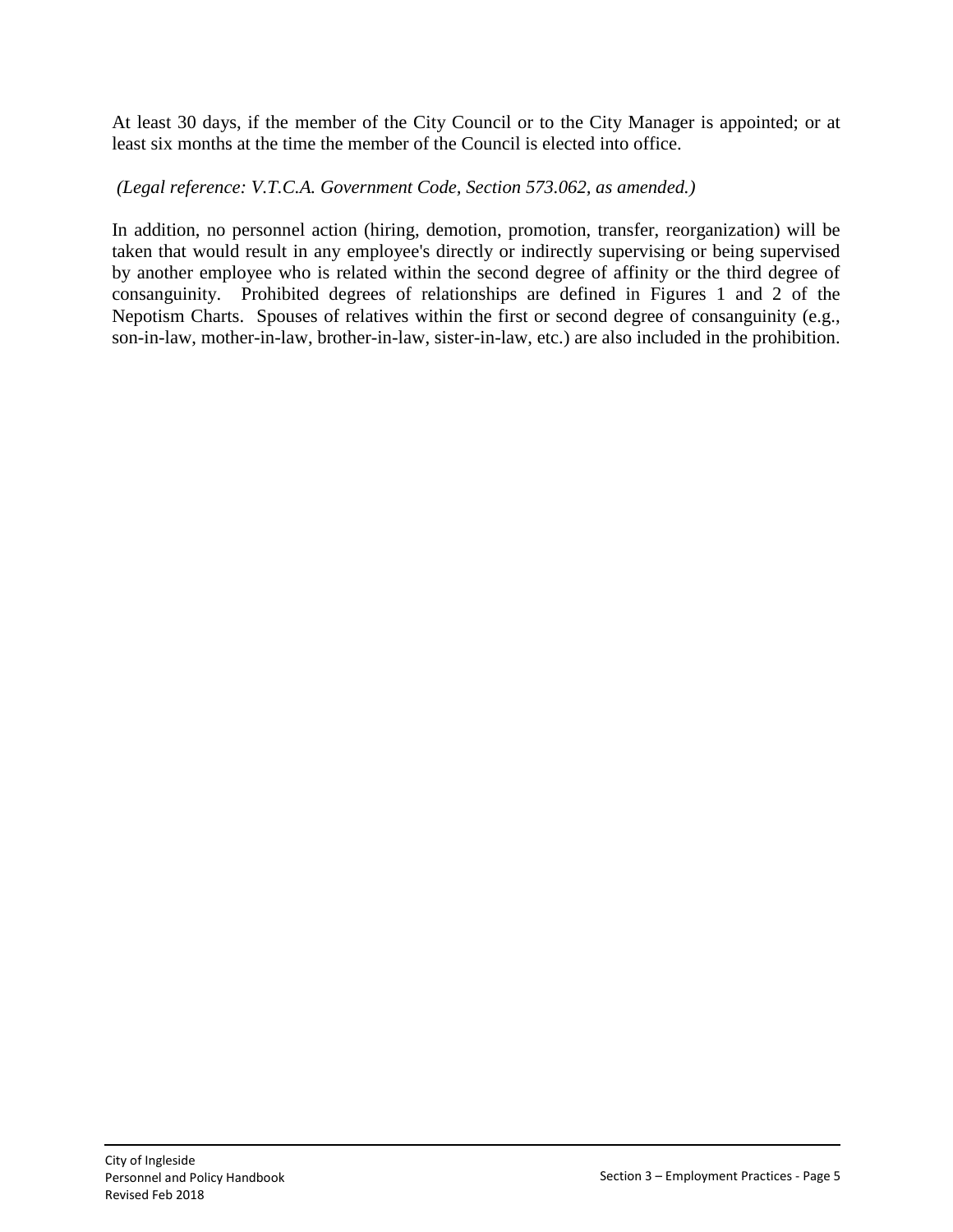At least 30 days, if the member of the City Council or to the City Manager is appointed; or at least six months at the time the member of the Council is elected into office.

*(Legal reference: V.T.C.A. Government Code, Section 573.062, as amended.)*

In addition, no personnel action (hiring, demotion, promotion, transfer, reorganization) will be taken that would result in any employee's directly or indirectly supervising or being supervised by another employee who is related within the second degree of affinity or the third degree of consanguinity. Prohibited degrees of relationships are defined in Figures 1 and 2 of the Nepotism Charts. Spouses of relatives within the first or second degree of consanguinity (e.g., son-in-law, mother-in-law, brother-in-law, sister-in-law, etc.) are also included in the prohibition.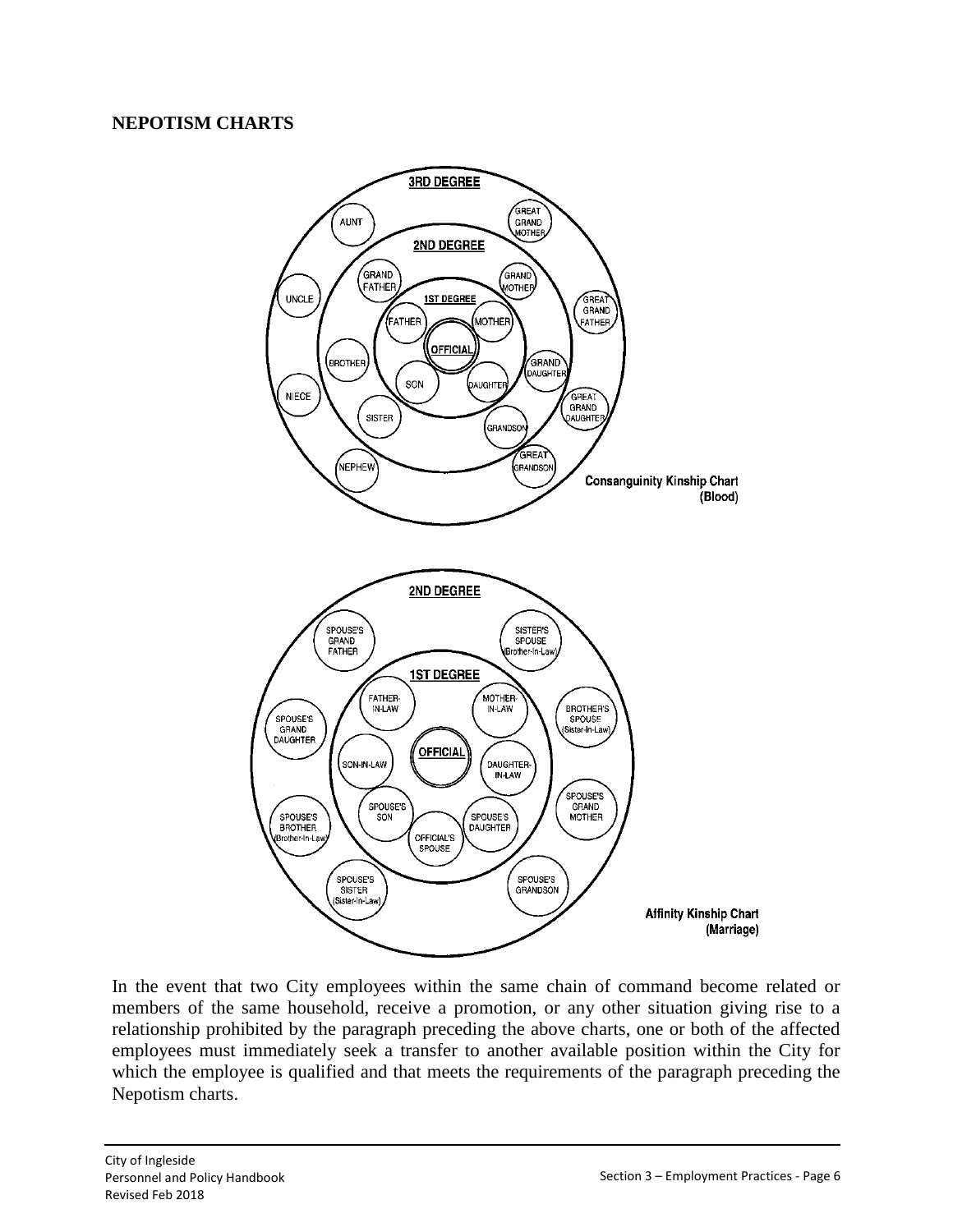## NEPOTISM CHARTS

3RD DEGREE

AUNT

GREAT GRAND MOTHER

2ND DEGREE

GRAND FATHER

GRAND MOTHER

UNCLE

1ST DEGREE

GREAT GRAND FATHER

FATHER

MOTHER

OFFICIAL

BROTHER

GRAND DAUGHTER

SON

DAUGHTER

NIECE

GREAT GRAND DAUGHTER

SISTER

GRANDSON

GREAT GRANDSON

NEPHEW

**Consanguinity Kinship Chart (Blood)**

2ND DEGREE

SPOUSE'S GRAND FATHER

SISTER'S SPOUSE (Brother-In-Law)

1ST DEGREE

FATHER-IN-LAW

MOTHER-IN-LAW

SPOUSE'S GRAND DAUGHTER

BROTHER'S SPOUSE (Sister-In-Law)

OFFICIAL

SON-IN-LAW

DAUGHTER-IN-LAW

SPOUSE'S GRAND MOTHER

SPOUSE'S SON

SPOUSE'S BROTHER (Brother-In-Law)

SPOUSE'S DAUGHTER

OFFICIAL'S SPOUSE

SPOUSE'S SISTER (Sister-In-Law)

SPOUSE'S GRANDSON

**Affinity Kinship Chart (Marriage)**

In the event that two City employees within the same chain of command become related or members of the same household, receive a promotion, or any other situation giving rise to a relationship prohibited by the paragraph preceding the above charts, one or both of the affected employees must immediately seek a transfer to another available position within the City for which the employee is qualified and that meets the requirements of the paragraph preceding the Nepotism charts.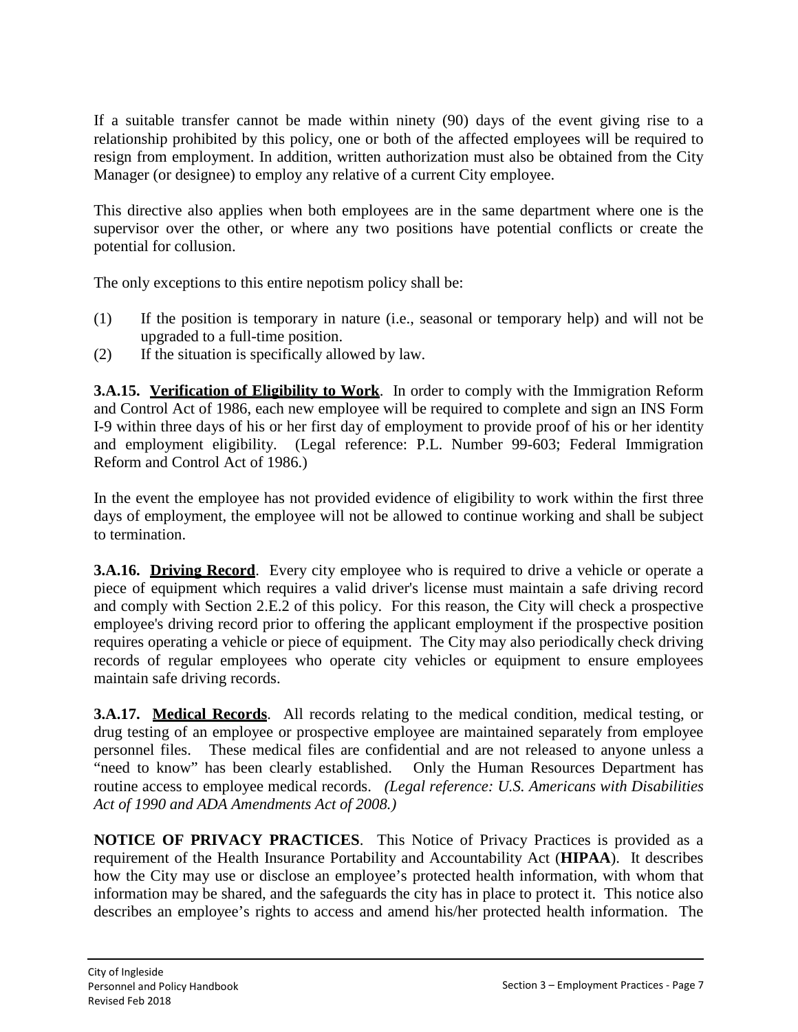If a suitable transfer cannot be made within ninety (90) days of the event giving rise to a relationship prohibited by this policy, one or both of the affected employees will be required to resign from employment. In addition, written authorization must also be obtained from the City Manager (or designee) to employ any relative of a current City employee.

This directive also applies when both employees are in the same department where one is the supervisor over the other, or where any two positions have potential conflicts or create the potential for collusion.

The only exceptions to this entire nepotism policy shall be:

(1) If the position is temporary in nature (i.e., seasonal or temporary help) and will not be upgraded to a full-time position.
(2) If the situation is specifically allowed by law.

**3.A.15. Verification of Eligibility to Work**. In order to comply with the Immigration Reform and Control Act of 1986, each new employee will be required to complete and sign an INS Form I-9 within three days of his or her first day of employment to provide proof of his or her identity and employment eligibility. (Legal reference: P.L. Number 99-603; Federal Immigration Reform and Control Act of 1986.)

In the event the employee has not provided evidence of eligibility to work within the first three days of employment, the employee will not be allowed to continue working and shall be subject to termination.

**3.A.16. Driving Record**. Every city employee who is required to drive a vehicle or operate a piece of equipment which requires a valid driver's license must maintain a safe driving record and comply with Section 2.E.2 of this policy. For this reason, the City will check a prospective employee's driving record prior to offering the applicant employment if the prospective position requires operating a vehicle or piece of equipment. The City may also periodically check driving records of regular employees who operate city vehicles or equipment to ensure employees maintain safe driving records.

**3.A.17. Medical Records**. All records relating to the medical condition, medical testing, or drug testing of an employee or prospective employee are maintained separately from employee personnel files. These medical files are confidential and are not released to anyone unless a "need to know" has been clearly established. Only the Human Resources Department has routine access to employee medical records. *(Legal reference: U.S. Americans with Disabilities Act of 1990 and ADA Amendments Act of 2008.)*

**NOTICE OF PRIVACY PRACTICES**. This Notice of Privacy Practices is provided as a requirement of the Health Insurance Portability and Accountability Act (**HIPAA**). It describes how the City may use or disclose an employee's protected health information, with whom that information may be shared, and the safeguards the city has in place to protect it. This notice also describes an employee's rights to access and amend his/her protected health information. The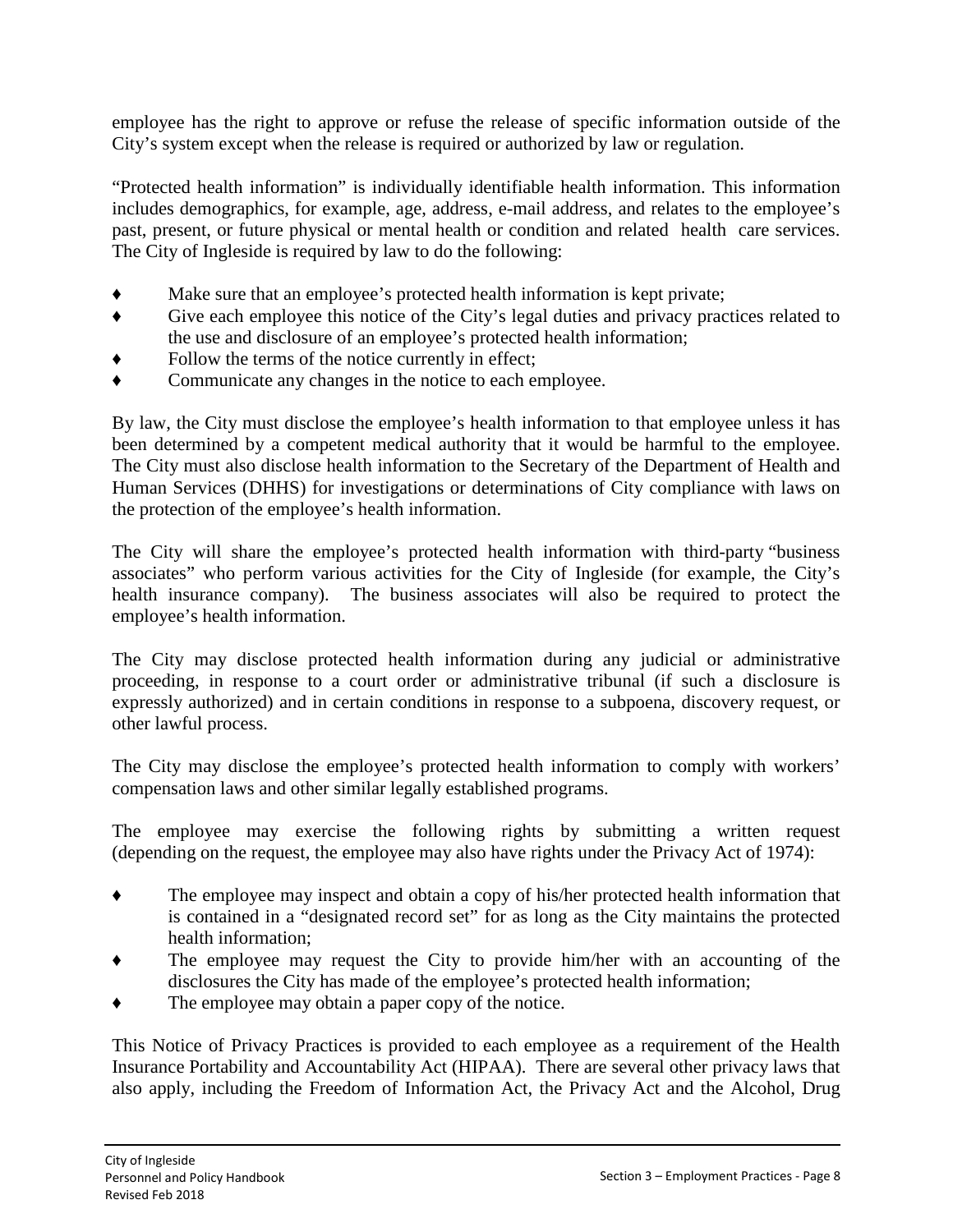employee has the right to approve or refuse the release of specific information outside of the City's system except when the release is required or authorized by law or regulation.

"Protected health information" is individually identifiable health information. This information includes demographics, for example, age, address, e-mail address, and relates to the employee's past, present, or future physical or mental health or condition and related health care services. The City of Ingleside is required by law to do the following:

- Make sure that an employee's protected health information is kept private;
- Give each employee this notice of the City's legal duties and privacy practices related to the use and disclosure of an employee's protected health information;
- Follow the terms of the notice currently in effect;
- Communicate any changes in the notice to each employee.

By law, the City must disclose the employee's health information to that employee unless it has been determined by a competent medical authority that it would be harmful to the employee. The City must also disclose health information to the Secretary of the Department of Health and Human Services (DHHS) for investigations or determinations of City compliance with laws on the protection of the employee's health information.

The City will share the employee's protected health information with third-party "business associates" who perform various activities for the City of Ingleside (for example, the City's health insurance company). The business associates will also be required to protect the employee's health information.

The City may disclose protected health information during any judicial or administrative proceeding, in response to a court order or administrative tribunal (if such a disclosure is expressly authorized) and in certain conditions in response to a subpoena, discovery request, or other lawful process.

The City may disclose the employee's protected health information to comply with workers' compensation laws and other similar legally established programs.

The employee may exercise the following rights by submitting a written request (depending on the request, the employee may also have rights under the Privacy Act of 1974):

- The employee may inspect and obtain a copy of his/her protected health information that is contained in a "designated record set" for as long as the City maintains the protected health information;
- The employee may request the City to provide him/her with an accounting of the disclosures the City has made of the employee's protected health information;
- The employee may obtain a paper copy of the notice.

This Notice of Privacy Practices is provided to each employee as a requirement of the Health Insurance Portability and Accountability Act (HIPAA). There are several other privacy laws that also apply, including the Freedom of Information Act, the Privacy Act and the Alcohol, Drug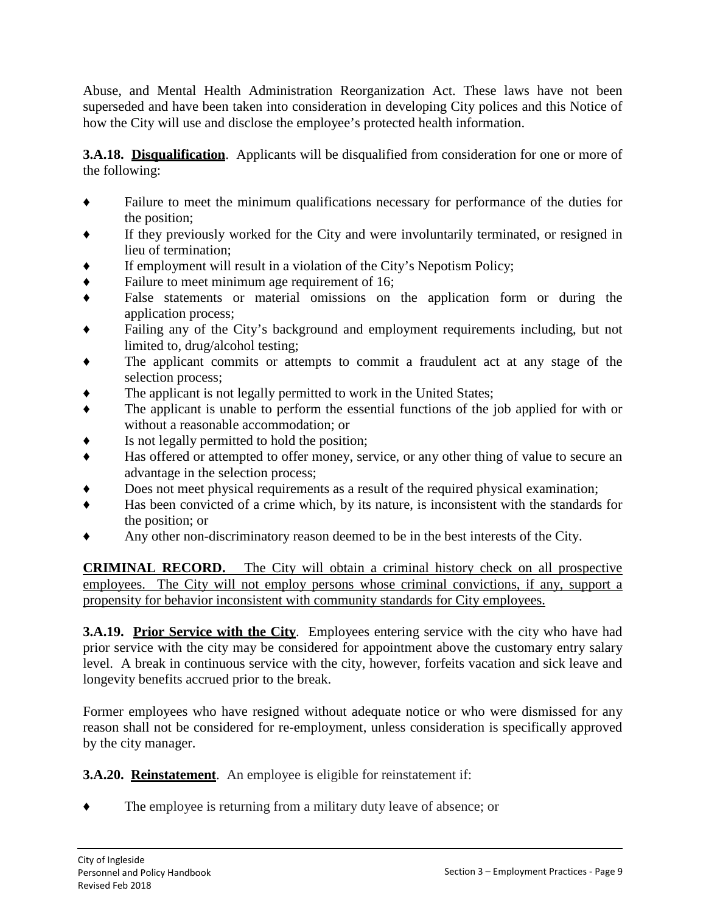Abuse, and Mental Health Administration Reorganization Act. These laws have not been superseded and have been taken into consideration in developing City polices and this Notice of how the City will use and disclose the employee's protected health information.

**3.A.18. <u>Disqualification</u>**. Applicants will be disqualified from consideration for one or more of the following:

- Failure to meet the minimum qualifications necessary for performance of the duties for the position;
- If they previously worked for the City and were involuntarily terminated, or resigned in lieu of termination;
- If employment will result in a violation of the City's Nepotism Policy;
- Failure to meet minimum age requirement of 16;
- False statements or material omissions on the application form or during the application process;
- Failing any of the City's background and employment requirements including, but not limited to, drug/alcohol testing;
- The applicant commits or attempts to commit a fraudulent act at any stage of the selection process;
- The applicant is not legally permitted to work in the United States;
- The applicant is unable to perform the essential functions of the job applied for with or without a reasonable accommodation; or
- Is not legally permitted to hold the position;
- Has offered or attempted to offer money, service, or any other thing of value to secure an advantage in the selection process;
- Does not meet physical requirements as a result of the required physical examination;
- Has been convicted of a crime which, by its nature, is inconsistent with the standards for the position; or
- Any other non-discriminatory reason deemed to be in the best interests of the City.

<u>**CRIMINAL RECORD.** The City will obtain a criminal history check on all prospective employees. The City will not employ persons whose criminal convictions, if any, support a propensity for behavior inconsistent with community standards for City employees.</u>

**3.A.19. <u>Prior Service with the City</u>**. Employees entering service with the city who have had prior service with the city may be considered for appointment above the customary entry salary level. A break in continuous service with the city, however, forfeits vacation and sick leave and longevity benefits accrued prior to the break.

Former employees who have resigned without adequate notice or who were dismissed for any reason shall not be considered for re-employment, unless consideration is specifically approved by the city manager.

**3.A.20. <u>Reinstatement</u>**. An employee is eligible for reinstatement if:

- The employee is returning from a military duty leave of absence; or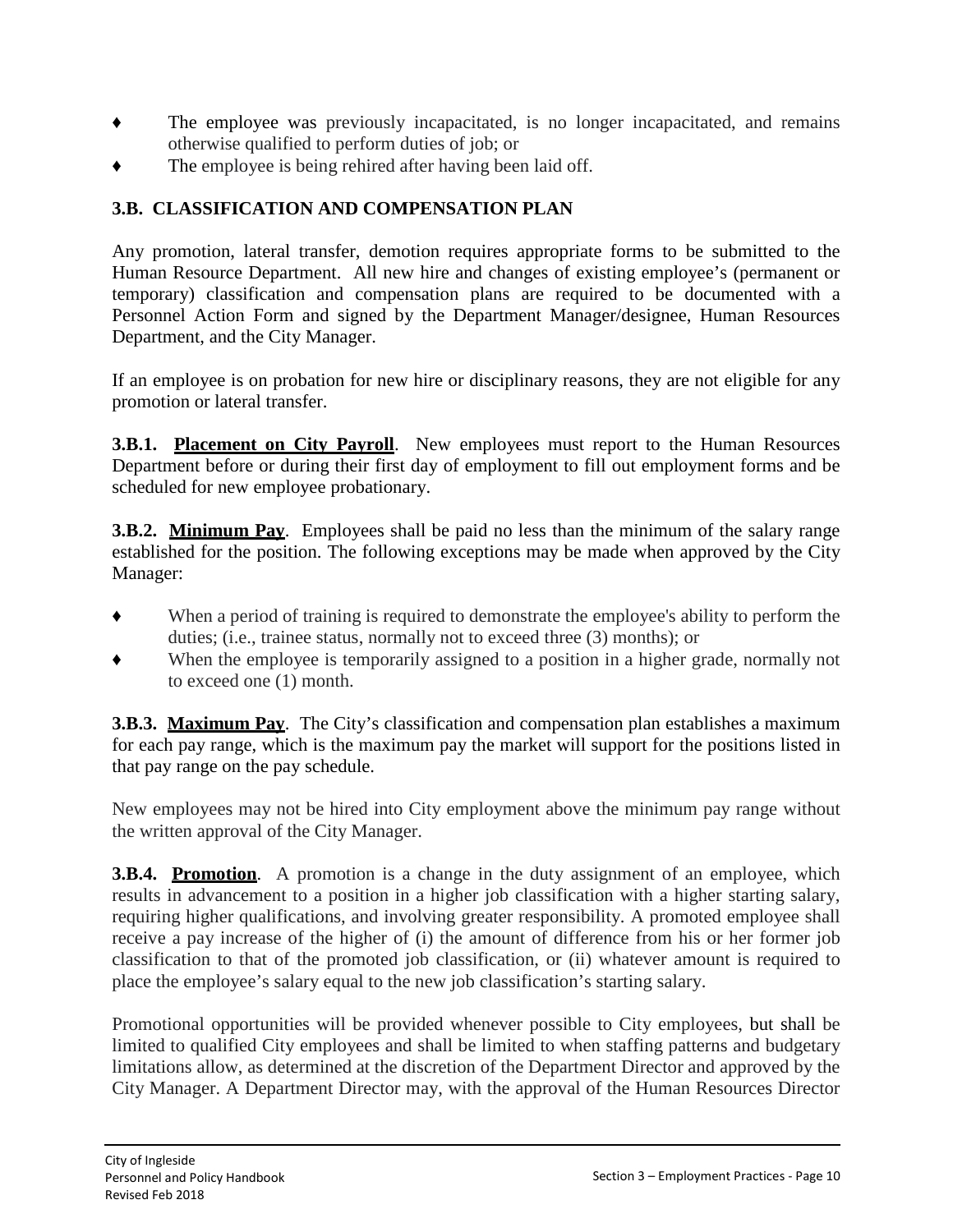- The employee was previously incapacitated, is no longer incapacitated, and remains otherwise qualified to perform duties of job; or
- The employee is being rehired after having been laid off.

## 3.B. CLASSIFICATION AND COMPENSATION PLAN

Any promotion, lateral transfer, demotion requires appropriate forms to be submitted to the Human Resource Department. All new hire and changes of existing employee's (permanent or temporary) classification and compensation plans are required to be documented with a Personnel Action Form and signed by the Department Manager/designee, Human Resources Department, and the City Manager.

If an employee is on probation for new hire or disciplinary reasons, they are not eligible for any promotion or lateral transfer.

**3.B.1. Placement on City Payroll**. New employees must report to the Human Resources Department before or during their first day of employment to fill out employment forms and be scheduled for new employee probationary.

**3.B.2. Minimum Pay**. Employees shall be paid no less than the minimum of the salary range established for the position. The following exceptions may be made when approved by the City Manager:

- When a period of training is required to demonstrate the employee's ability to perform the duties; (i.e., trainee status, normally not to exceed three (3) months); or
- When the employee is temporarily assigned to a position in a higher grade, normally not to exceed one (1) month.

**3.B.3. Maximum Pay**. The City's classification and compensation plan establishes a maximum for each pay range, which is the maximum pay the market will support for the positions listed in that pay range on the pay schedule.

New employees may not be hired into City employment above the minimum pay range without the written approval of the City Manager.

**3.B.4. Promotion**. A promotion is a change in the duty assignment of an employee, which results in advancement to a position in a higher job classification with a higher starting salary, requiring higher qualifications, and involving greater responsibility. A promoted employee shall receive a pay increase of the higher of (i) the amount of difference from his or her former job classification to that of the promoted job classification, or (ii) whatever amount is required to place the employee's salary equal to the new job classification's starting salary.

Promotional opportunities will be provided whenever possible to City employees, but shall be limited to qualified City employees and shall be limited to when staffing patterns and budgetary limitations allow, as determined at the discretion of the Department Director and approved by the City Manager. A Department Director may, with the approval of the Human Resources Director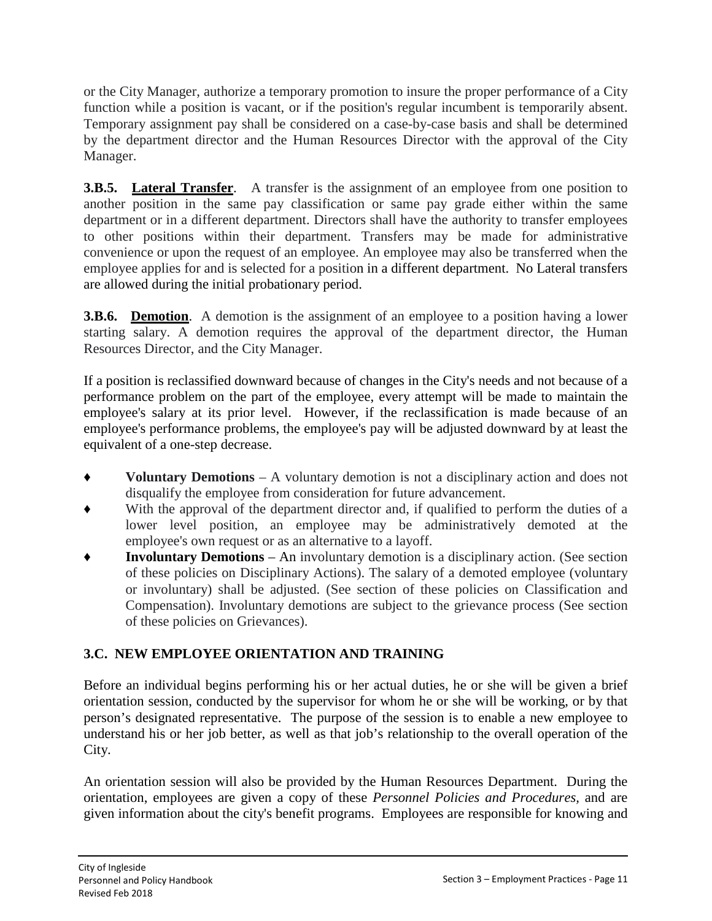or the City Manager, authorize a temporary promotion to insure the proper performance of a City function while a position is vacant, or if the position's regular incumbent is temporarily absent. Temporary assignment pay shall be considered on a case-by-case basis and shall be determined by the department director and the Human Resources Director with the approval of the City Manager.

**3.B.5. Lateral Transfer**. A transfer is the assignment of an employee from one position to another position in the same pay classification or same pay grade either within the same department or in a different department. Directors shall have the authority to transfer employees to other positions within their department. Transfers may be made for administrative convenience or upon the request of an employee. An employee may also be transferred when the employee applies for and is selected for a position in a different department. No Lateral transfers are allowed during the initial probationary period.

**3.B.6. Demotion**. A demotion is the assignment of an employee to a position having a lower starting salary. A demotion requires the approval of the department director, the Human Resources Director, and the City Manager.

If a position is reclassified downward because of changes in the City's needs and not because of a performance problem on the part of the employee, every attempt will be made to maintain the employee's salary at its prior level. However, if the reclassification is made because of an employee's performance problems, the employee's pay will be adjusted downward by at least the equivalent of a one-step decrease.

- **Voluntary Demotions** – A voluntary demotion is not a disciplinary action and does not disqualify the employee from consideration for future advancement.
- With the approval of the department director and, if qualified to perform the duties of a lower level position, an employee may be administratively demoted at the employee's own request or as an alternative to a layoff.
- **Involuntary Demotions** – An involuntary demotion is a disciplinary action. (See section of these policies on Disciplinary Actions). The salary of a demoted employee (voluntary or involuntary) shall be adjusted. (See section of these policies on Classification and Compensation). Involuntary demotions are subject to the grievance process (See section of these policies on Grievances).

## 3.C. NEW EMPLOYEE ORIENTATION AND TRAINING

Before an individual begins performing his or her actual duties, he or she will be given a brief orientation session, conducted by the supervisor for whom he or she will be working, or by that person's designated representative. The purpose of the session is to enable a new employee to understand his or her job better, as well as that job's relationship to the overall operation of the City.

An orientation session will also be provided by the Human Resources Department. During the orientation, employees are given a copy of these *Personnel Policies and Procedures,* and are given information about the city's benefit programs. Employees are responsible for knowing and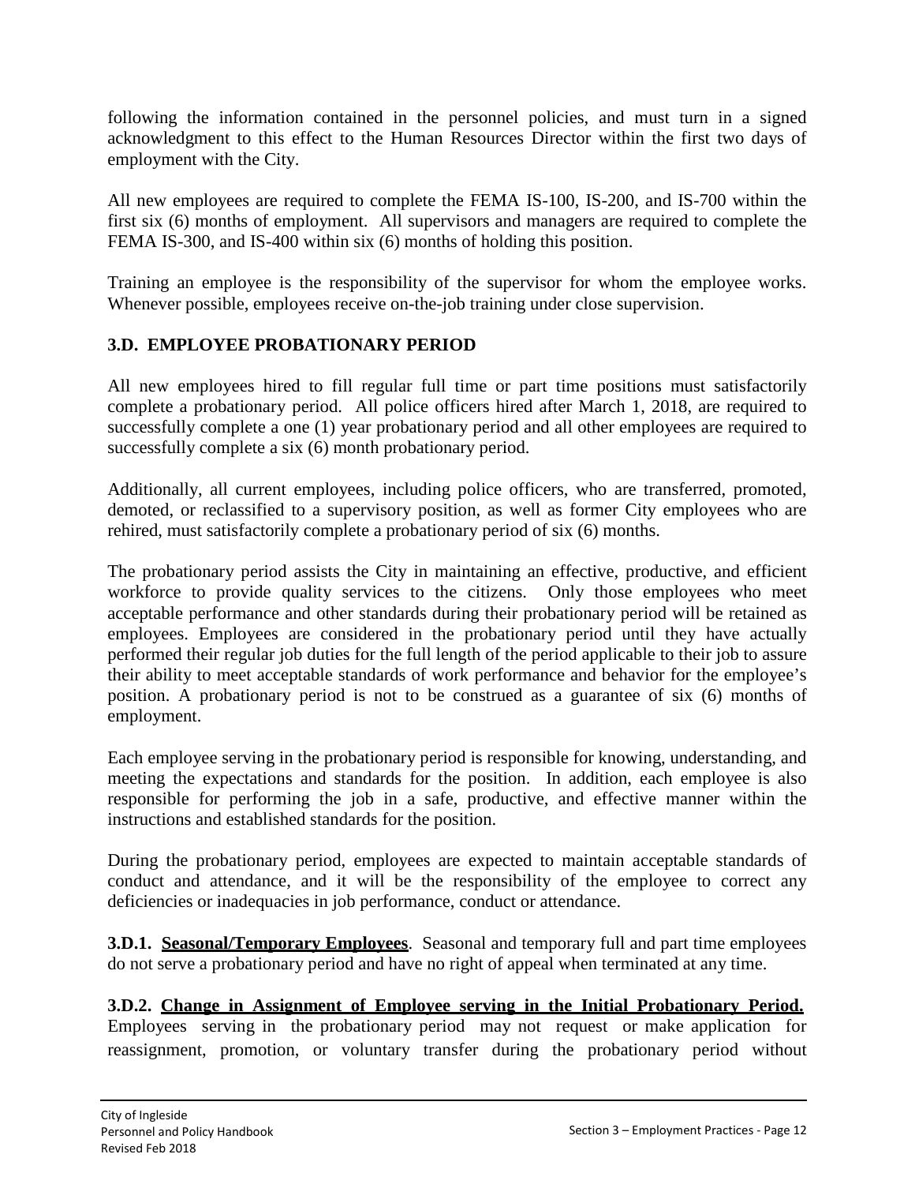following the information contained in the personnel policies, and must turn in a signed acknowledgment to this effect to the Human Resources Director within the first two days of employment with the City.

All new employees are required to complete the FEMA IS-100, IS-200, and IS-700 within the first six (6) months of employment. All supervisors and managers are required to complete the FEMA IS-300, and IS-400 within six (6) months of holding this position.

Training an employee is the responsibility of the supervisor for whom the employee works. Whenever possible, employees receive on-the-job training under close supervision.

### 3.D. EMPLOYEE PROBATIONARY PERIOD

All new employees hired to fill regular full time or part time positions must satisfactorily complete a probationary period. All police officers hired after March 1, 2018, are required to successfully complete a one (1) year probationary period and all other employees are required to successfully complete a six (6) month probationary period.

Additionally, all current employees, including police officers, who are transferred, promoted, demoted, or reclassified to a supervisory position, as well as former City employees who are rehired, must satisfactorily complete a probationary period of six (6) months.

The probationary period assists the City in maintaining an effective, productive, and efficient workforce to provide quality services to the citizens. Only those employees who meet acceptable performance and other standards during their probationary period will be retained as employees. Employees are considered in the probationary period until they have actually performed their regular job duties for the full length of the period applicable to their job to assure their ability to meet acceptable standards of work performance and behavior for the employee's position. A probationary period is not to be construed as a guarantee of six (6) months of employment.

Each employee serving in the probationary period is responsible for knowing, understanding, and meeting the expectations and standards for the position. In addition, each employee is also responsible for performing the job in a safe, productive, and effective manner within the instructions and established standards for the position.

During the probationary period, employees are expected to maintain acceptable standards of conduct and attendance, and it will be the responsibility of the employee to correct any deficiencies or inadequacies in job performance, conduct or attendance.

**3.D.1. <u>Seasonal/Temporary Employees</u>**. Seasonal and temporary full and part time employees do not serve a probationary period and have no right of appeal when terminated at any time.

**3.D.2. <u>Change in Assignment of Employee serving in the Initial Probationary Period.</u>** Employees serving in the probationary period may not request or make application for reassignment, promotion, or voluntary transfer during the probationary period without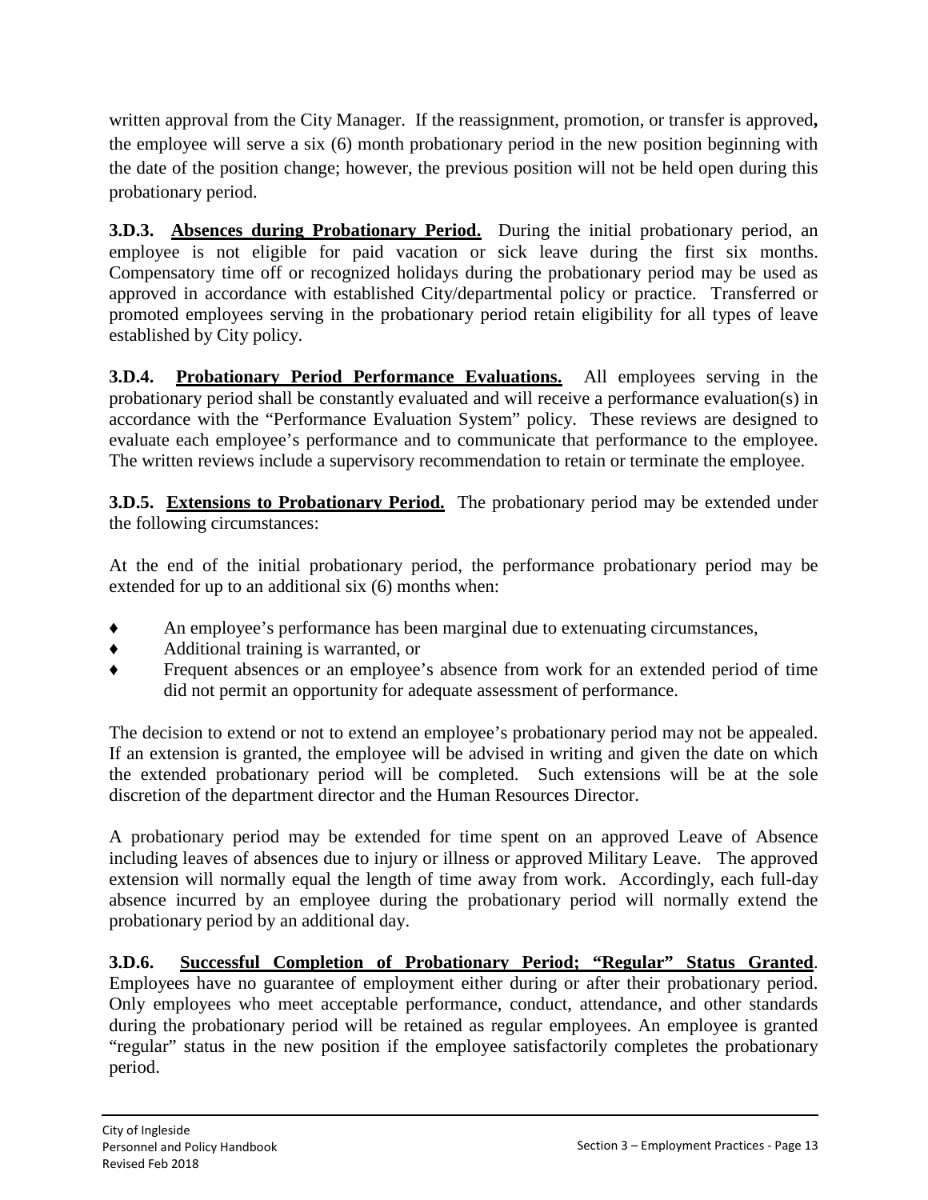written approval from the City Manager. If the reassignment, promotion, or transfer is approved**,** the employee will serve a six (6) month probationary period in the new position beginning with the date of the position change; however, the previous position will not be held open during this probationary period.

**3.D.3. <u>Absences during Probationary Period.</u>** During the initial probationary period, an employee is not eligible for paid vacation or sick leave during the first six months. Compensatory time off or recognized holidays during the probationary period may be used as approved in accordance with established City/departmental policy or practice. Transferred or promoted employees serving in the probationary period retain eligibility for all types of leave established by City policy.

**3.D.4. <u>Probationary Period Performance Evaluations.</u>** All employees serving in the probationary period shall be constantly evaluated and will receive a performance evaluation(s) in accordance with the "Performance Evaluation System" policy. These reviews are designed to evaluate each employee's performance and to communicate that performance to the employee. The written reviews include a supervisory recommendation to retain or terminate the employee.

**3.D.5. <u>Extensions to Probationary Period.</u>** The probationary period may be extended under the following circumstances:

At the end of the initial probationary period, the performance probationary period may be extended for up to an additional six (6) months when:

- An employee's performance has been marginal due to extenuating circumstances,
- Additional training is warranted, or
- Frequent absences or an employee's absence from work for an extended period of time did not permit an opportunity for adequate assessment of performance.

The decision to extend or not to extend an employee's probationary period may not be appealed. If an extension is granted, the employee will be advised in writing and given the date on which the extended probationary period will be completed. Such extensions will be at the sole discretion of the department director and the Human Resources Director.

A probationary period may be extended for time spent on an approved Leave of Absence including leaves of absences due to injury or illness or approved Military Leave. The approved extension will normally equal the length of time away from work. Accordingly, each full-day absence incurred by an employee during the probationary period will normally extend the probationary period by an additional day.

**3.D.6. <u>Successful Completion of Probationary Period; "Regular" Status Granted</u>.** Employees have no guarantee of employment either during or after their probationary period. Only employees who meet acceptable performance, conduct, attendance, and other standards during the probationary period will be retained as regular employees. An employee is granted "regular" status in the new position if the employee satisfactorily completes the probationary period.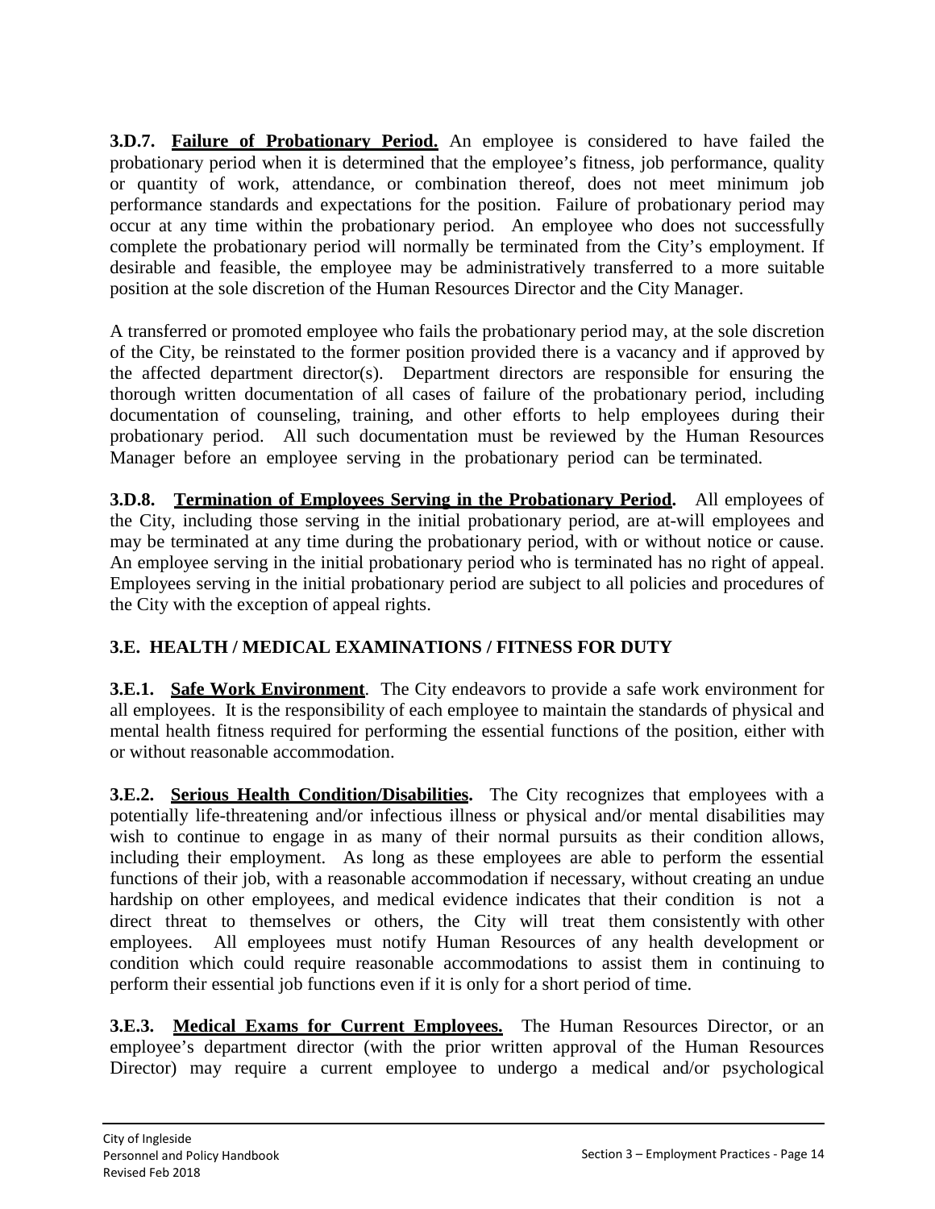**3.D.7. Failure of Probationary Period.** An employee is considered to have failed the probationary period when it is determined that the employee's fitness, job performance, quality or quantity of work, attendance, or combination thereof, does not meet minimum job performance standards and expectations for the position. Failure of probationary period may occur at any time within the probationary period. An employee who does not successfully complete the probationary period will normally be terminated from the City's employment. If desirable and feasible, the employee may be administratively transferred to a more suitable position at the sole discretion of the Human Resources Director and the City Manager.

A transferred or promoted employee who fails the probationary period may, at the sole discretion of the City, be reinstated to the former position provided there is a vacancy and if approved by the affected department director(s). Department directors are responsible for ensuring the thorough written documentation of all cases of failure of the probationary period, including documentation of counseling, training, and other efforts to help employees during their probationary period. All such documentation must be reviewed by the Human Resources Manager before an employee serving in the probationary period can be terminated.

**3.D.8. Termination of Employees Serving in the Probationary Period.** All employees of the City, including those serving in the initial probationary period, are at-will employees and may be terminated at any time during the probationary period, with or without notice or cause. An employee serving in the initial probationary period who is terminated has no right of appeal. Employees serving in the initial probationary period are subject to all policies and procedures of the City with the exception of appeal rights.

## 3.E. HEALTH / MEDICAL EXAMINATIONS / FITNESS FOR DUTY

**3.E.1. Safe Work Environment**. The City endeavors to provide a safe work environment for all employees. It is the responsibility of each employee to maintain the standards of physical and mental health fitness required for performing the essential functions of the position, either with or without reasonable accommodation.

**3.E.2. Serious Health Condition/Disabilities.** The City recognizes that employees with a potentially life-threatening and/or infectious illness or physical and/or mental disabilities may wish to continue to engage in as many of their normal pursuits as their condition allows, including their employment. As long as these employees are able to perform the essential functions of their job, with a reasonable accommodation if necessary, without creating an undue hardship on other employees, and medical evidence indicates that their condition is not a direct threat to themselves or others, the City will treat them consistently with other employees. All employees must notify Human Resources of any health development or condition which could require reasonable accommodations to assist them in continuing to perform their essential job functions even if it is only for a short period of time.

**3.E.3. Medical Exams for Current Employees.** The Human Resources Director, or an employee's department director (with the prior written approval of the Human Resources Director) may require a current employee to undergo a medical and/or psychological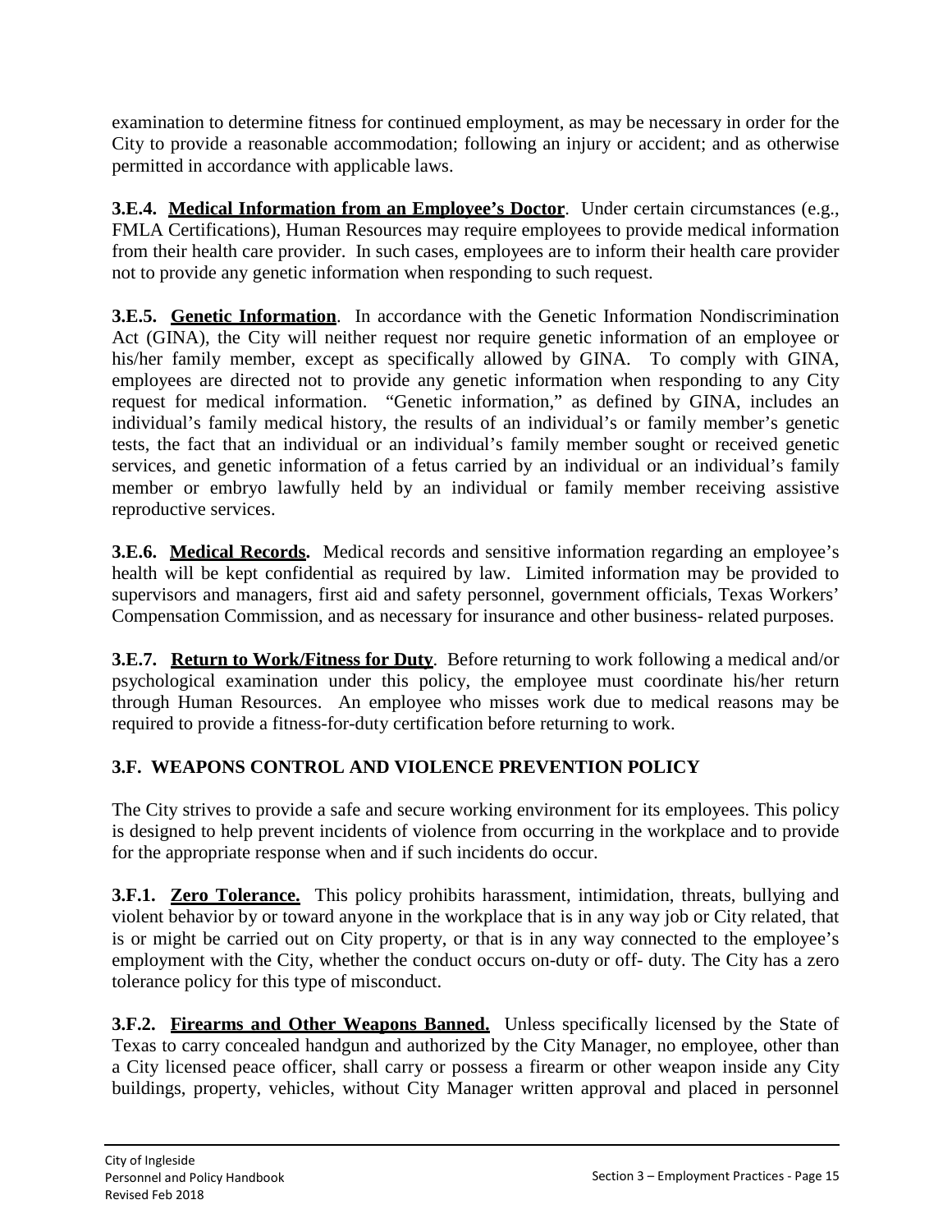examination to determine fitness for continued employment, as may be necessary in order for the City to provide a reasonable accommodation; following an injury or accident; and as otherwise permitted in accordance with applicable laws.

**3.E.4. Medical Information from an Employee's Doctor**. Under certain circumstances (e.g., FMLA Certifications), Human Resources may require employees to provide medical information from their health care provider. In such cases, employees are to inform their health care provider not to provide any genetic information when responding to such request.

**3.E.5. Genetic Information**. In accordance with the Genetic Information Nondiscrimination Act (GINA), the City will neither request nor require genetic information of an employee or his/her family member, except as specifically allowed by GINA. To comply with GINA, employees are directed not to provide any genetic information when responding to any City request for medical information. "Genetic information," as defined by GINA, includes an individual's family medical history, the results of an individual's or family member's genetic tests, the fact that an individual or an individual's family member sought or received genetic services, and genetic information of a fetus carried by an individual or an individual's family member or embryo lawfully held by an individual or family member receiving assistive reproductive services.

**3.E.6. Medical Records.** Medical records and sensitive information regarding an employee's health will be kept confidential as required by law. Limited information may be provided to supervisors and managers, first aid and safety personnel, government officials, Texas Workers' Compensation Commission, and as necessary for insurance and other business- related purposes.

**3.E.7. Return to Work/Fitness for Duty**. Before returning to work following a medical and/or psychological examination under this policy, the employee must coordinate his/her return through Human Resources. An employee who misses work due to medical reasons may be required to provide a fitness-for-duty certification before returning to work.

## 3.F. WEAPONS CONTROL AND VIOLENCE PREVENTION POLICY

The City strives to provide a safe and secure working environment for its employees. This policy is designed to help prevent incidents of violence from occurring in the workplace and to provide for the appropriate response when and if such incidents do occur.

**3.F.1. Zero Tolerance.** This policy prohibits harassment, intimidation, threats, bullying and violent behavior by or toward anyone in the workplace that is in any way job or City related, that is or might be carried out on City property, or that is in any way connected to the employee's employment with the City, whether the conduct occurs on-duty or off- duty. The City has a zero tolerance policy for this type of misconduct.

**3.F.2. Firearms and Other Weapons Banned.** Unless specifically licensed by the State of Texas to carry concealed handgun and authorized by the City Manager, no employee, other than a City licensed peace officer, shall carry or possess a firearm or other weapon inside any City buildings, property, vehicles, without City Manager written approval and placed in personnel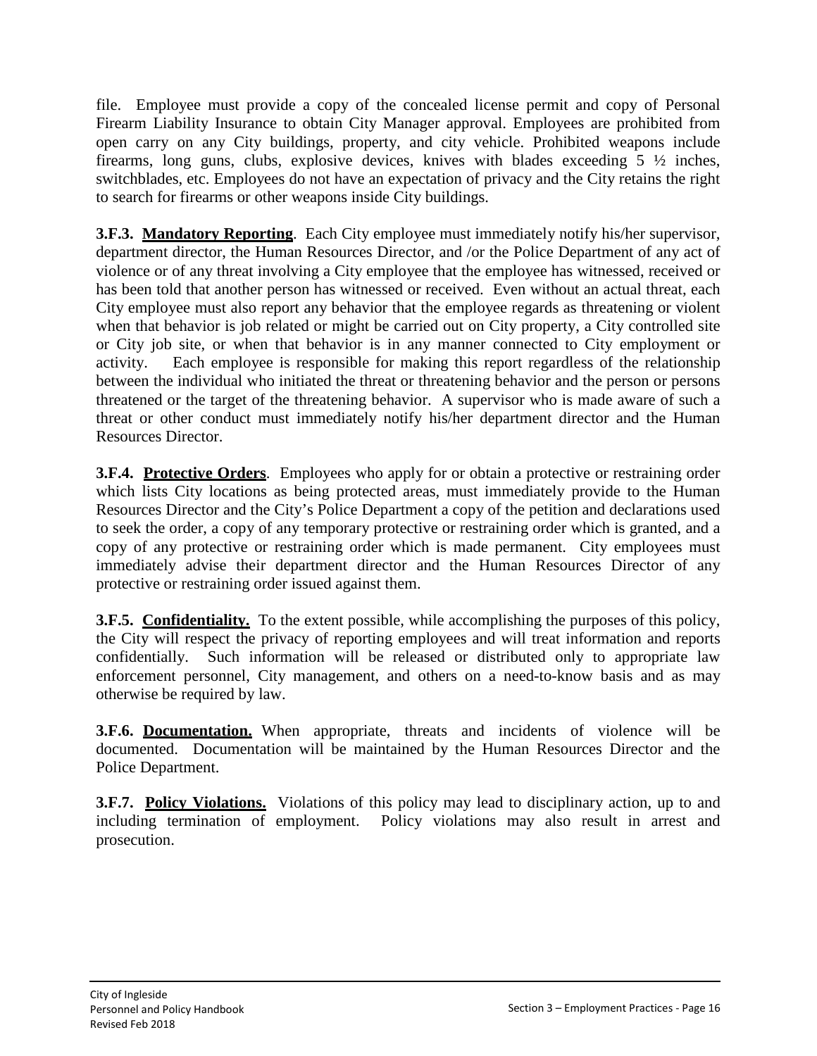file. Employee must provide a copy of the concealed license permit and copy of Personal Firearm Liability Insurance to obtain City Manager approval. Employees are prohibited from open carry on any City buildings, property, and city vehicle. Prohibited weapons include firearms, long guns, clubs, explosive devices, knives with blades exceeding 5 ½ inches, switchblades, etc. Employees do not have an expectation of privacy and the City retains the right to search for firearms or other weapons inside City buildings.

**3.F.3. Mandatory Reporting**. Each City employee must immediately notify his/her supervisor, department director, the Human Resources Director, and /or the Police Department of any act of violence or of any threat involving a City employee that the employee has witnessed, received or has been told that another person has witnessed or received. Even without an actual threat, each City employee must also report any behavior that the employee regards as threatening or violent when that behavior is job related or might be carried out on City property, a City controlled site or City job site, or when that behavior is in any manner connected to City employment or activity. Each employee is responsible for making this report regardless of the relationship between the individual who initiated the threat or threatening behavior and the person or persons threatened or the target of the threatening behavior. A supervisor who is made aware of such a threat or other conduct must immediately notify his/her department director and the Human Resources Director.

**3.F.4. Protective Orders**. Employees who apply for or obtain a protective or restraining order which lists City locations as being protected areas, must immediately provide to the Human Resources Director and the City's Police Department a copy of the petition and declarations used to seek the order, a copy of any temporary protective or restraining order which is granted, and a copy of any protective or restraining order which is made permanent. City employees must immediately advise their department director and the Human Resources Director of any protective or restraining order issued against them.

**3.F.5. Confidentiality.** To the extent possible, while accomplishing the purposes of this policy, the City will respect the privacy of reporting employees and will treat information and reports confidentially. Such information will be released or distributed only to appropriate law enforcement personnel, City management, and others on a need-to-know basis and as may otherwise be required by law.

**3.F.6. Documentation.** When appropriate, threats and incidents of violence will be documented. Documentation will be maintained by the Human Resources Director and the Police Department.

**3.F.7. Policy Violations.** Violations of this policy may lead to disciplinary action, up to and including termination of employment. Policy violations may also result in arrest and prosecution.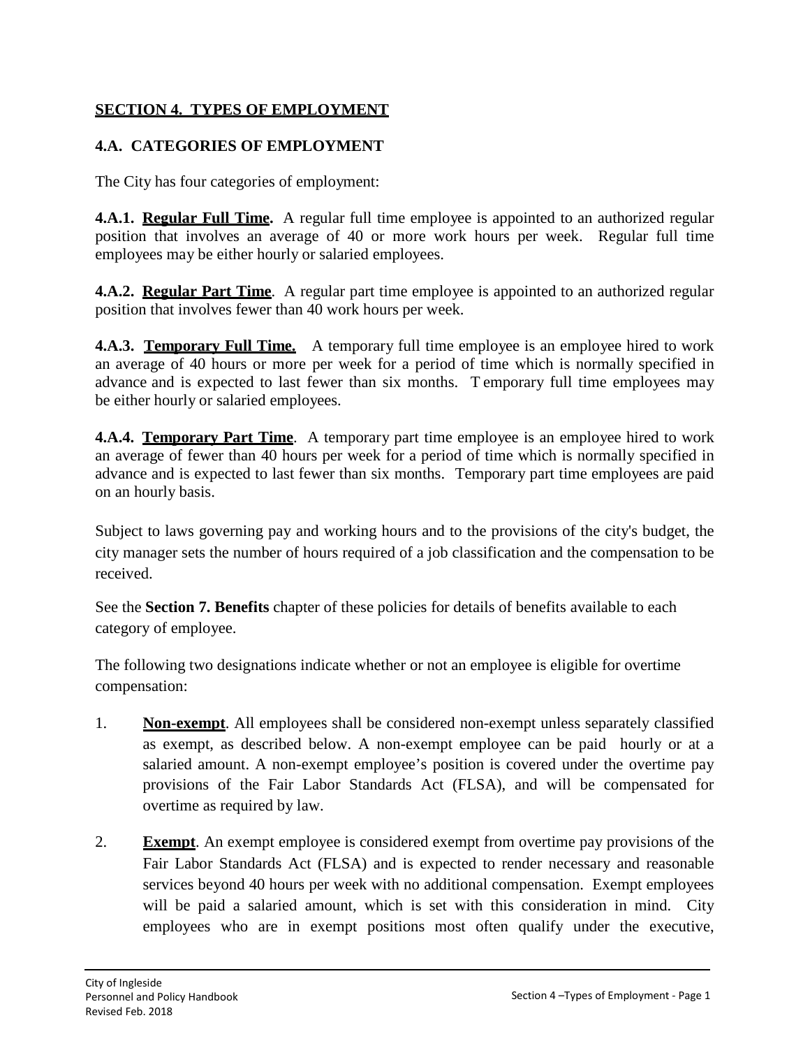## SECTION 4. TYPES OF EMPLOYMENT

### 4.A. CATEGORIES OF EMPLOYMENT

The City has four categories of employment:

**4.A.1. Regular Full Time.** A regular full time employee is appointed to an authorized regular position that involves an average of 40 or more work hours per week. Regular full time employees may be either hourly or salaried employees.

**4.A.2. Regular Part Time**. A regular part time employee is appointed to an authorized regular position that involves fewer than 40 work hours per week.

**4.A.3. Temporary Full Time.** A temporary full time employee is an employee hired to work an average of 40 hours or more per week for a period of time which is normally specified in advance and is expected to last fewer than six months. Temporary full time employees may be either hourly or salaried employees.

**4.A.4. Temporary Part Time**. A temporary part time employee is an employee hired to work an average of fewer than 40 hours per week for a period of time which is normally specified in advance and is expected to last fewer than six months. Temporary part time employees are paid on an hourly basis.

Subject to laws governing pay and working hours and to the provisions of the city's budget, the city manager sets the number of hours required of a job classification and the compensation to be received.

See the **Section 7. Benefits** chapter of these policies for details of benefits available to each category of employee.

The following two designations indicate whether or not an employee is eligible for overtime compensation:

1. **Non-exempt**. All employees shall be considered non-exempt unless separately classified as exempt, as described below. A non-exempt employee can be paid hourly or at a salaried amount. A non-exempt employee's position is covered under the overtime pay provisions of the Fair Labor Standards Act (FLSA), and will be compensated for overtime as required by law.

2. **Exempt**. An exempt employee is considered exempt from overtime pay provisions of the Fair Labor Standards Act (FLSA) and is expected to render necessary and reasonable services beyond 40 hours per week with no additional compensation. Exempt employees will be paid a salaried amount, which is set with this consideration in mind. City employees who are in exempt positions most often qualify under the executive,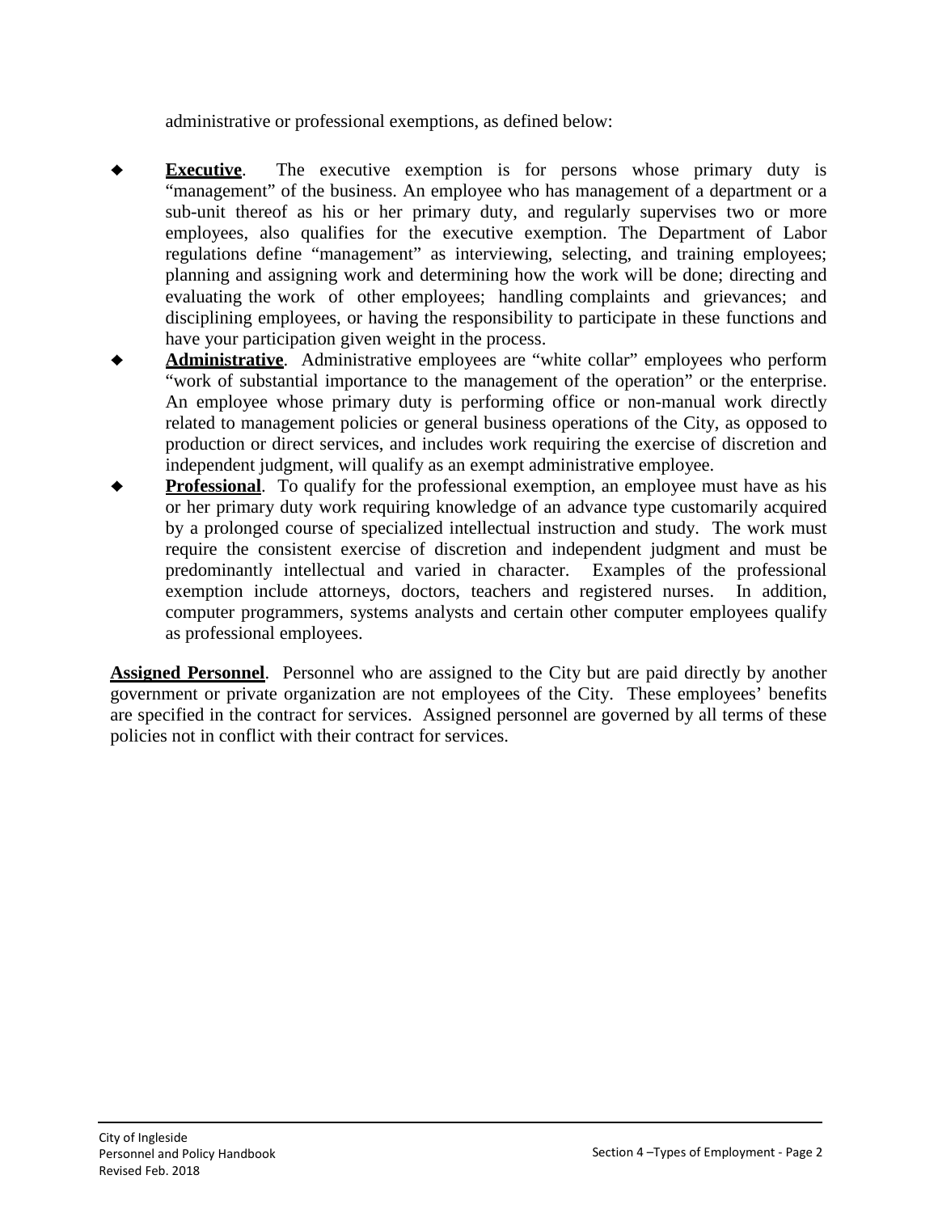administrative or professional exemptions, as defined below:

- **Executive**. The executive exemption is for persons whose primary duty is "management" of the business. An employee who has management of a department or a sub-unit thereof as his or her primary duty, and regularly supervises two or more employees, also qualifies for the executive exemption. The Department of Labor regulations define "management" as interviewing, selecting, and training employees; planning and assigning work and determining how the work will be done; directing and evaluating the work of other employees; handling complaints and grievances; and disciplining employees, or having the responsibility to participate in these functions and have your participation given weight in the process.
- **Administrative**. Administrative employees are "white collar" employees who perform "work of substantial importance to the management of the operation" or the enterprise. An employee whose primary duty is performing office or non-manual work directly related to management policies or general business operations of the City, as opposed to production or direct services, and includes work requiring the exercise of discretion and independent judgment, will qualify as an exempt administrative employee.
- **Professional**. To qualify for the professional exemption, an employee must have as his or her primary duty work requiring knowledge of an advance type customarily acquired by a prolonged course of specialized intellectual instruction and study. The work must require the consistent exercise of discretion and independent judgment and must be predominantly intellectual and varied in character. Examples of the professional exemption include attorneys, doctors, teachers and registered nurses. In addition, computer programmers, systems analysts and certain other computer employees qualify as professional employees.

**Assigned Personnel**. Personnel who are assigned to the City but are paid directly by another government or private organization are not employees of the City. These employees' benefits are specified in the contract for services. Assigned personnel are governed by all terms of these policies not in conflict with their contract for services.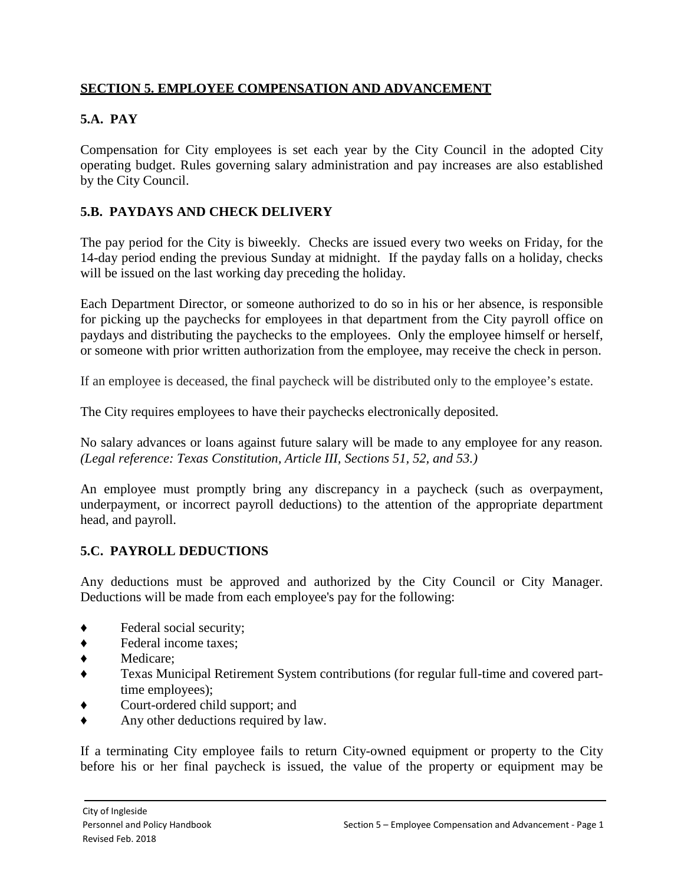## SECTION 5. EMPLOYEE COMPENSATION AND ADVANCEMENT

### 5.A. PAY

Compensation for City employees is set each year by the City Council in the adopted City operating budget. Rules governing salary administration and pay increases are also established by the City Council.

### 5.B. PAYDAYS AND CHECK DELIVERY

The pay period for the City is biweekly. Checks are issued every two weeks on Friday, for the 14-day period ending the previous Sunday at midnight. If the payday falls on a holiday, checks will be issued on the last working day preceding the holiday.

Each Department Director, or someone authorized to do so in his or her absence, is responsible for picking up the paychecks for employees in that department from the City payroll office on paydays and distributing the paychecks to the employees. Only the employee himself or herself, or someone with prior written authorization from the employee, may receive the check in person.

If an employee is deceased, the final paycheck will be distributed only to the employee's estate.

The City requires employees to have their paychecks electronically deposited.

No salary advances or loans against future salary will be made to any employee for any reason. *(Legal reference: Texas Constitution, Article III, Sections 51, 52, and 53.)*

An employee must promptly bring any discrepancy in a paycheck (such as overpayment, underpayment, or incorrect payroll deductions) to the attention of the appropriate department head, and payroll.

### 5.C. PAYROLL DEDUCTIONS

Any deductions must be approved and authorized by the City Council or City Manager. Deductions will be made from each employee's pay for the following:

- Federal social security;
- Federal income taxes;
- Medicare;
- Texas Municipal Retirement System contributions (for regular full-time and covered part-time employees);
- Court-ordered child support; and
- Any other deductions required by law.

If a terminating City employee fails to return City-owned equipment or property to the City before his or her final paycheck is issued, the value of the property or equipment may be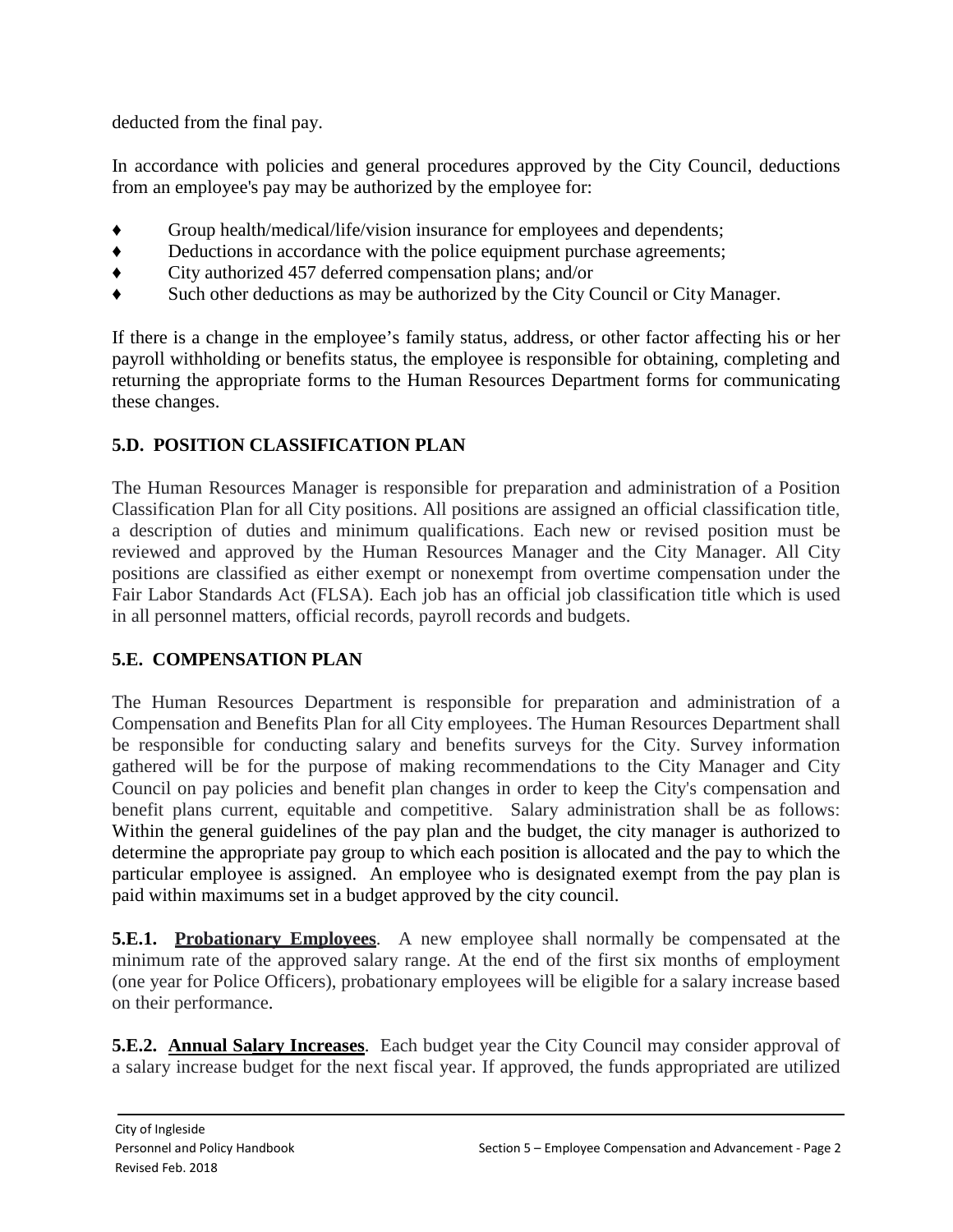deducted from the final pay.

In accordance with policies and general procedures approved by the City Council, deductions from an employee's pay may be authorized by the employee for:

- Group health/medical/life/vision insurance for employees and dependents;
- Deductions in accordance with the police equipment purchase agreements;
- City authorized 457 deferred compensation plans; and/or
- Such other deductions as may be authorized by the City Council or City Manager.

If there is a change in the employee's family status, address, or other factor affecting his or her payroll withholding or benefits status, the employee is responsible for obtaining, completing and returning the appropriate forms to the Human Resources Department forms for communicating these changes.

## 5.D. POSITION CLASSIFICATION PLAN

The Human Resources Manager is responsible for preparation and administration of a Position Classification Plan for all City positions. All positions are assigned an official classification title, a description of duties and minimum qualifications. Each new or revised position must be reviewed and approved by the Human Resources Manager and the City Manager. All City positions are classified as either exempt or nonexempt from overtime compensation under the Fair Labor Standards Act (FLSA). Each job has an official job classification title which is used in all personnel matters, official records, payroll records and budgets.

## 5.E. COMPENSATION PLAN

The Human Resources Department is responsible for preparation and administration of a Compensation and Benefits Plan for all City employees. The Human Resources Department shall be responsible for conducting salary and benefits surveys for the City. Survey information gathered will be for the purpose of making recommendations to the City Manager and City Council on pay policies and benefit plan changes in order to keep the City's compensation and benefit plans current, equitable and competitive. Salary administration shall be as follows: Within the general guidelines of the pay plan and the budget, the city manager is authorized to determine the appropriate pay group to which each position is allocated and the pay to which the particular employee is assigned. An employee who is designated exempt from the pay plan is paid within maximums set in a budget approved by the city council.

**5.E.1. Probationary Employees**. A new employee shall normally be compensated at the minimum rate of the approved salary range. At the end of the first six months of employment (one year for Police Officers), probationary employees will be eligible for a salary increase based on their performance.

**5.E.2. Annual Salary Increases**. Each budget year the City Council may consider approval of a salary increase budget for the next fiscal year. If approved, the funds appropriated are utilized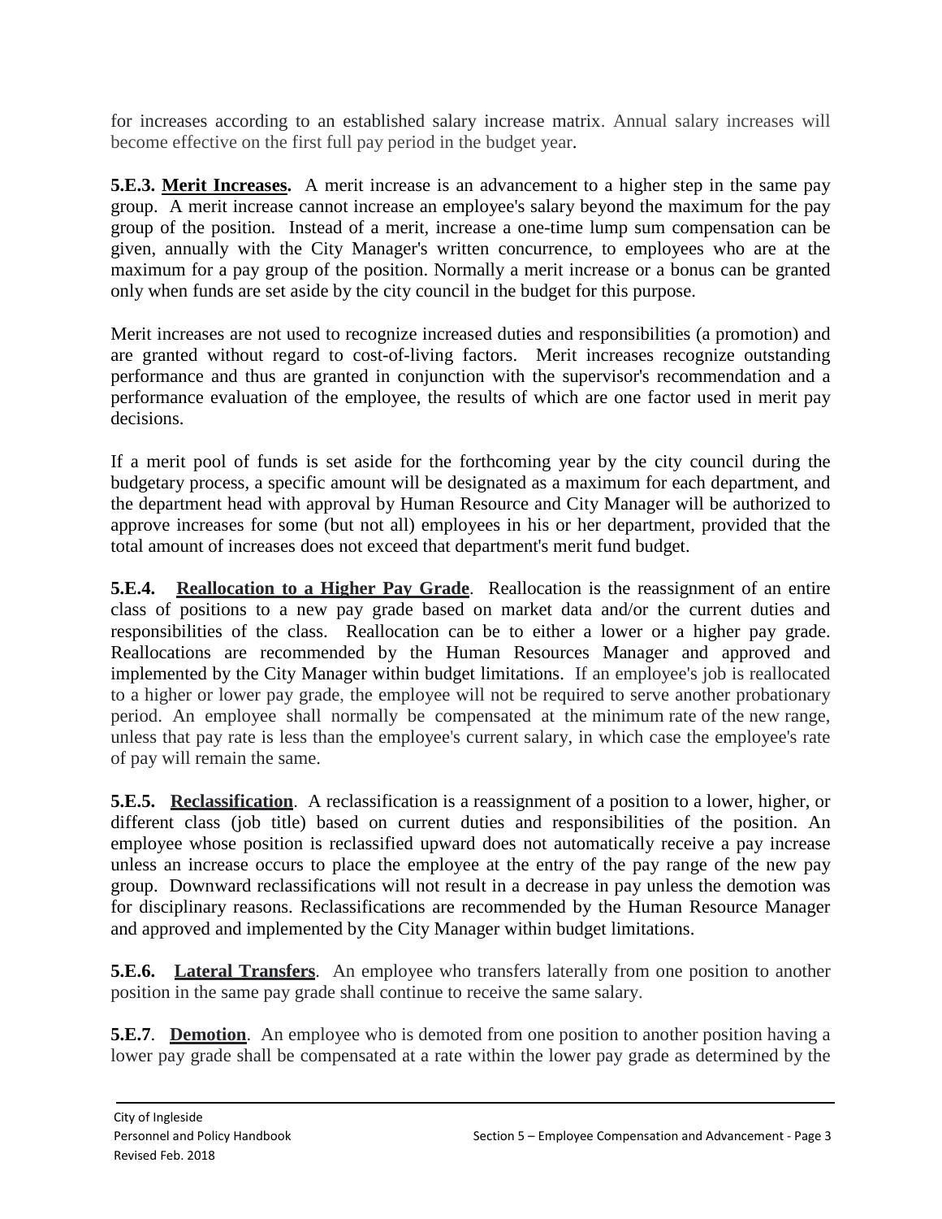for increases according to an established salary increase matrix. Annual salary increases will become effective on the first full pay period in the budget year.

**5.E.3. <u>Merit Increases</u>.** A merit increase is an advancement to a higher step in the same pay group. A merit increase cannot increase an employee's salary beyond the maximum for the pay group of the position. Instead of a merit, increase a one-time lump sum compensation can be given, annually with the City Manager's written concurrence, to employees who are at the maximum for a pay group of the position. Normally a merit increase or a bonus can be granted only when funds are set aside by the city council in the budget for this purpose.

Merit increases are not used to recognize increased duties and responsibilities (a promotion) and are granted without regard to cost-of-living factors. Merit increases recognize outstanding performance and thus are granted in conjunction with the supervisor's recommendation and a performance evaluation of the employee, the results of which are one factor used in merit pay decisions.

If a merit pool of funds is set aside for the forthcoming year by the city council during the budgetary process, a specific amount will be designated as a maximum for each department, and the department head with approval by Human Resource and City Manager will be authorized to approve increases for some (but not all) employees in his or her department, provided that the total amount of increases does not exceed that department's merit fund budget.

**5.E.4. <u>Reallocation to a Higher Pay Grade</u>**. Reallocation is the reassignment of an entire class of positions to a new pay grade based on market data and/or the current duties and responsibilities of the class. Reallocation can be to either a lower or a higher pay grade. Reallocations are recommended by the Human Resources Manager and approved and implemented by the City Manager within budget limitations. If an employee's job is reallocated to a higher or lower pay grade, the employee will not be required to serve another probationary period. An employee shall normally be compensated at the minimum rate of the new range, unless that pay rate is less than the employee's current salary, in which case the employee's rate of pay will remain the same.

**5.E.5. <u>Reclassification</u>**. A reclassification is a reassignment of a position to a lower, higher, or different class (job title) based on current duties and responsibilities of the position. An employee whose position is reclassified upward does not automatically receive a pay increase unless an increase occurs to place the employee at the entry of the pay range of the new pay group. Downward reclassifications will not result in a decrease in pay unless the demotion was for disciplinary reasons. Reclassifications are recommended by the Human Resource Manager and approved and implemented by the City Manager within budget limitations.

**5.E.6. <u>Lateral Transfers</u>**. An employee who transfers laterally from one position to another position in the same pay grade shall continue to receive the same salary.

**5.E.7**. **<u>Demotion</u>**. An employee who is demoted from one position to another position having a lower pay grade shall be compensated at a rate within the lower pay grade as determined by the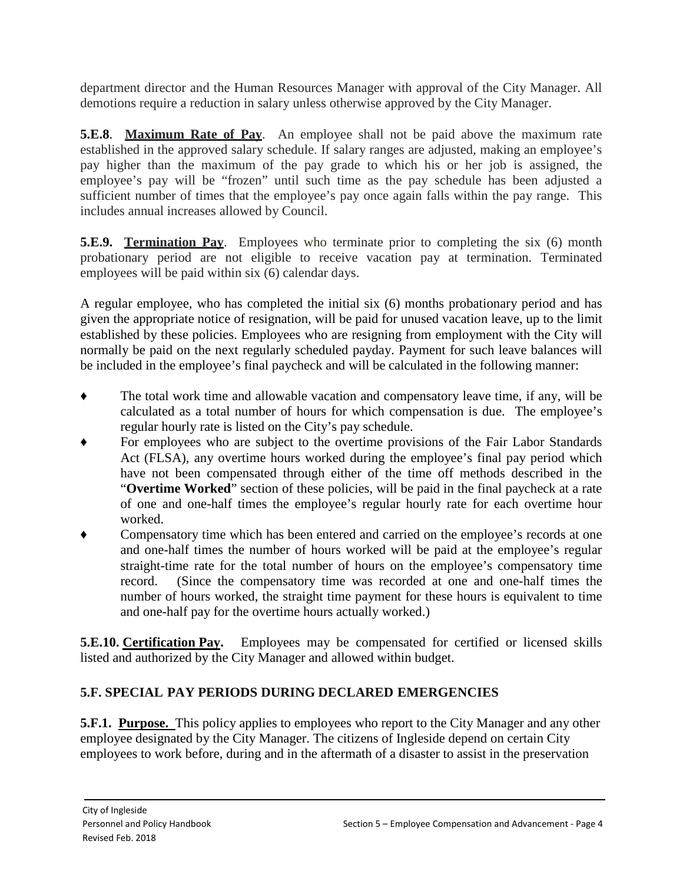department director and the Human Resources Manager with approval of the City Manager. All demotions require a reduction in salary unless otherwise approved by the City Manager.

**5.E.8**. **Maximum Rate of Pay**. An employee shall not be paid above the maximum rate established in the approved salary schedule. If salary ranges are adjusted, making an employee's pay higher than the maximum of the pay grade to which his or her job is assigned, the employee's pay will be "frozen" until such time as the pay schedule has been adjusted a sufficient number of times that the employee's pay once again falls within the pay range. This includes annual increases allowed by Council.

**5.E.9. Termination Pay**. Employees who terminate prior to completing the six (6) month probationary period are not eligible to receive vacation pay at termination. Terminated employees will be paid within six (6) calendar days.

A regular employee, who has completed the initial six (6) months probationary period and has given the appropriate notice of resignation, will be paid for unused vacation leave, up to the limit established by these policies. Employees who are resigning from employment with the City will normally be paid on the next regularly scheduled payday. Payment for such leave balances will be included in the employee's final paycheck and will be calculated in the following manner:

- The total work time and allowable vacation and compensatory leave time, if any, will be calculated as a total number of hours for which compensation is due. The employee's regular hourly rate is listed on the City's pay schedule.
- For employees who are subject to the overtime provisions of the Fair Labor Standards Act (FLSA), any overtime hours worked during the employee's final pay period which have not been compensated through either of the time off methods described in the "**Overtime Worked**" section of these policies, will be paid in the final paycheck at a rate of one and one-half times the employee's regular hourly rate for each overtime hour worked.
- Compensatory time which has been entered and carried on the employee's records at one and one-half times the number of hours worked will be paid at the employee's regular straight-time rate for the total number of hours on the employee's compensatory time record. (Since the compensatory time was recorded at one and one-half times the number of hours worked, the straight time payment for these hours is equivalent to time and one-half pay for the overtime hours actually worked.)

**5.E.10. Certification Pay.** Employees may be compensated for certified or licensed skills listed and authorized by the City Manager and allowed within budget.

## 5.F. SPECIAL PAY PERIODS DURING DECLARED EMERGENCIES

**5.F.1. Purpose.** This policy applies to employees who report to the City Manager and any other employee designated by the City Manager. The citizens of Ingleside depend on certain City employees to work before, during and in the aftermath of a disaster to assist in the preservation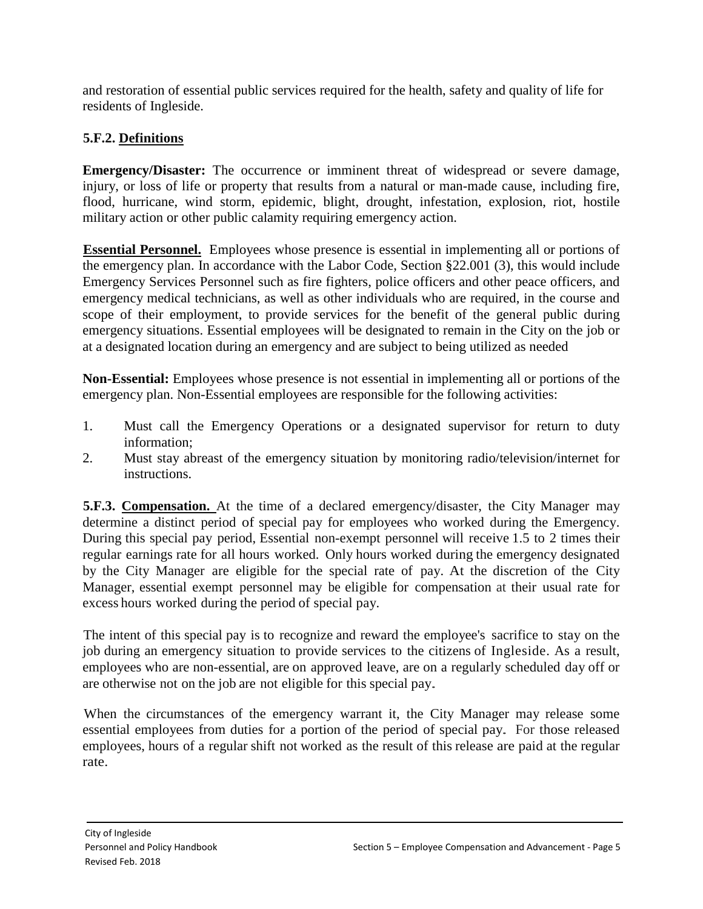and restoration of essential public services required for the health, safety and quality of life for residents of Ingleside.

### 5.F.2. Definitions

**Emergency/Disaster:** The occurrence or imminent threat of widespread or severe damage, injury, or loss of life or property that results from a natural or man-made cause, including fire, flood, hurricane, wind storm, epidemic, blight, drought, infestation, explosion, riot, hostile military action or other public calamity requiring emergency action.

**Essential Personnel.** Employees whose presence is essential in implementing all or portions of the emergency plan. In accordance with the Labor Code, Section §22.001 (3), this would include Emergency Services Personnel such as fire fighters, police officers and other peace officers, and emergency medical technicians, as well as other individuals who are required, in the course and scope of their employment, to provide services for the benefit of the general public during emergency situations. Essential employees will be designated to remain in the City on the job or at a designated location during an emergency and are subject to being utilized as needed

**Non-Essential:** Employees whose presence is not essential in implementing all or portions of the emergency plan. Non-Essential employees are responsible for the following activities:

1. Must call the Emergency Operations or a designated supervisor for return to duty information;
2. Must stay abreast of the emergency situation by monitoring radio/television/internet for instructions.

**5.F.3. Compensation.** At the time of a declared emergency/disaster, the City Manager may determine a distinct period of special pay for employees who worked during the Emergency. During this special pay period, Essential non-exempt personnel will receive 1.5 to 2 times their regular earnings rate for all hours worked. Only hours worked during the emergency designated by the City Manager are eligible for the special rate of pay. At the discretion of the City Manager, essential exempt personnel may be eligible for compensation at their usual rate for excess hours worked during the period of special pay.

The intent of this special pay is to recognize and reward the employee's sacrifice to stay on the job during an emergency situation to provide services to the citizens of Ingleside. As a result, employees who are non-essential, are on approved leave, are on a regularly scheduled day off or are otherwise not on the job are not eligible for this special pay.

When the circumstances of the emergency warrant it, the City Manager may release some essential employees from duties for a portion of the period of special pay. For those released employees, hours of a regular shift not worked as the result of this release are paid at the regular rate.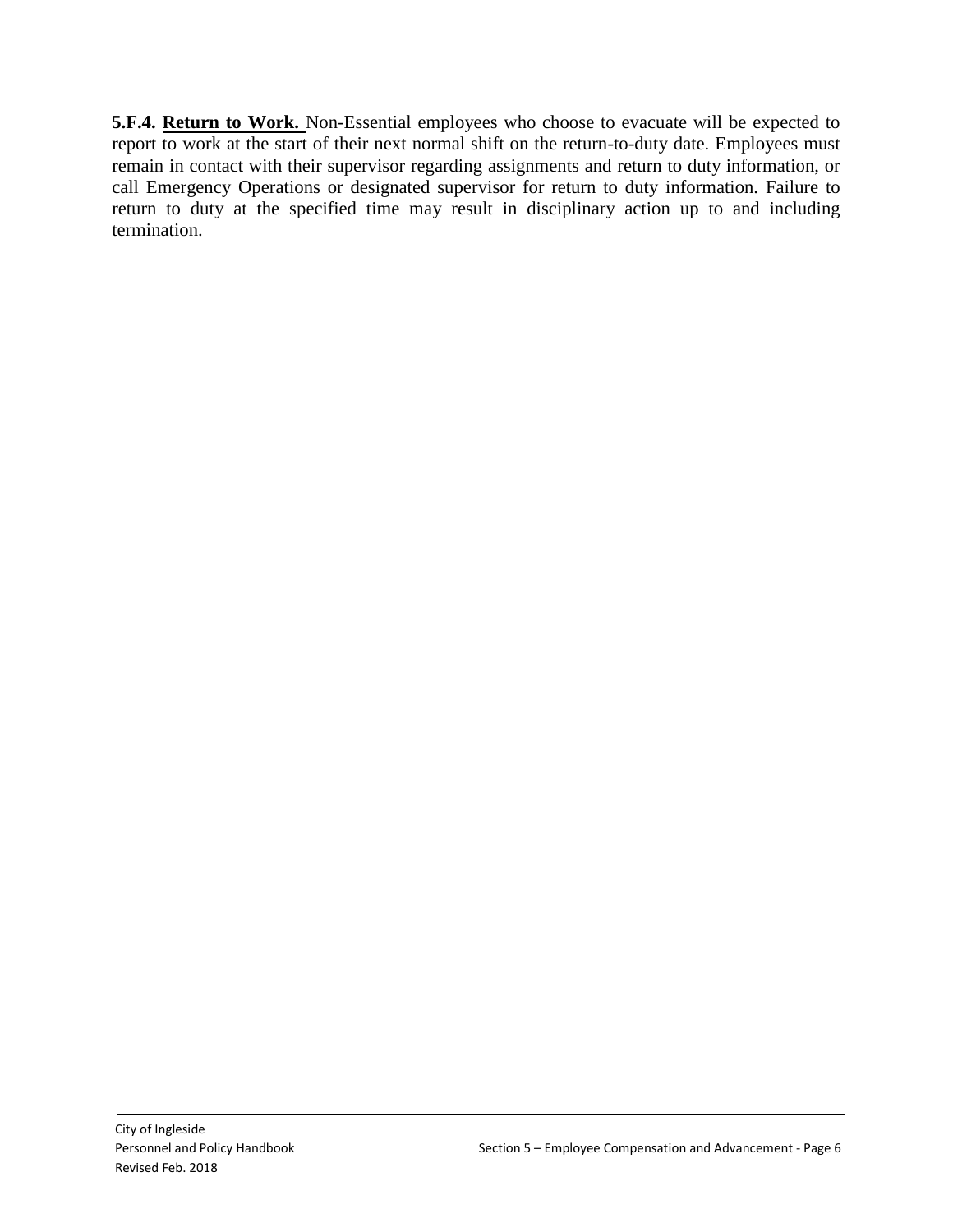**5.F.4. Return to Work.** Non-Essential employees who choose to evacuate will be expected to report to work at the start of their next normal shift on the return-to-duty date. Employees must remain in contact with their supervisor regarding assignments and return to duty information, or call Emergency Operations or designated supervisor for return to duty information. Failure to return to duty at the specified time may result in disciplinary action up to and including termination.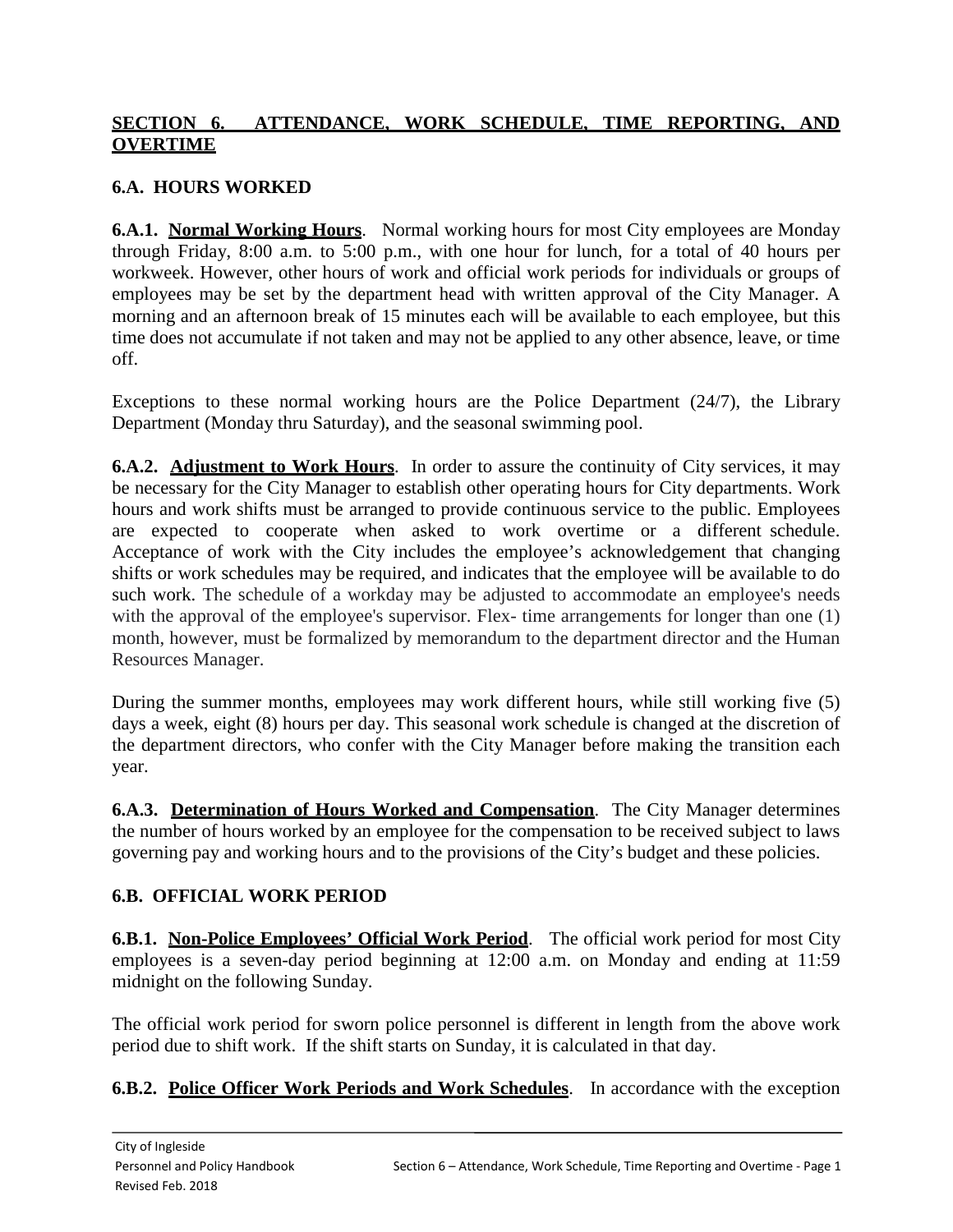## SECTION 6. ATTENDANCE, WORK SCHEDULE, TIME REPORTING, AND OVERTIME

### 6.A. HOURS WORKED

**6.A.1. Normal Working Hours**. Normal working hours for most City employees are Monday through Friday, 8:00 a.m. to 5:00 p.m., with one hour for lunch, for a total of 40 hours per workweek. However, other hours of work and official work periods for individuals or groups of employees may be set by the department head with written approval of the City Manager. A morning and an afternoon break of 15 minutes each will be available to each employee, but this time does not accumulate if not taken and may not be applied to any other absence, leave, or time off.

Exceptions to these normal working hours are the Police Department (24/7), the Library Department (Monday thru Saturday), and the seasonal swimming pool.

**6.A.2. Adjustment to Work Hours**. In order to assure the continuity of City services, it may be necessary for the City Manager to establish other operating hours for City departments. Work hours and work shifts must be arranged to provide continuous service to the public. Employees are expected to cooperate when asked to work overtime or a different schedule. Acceptance of work with the City includes the employee's acknowledgement that changing shifts or work schedules may be required, and indicates that the employee will be available to do such work. The schedule of a workday may be adjusted to accommodate an employee's needs with the approval of the employee's supervisor. Flex- time arrangements for longer than one (1) month, however, must be formalized by memorandum to the department director and the Human Resources Manager.

During the summer months, employees may work different hours, while still working five (5) days a week, eight (8) hours per day. This seasonal work schedule is changed at the discretion of the department directors, who confer with the City Manager before making the transition each year.

**6.A.3. Determination of Hours Worked and Compensation**. The City Manager determines the number of hours worked by an employee for the compensation to be received subject to laws governing pay and working hours and to the provisions of the City's budget and these policies.

### 6.B. OFFICIAL WORK PERIOD

**6.B.1. Non-Police Employees' Official Work Period**. The official work period for most City employees is a seven-day period beginning at 12:00 a.m. on Monday and ending at 11:59 midnight on the following Sunday.

The official work period for sworn police personnel is different in length from the above work period due to shift work. If the shift starts on Sunday, it is calculated in that day.

**6.B.2. Police Officer Work Periods and Work Schedules**. In accordance with the exception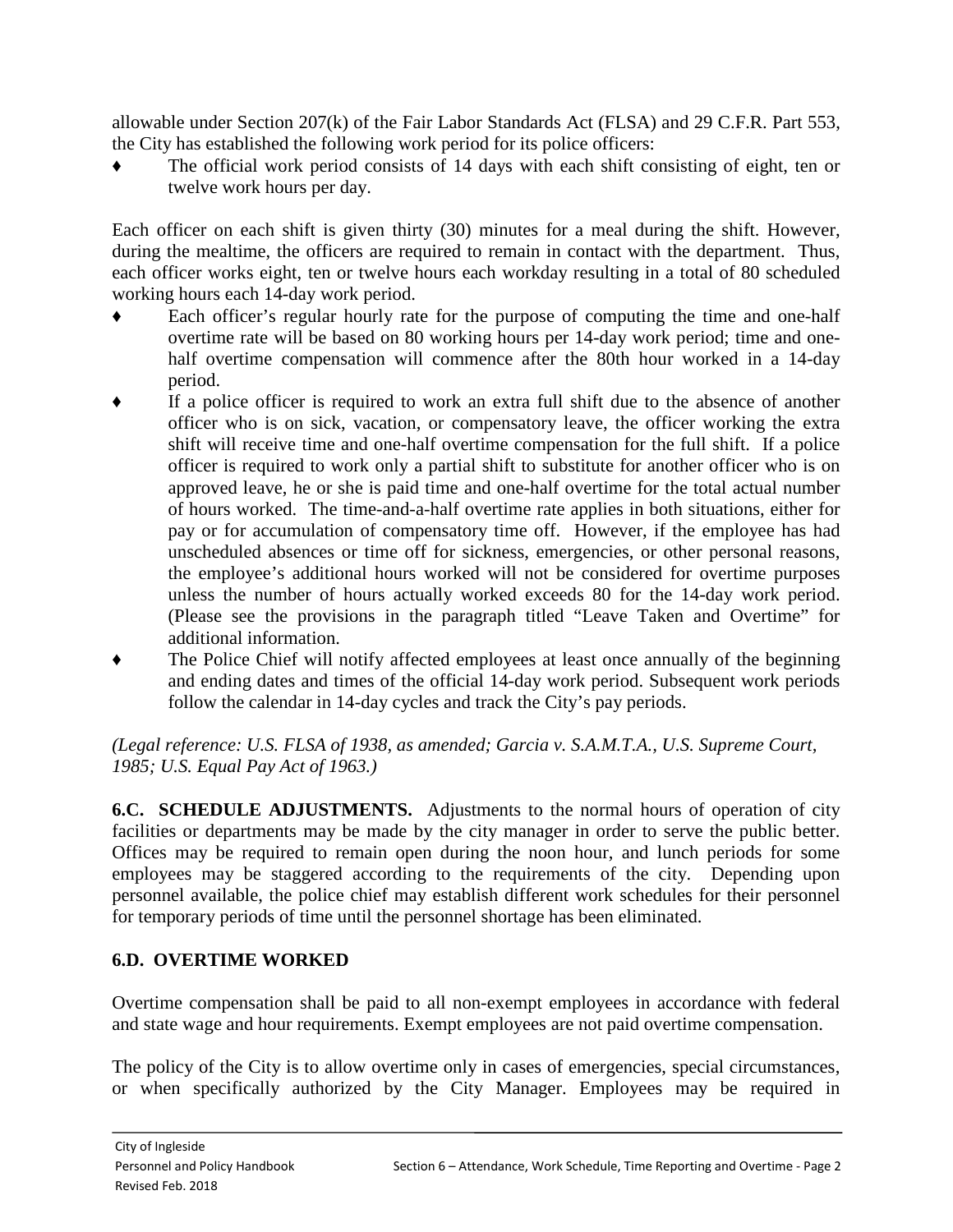allowable under Section 207(k) of the Fair Labor Standards Act (FLSA) and 29 C.F.R. Part 553, the City has established the following work period for its police officers:

- The official work period consists of 14 days with each shift consisting of eight, ten or twelve work hours per day.

Each officer on each shift is given thirty (30) minutes for a meal during the shift. However, during the mealtime, the officers are required to remain in contact with the department. Thus, each officer works eight, ten or twelve hours each workday resulting in a total of 80 scheduled working hours each 14-day work period.

- Each officer's regular hourly rate for the purpose of computing the time and one-half overtime rate will be based on 80 working hours per 14-day work period; time and one-half overtime compensation will commence after the 80th hour worked in a 14-day period.
- If a police officer is required to work an extra full shift due to the absence of another officer who is on sick, vacation, or compensatory leave, the officer working the extra shift will receive time and one-half overtime compensation for the full shift. If a police officer is required to work only a partial shift to substitute for another officer who is on approved leave, he or she is paid time and one-half overtime for the total actual number of hours worked. The time-and-a-half overtime rate applies in both situations, either for pay or for accumulation of compensatory time off. However, if the employee has had unscheduled absences or time off for sickness, emergencies, or other personal reasons, the employee's additional hours worked will not be considered for overtime purposes unless the number of hours actually worked exceeds 80 for the 14-day work period. (Please see the provisions in the paragraph titled "Leave Taken and Overtime" for additional information.
- The Police Chief will notify affected employees at least once annually of the beginning and ending dates and times of the official 14-day work period. Subsequent work periods follow the calendar in 14-day cycles and track the City's pay periods.

*(Legal reference: U.S. FLSA of 1938, as amended; Garcia v. S.A.M.T.A., U.S. Supreme Court, 1985; U.S. Equal Pay Act of 1963.)*

**6.C. SCHEDULE ADJUSTMENTS.** Adjustments to the normal hours of operation of city facilities or departments may be made by the city manager in order to serve the public better. Offices may be required to remain open during the noon hour, and lunch periods for some employees may be staggered according to the requirements of the city. Depending upon personnel available, the police chief may establish different work schedules for their personnel for temporary periods of time until the personnel shortage has been eliminated.

## 6.D. OVERTIME WORKED

Overtime compensation shall be paid to all non-exempt employees in accordance with federal and state wage and hour requirements. Exempt employees are not paid overtime compensation.

The policy of the City is to allow overtime only in cases of emergencies, special circumstances, or when specifically authorized by the City Manager. Employees may be required in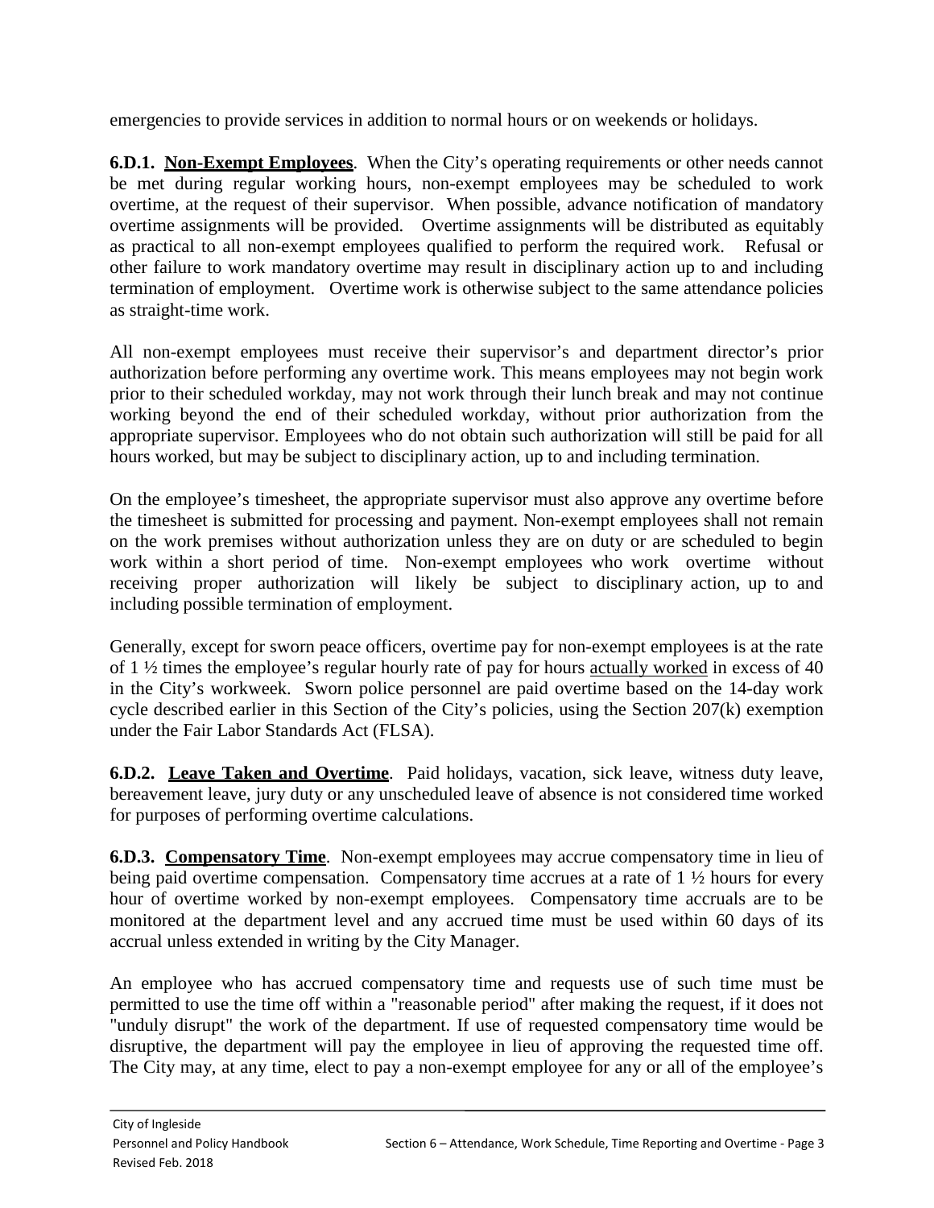emergencies to provide services in addition to normal hours or on weekends or holidays.

**6.D.1. Non-Exempt Employees**. When the City's operating requirements or other needs cannot be met during regular working hours, non-exempt employees may be scheduled to work overtime, at the request of their supervisor. When possible, advance notification of mandatory overtime assignments will be provided. Overtime assignments will be distributed as equitably as practical to all non-exempt employees qualified to perform the required work. Refusal or other failure to work mandatory overtime may result in disciplinary action up to and including termination of employment. Overtime work is otherwise subject to the same attendance policies as straight-time work.

All non-exempt employees must receive their supervisor's and department director's prior authorization before performing any overtime work. This means employees may not begin work prior to their scheduled workday, may not work through their lunch break and may not continue working beyond the end of their scheduled workday, without prior authorization from the appropriate supervisor. Employees who do not obtain such authorization will still be paid for all hours worked, but may be subject to disciplinary action, up to and including termination.

On the employee's timesheet, the appropriate supervisor must also approve any overtime before the timesheet is submitted for processing and payment. Non-exempt employees shall not remain on the work premises without authorization unless they are on duty or are scheduled to begin work within a short period of time. Non-exempt employees who work overtime without receiving proper authorization will likely be subject to disciplinary action, up to and including possible termination of employment.

Generally, except for sworn peace officers, overtime pay for non-exempt employees is at the rate of 1 ½ times the employee's regular hourly rate of pay for hours actually worked in excess of 40 in the City's workweek. Sworn police personnel are paid overtime based on the 14-day work cycle described earlier in this Section of the City's policies, using the Section 207(k) exemption under the Fair Labor Standards Act (FLSA).

**6.D.2. Leave Taken and Overtime**. Paid holidays, vacation, sick leave, witness duty leave, bereavement leave, jury duty or any unscheduled leave of absence is not considered time worked for purposes of performing overtime calculations.

**6.D.3. Compensatory Time**. Non-exempt employees may accrue compensatory time in lieu of being paid overtime compensation. Compensatory time accrues at a rate of 1 ½ hours for every hour of overtime worked by non-exempt employees. Compensatory time accruals are to be monitored at the department level and any accrued time must be used within 60 days of its accrual unless extended in writing by the City Manager.

An employee who has accrued compensatory time and requests use of such time must be permitted to use the time off within a "reasonable period" after making the request, if it does not "unduly disrupt" the work of the department. If use of requested compensatory time would be disruptive, the department will pay the employee in lieu of approving the requested time off. The City may, at any time, elect to pay a non-exempt employee for any or all of the employee's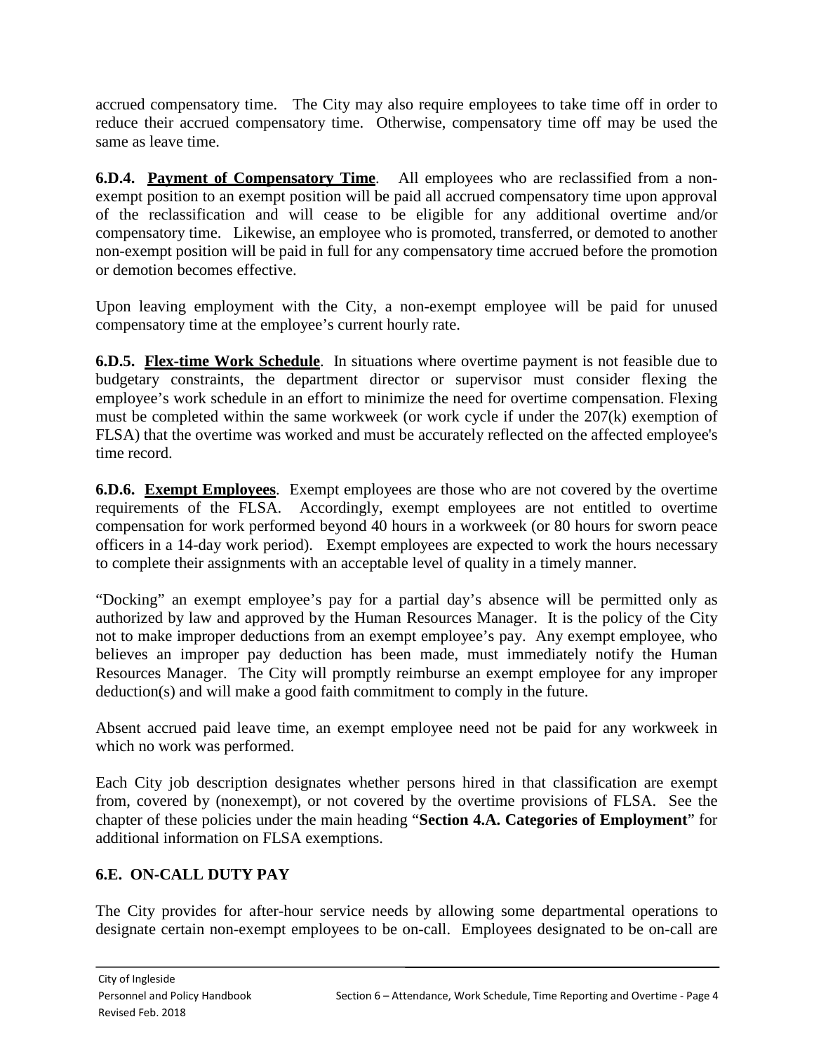accrued compensatory time. The City may also require employees to take time off in order to reduce their accrued compensatory time. Otherwise, compensatory time off may be used the same as leave time.

**6.D.4. Payment of Compensatory Time**. All employees who are reclassified from a non-exempt position to an exempt position will be paid all accrued compensatory time upon approval of the reclassification and will cease to be eligible for any additional overtime and/or compensatory time. Likewise, an employee who is promoted, transferred, or demoted to another non-exempt position will be paid in full for any compensatory time accrued before the promotion or demotion becomes effective.

Upon leaving employment with the City, a non-exempt employee will be paid for unused compensatory time at the employee's current hourly rate.

**6.D.5. Flex-time Work Schedule**. In situations where overtime payment is not feasible due to budgetary constraints, the department director or supervisor must consider flexing the employee's work schedule in an effort to minimize the need for overtime compensation. Flexing must be completed within the same workweek (or work cycle if under the 207(k) exemption of FLSA) that the overtime was worked and must be accurately reflected on the affected employee's time record.

**6.D.6. Exempt Employees**. Exempt employees are those who are not covered by the overtime requirements of the FLSA. Accordingly, exempt employees are not entitled to overtime compensation for work performed beyond 40 hours in a workweek (or 80 hours for sworn peace officers in a 14-day work period). Exempt employees are expected to work the hours necessary to complete their assignments with an acceptable level of quality in a timely manner.

"Docking" an exempt employee's pay for a partial day's absence will be permitted only as authorized by law and approved by the Human Resources Manager. It is the policy of the City not to make improper deductions from an exempt employee's pay. Any exempt employee, who believes an improper pay deduction has been made, must immediately notify the Human Resources Manager. The City will promptly reimburse an exempt employee for any improper deduction(s) and will make a good faith commitment to comply in the future.

Absent accrued paid leave time, an exempt employee need not be paid for any workweek in which no work was performed.

Each City job description designates whether persons hired in that classification are exempt from, covered by (nonexempt), or not covered by the overtime provisions of FLSA. See the chapter of these policies under the main heading "**Section 4.A. Categories of Employment**" for additional information on FLSA exemptions.

## 6.E. ON-CALL DUTY PAY

The City provides for after-hour service needs by allowing some departmental operations to designate certain non-exempt employees to be on-call. Employees designated to be on-call are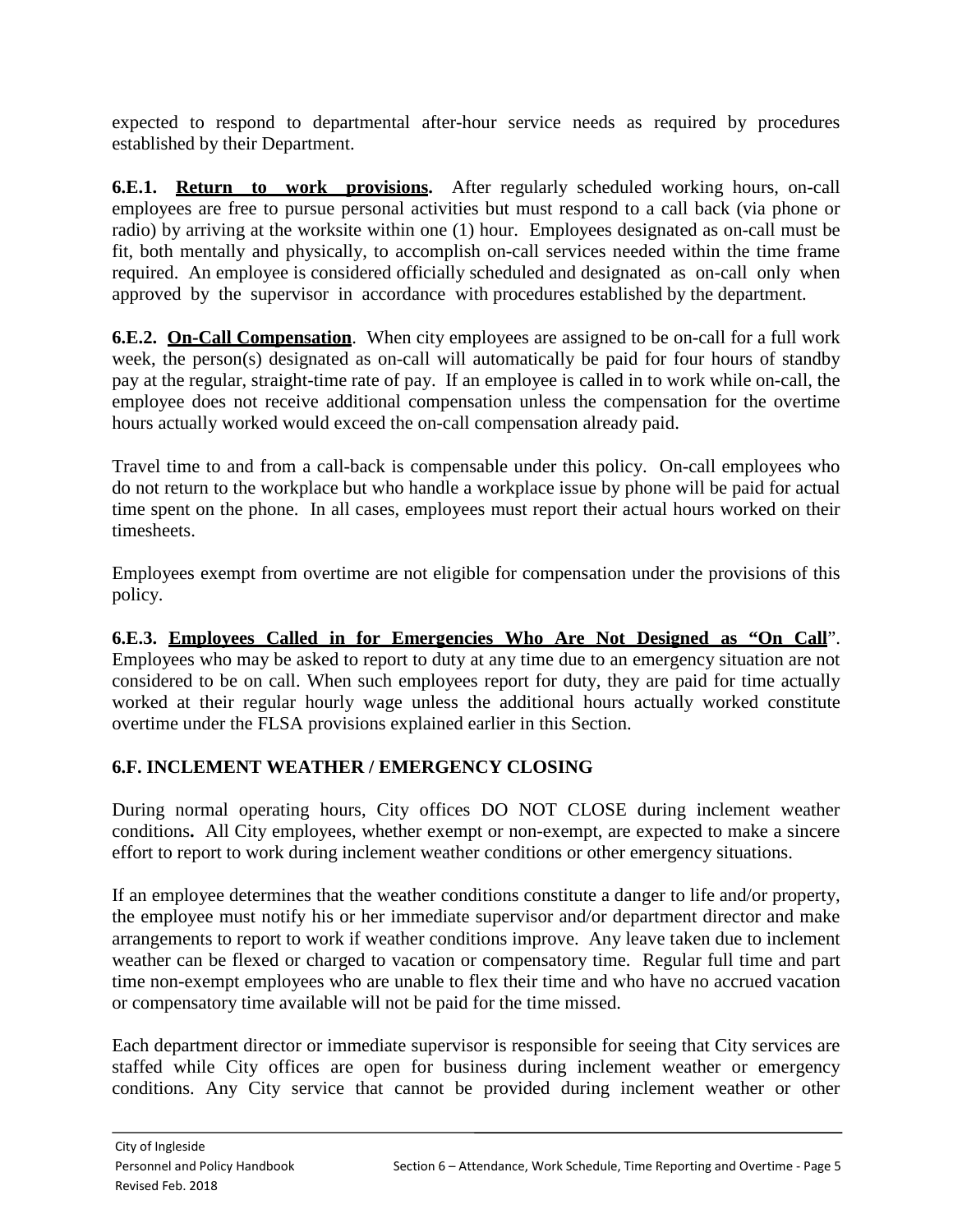expected to respond to departmental after-hour service needs as required by procedures established by their Department.

**6.E.1. Return to work provisions.** After regularly scheduled working hours, on-call employees are free to pursue personal activities but must respond to a call back (via phone or radio) by arriving at the worksite within one (1) hour. Employees designated as on-call must be fit, both mentally and physically, to accomplish on-call services needed within the time frame required. An employee is considered officially scheduled and designated as on-call only when approved by the supervisor in accordance with procedures established by the department.

**6.E.2. On-Call Compensation**. When city employees are assigned to be on-call for a full work week, the person(s) designated as on-call will automatically be paid for four hours of standby pay at the regular, straight-time rate of pay. If an employee is called in to work while on-call, the employee does not receive additional compensation unless the compensation for the overtime hours actually worked would exceed the on-call compensation already paid.

Travel time to and from a call-back is compensable under this policy. On-call employees who do not return to the workplace but who handle a workplace issue by phone will be paid for actual time spent on the phone. In all cases, employees must report their actual hours worked on their timesheets.

Employees exempt from overtime are not eligible for compensation under the provisions of this policy.

**6.E.3. Employees Called in for Emergencies Who Are Not Designed as "On Call**". Employees who may be asked to report to duty at any time due to an emergency situation are not considered to be on call. When such employees report for duty, they are paid for time actually worked at their regular hourly wage unless the additional hours actually worked constitute overtime under the FLSA provisions explained earlier in this Section.

## 6.F. INCLEMENT WEATHER / EMERGENCY CLOSING

During normal operating hours, City offices DO NOT CLOSE during inclement weather conditions**.** All City employees, whether exempt or non-exempt, are expected to make a sincere effort to report to work during inclement weather conditions or other emergency situations.

If an employee determines that the weather conditions constitute a danger to life and/or property, the employee must notify his or her immediate supervisor and/or department director and make arrangements to report to work if weather conditions improve. Any leave taken due to inclement weather can be flexed or charged to vacation or compensatory time. Regular full time and part time non-exempt employees who are unable to flex their time and who have no accrued vacation or compensatory time available will not be paid for the time missed.

Each department director or immediate supervisor is responsible for seeing that City services are staffed while City offices are open for business during inclement weather or emergency conditions. Any City service that cannot be provided during inclement weather or other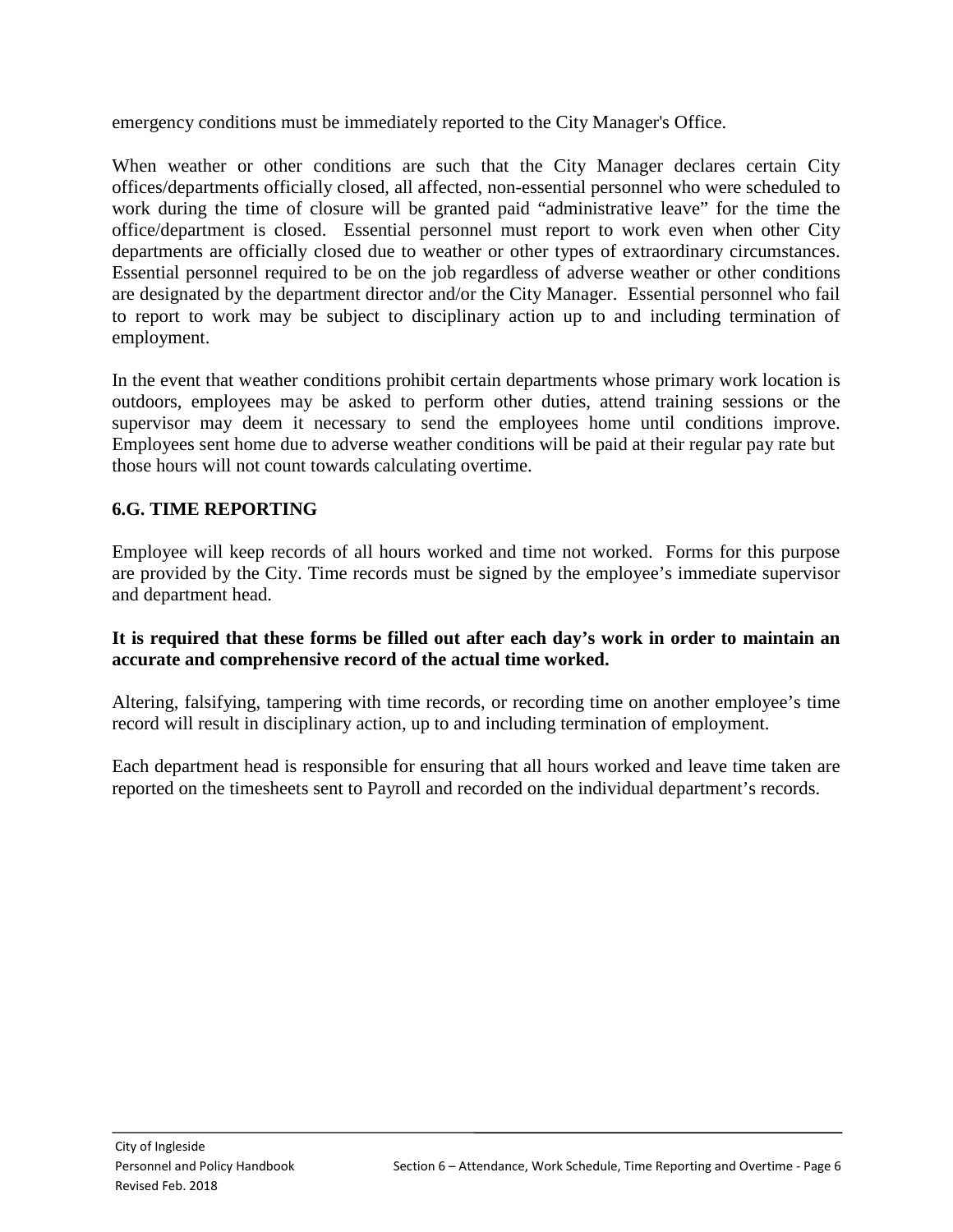emergency conditions must be immediately reported to the City Manager's Office.

When weather or other conditions are such that the City Manager declares certain City offices/departments officially closed, all affected, non-essential personnel who were scheduled to work during the time of closure will be granted paid “administrative leave” for the time the office/department is closed. Essential personnel must report to work even when other City departments are officially closed due to weather or other types of extraordinary circumstances. Essential personnel required to be on the job regardless of adverse weather or other conditions are designated by the department director and/or the City Manager. Essential personnel who fail to report to work may be subject to disciplinary action up to and including termination of employment.

In the event that weather conditions prohibit certain departments whose primary work location is outdoors, employees may be asked to perform other duties, attend training sessions or the supervisor may deem it necessary to send the employees home until conditions improve. Employees sent home due to adverse weather conditions will be paid at their regular pay rate but those hours will not count towards calculating overtime.

### 6.G. TIME REPORTING

Employee will keep records of all hours worked and time not worked. Forms for this purpose are provided by the City. Time records must be signed by the employee’s immediate supervisor and department head.

**It is required that these forms be filled out after each day’s work in order to maintain an accurate and comprehensive record of the actual time worked.**

Altering, falsifying, tampering with time records, or recording time on another employee’s time record will result in disciplinary action, up to and including termination of employment.

Each department head is responsible for ensuring that all hours worked and leave time taken are reported on the timesheets sent to Payroll and recorded on the individual department’s records.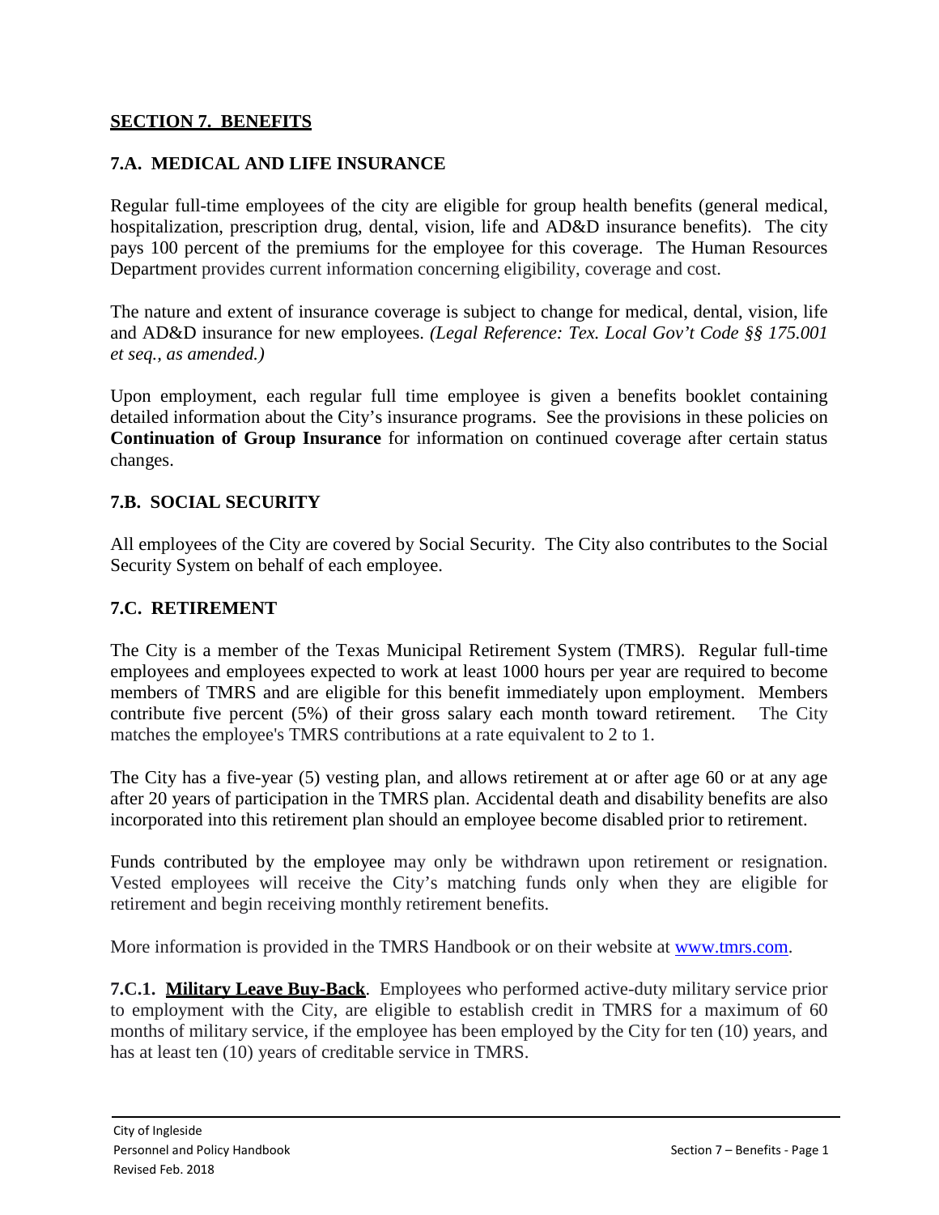## SECTION 7. BENEFITS

### 7.A. MEDICAL AND LIFE INSURANCE

Regular full-time employees of the city are eligible for group health benefits (general medical, hospitalization, prescription drug, dental, vision, life and AD&D insurance benefits). The city pays 100 percent of the premiums for the employee for this coverage. The Human Resources Department provides current information concerning eligibility, coverage and cost.

The nature and extent of insurance coverage is subject to change for medical, dental, vision, life and AD&D insurance for new employees. *(Legal Reference: Tex. Local Gov't Code §§ 175.001 et seq., as amended.)*

Upon employment, each regular full time employee is given a benefits booklet containing detailed information about the City's insurance programs. See the provisions in these policies on **Continuation of Group Insurance** for information on continued coverage after certain status changes.

### 7.B. SOCIAL SECURITY

All employees of the City are covered by Social Security. The City also contributes to the Social Security System on behalf of each employee.

### 7.C. RETIREMENT

The City is a member of the Texas Municipal Retirement System (TMRS). Regular full-time employees and employees expected to work at least 1000 hours per year are required to become members of TMRS and are eligible for this benefit immediately upon employment. Members contribute five percent (5%) of their gross salary each month toward retirement. The City matches the employee's TMRS contributions at a rate equivalent to 2 to 1.

The City has a five-year (5) vesting plan, and allows retirement at or after age 60 or at any age after 20 years of participation in the TMRS plan. Accidental death and disability benefits are also incorporated into this retirement plan should an employee become disabled prior to retirement.

Funds contributed by the employee may only be withdrawn upon retirement or resignation. Vested employees will receive the City's matching funds only when they are eligible for retirement and begin receiving monthly retirement benefits.

More information is provided in the TMRS Handbook or on their website at [www.tmrs.com](http://www.tmrs.com).

**7.C.1. Military Leave Buy-Back**. Employees who performed active-duty military service prior to employment with the City, are eligible to establish credit in TMRS for a maximum of 60 months of military service, if the employee has been employed by the City for ten (10) years, and has at least ten (10) years of creditable service in TMRS.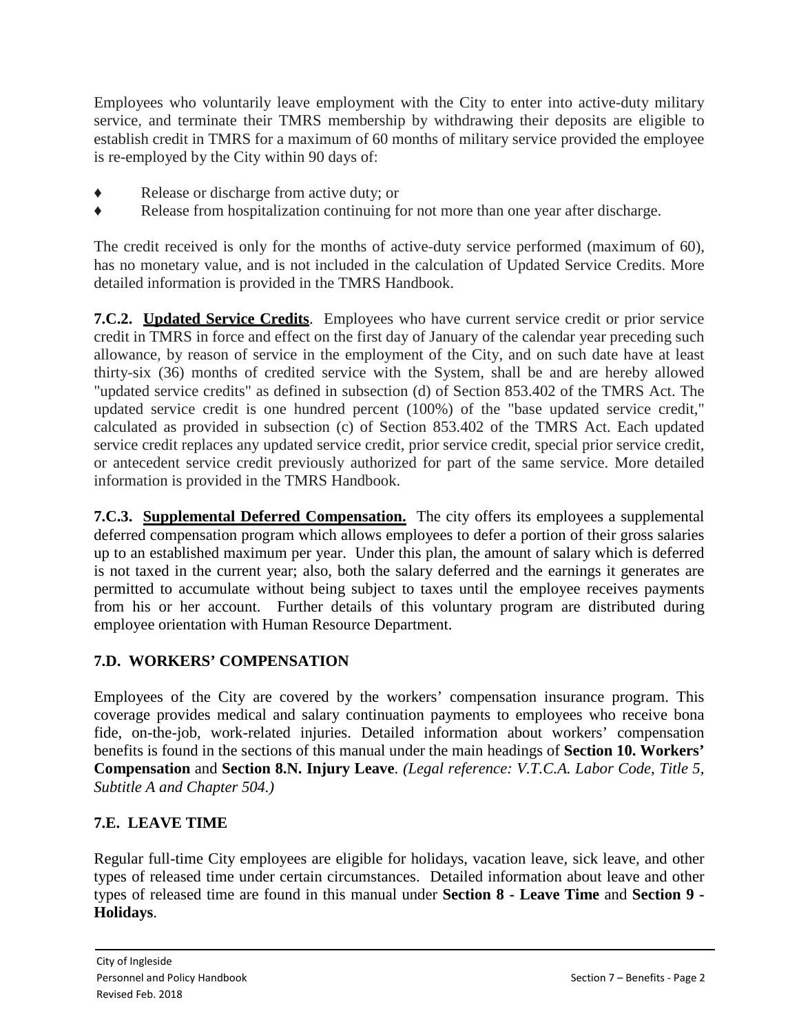Employees who voluntarily leave employment with the City to enter into active-duty military service, and terminate their TMRS membership by withdrawing their deposits are eligible to establish credit in TMRS for a maximum of 60 months of military service provided the employee is re-employed by the City within 90 days of:

- Release or discharge from active duty; or
- Release from hospitalization continuing for not more than one year after discharge.

The credit received is only for the months of active-duty service performed (maximum of 60), has no monetary value, and is not included in the calculation of Updated Service Credits. More detailed information is provided in the TMRS Handbook.

**7.C.2. Updated Service Credits**. Employees who have current service credit or prior service credit in TMRS in force and effect on the first day of January of the calendar year preceding such allowance, by reason of service in the employment of the City, and on such date have at least thirty-six (36) months of credited service with the System, shall be and are hereby allowed "updated service credits" as defined in subsection (d) of Section 853.402 of the TMRS Act. The updated service credit is one hundred percent (100%) of the "base updated service credit," calculated as provided in subsection (c) of Section 853.402 of the TMRS Act. Each updated service credit replaces any updated service credit, prior service credit, special prior service credit, or antecedent service credit previously authorized for part of the same service. More detailed information is provided in the TMRS Handbook.

**7.C.3. Supplemental Deferred Compensation.** The city offers its employees a supplemental deferred compensation program which allows employees to defer a portion of their gross salaries up to an established maximum per year. Under this plan, the amount of salary which is deferred is not taxed in the current year; also, both the salary deferred and the earnings it generates are permitted to accumulate without being subject to taxes until the employee receives payments from his or her account. Further details of this voluntary program are distributed during employee orientation with Human Resource Department.

### 7.D. WORKERS' COMPENSATION

Employees of the City are covered by the workers' compensation insurance program. This coverage provides medical and salary continuation payments to employees who receive bona fide, on-the-job, work-related injuries. Detailed information about workers' compensation benefits is found in the sections of this manual under the main headings of **Section 10. Workers' Compensation** and **Section 8.N. Injury Leave**. *(Legal reference: V.T.C.A. Labor Code, Title 5, Subtitle A and Chapter 504.)*

### 7.E. LEAVE TIME

Regular full-time City employees are eligible for holidays, vacation leave, sick leave, and other types of released time under certain circumstances. Detailed information about leave and other types of released time are found in this manual under **Section 8 - Leave Time** and **Section 9 - Holidays**.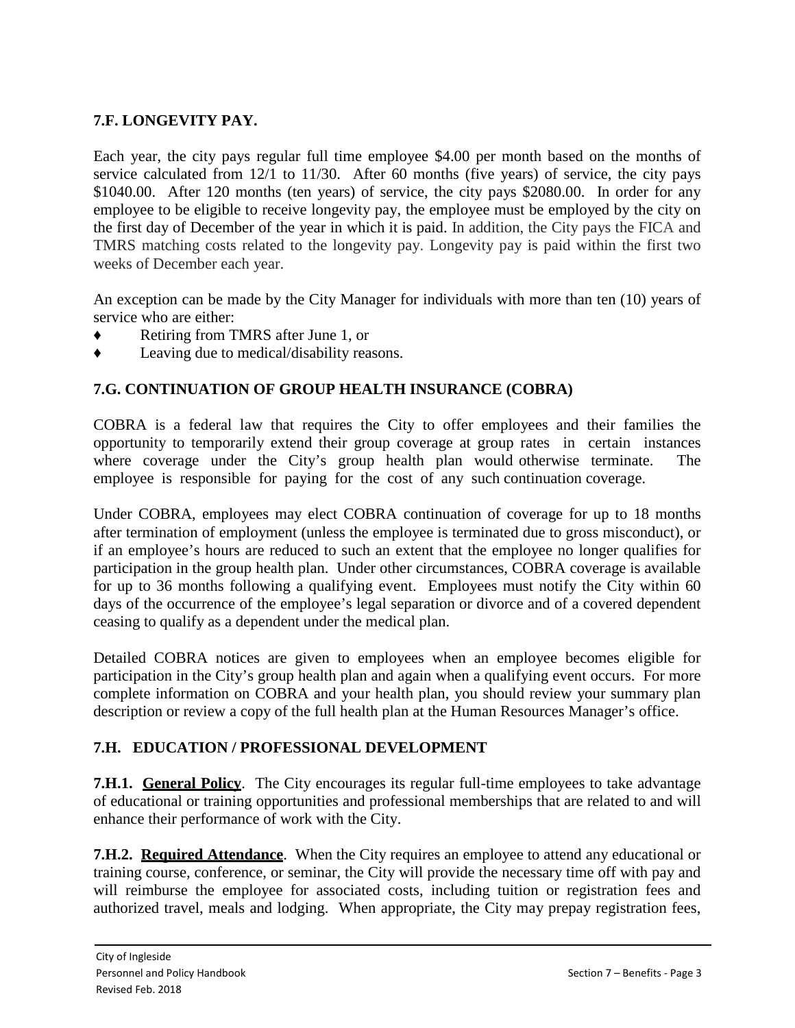## 7.F. LONGEVITY PAY.

Each year, the city pays regular full time employee $4.00 per month based on the months of service calculated from 12/1 to 11/30. After 60 months (five years) of service, the city pays $1040.00. After 120 months (ten years) of service, the city pays $2080.00. In order for any employee to be eligible to receive longevity pay, the employee must be employed by the city on the first day of December of the year in which it is paid. In addition, the City pays the FICA and TMRS matching costs related to the longevity pay. Longevity pay is paid within the first two weeks of December each year.

An exception can be made by the City Manager for individuals with more than ten (10) years of service who are either:

- Retiring from TMRS after June 1, or
- Leaving due to medical/disability reasons.

## 7.G. CONTINUATION OF GROUP HEALTH INSURANCE (COBRA)

COBRA is a federal law that requires the City to offer employees and their families the opportunity to temporarily extend their group coverage at group rates in certain instances where coverage under the City's group health plan would otherwise terminate. The employee is responsible for paying for the cost of any such continuation coverage.

Under COBRA, employees may elect COBRA continuation of coverage for up to 18 months after termination of employment (unless the employee is terminated due to gross misconduct), or if an employee's hours are reduced to such an extent that the employee no longer qualifies for participation in the group health plan. Under other circumstances, COBRA coverage is available for up to 36 months following a qualifying event. Employees must notify the City within 60 days of the occurrence of the employee's legal separation or divorce and of a covered dependent ceasing to qualify as a dependent under the medical plan.

Detailed COBRA notices are given to employees when an employee becomes eligible for participation in the City's group health plan and again when a qualifying event occurs. For more complete information on COBRA and your health plan, you should review your summary plan description or review a copy of the full health plan at the Human Resources Manager's office.

## 7.H. EDUCATION / PROFESSIONAL DEVELOPMENT

**7.H.1. General Policy**. The City encourages its regular full-time employees to take advantage of educational or training opportunities and professional memberships that are related to and will enhance their performance of work with the City.

**7.H.2. Required Attendance**. When the City requires an employee to attend any educational or training course, conference, or seminar, the City will provide the necessary time off with pay and will reimburse the employee for associated costs, including tuition or registration fees and authorized travel, meals and lodging. When appropriate, the City may prepay registration fees,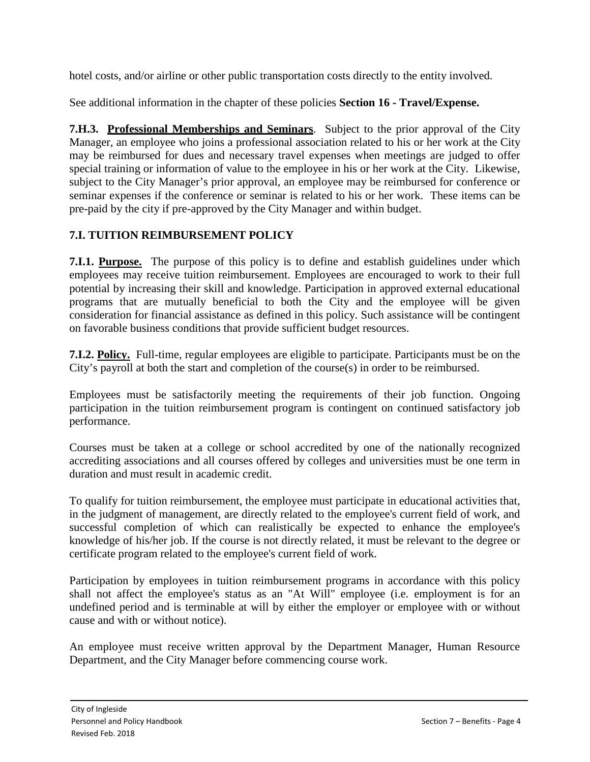hotel costs, and/or airline or other public transportation costs directly to the entity involved.

See additional information in the chapter of these policies **Section 16 - Travel/Expense.**

**7.H.3. Professional Memberships and Seminars**. Subject to the prior approval of the City Manager, an employee who joins a professional association related to his or her work at the City may be reimbursed for dues and necessary travel expenses when meetings are judged to offer special training or information of value to the employee in his or her work at the City. Likewise, subject to the City Manager's prior approval, an employee may be reimbursed for conference or seminar expenses if the conference or seminar is related to his or her work. These items can be pre-paid by the city if pre-approved by the City Manager and within budget.

## 7.I. TUITION REIMBURSEMENT POLICY

**7.I.1. Purpose.** The purpose of this policy is to define and establish guidelines under which employees may receive tuition reimbursement. Employees are encouraged to work to their full potential by increasing their skill and knowledge. Participation in approved external educational programs that are mutually beneficial to both the City and the employee will be given consideration for financial assistance as defined in this policy. Such assistance will be contingent on favorable business conditions that provide sufficient budget resources.

**7.I.2. Policy.** Full-time, regular employees are eligible to participate. Participants must be on the City's payroll at both the start and completion of the course(s) in order to be reimbursed.

Employees must be satisfactorily meeting the requirements of their job function. Ongoing participation in the tuition reimbursement program is contingent on continued satisfactory job performance.

Courses must be taken at a college or school accredited by one of the nationally recognized accrediting associations and all courses offered by colleges and universities must be one term in duration and must result in academic credit.

To qualify for tuition reimbursement, the employee must participate in educational activities that, in the judgment of management, are directly related to the employee's current field of work, and successful completion of which can realistically be expected to enhance the employee's knowledge of his/her job. If the course is not directly related, it must be relevant to the degree or certificate program related to the employee's current field of work.

Participation by employees in tuition reimbursement programs in accordance with this policy shall not affect the employee's status as an "At Will" employee (i.e. employment is for an undefined period and is terminable at will by either the employer or employee with or without cause and with or without notice).

An employee must receive written approval by the Department Manager, Human Resource Department, and the City Manager before commencing course work.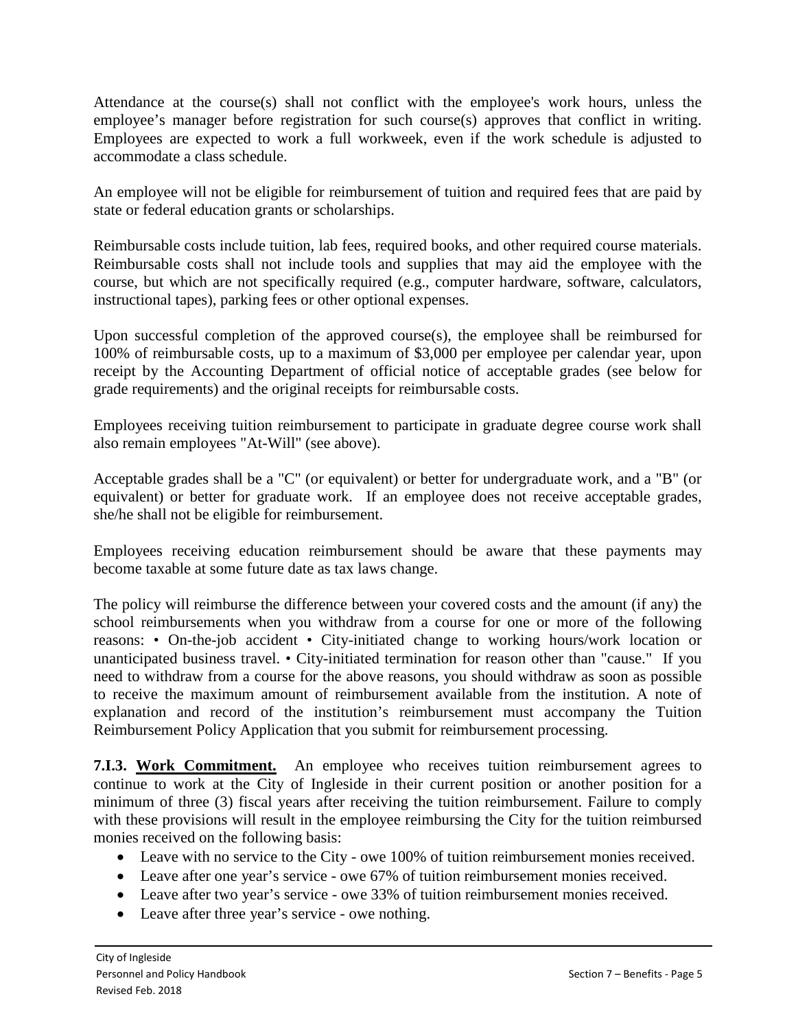Attendance at the course(s) shall not conflict with the employee's work hours, unless the employee's manager before registration for such course(s) approves that conflict in writing. Employees are expected to work a full workweek, even if the work schedule is adjusted to accommodate a class schedule.

An employee will not be eligible for reimbursement of tuition and required fees that are paid by state or federal education grants or scholarships.

Reimbursable costs include tuition, lab fees, required books, and other required course materials. Reimbursable costs shall not include tools and supplies that may aid the employee with the course, but which are not specifically required (e.g., computer hardware, software, calculators, instructional tapes), parking fees or other optional expenses.

Upon successful completion of the approved course(s), the employee shall be reimbursed for 100% of reimbursable costs, up to a maximum of $3,000 per employee per calendar year, upon receipt by the Accounting Department of official notice of acceptable grades (see below for grade requirements) and the original receipts for reimbursable costs.

Employees receiving tuition reimbursement to participate in graduate degree course work shall also remain employees "At-Will" (see above).

Acceptable grades shall be a "C" (or equivalent) or better for undergraduate work, and a "B" (or equivalent) or better for graduate work. If an employee does not receive acceptable grades, she/he shall not be eligible for reimbursement.

Employees receiving education reimbursement should be aware that these payments may become taxable at some future date as tax laws change.

The policy will reimburse the difference between your covered costs and the amount (if any) the school reimbursements when you withdraw from a course for one or more of the following reasons: • On-the-job accident • City-initiated change to working hours/work location or unanticipated business travel. • City-initiated termination for reason other than "cause." If you need to withdraw from a course for the above reasons, you should withdraw as soon as possible to receive the maximum amount of reimbursement available from the institution. A note of explanation and record of the institution's reimbursement must accompany the Tuition Reimbursement Policy Application that you submit for reimbursement processing.

**7.I.3. Work Commitment.** An employee who receives tuition reimbursement agrees to continue to work at the City of Ingleside in their current position or another position for a minimum of three (3) fiscal years after receiving the tuition reimbursement. Failure to comply with these provisions will result in the employee reimbursing the City for the tuition reimbursed monies received on the following basis:

- Leave with no service to the City - owe 100% of tuition reimbursement monies received.
- Leave after one year's service - owe 67% of tuition reimbursement monies received.
- Leave after two year's service - owe 33% of tuition reimbursement monies received.
- Leave after three year's service - owe nothing.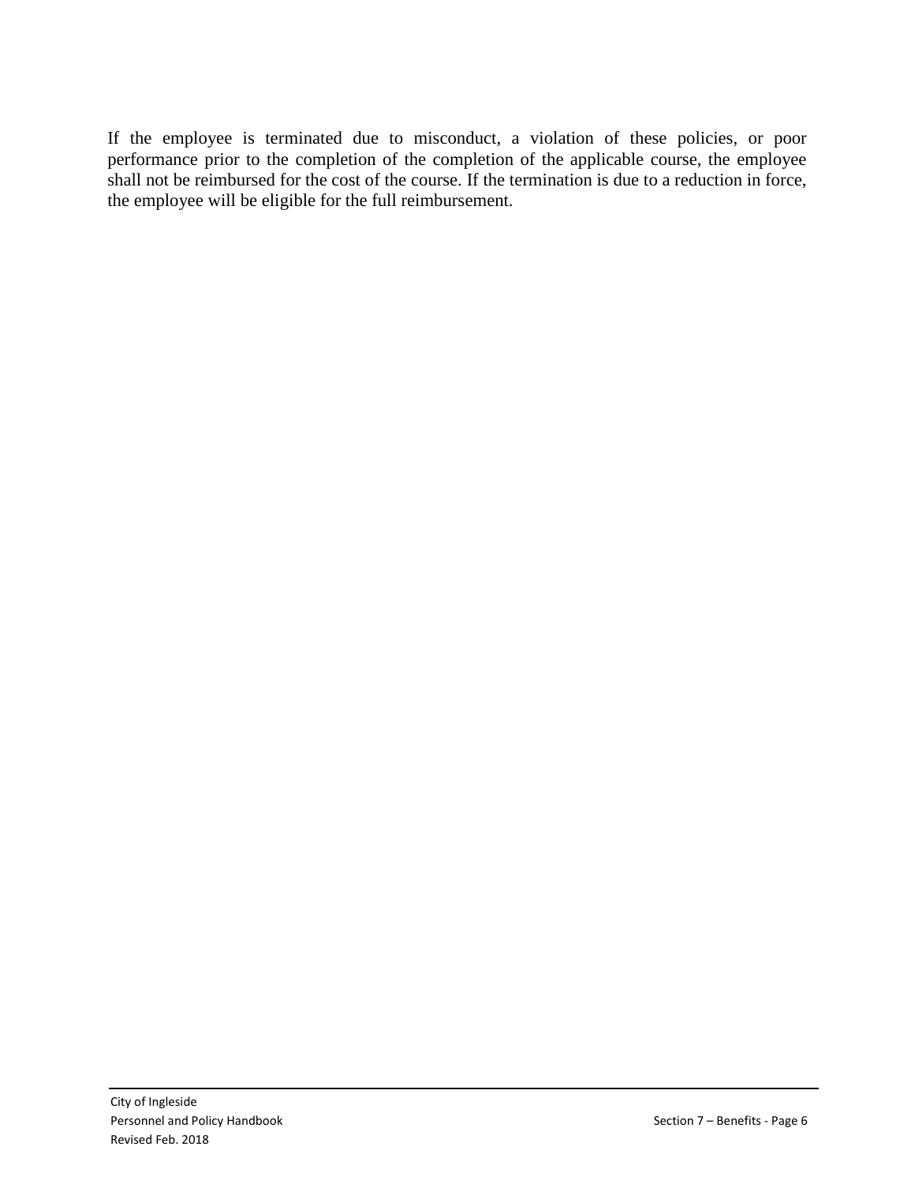If the employee is terminated due to misconduct, a violation of these policies, or poor performance prior to the completion of the completion of the applicable course, the employee shall not be reimbursed for the cost of the course. If the termination is due to a reduction in force, the employee will be eligible for the full reimbursement.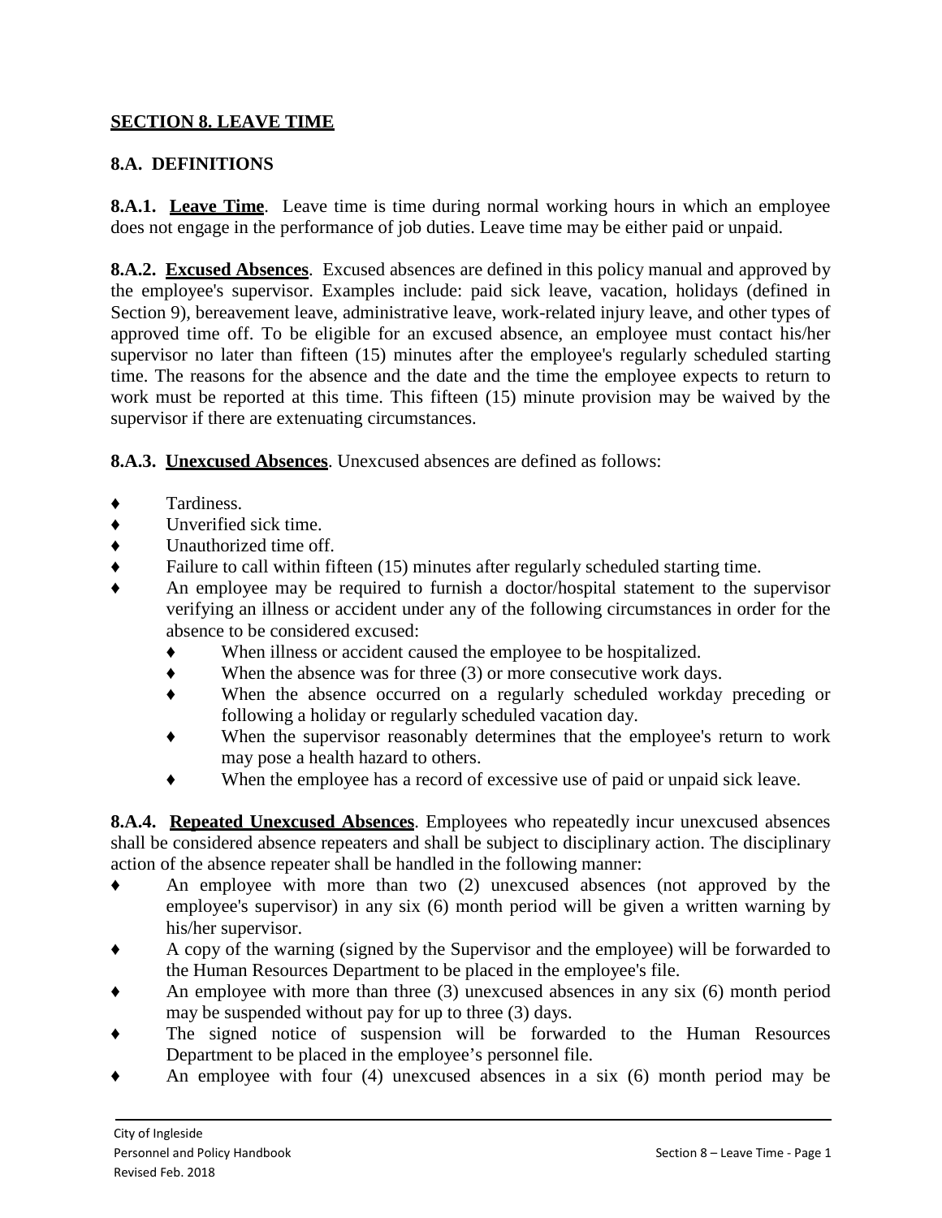## SECTION 8. LEAVE TIME

### 8.A. DEFINITIONS

**8.A.1. Leave Time**. Leave time is time during normal working hours in which an employee does not engage in the performance of job duties. Leave time may be either paid or unpaid.

**8.A.2. Excused Absences**. Excused absences are defined in this policy manual and approved by the employee's supervisor. Examples include: paid sick leave, vacation, holidays (defined in Section 9), bereavement leave, administrative leave, work-related injury leave, and other types of approved time off. To be eligible for an excused absence, an employee must contact his/her supervisor no later than fifteen (15) minutes after the employee's regularly scheduled starting time. The reasons for the absence and the date and the time the employee expects to return to work must be reported at this time. This fifteen (15) minute provision may be waived by the supervisor if there are extenuating circumstances.

**8.A.3. Unexcused Absences**. Unexcused absences are defined as follows:

- Tardiness.
- Unverified sick time.
- Unauthorized time off.
- Failure to call within fifteen (15) minutes after regularly scheduled starting time.
- An employee may be required to furnish a doctor/hospital statement to the supervisor verifying an illness or accident under any of the following circumstances in order for the absence to be considered excused:
  - When illness or accident caused the employee to be hospitalized.
  - When the absence was for three (3) or more consecutive work days.
  - When the absence occurred on a regularly scheduled workday preceding or following a holiday or regularly scheduled vacation day.
  - When the supervisor reasonably determines that the employee's return to work may pose a health hazard to others.
  - When the employee has a record of excessive use of paid or unpaid sick leave.

**8.A.4. Repeated Unexcused Absences**. Employees who repeatedly incur unexcused absences shall be considered absence repeaters and shall be subject to disciplinary action. The disciplinary action of the absence repeater shall be handled in the following manner:

- An employee with more than two (2) unexcused absences (not approved by the employee's supervisor) in any six (6) month period will be given a written warning by his/her supervisor.
- A copy of the warning (signed by the Supervisor and the employee) will be forwarded to the Human Resources Department to be placed in the employee's file.
- An employee with more than three (3) unexcused absences in any six (6) month period may be suspended without pay for up to three (3) days.
- The signed notice of suspension will be forwarded to the Human Resources Department to be placed in the employee's personnel file.
- An employee with four (4) unexcused absences in a six (6) month period may be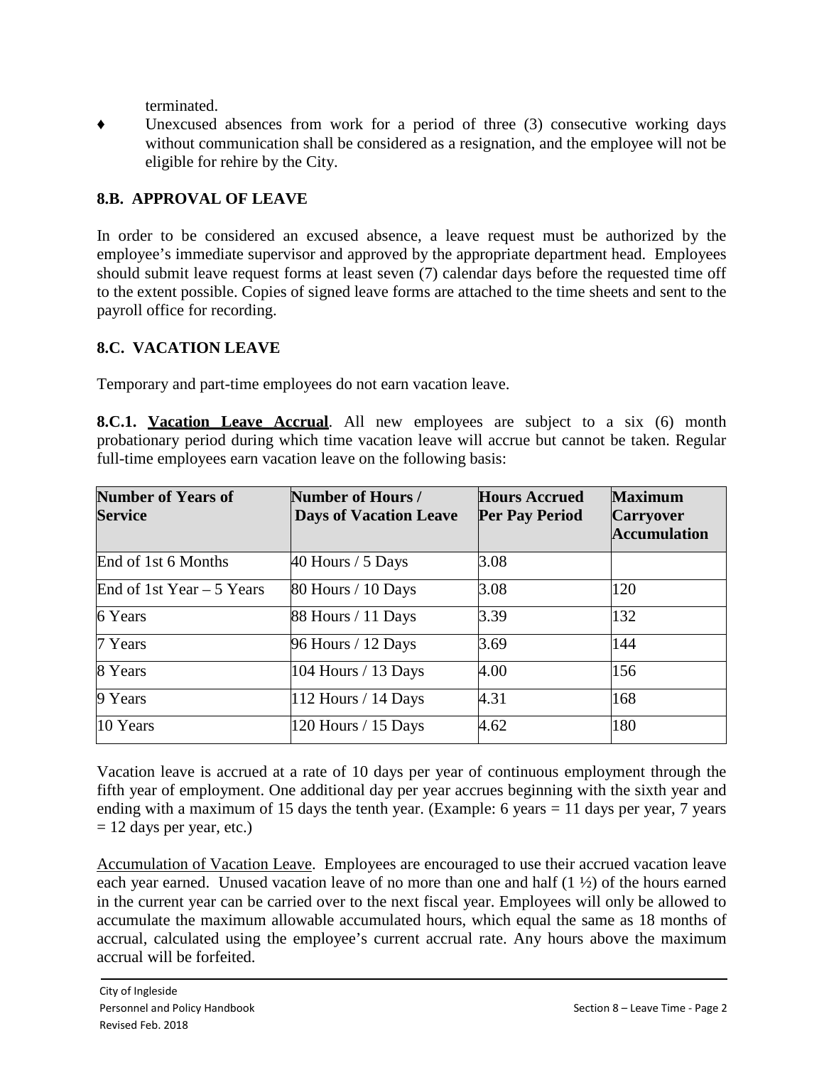terminated.

- Unexcused absences from work for a period of three (3) consecutive working days without communication shall be considered as a resignation, and the employee will not be eligible for rehire by the City.

## 8.B. APPROVAL OF LEAVE

In order to be considered an excused absence, a leave request must be authorized by the employee's immediate supervisor and approved by the appropriate department head. Employees should submit leave request forms at least seven (7) calendar days before the requested time off to the extent possible. Copies of signed leave forms are attached to the time sheets and sent to the payroll office for recording.

## 8.C. VACATION LEAVE

Temporary and part-time employees do not earn vacation leave.

**8.C.1. Vacation Leave Accrual**. All new employees are subject to a six (6) month probationary period during which time vacation leave will accrue but cannot be taken. Regular full-time employees earn vacation leave on the following basis:

| Number of Years of Service | Number of Hours / Days of Vacation Leave | Hours Accrued Per Pay Period | Maximum Carryover Accumulation |
|---|---|---|---|
| End of 1st 6 Months | 40 Hours / 5 Days | 3.08 | |
| End of 1st Year – 5 Years | 80 Hours / 10 Days | 3.08 | 120 |
| 6 Years | 88 Hours / 11 Days | 3.39 | 132 |
| 7 Years | 96 Hours / 12 Days | 3.69 | 144 |
| 8 Years | 104 Hours / 13 Days | 4.00 | 156 |
| 9 Years | 112 Hours / 14 Days | 4.31 | 168 |
| 10 Years | 120 Hours / 15 Days | 4.62 | 180 |

Vacation leave is accrued at a rate of 10 days per year of continuous employment through the fifth year of employment. One additional day per year accrues beginning with the sixth year and ending with a maximum of 15 days the tenth year. (Example: 6 years = 11 days per year, 7 years = 12 days per year, etc.)

Accumulation of Vacation Leave. Employees are encouraged to use their accrued vacation leave each year earned. Unused vacation leave of no more than one and half (1 ½) of the hours earned in the current year can be carried over to the next fiscal year. Employees will only be allowed to accumulate the maximum allowable accumulated hours, which equal the same as 18 months of accrual, calculated using the employee's current accrual rate. Any hours above the maximum accrual will be forfeited.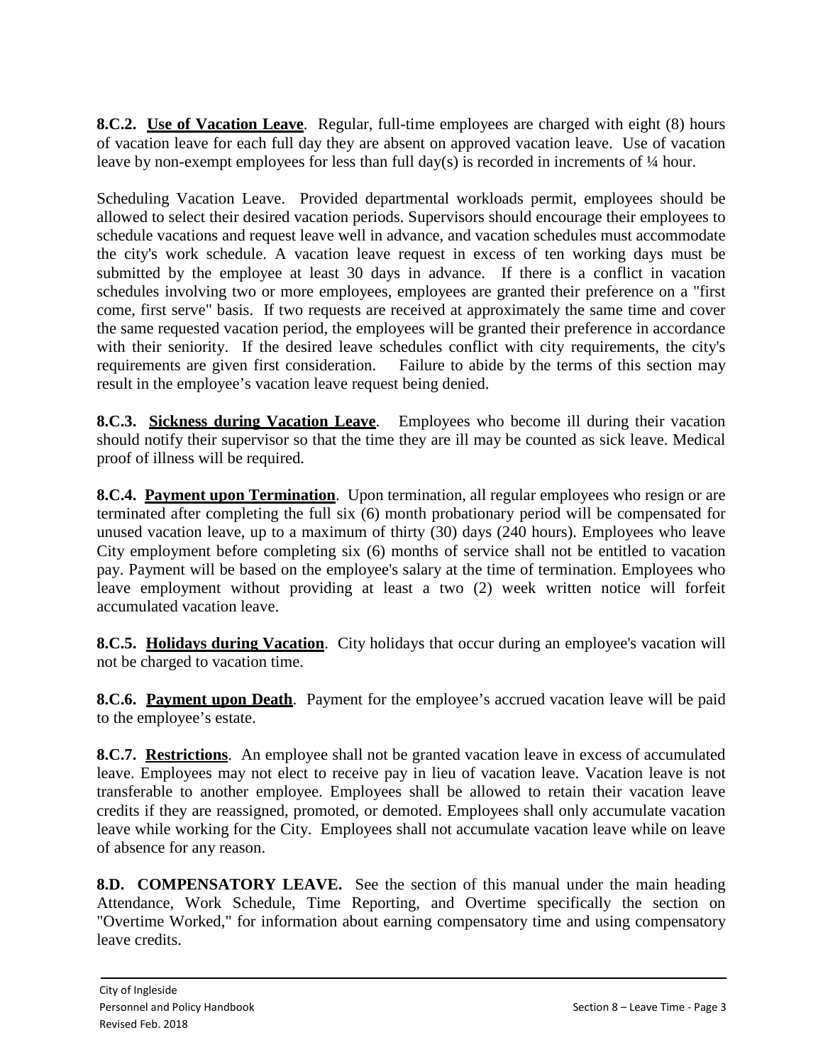**8.C.2. Use of Vacation Leave**. Regular, full-time employees are charged with eight (8) hours of vacation leave for each full day they are absent on approved vacation leave. Use of vacation leave by non-exempt employees for less than full day(s) is recorded in increments of ¼ hour.

Scheduling Vacation Leave. Provided departmental workloads permit, employees should be allowed to select their desired vacation periods. Supervisors should encourage their employees to schedule vacations and request leave well in advance, and vacation schedules must accommodate the city's work schedule. A vacation leave request in excess of ten working days must be submitted by the employee at least 30 days in advance. If there is a conflict in vacation schedules involving two or more employees, employees are granted their preference on a "first come, first serve" basis. If two requests are received at approximately the same time and cover the same requested vacation period, the employees will be granted their preference in accordance with their seniority. If the desired leave schedules conflict with city requirements, the city's requirements are given first consideration. Failure to abide by the terms of this section may result in the employee's vacation leave request being denied.

**8.C.3. Sickness during Vacation Leave**. Employees who become ill during their vacation should notify their supervisor so that the time they are ill may be counted as sick leave. Medical proof of illness will be required.

**8.C.4. Payment upon Termination**. Upon termination, all regular employees who resign or are terminated after completing the full six (6) month probationary period will be compensated for unused vacation leave, up to a maximum of thirty (30) days (240 hours). Employees who leave City employment before completing six (6) months of service shall not be entitled to vacation pay. Payment will be based on the employee's salary at the time of termination. Employees who leave employment without providing at least a two (2) week written notice will forfeit accumulated vacation leave.

**8.C.5. Holidays during Vacation**. City holidays that occur during an employee's vacation will not be charged to vacation time.

**8.C.6. Payment upon Death**. Payment for the employee's accrued vacation leave will be paid to the employee's estate.

**8.C.7. Restrictions**. An employee shall not be granted vacation leave in excess of accumulated leave. Employees may not elect to receive pay in lieu of vacation leave. Vacation leave is not transferable to another employee. Employees shall be allowed to retain their vacation leave credits if they are reassigned, promoted, or demoted. Employees shall only accumulate vacation leave while working for the City. Employees shall not accumulate vacation leave while on leave of absence for any reason.

**8.D. COMPENSATORY LEAVE.** See the section of this manual under the main heading Attendance, Work Schedule, Time Reporting, and Overtime specifically the section on "Overtime Worked," for information about earning compensatory time and using compensatory leave credits.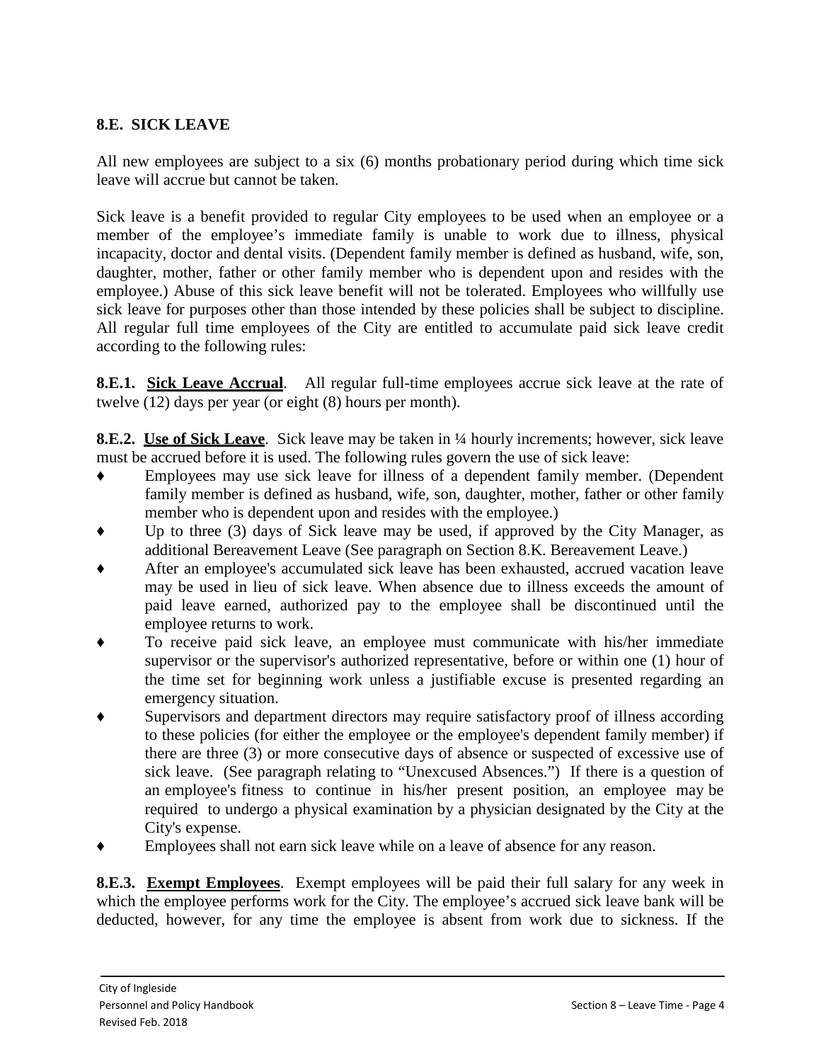## 8.E. SICK LEAVE

All new employees are subject to a six (6) months probationary period during which time sick leave will accrue but cannot be taken.

Sick leave is a benefit provided to regular City employees to be used when an employee or a member of the employee's immediate family is unable to work due to illness, physical incapacity, doctor and dental visits. (Dependent family member is defined as husband, wife, son, daughter, mother, father or other family member who is dependent upon and resides with the employee.) Abuse of this sick leave benefit will not be tolerated. Employees who willfully use sick leave for purposes other than those intended by these policies shall be subject to discipline. All regular full time employees of the City are entitled to accumulate paid sick leave credit according to the following rules:

**8.E.1. <u>Sick Leave Accrual</u>**. All regular full-time employees accrue sick leave at the rate of twelve (12) days per year (or eight (8) hours per month).

**8.E.2. <u>Use of Sick Leave</u>**. Sick leave may be taken in ¼ hourly increments; however, sick leave must be accrued before it is used. The following rules govern the use of sick leave:

- Employees may use sick leave for illness of a dependent family member. (Dependent family member is defined as husband, wife, son, daughter, mother, father or other family member who is dependent upon and resides with the employee.)
- Up to three (3) days of Sick leave may be used, if approved by the City Manager, as additional Bereavement Leave (See paragraph on Section 8.K. Bereavement Leave.)
- After an employee's accumulated sick leave has been exhausted, accrued vacation leave may be used in lieu of sick leave. When absence due to illness exceeds the amount of paid leave earned, authorized pay to the employee shall be discontinued until the employee returns to work.
- To receive paid sick leave, an employee must communicate with his/her immediate supervisor or the supervisor's authorized representative, before or within one (1) hour of the time set for beginning work unless a justifiable excuse is presented regarding an emergency situation.
- Supervisors and department directors may require satisfactory proof of illness according to these policies (for either the employee or the employee's dependent family member) if there are three (3) or more consecutive days of absence or suspected of excessive use of sick leave. (See paragraph relating to "Unexcused Absences.") If there is a question of an employee's fitness to continue in his/her present position, an employee may be required to undergo a physical examination by a physician designated by the City at the City's expense.
- Employees shall not earn sick leave while on a leave of absence for any reason.

**8.E.3. <u>Exempt Employees</u>**. Exempt employees will be paid their full salary for any week in which the employee performs work for the City. The employee's accrued sick leave bank will be deducted, however, for any time the employee is absent from work due to sickness. If the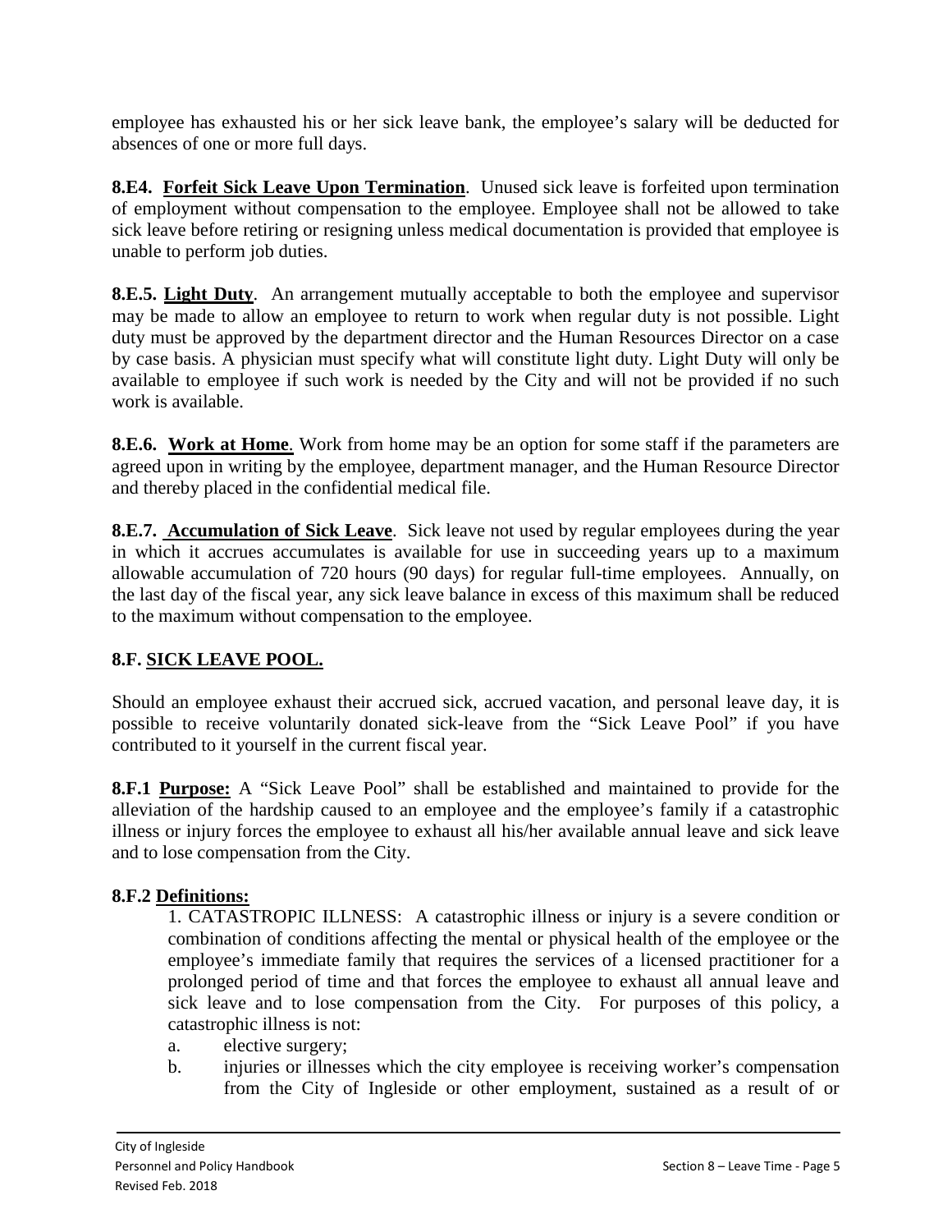employee has exhausted his or her sick leave bank, the employee's salary will be deducted for absences of one or more full days.

**8.E4. Forfeit Sick Leave Upon Termination**. Unused sick leave is forfeited upon termination of employment without compensation to the employee. Employee shall not be allowed to take sick leave before retiring or resigning unless medical documentation is provided that employee is unable to perform job duties.

**8.E.5. Light Duty**. An arrangement mutually acceptable to both the employee and supervisor may be made to allow an employee to return to work when regular duty is not possible. Light duty must be approved by the department director and the Human Resources Director on a case by case basis. A physician must specify what will constitute light duty. Light Duty will only be available to employee if such work is needed by the City and will not be provided if no such work is available.

**8.E.6. Work at Home**. Work from home may be an option for some staff if the parameters are agreed upon in writing by the employee, department manager, and the Human Resource Director and thereby placed in the confidential medical file.

**8.E.7. Accumulation of Sick Leave**. Sick leave not used by regular employees during the year in which it accrues accumulates is available for use in succeeding years up to a maximum allowable accumulation of 720 hours (90 days) for regular full-time employees. Annually, on the last day of the fiscal year, any sick leave balance in excess of this maximum shall be reduced to the maximum without compensation to the employee.

## 8.F. SICK LEAVE POOL.

Should an employee exhaust their accrued sick, accrued vacation, and personal leave day, it is possible to receive voluntarily donated sick-leave from the "Sick Leave Pool" if you have contributed to it yourself in the current fiscal year.

**8.F.1 Purpose:** A "Sick Leave Pool" shall be established and maintained to provide for the alleviation of the hardship caused to an employee and the employee's family if a catastrophic illness or injury forces the employee to exhaust all his/her available annual leave and sick leave and to lose compensation from the City.

**8.F.2 Definitions:**

1. CATASTROPIC ILLNESS: A catastrophic illness or injury is a severe condition or combination of conditions affecting the mental or physical health of the employee or the employee's immediate family that requires the services of a licensed practitioner for a prolonged period of time and that forces the employee to exhaust all annual leave and sick leave and to lose compensation from the City. For purposes of this policy, a catastrophic illness is not:
   a. elective surgery;
   b. injuries or illnesses which the city employee is receiving worker's compensation from the City of Ingleside or other employment, sustained as a result of or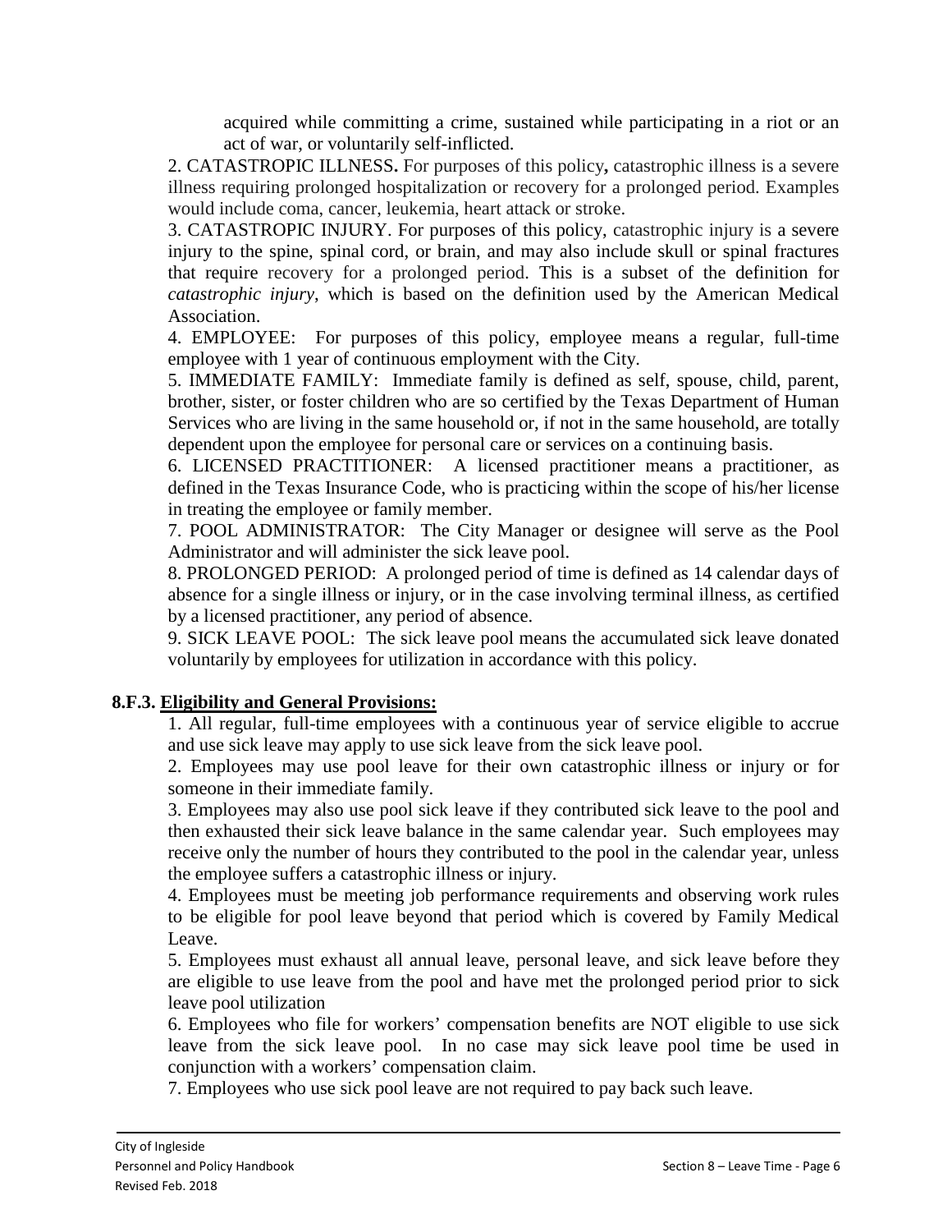acquired while committing a crime, sustained while participating in a riot or an act of war, or voluntarily self-inflicted.

2. CATASTROPIC ILLNESS**.** For purposes of this policy**,** catastrophic illness is a severe illness requiring prolonged hospitalization or recovery for a prolonged period. Examples would include coma, cancer, leukemia, heart attack or stroke.

3. CATASTROPIC INJURY. For purposes of this policy, catastrophic injury is a severe injury to the spine, spinal cord, or brain, and may also include skull or spinal fractures that require recovery for a prolonged period. This is a subset of the definition for *catastrophic injury*, which is based on the definition used by the American Medical Association.

4. EMPLOYEE: For purposes of this policy, employee means a regular, full-time employee with 1 year of continuous employment with the City.

5. IMMEDIATE FAMILY: Immediate family is defined as self, spouse, child, parent, brother, sister, or foster children who are so certified by the Texas Department of Human Services who are living in the same household or, if not in the same household, are totally dependent upon the employee for personal care or services on a continuing basis.

6. LICENSED PRACTITIONER: A licensed practitioner means a practitioner, as defined in the Texas Insurance Code, who is practicing within the scope of his/her license in treating the employee or family member.

7. POOL ADMINISTRATOR: The City Manager or designee will serve as the Pool Administrator and will administer the sick leave pool.

8. PROLONGED PERIOD: A prolonged period of time is defined as 14 calendar days of absence for a single illness or injury, or in the case involving terminal illness, as certified by a licensed practitioner, any period of absence.

9. SICK LEAVE POOL: The sick leave pool means the accumulated sick leave donated voluntarily by employees for utilization in accordance with this policy.

**8.F.3. Eligibility and General Provisions:**

1. All regular, full-time employees with a continuous year of service eligible to accrue and use sick leave may apply to use sick leave from the sick leave pool.

2. Employees may use pool leave for their own catastrophic illness or injury or for someone in their immediate family.

3. Employees may also use pool sick leave if they contributed sick leave to the pool and then exhausted their sick leave balance in the same calendar year. Such employees may receive only the number of hours they contributed to the pool in the calendar year, unless the employee suffers a catastrophic illness or injury.

4. Employees must be meeting job performance requirements and observing work rules to be eligible for pool leave beyond that period which is covered by Family Medical Leave.

5. Employees must exhaust all annual leave, personal leave, and sick leave before they are eligible to use leave from the pool and have met the prolonged period prior to sick leave pool utilization

6. Employees who file for workers' compensation benefits are NOT eligible to use sick leave from the sick leave pool. In no case may sick leave pool time be used in conjunction with a workers' compensation claim.

7. Employees who use sick pool leave are not required to pay back such leave.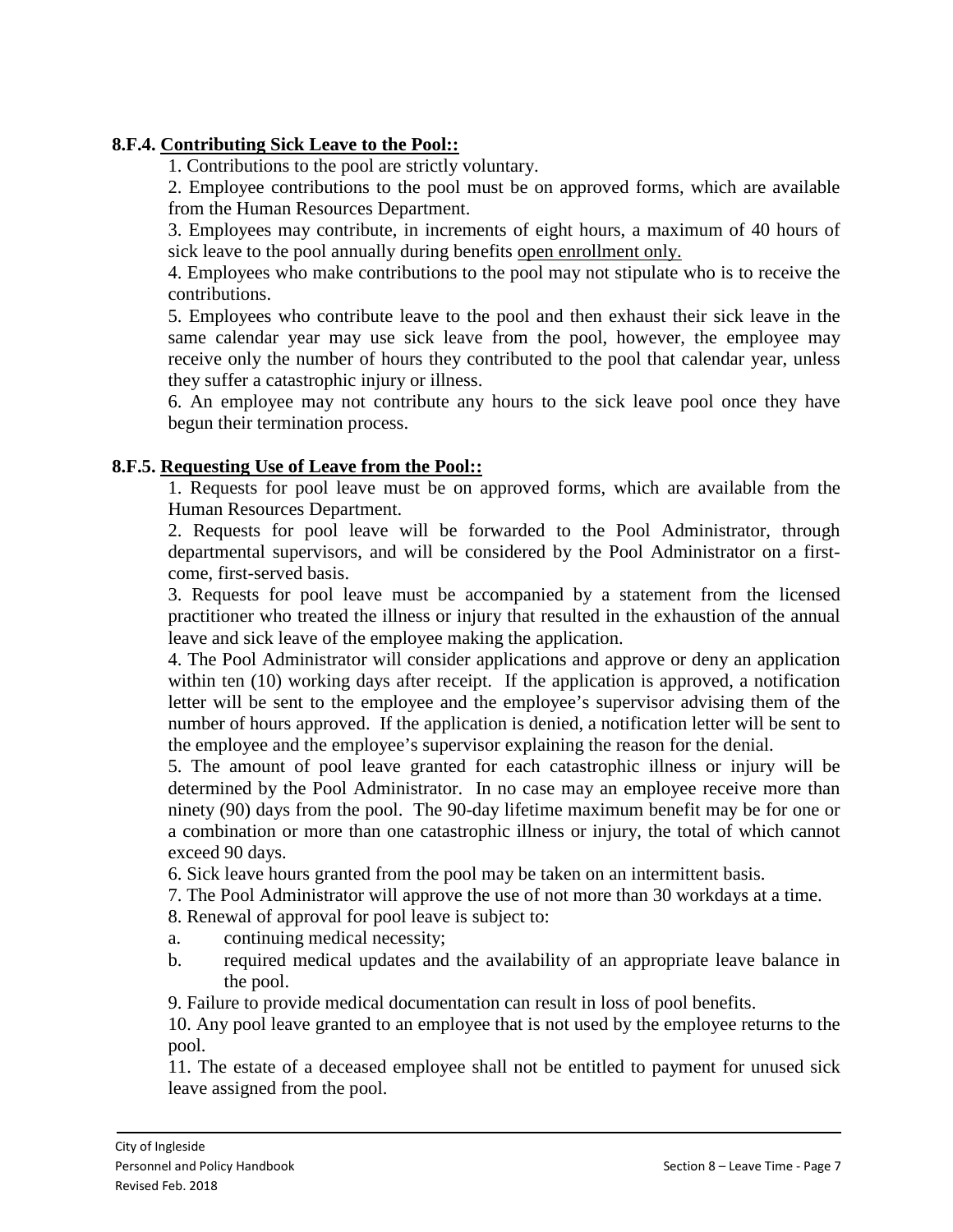**8.F.4. <u>Contributing Sick Leave to the Pool::</u>**

1. Contributions to the pool are strictly voluntary.
2. Employee contributions to the pool must be on approved forms, which are available from the Human Resources Department.
3. Employees may contribute, in increments of eight hours, a maximum of 40 hours of sick leave to the pool annually during benefits <u>open enrollment only.</u>
4. Employees who make contributions to the pool may not stipulate who is to receive the contributions.
5. Employees who contribute leave to the pool and then exhaust their sick leave in the same calendar year may use sick leave from the pool, however, the employee may receive only the number of hours they contributed to the pool that calendar year, unless they suffer a catastrophic injury or illness.
6. An employee may not contribute any hours to the sick leave pool once they have begun their termination process.

**8.F.5. <u>Requesting Use of Leave from the Pool::</u>**

1. Requests for pool leave must be on approved forms, which are available from the Human Resources Department.
2. Requests for pool leave will be forwarded to the Pool Administrator, through departmental supervisors, and will be considered by the Pool Administrator on a first-come, first-served basis.
3. Requests for pool leave must be accompanied by a statement from the licensed practitioner who treated the illness or injury that resulted in the exhaustion of the annual leave and sick leave of the employee making the application.
4. The Pool Administrator will consider applications and approve or deny an application within ten (10) working days after receipt. If the application is approved, a notification letter will be sent to the employee and the employee's supervisor advising them of the number of hours approved. If the application is denied, a notification letter will be sent to the employee and the employee's supervisor explaining the reason for the denial.
5. The amount of pool leave granted for each catastrophic illness or injury will be determined by the Pool Administrator. In no case may an employee receive more than ninety (90) days from the pool. The 90-day lifetime maximum benefit may be for one or a combination or more than one catastrophic illness or injury, the total of which cannot exceed 90 days.
6. Sick leave hours granted from the pool may be taken on an intermittent basis.
7. The Pool Administrator will approve the use of not more than 30 workdays at a time.
8. Renewal of approval for pool leave is subject to:
   a. continuing medical necessity;
   b. required medical updates and the availability of an appropriate leave balance in the pool.
9. Failure to provide medical documentation can result in loss of pool benefits.
10. Any pool leave granted to an employee that is not used by the employee returns to the pool.
11. The estate of a deceased employee shall not be entitled to payment for unused sick leave assigned from the pool.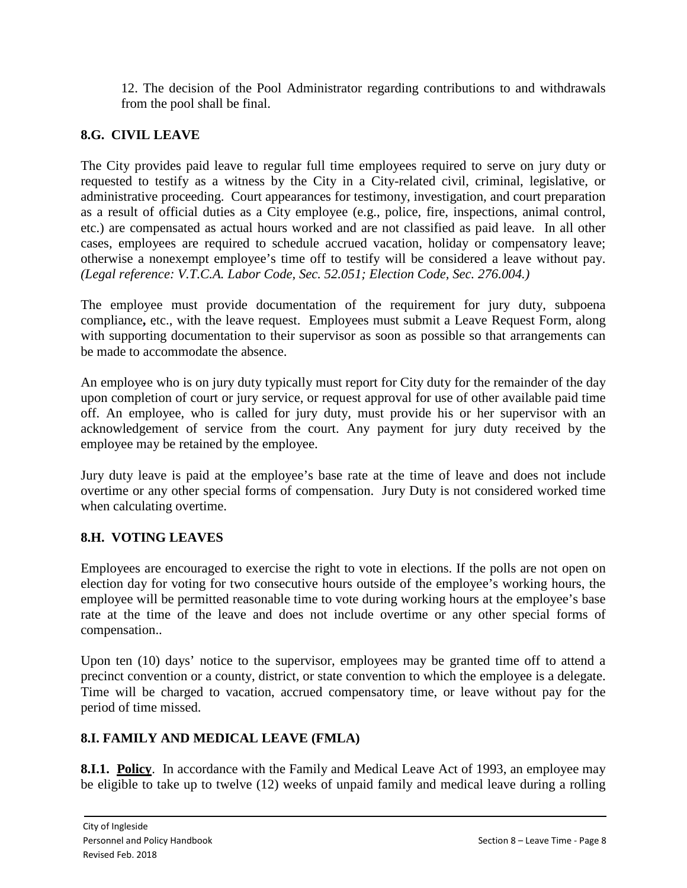12. The decision of the Pool Administrator regarding contributions to and withdrawals from the pool shall be final.

## 8.G. CIVIL LEAVE

The City provides paid leave to regular full time employees required to serve on jury duty or requested to testify as a witness by the City in a City-related civil, criminal, legislative, or administrative proceeding. Court appearances for testimony, investigation, and court preparation as a result of official duties as a City employee (e.g., police, fire, inspections, animal control, etc.) are compensated as actual hours worked and are not classified as paid leave. In all other cases, employees are required to schedule accrued vacation, holiday or compensatory leave; otherwise a nonexempt employee's time off to testify will be considered a leave without pay. *(Legal reference: V.T.C.A. Labor Code, Sec. 52.051; Election Code, Sec. 276.004.)*

The employee must provide documentation of the requirement for jury duty, subpoena compliance**,** etc., with the leave request. Employees must submit a Leave Request Form, along with supporting documentation to their supervisor as soon as possible so that arrangements can be made to accommodate the absence.

An employee who is on jury duty typically must report for City duty for the remainder of the day upon completion of court or jury service, or request approval for use of other available paid time off. An employee, who is called for jury duty, must provide his or her supervisor with an acknowledgement of service from the court. Any payment for jury duty received by the employee may be retained by the employee.

Jury duty leave is paid at the employee's base rate at the time of leave and does not include overtime or any other special forms of compensation. Jury Duty is not considered worked time when calculating overtime.

## 8.H. VOTING LEAVES

Employees are encouraged to exercise the right to vote in elections. If the polls are not open on election day for voting for two consecutive hours outside of the employee's working hours, the employee will be permitted reasonable time to vote during working hours at the employee's base rate at the time of the leave and does not include overtime or any other special forms of compensation..

Upon ten (10) days' notice to the supervisor, employees may be granted time off to attend a precinct convention or a county, district, or state convention to which the employee is a delegate. Time will be charged to vacation, accrued compensatory time, or leave without pay for the period of time missed.

## 8.I. FAMILY AND MEDICAL LEAVE (FMLA)

**8.I.1. Policy**. In accordance with the Family and Medical Leave Act of 1993, an employee may be eligible to take up to twelve (12) weeks of unpaid family and medical leave during a rolling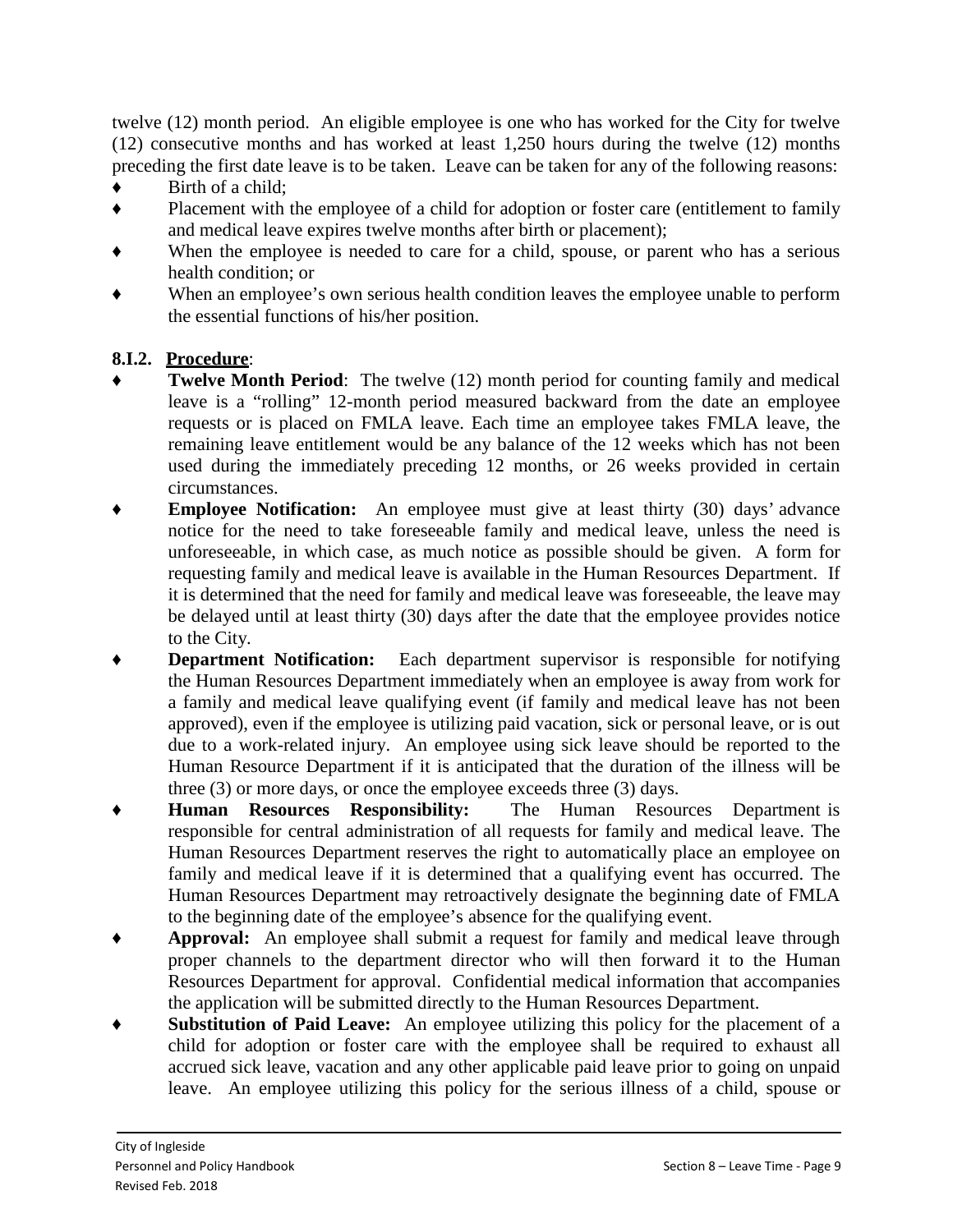twelve (12) month period. An eligible employee is one who has worked for the City for twelve (12) consecutive months and has worked at least 1,250 hours during the twelve (12) months preceding the first date leave is to be taken. Leave can be taken for any of the following reasons:

- Birth of a child;
- Placement with the employee of a child for adoption or foster care (entitlement to family and medical leave expires twelve months after birth or placement);
- When the employee is needed to care for a child, spouse, or parent who has a serious health condition; or
- When an employee's own serious health condition leaves the employee unable to perform the essential functions of his/her position.

**8.I.2. <u>Procedure</u>**:

- **Twelve Month Period**: The twelve (12) month period for counting family and medical leave is a "rolling" 12-month period measured backward from the date an employee requests or is placed on FMLA leave. Each time an employee takes FMLA leave, the remaining leave entitlement would be any balance of the 12 weeks which has not been used during the immediately preceding 12 months, or 26 weeks provided in certain circumstances.
- **Employee Notification:** An employee must give at least thirty (30) days' advance notice for the need to take foreseeable family and medical leave, unless the need is unforeseeable, in which case, as much notice as possible should be given. A form for requesting family and medical leave is available in the Human Resources Department. If it is determined that the need for family and medical leave was foreseeable, the leave may be delayed until at least thirty (30) days after the date that the employee provides notice to the City.
- **Department Notification:** Each department supervisor is responsible for notifying the Human Resources Department immediately when an employee is away from work for a family and medical leave qualifying event (if family and medical leave has not been approved), even if the employee is utilizing paid vacation, sick or personal leave, or is out due to a work-related injury. An employee using sick leave should be reported to the Human Resource Department if it is anticipated that the duration of the illness will be three (3) or more days, or once the employee exceeds three (3) days.
- **Human Resources Responsibility:** The Human Resources Department is responsible for central administration of all requests for family and medical leave. The Human Resources Department reserves the right to automatically place an employee on family and medical leave if it is determined that a qualifying event has occurred. The Human Resources Department may retroactively designate the beginning date of FMLA to the beginning date of the employee's absence for the qualifying event.
- **Approval:** An employee shall submit a request for family and medical leave through proper channels to the department director who will then forward it to the Human Resources Department for approval. Confidential medical information that accompanies the application will be submitted directly to the Human Resources Department.
- **Substitution of Paid Leave:** An employee utilizing this policy for the placement of a child for adoption or foster care with the employee shall be required to exhaust all accrued sick leave, vacation and any other applicable paid leave prior to going on unpaid leave. An employee utilizing this policy for the serious illness of a child, spouse or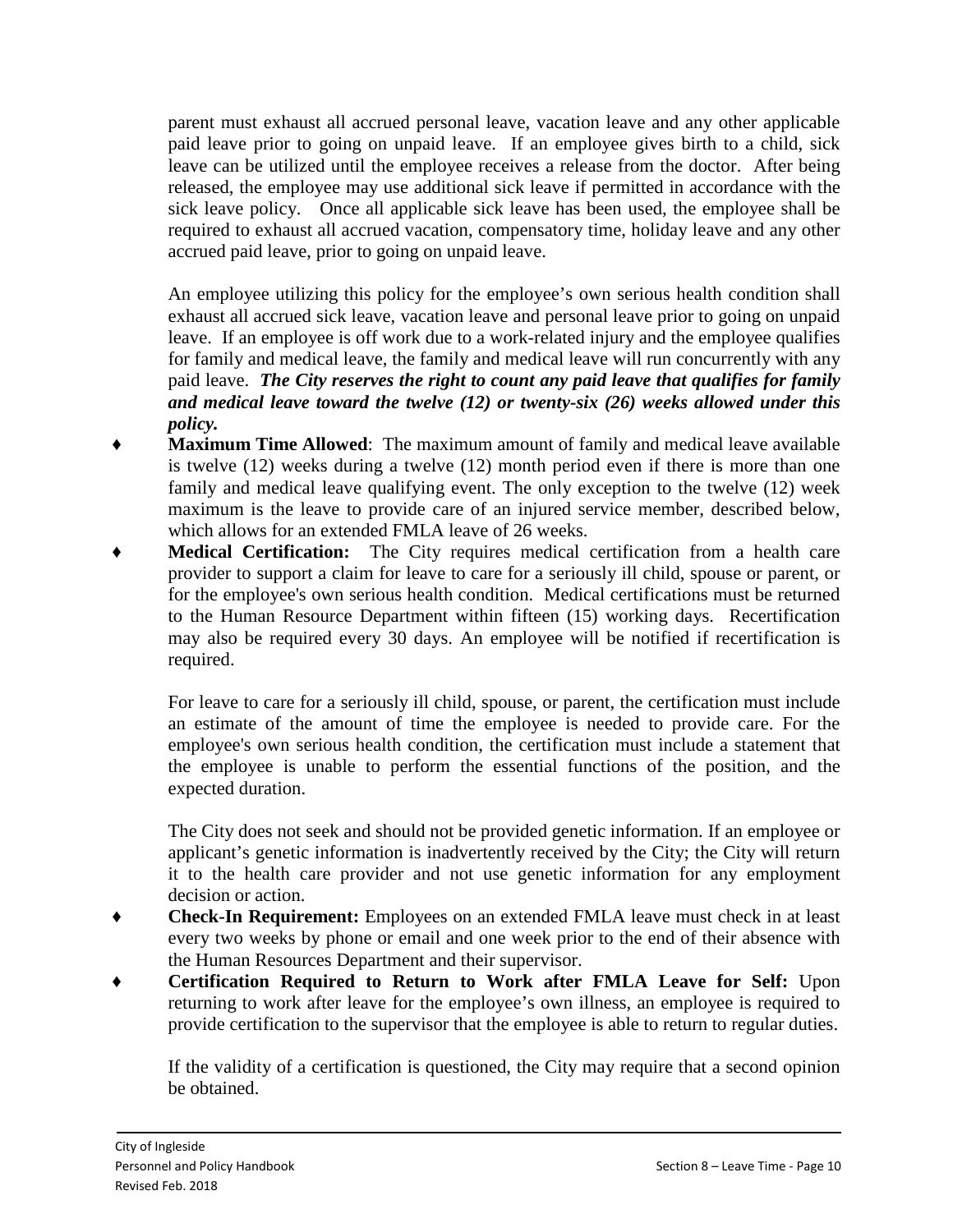parent must exhaust all accrued personal leave, vacation leave and any other applicable paid leave prior to going on unpaid leave. If an employee gives birth to a child, sick leave can be utilized until the employee receives a release from the doctor. After being released, the employee may use additional sick leave if permitted in accordance with the sick leave policy. Once all applicable sick leave has been used, the employee shall be required to exhaust all accrued vacation, compensatory time, holiday leave and any other accrued paid leave, prior to going on unpaid leave.

An employee utilizing this policy for the employee's own serious health condition shall exhaust all accrued sick leave, vacation leave and personal leave prior to going on unpaid leave. If an employee is off work due to a work-related injury and the employee qualifies for family and medical leave, the family and medical leave will run concurrently with any paid leave. ***The City reserves the right to count any paid leave that qualifies for family and medical leave toward the twelve (12) or twenty-six (26) weeks allowed under this policy.***

- **Maximum Time Allowed**: The maximum amount of family and medical leave available is twelve (12) weeks during a twelve (12) month period even if there is more than one family and medical leave qualifying event. The only exception to the twelve (12) week maximum is the leave to provide care of an injured service member, described below, which allows for an extended FMLA leave of 26 weeks.
- **Medical Certification:** The City requires medical certification from a health care provider to support a claim for leave to care for a seriously ill child, spouse or parent, or for the employee's own serious health condition. Medical certifications must be returned to the Human Resource Department within fifteen (15) working days. Recertification may also be required every 30 days. An employee will be notified if recertification is required.

  For leave to care for a seriously ill child, spouse, or parent, the certification must include an estimate of the amount of time the employee is needed to provide care. For the employee's own serious health condition, the certification must include a statement that the employee is unable to perform the essential functions of the position, and the expected duration.

  The City does not seek and should not be provided genetic information. If an employee or applicant's genetic information is inadvertently received by the City; the City will return it to the health care provider and not use genetic information for any employment decision or action.
- **Check-In Requirement:** Employees on an extended FMLA leave must check in at least every two weeks by phone or email and one week prior to the end of their absence with the Human Resources Department and their supervisor.
- **Certification Required to Return to Work after FMLA Leave for Self:** Upon returning to work after leave for the employee's own illness, an employee is required to provide certification to the supervisor that the employee is able to return to regular duties.

  If the validity of a certification is questioned, the City may require that a second opinion be obtained.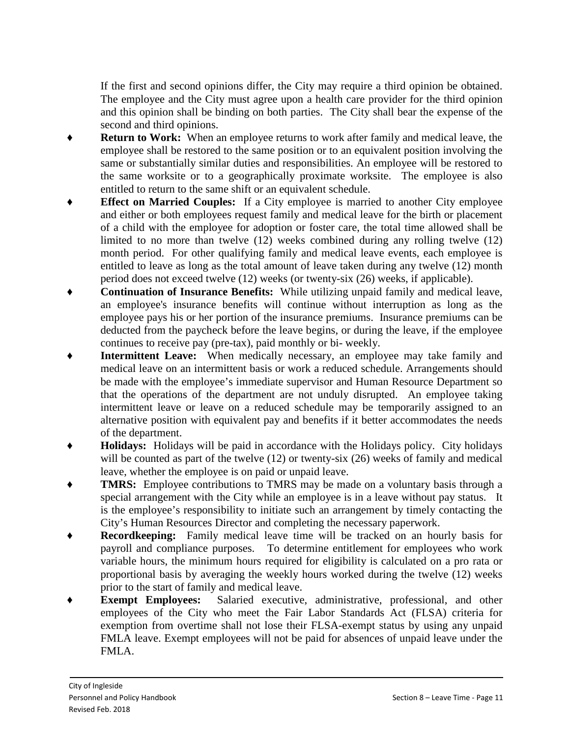If the first and second opinions differ, the City may require a third opinion be obtained. The employee and the City must agree upon a health care provider for the third opinion and this opinion shall be binding on both parties. The City shall bear the expense of the second and third opinions.

- **Return to Work:** When an employee returns to work after family and medical leave, the employee shall be restored to the same position or to an equivalent position involving the same or substantially similar duties and responsibilities. An employee will be restored to the same worksite or to a geographically proximate worksite. The employee is also entitled to return to the same shift or an equivalent schedule.
- **Effect on Married Couples:** If a City employee is married to another City employee and either or both employees request family and medical leave for the birth or placement of a child with the employee for adoption or foster care, the total time allowed shall be limited to no more than twelve (12) weeks combined during any rolling twelve (12) month period. For other qualifying family and medical leave events, each employee is entitled to leave as long as the total amount of leave taken during any twelve (12) month period does not exceed twelve (12) weeks (or twenty-six (26) weeks, if applicable).
- **Continuation of Insurance Benefits:** While utilizing unpaid family and medical leave, an employee's insurance benefits will continue without interruption as long as the employee pays his or her portion of the insurance premiums. Insurance premiums can be deducted from the paycheck before the leave begins, or during the leave, if the employee continues to receive pay (pre-tax), paid monthly or bi- weekly.
- **Intermittent Leave:** When medically necessary, an employee may take family and medical leave on an intermittent basis or work a reduced schedule. Arrangements should be made with the employee's immediate supervisor and Human Resource Department so that the operations of the department are not unduly disrupted. An employee taking intermittent leave or leave on a reduced schedule may be temporarily assigned to an alternative position with equivalent pay and benefits if it better accommodates the needs of the department.
- **Holidays:** Holidays will be paid in accordance with the Holidays policy. City holidays will be counted as part of the twelve (12) or twenty-six (26) weeks of family and medical leave, whether the employee is on paid or unpaid leave.
- **TMRS:** Employee contributions to TMRS may be made on a voluntary basis through a special arrangement with the City while an employee is in a leave without pay status. It is the employee's responsibility to initiate such an arrangement by timely contacting the City's Human Resources Director and completing the necessary paperwork.
- **Recordkeeping:** Family medical leave time will be tracked on an hourly basis for payroll and compliance purposes. To determine entitlement for employees who work variable hours, the minimum hours required for eligibility is calculated on a pro rata or proportional basis by averaging the weekly hours worked during the twelve (12) weeks prior to the start of family and medical leave.
- **Exempt Employees:** Salaried executive, administrative, professional, and other employees of the City who meet the Fair Labor Standards Act (FLSA) criteria for exemption from overtime shall not lose their FLSA-exempt status by using any unpaid FMLA leave. Exempt employees will not be paid for absences of unpaid leave under the FMLA.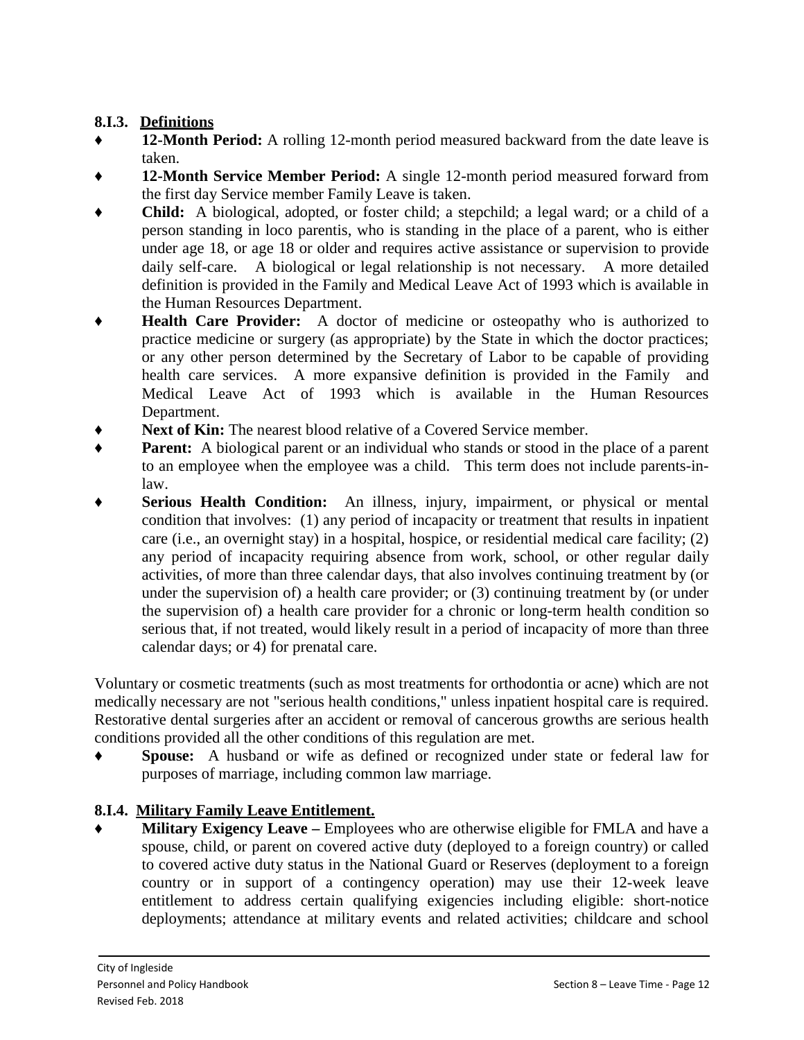### 8.I.3. Definitions

- **12-Month Period:** A rolling 12-month period measured backward from the date leave is taken.
- **12-Month Service Member Period:** A single 12-month period measured forward from the first day Service member Family Leave is taken.
- **Child:** A biological, adopted, or foster child; a stepchild; a legal ward; or a child of a person standing in loco parentis, who is standing in the place of a parent, who is either under age 18, or age 18 or older and requires active assistance or supervision to provide daily self-care. A biological or legal relationship is not necessary. A more detailed definition is provided in the Family and Medical Leave Act of 1993 which is available in the Human Resources Department.
- **Health Care Provider:** A doctor of medicine or osteopathy who is authorized to practice medicine or surgery (as appropriate) by the State in which the doctor practices; or any other person determined by the Secretary of Labor to be capable of providing health care services. A more expansive definition is provided in the Family and Medical Leave Act of 1993 which is available in the Human Resources Department.
- **Next of Kin:** The nearest blood relative of a Covered Service member.
- **Parent:** A biological parent or an individual who stands or stood in the place of a parent to an employee when the employee was a child. This term does not include parents-in-law.
- **Serious Health Condition:** An illness, injury, impairment, or physical or mental condition that involves: (1) any period of incapacity or treatment that results in inpatient care (i.e., an overnight stay) in a hospital, hospice, or residential medical care facility; (2) any period of incapacity requiring absence from work, school, or other regular daily activities, of more than three calendar days, that also involves continuing treatment by (or under the supervision of) a health care provider; or (3) continuing treatment by (or under the supervision of) a health care provider for a chronic or long-term health condition so serious that, if not treated, would likely result in a period of incapacity of more than three calendar days; or 4) for prenatal care.

Voluntary or cosmetic treatments (such as most treatments for orthodontia or acne) which are not medically necessary are not "serious health conditions," unless inpatient hospital care is required. Restorative dental surgeries after an accident or removal of cancerous growths are serious health conditions provided all the other conditions of this regulation are met.

- **Spouse:** A husband or wife as defined or recognized under state or federal law for purposes of marriage, including common law marriage.

### 8.I.4. Military Family Leave Entitlement.

- **Military Exigency Leave –** Employees who are otherwise eligible for FMLA and have a spouse, child, or parent on covered active duty (deployed to a foreign country) or called to covered active duty status in the National Guard or Reserves (deployment to a foreign country or in support of a contingency operation) may use their 12-week leave entitlement to address certain qualifying exigencies including eligible: short-notice deployments; attendance at military events and related activities; childcare and school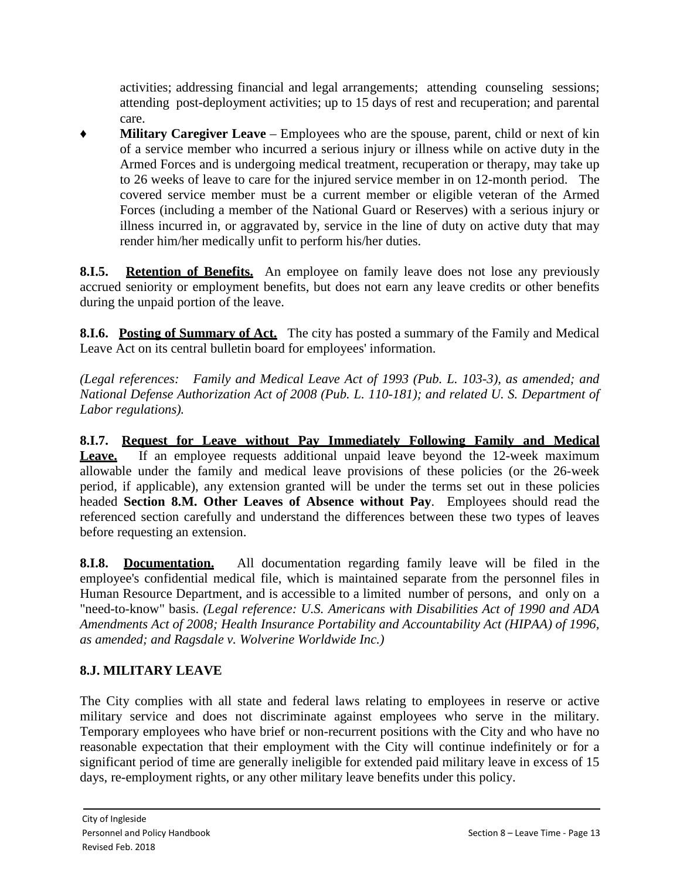activities; addressing financial and legal arrangements; attending counseling sessions; attending post-deployment activities; up to 15 days of rest and recuperation; and parental care.

- **Military Caregiver Leave** – Employees who are the spouse, parent, child or next of kin of a service member who incurred a serious injury or illness while on active duty in the Armed Forces and is undergoing medical treatment, recuperation or therapy, may take up to 26 weeks of leave to care for the injured service member in on 12-month period. The covered service member must be a current member or eligible veteran of the Armed Forces (including a member of the National Guard or Reserves) with a serious injury or illness incurred in, or aggravated by, service in the line of duty on active duty that may render him/her medically unfit to perform his/her duties.

**8.I.5. Retention of Benefits.** An employee on family leave does not lose any previously accrued seniority or employment benefits, but does not earn any leave credits or other benefits during the unpaid portion of the leave.

**8.I.6. Posting of Summary of Act.** The city has posted a summary of the Family and Medical Leave Act on its central bulletin board for employees' information.

*(Legal references: Family and Medical Leave Act of 1993 (Pub. L. 103-3), as amended; and National Defense Authorization Act of 2008 (Pub. L. 110-181); and related U. S. Department of Labor regulations).*

**8.I.7. Request for Leave without Pay Immediately Following Family and Medical Leave.** If an employee requests additional unpaid leave beyond the 12-week maximum allowable under the family and medical leave provisions of these policies (or the 26-week period, if applicable), any extension granted will be under the terms set out in these policies headed **Section 8.M. Other Leaves of Absence without Pay**. Employees should read the referenced section carefully and understand the differences between these two types of leaves before requesting an extension.

**8.I.8. Documentation.** All documentation regarding family leave will be filed in the employee's confidential medical file, which is maintained separate from the personnel files in Human Resource Department, and is accessible to a limited number of persons, and only on a "need-to-know" basis. *(Legal reference: U.S. Americans with Disabilities Act of 1990 and ADA Amendments Act of 2008; Health Insurance Portability and Accountability Act (HIPAA) of 1996, as amended; and Ragsdale v. Wolverine Worldwide Inc.)*

## 8.J. MILITARY LEAVE

The City complies with all state and federal laws relating to employees in reserve or active military service and does not discriminate against employees who serve in the military. Temporary employees who have brief or non-recurrent positions with the City and who have no reasonable expectation that their employment with the City will continue indefinitely or for a significant period of time are generally ineligible for extended paid military leave in excess of 15 days, re-employment rights, or any other military leave benefits under this policy.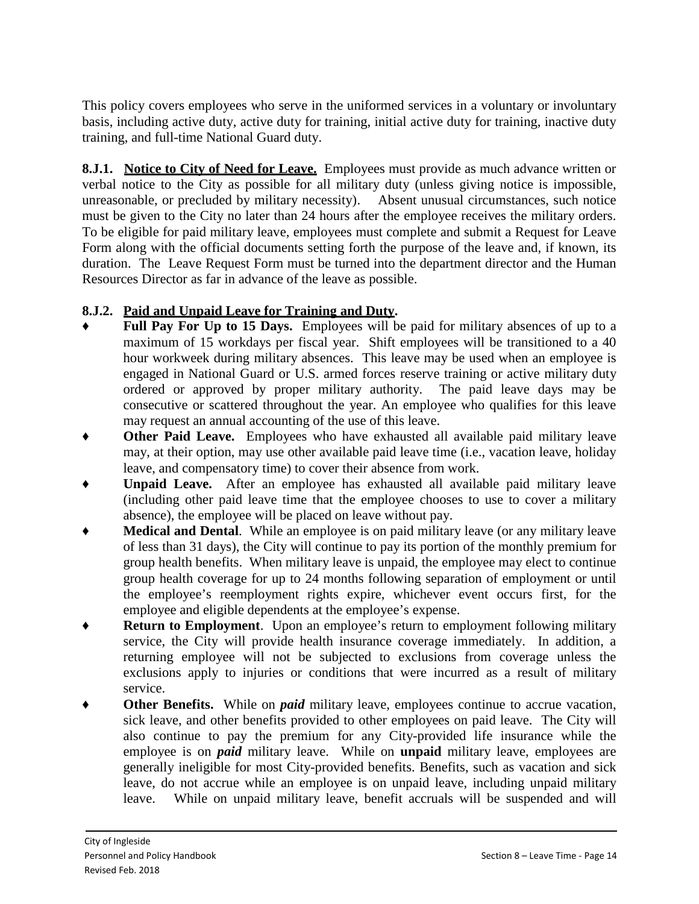This policy covers employees who serve in the uniformed services in a voluntary or involuntary basis, including active duty, active duty for training, initial active duty for training, inactive duty training, and full-time National Guard duty.

**8.J.1. Notice to City of Need for Leave.** Employees must provide as much advance written or verbal notice to the City as possible for all military duty (unless giving notice is impossible, unreasonable, or precluded by military necessity). Absent unusual circumstances, such notice must be given to the City no later than 24 hours after the employee receives the military orders. To be eligible for paid military leave, employees must complete and submit a Request for Leave Form along with the official documents setting forth the purpose of the leave and, if known, its duration. The Leave Request Form must be turned into the department director and the Human Resources Director as far in advance of the leave as possible.

**8.J.2. Paid and Unpaid Leave for Training and Duty.**

- ♦ **Full Pay For Up to 15 Days.** Employees will be paid for military absences of up to a maximum of 15 workdays per fiscal year. Shift employees will be transitioned to a 40 hour workweek during military absences. This leave may be used when an employee is engaged in National Guard or U.S. armed forces reserve training or active military duty ordered or approved by proper military authority. The paid leave days may be consecutive or scattered throughout the year. An employee who qualifies for this leave may request an annual accounting of the use of this leave.
- ♦ **Other Paid Leave.** Employees who have exhausted all available paid military leave may, at their option, may use other available paid leave time (i.e., vacation leave, holiday leave, and compensatory time) to cover their absence from work.
- ♦ **Unpaid Leave.** After an employee has exhausted all available paid military leave (including other paid leave time that the employee chooses to use to cover a military absence), the employee will be placed on leave without pay.
- ♦ **Medical and Dental**. While an employee is on paid military leave (or any military leave of less than 31 days), the City will continue to pay its portion of the monthly premium for group health benefits. When military leave is unpaid, the employee may elect to continue group health coverage for up to 24 months following separation of employment or until the employee's reemployment rights expire, whichever event occurs first, for the employee and eligible dependents at the employee's expense.
- ♦ **Return to Employment**. Upon an employee's return to employment following military service, the City will provide health insurance coverage immediately. In addition, a returning employee will not be subjected to exclusions from coverage unless the exclusions apply to injuries or conditions that were incurred as a result of military service.
- ♦ **Other Benefits.** While on ***paid*** military leave, employees continue to accrue vacation, sick leave, and other benefits provided to other employees on paid leave. The City will also continue to pay the premium for any City-provided life insurance while the employee is on ***paid*** military leave. While on **unpaid** military leave, employees are generally ineligible for most City-provided benefits. Benefits, such as vacation and sick leave, do not accrue while an employee is on unpaid leave, including unpaid military leave. While on unpaid military leave, benefit accruals will be suspended and will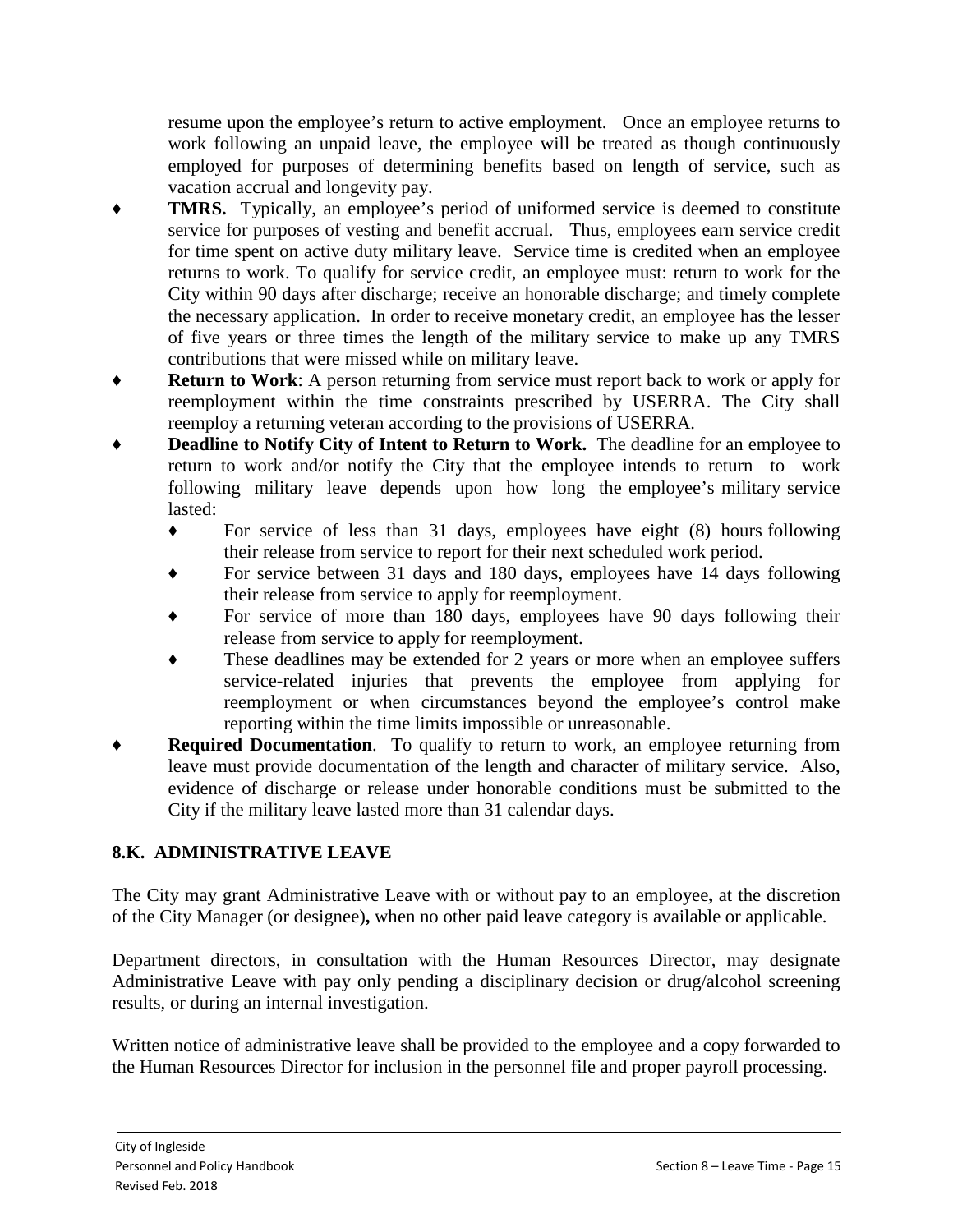resume upon the employee's return to active employment. Once an employee returns to work following an unpaid leave, the employee will be treated as though continuously employed for purposes of determining benefits based on length of service, such as vacation accrual and longevity pay.

- **TMRS.** Typically, an employee's period of uniformed service is deemed to constitute service for purposes of vesting and benefit accrual. Thus, employees earn service credit for time spent on active duty military leave. Service time is credited when an employee returns to work. To qualify for service credit, an employee must: return to work for the City within 90 days after discharge; receive an honorable discharge; and timely complete the necessary application. In order to receive monetary credit, an employee has the lesser of five years or three times the length of the military service to make up any TMRS contributions that were missed while on military leave.
- **Return to Work**: A person returning from service must report back to work or apply for reemployment within the time constraints prescribed by USERRA. The City shall reemploy a returning veteran according to the provisions of USERRA.
- **Deadline to Notify City of Intent to Return to Work.** The deadline for an employee to return to work and/or notify the City that the employee intends to return to work following military leave depends upon how long the employee's military service lasted:
  - For service of less than 31 days, employees have eight (8) hours following their release from service to report for their next scheduled work period.
  - For service between 31 days and 180 days, employees have 14 days following their release from service to apply for reemployment.
  - For service of more than 180 days, employees have 90 days following their release from service to apply for reemployment.
  - These deadlines may be extended for 2 years or more when an employee suffers service-related injuries that prevents the employee from applying for reemployment or when circumstances beyond the employee's control make reporting within the time limits impossible or unreasonable.
- **Required Documentation**. To qualify to return to work, an employee returning from leave must provide documentation of the length and character of military service. Also, evidence of discharge or release under honorable conditions must be submitted to the City if the military leave lasted more than 31 calendar days.

## 8.K. ADMINISTRATIVE LEAVE

The City may grant Administrative Leave with or without pay to an employee**,** at the discretion of the City Manager (or designee)**,** when no other paid leave category is available or applicable.

Department directors, in consultation with the Human Resources Director, may designate Administrative Leave with pay only pending a disciplinary decision or drug/alcohol screening results, or during an internal investigation.

Written notice of administrative leave shall be provided to the employee and a copy forwarded to the Human Resources Director for inclusion in the personnel file and proper payroll processing.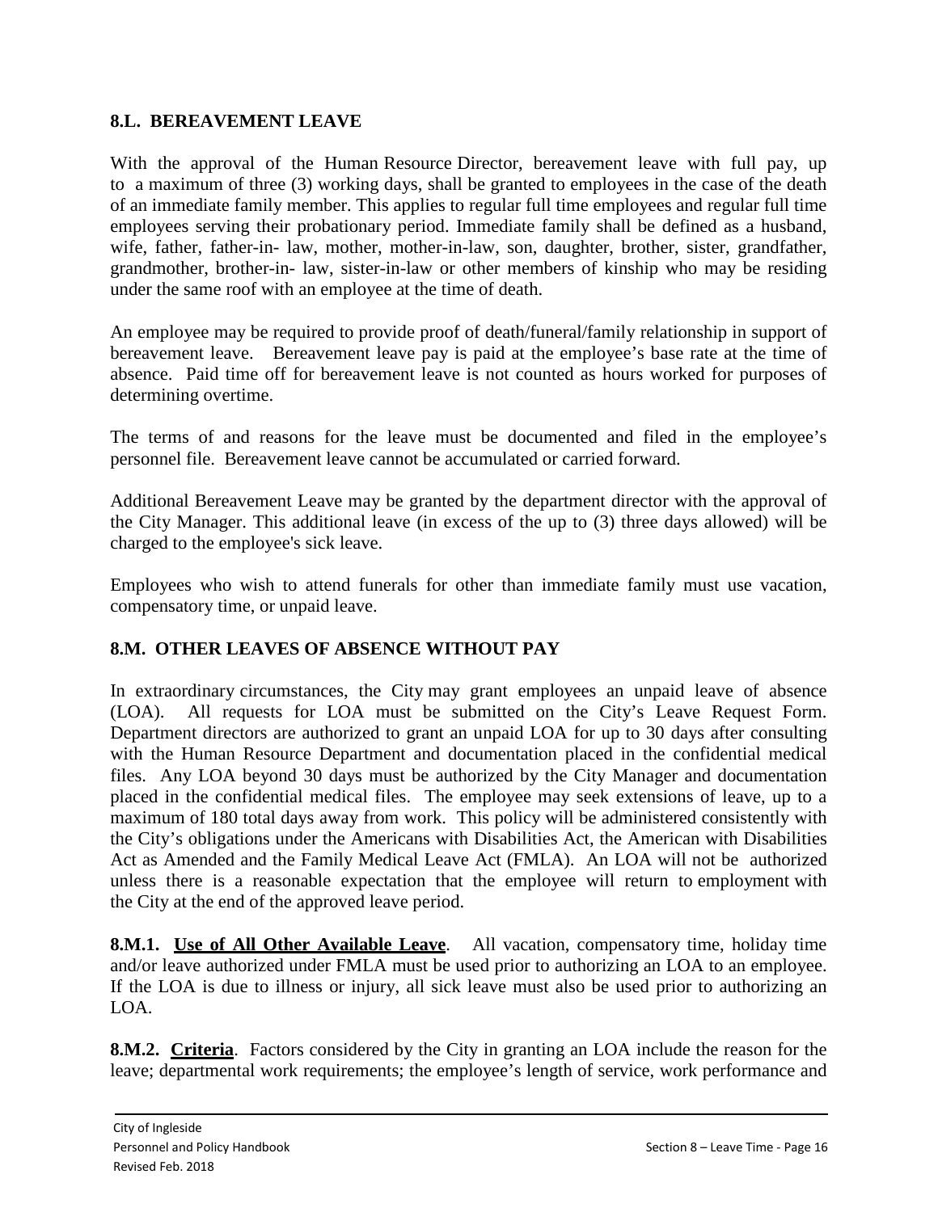## 8.L. BEREAVEMENT LEAVE

With the approval of the Human Resource Director, bereavement leave with full pay, up to a maximum of three (3) working days, shall be granted to employees in the case of the death of an immediate family member. This applies to regular full time employees and regular full time employees serving their probationary period. Immediate family shall be defined as a husband, wife, father, father-in- law, mother, mother-in-law, son, daughter, brother, sister, grandfather, grandmother, brother-in- law, sister-in-law or other members of kinship who may be residing under the same roof with an employee at the time of death.

An employee may be required to provide proof of death/funeral/family relationship in support of bereavement leave. Bereavement leave pay is paid at the employee's base rate at the time of absence. Paid time off for bereavement leave is not counted as hours worked for purposes of determining overtime.

The terms of and reasons for the leave must be documented and filed in the employee's personnel file. Bereavement leave cannot be accumulated or carried forward.

Additional Bereavement Leave may be granted by the department director with the approval of the City Manager. This additional leave (in excess of the up to (3) three days allowed) will be charged to the employee's sick leave.

Employees who wish to attend funerals for other than immediate family must use vacation, compensatory time, or unpaid leave.

## 8.M. OTHER LEAVES OF ABSENCE WITHOUT PAY

In extraordinary circumstances, the City may grant employees an unpaid leave of absence (LOA). All requests for LOA must be submitted on the City's Leave Request Form. Department directors are authorized to grant an unpaid LOA for up to 30 days after consulting with the Human Resource Department and documentation placed in the confidential medical files. Any LOA beyond 30 days must be authorized by the City Manager and documentation placed in the confidential medical files. The employee may seek extensions of leave, up to a maximum of 180 total days away from work. This policy will be administered consistently with the City's obligations under the Americans with Disabilities Act, the American with Disabilities Act as Amended and the Family Medical Leave Act (FMLA). An LOA will not be authorized unless there is a reasonable expectation that the employee will return to employment with the City at the end of the approved leave period.

**8.M.1. Use of All Other Available Leave**. All vacation, compensatory time, holiday time and/or leave authorized under FMLA must be used prior to authorizing an LOA to an employee. If the LOA is due to illness or injury, all sick leave must also be used prior to authorizing an LOA.

**8.M.2. Criteria**. Factors considered by the City in granting an LOA include the reason for the leave; departmental work requirements; the employee's length of service, work performance and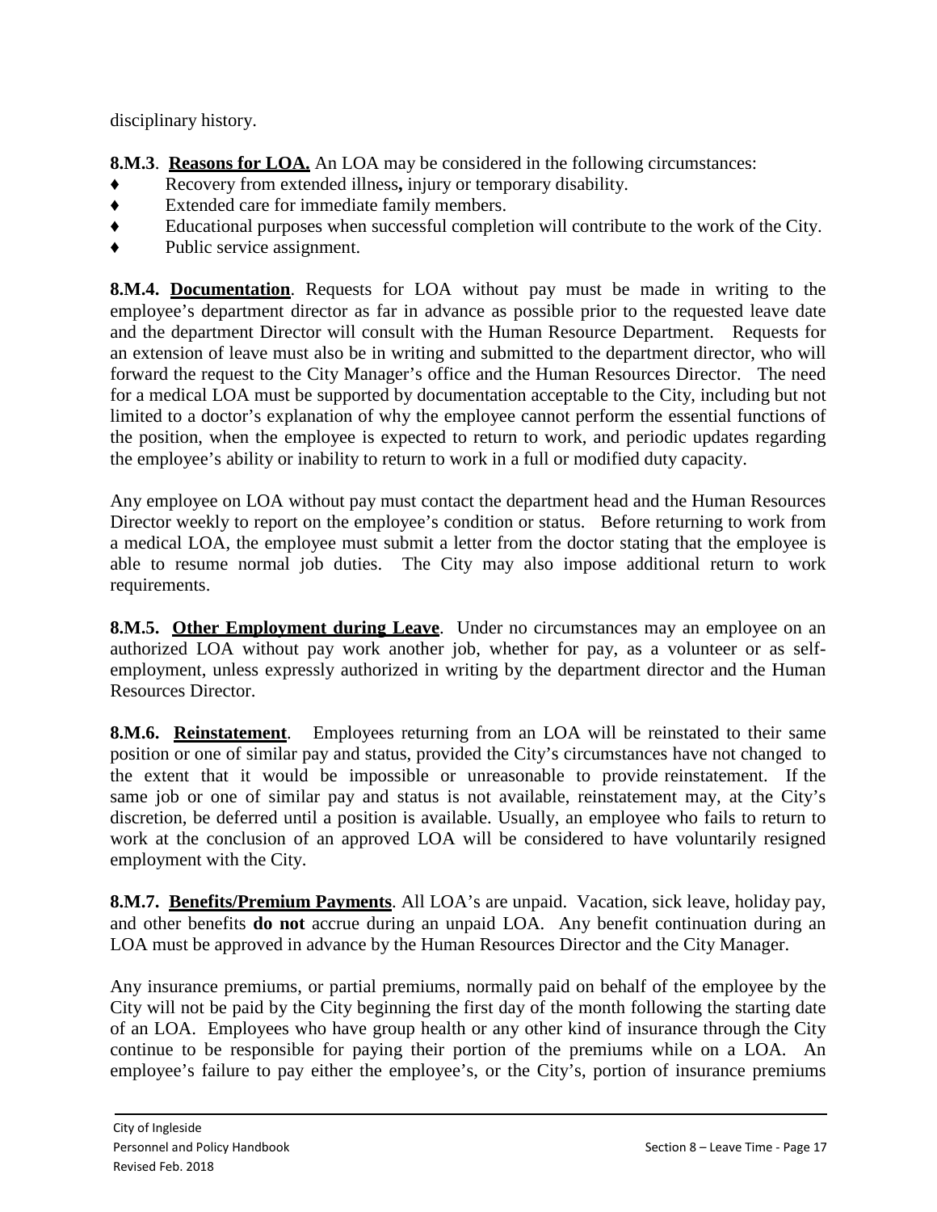disciplinary history.

**8.M.3**. **Reasons for LOA.** An LOA may be considered in the following circumstances:

- Recovery from extended illness**,** injury or temporary disability.
- Extended care for immediate family members.
- Educational purposes when successful completion will contribute to the work of the City.
- Public service assignment.

**8.M.4. Documentation**. Requests for LOA without pay must be made in writing to the employee's department director as far in advance as possible prior to the requested leave date and the department Director will consult with the Human Resource Department. Requests for an extension of leave must also be in writing and submitted to the department director, who will forward the request to the City Manager's office and the Human Resources Director. The need for a medical LOA must be supported by documentation acceptable to the City, including but not limited to a doctor's explanation of why the employee cannot perform the essential functions of the position, when the employee is expected to return to work, and periodic updates regarding the employee's ability or inability to return to work in a full or modified duty capacity.

Any employee on LOA without pay must contact the department head and the Human Resources Director weekly to report on the employee's condition or status. Before returning to work from a medical LOA, the employee must submit a letter from the doctor stating that the employee is able to resume normal job duties. The City may also impose additional return to work requirements.

**8.M.5. Other Employment during Leave**. Under no circumstances may an employee on an authorized LOA without pay work another job, whether for pay, as a volunteer or as self-employment, unless expressly authorized in writing by the department director and the Human Resources Director.

**8.M.6. Reinstatement**. Employees returning from an LOA will be reinstated to their same position or one of similar pay and status, provided the City's circumstances have not changed to the extent that it would be impossible or unreasonable to provide reinstatement. If the same job or one of similar pay and status is not available, reinstatement may, at the City's discretion, be deferred until a position is available. Usually, an employee who fails to return to work at the conclusion of an approved LOA will be considered to have voluntarily resigned employment with the City.

**8.M.7. Benefits/Premium Payments**. All LOA's are unpaid. Vacation, sick leave, holiday pay, and other benefits **do not** accrue during an unpaid LOA. Any benefit continuation during an LOA must be approved in advance by the Human Resources Director and the City Manager.

Any insurance premiums, or partial premiums, normally paid on behalf of the employee by the City will not be paid by the City beginning the first day of the month following the starting date of an LOA. Employees who have group health or any other kind of insurance through the City continue to be responsible for paying their portion of the premiums while on a LOA. An employee's failure to pay either the employee's, or the City's, portion of insurance premiums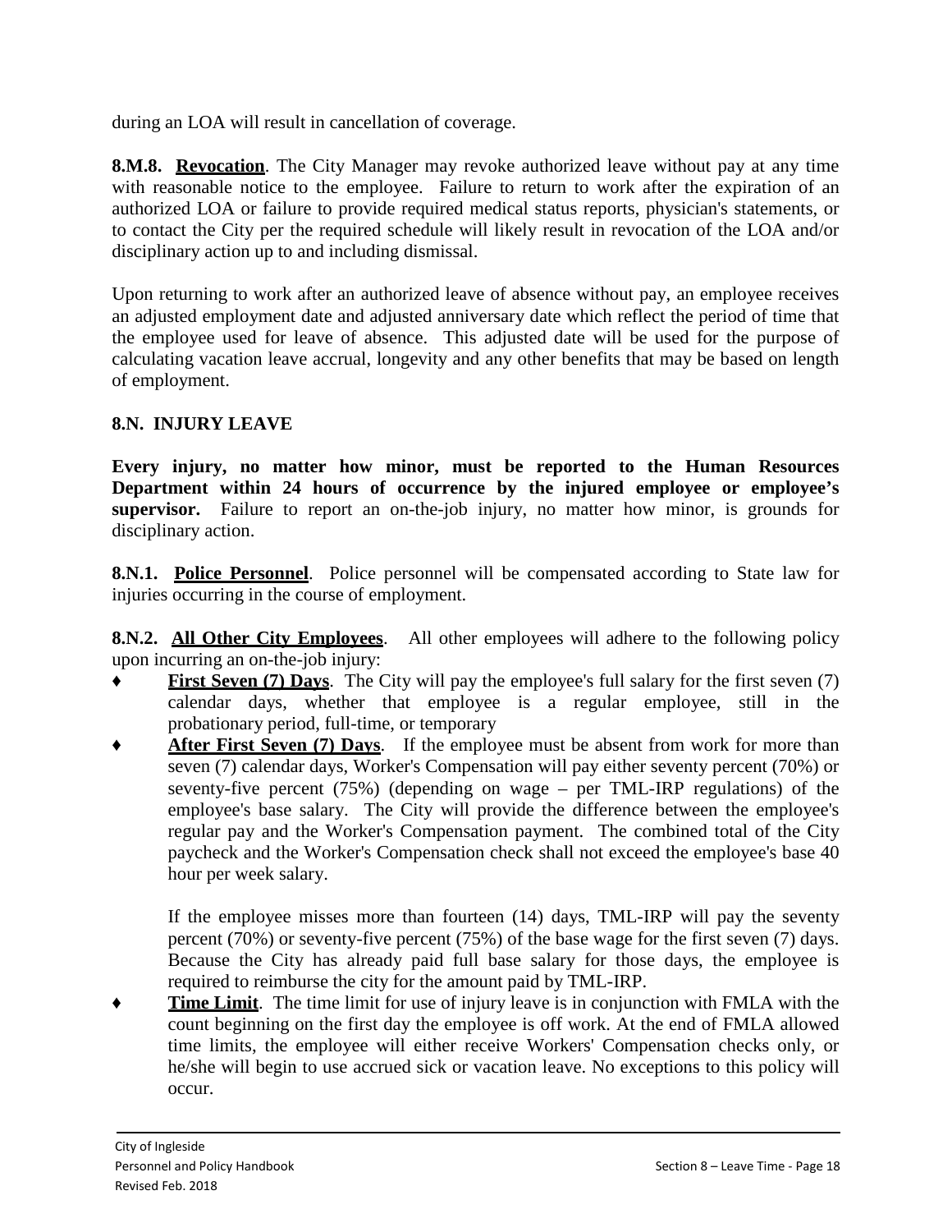during an LOA will result in cancellation of coverage.

**8.M.8. <u>Revocation</u>**. The City Manager may revoke authorized leave without pay at any time with reasonable notice to the employee. Failure to return to work after the expiration of an authorized LOA or failure to provide required medical status reports, physician's statements, or to contact the City per the required schedule will likely result in revocation of the LOA and/or disciplinary action up to and including dismissal.

Upon returning to work after an authorized leave of absence without pay, an employee receives an adjusted employment date and adjusted anniversary date which reflect the period of time that the employee used for leave of absence. This adjusted date will be used for the purpose of calculating vacation leave accrual, longevity and any other benefits that may be based on length of employment.

### 8.N. INJURY LEAVE

**Every injury, no matter how minor, must be reported to the Human Resources Department within 24 hours of occurrence by the injured employee or employee's supervisor.** Failure to report an on-the-job injury, no matter how minor, is grounds for disciplinary action.

**8.N.1. <u>Police Personnel</u>**. Police personnel will be compensated according to State law for injuries occurring in the course of employment.

**8.N.2. <u>All Other City Employees</u>**. All other employees will adhere to the following policy upon incurring an on-the-job injury:

- **<u>First Seven (7) Days</u>**. The City will pay the employee's full salary for the first seven (7) calendar days, whether that employee is a regular employee, still in the probationary period, full-time, or temporary
- **<u>After First Seven (7) Days</u>**. If the employee must be absent from work for more than seven (7) calendar days, Worker's Compensation will pay either seventy percent (70%) or seventy-five percent (75%) (depending on wage – per TML-IRP regulations) of the employee's base salary. The City will provide the difference between the employee's regular pay and the Worker's Compensation payment. The combined total of the City paycheck and the Worker's Compensation check shall not exceed the employee's base 40 hour per week salary.

  If the employee misses more than fourteen (14) days, TML-IRP will pay the seventy percent (70%) or seventy-five percent (75%) of the base wage for the first seven (7) days. Because the City has already paid full base salary for those days, the employee is required to reimburse the city for the amount paid by TML-IRP.
- **<u>Time Limit</u>**. The time limit for use of injury leave is in conjunction with FMLA with the count beginning on the first day the employee is off work. At the end of FMLA allowed time limits, the employee will either receive Workers' Compensation checks only, or he/she will begin to use accrued sick or vacation leave. No exceptions to this policy will occur.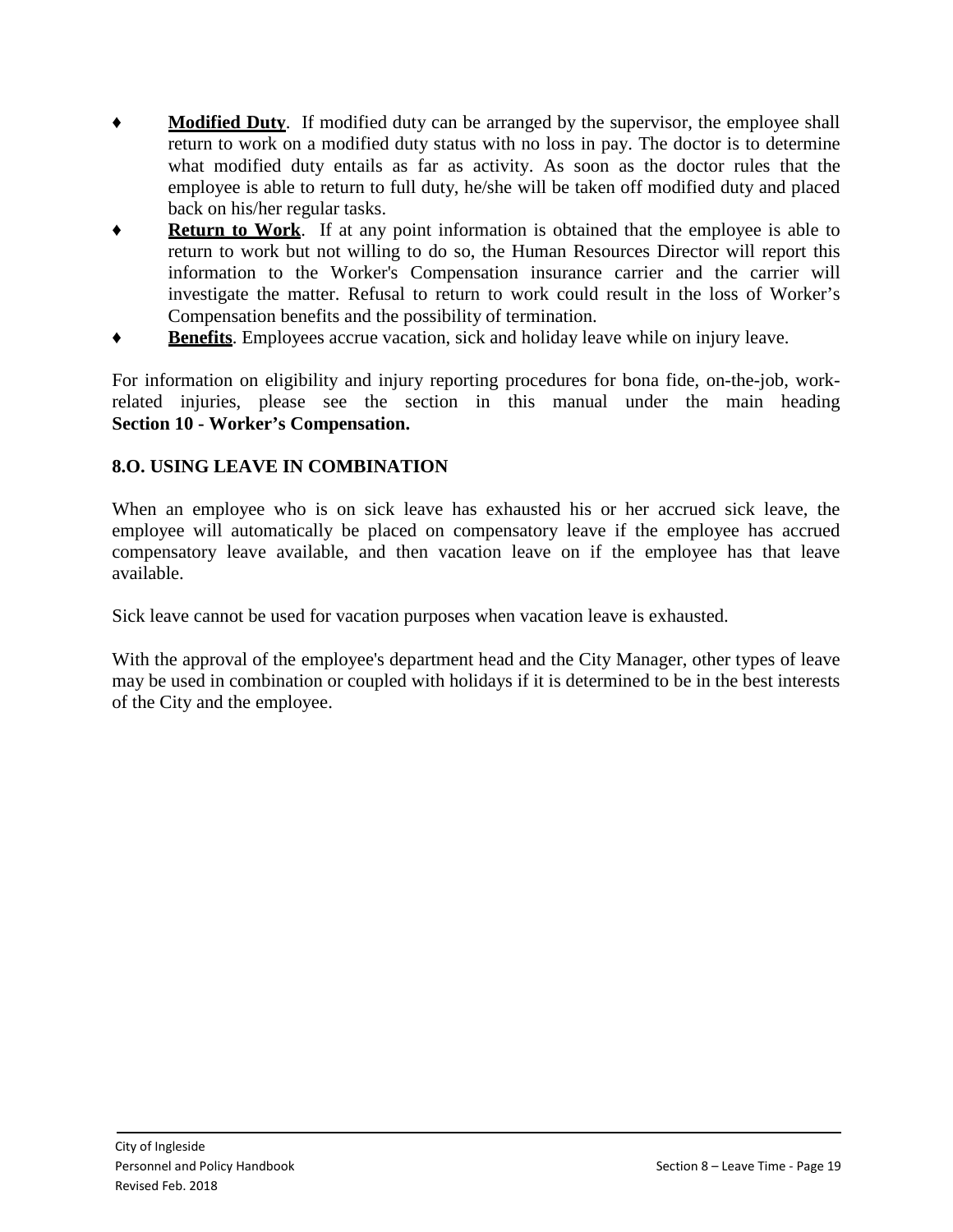- **Modified Duty**. If modified duty can be arranged by the supervisor, the employee shall return to work on a modified duty status with no loss in pay. The doctor is to determine what modified duty entails as far as activity. As soon as the doctor rules that the employee is able to return to full duty, he/she will be taken off modified duty and placed back on his/her regular tasks.
- **Return to Work**. If at any point information is obtained that the employee is able to return to work but not willing to do so, the Human Resources Director will report this information to the Worker's Compensation insurance carrier and the carrier will investigate the matter. Refusal to return to work could result in the loss of Worker's Compensation benefits and the possibility of termination.
- **Benefits**. Employees accrue vacation, sick and holiday leave while on injury leave.

For information on eligibility and injury reporting procedures for bona fide, on-the-job, work-related injuries, please see the section in this manual under the main heading **Section 10 - Worker's Compensation.**

## 8.O. USING LEAVE IN COMBINATION

When an employee who is on sick leave has exhausted his or her accrued sick leave, the employee will automatically be placed on compensatory leave if the employee has accrued compensatory leave available, and then vacation leave on if the employee has that leave available.

Sick leave cannot be used for vacation purposes when vacation leave is exhausted.

With the approval of the employee's department head and the City Manager, other types of leave may be used in combination or coupled with holidays if it is determined to be in the best interests of the City and the employee.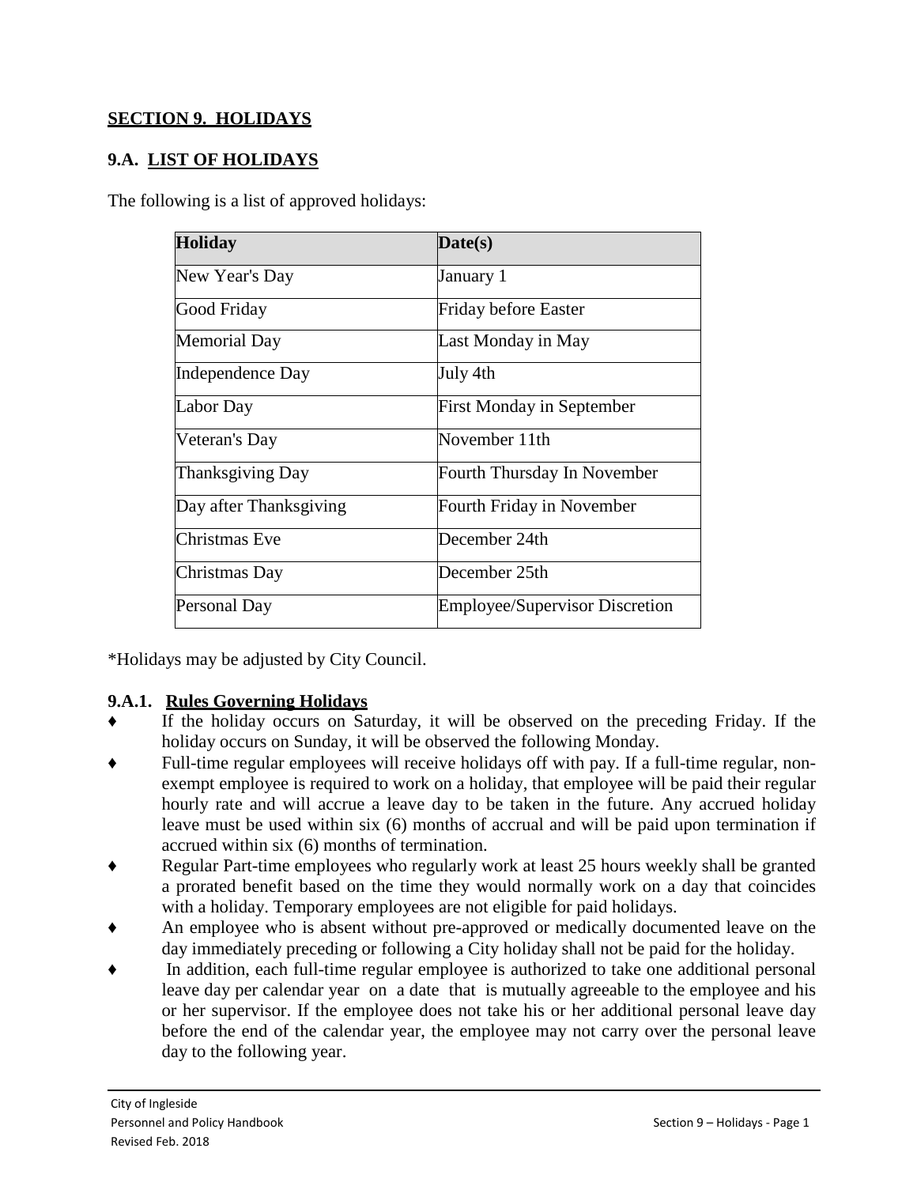## SECTION 9. HOLIDAYS

### 9.A. LIST OF HOLIDAYS

The following is a list of approved holidays:

| Holiday | Date(s) |
| --- | --- |
| New Year's Day | January 1 |
| Good Friday | Friday before Easter |
| Memorial Day | Last Monday in May |
| Independence Day | July 4th |
| Labor Day | First Monday in September |
| Veteran's Day | November 11th |
| Thanksgiving Day | Fourth Thursday In November |
| Day after Thanksgiving | Fourth Friday in November |
| Christmas Eve | December 24th |
| Christmas Day | December 25th |
| Personal Day | Employee/Supervisor Discretion |

*Holidays may be adjusted by City Council.

#### 9.A.1. Rules Governing Holidays

- If the holiday occurs on Saturday, it will be observed on the preceding Friday. If the holiday occurs on Sunday, it will be observed the following Monday.
- Full-time regular employees will receive holidays off with pay. If a full-time regular, non-exempt employee is required to work on a holiday, that employee will be paid their regular hourly rate and will accrue a leave day to be taken in the future. Any accrued holiday leave must be used within six (6) months of accrual and will be paid upon termination if accrued within six (6) months of termination.
- Regular Part-time employees who regularly work at least 25 hours weekly shall be granted a prorated benefit based on the time they would normally work on a day that coincides with a holiday. Temporary employees are not eligible for paid holidays.
- An employee who is absent without pre-approved or medically documented leave on the day immediately preceding or following a City holiday shall not be paid for the holiday.
- In addition, each full-time regular employee is authorized to take one additional personal leave day per calendar year on a date that is mutually agreeable to the employee and his or her supervisor. If the employee does not take his or her additional personal leave day before the end of the calendar year, the employee may not carry over the personal leave day to the following year.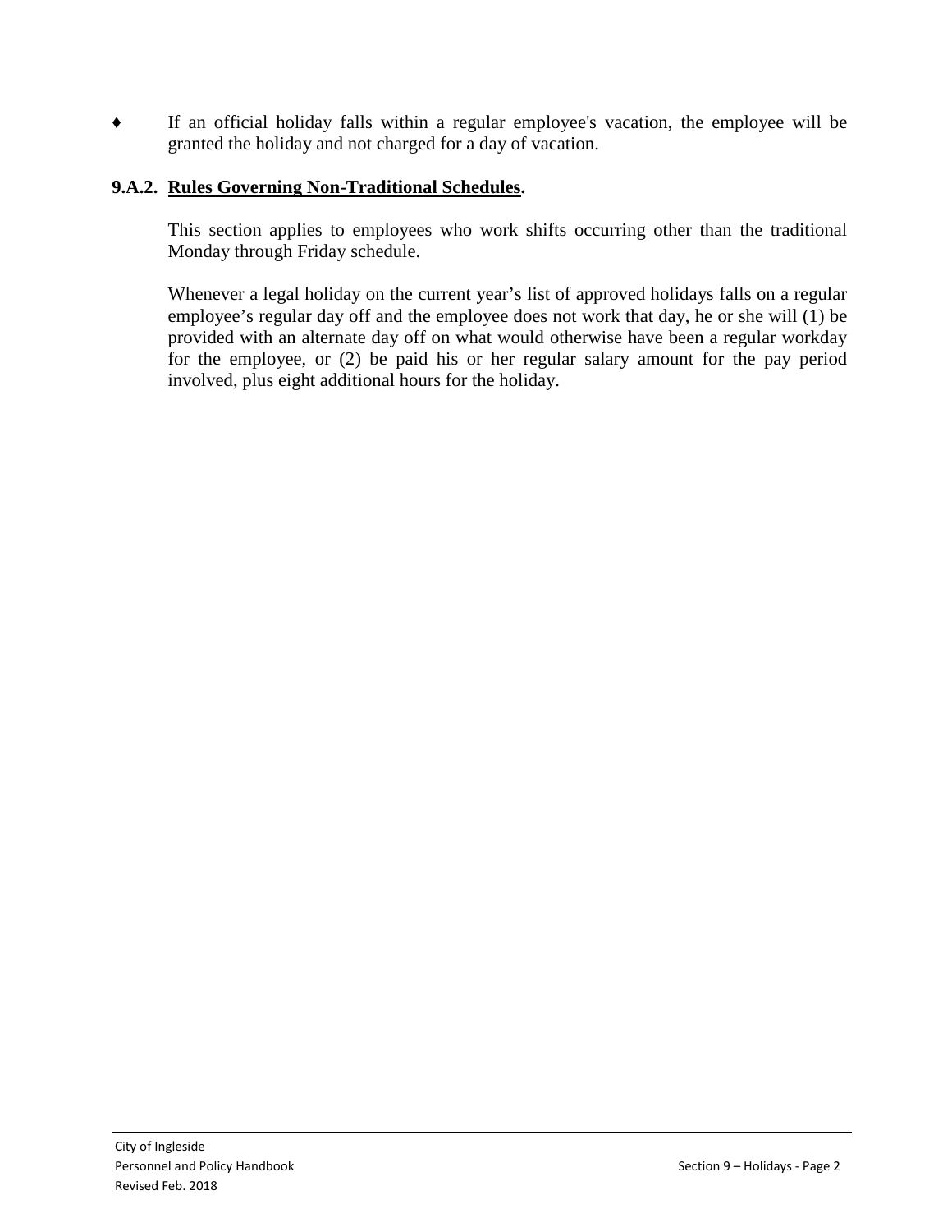- If an official holiday falls within a regular employee's vacation, the employee will be granted the holiday and not charged for a day of vacation.

**9.A.2. Rules Governing Non-Traditional Schedules.**

This section applies to employees who work shifts occurring other than the traditional Monday through Friday schedule.

Whenever a legal holiday on the current year's list of approved holidays falls on a regular employee's regular day off and the employee does not work that day, he or she will (1) be provided with an alternate day off on what would otherwise have been a regular workday for the employee, or (2) be paid his or her regular salary amount for the pay period involved, plus eight additional hours for the holiday.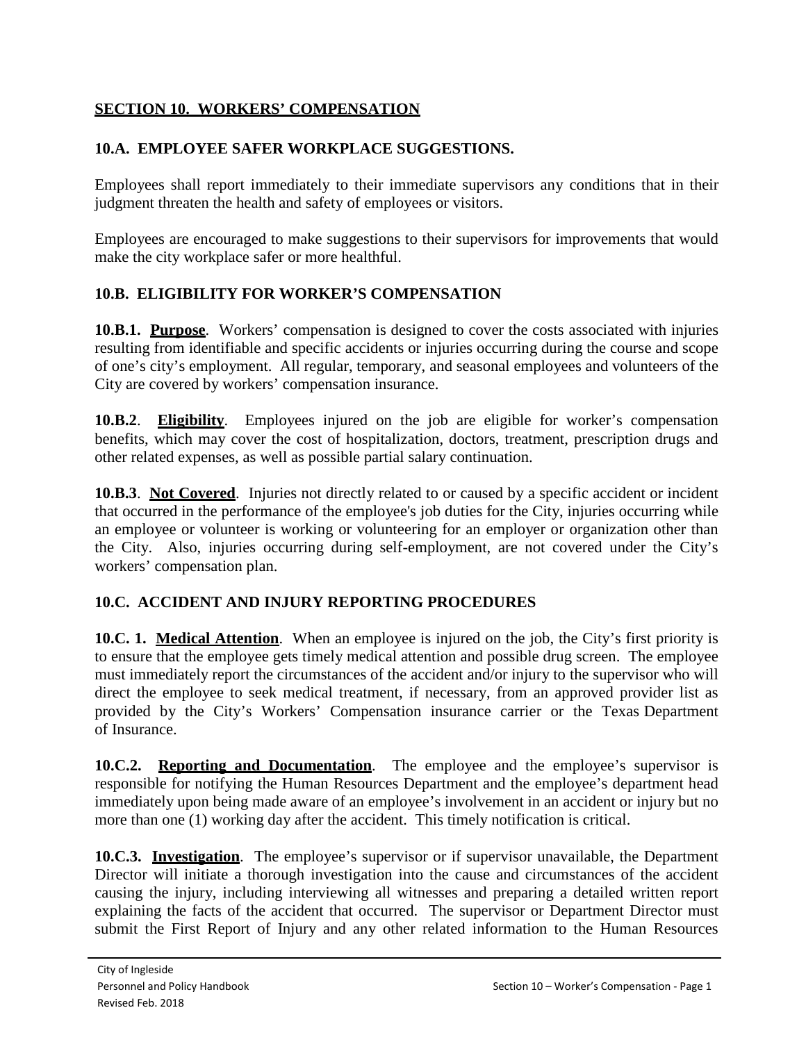## SECTION 10. WORKERS' COMPENSATION

### 10.A. EMPLOYEE SAFER WORKPLACE SUGGESTIONS.

Employees shall report immediately to their immediate supervisors any conditions that in their judgment threaten the health and safety of employees or visitors.

Employees are encouraged to make suggestions to their supervisors for improvements that would make the city workplace safer or more healthful.

### 10.B. ELIGIBILITY FOR WORKER'S COMPENSATION

**10.B.1. Purpose**. Workers' compensation is designed to cover the costs associated with injuries resulting from identifiable and specific accidents or injuries occurring during the course and scope of one's city's employment. All regular, temporary, and seasonal employees and volunteers of the City are covered by workers' compensation insurance.

**10.B.2**. **Eligibility**. Employees injured on the job are eligible for worker's compensation benefits, which may cover the cost of hospitalization, doctors, treatment, prescription drugs and other related expenses, as well as possible partial salary continuation.

**10.B.3**. **Not Covered**. Injuries not directly related to or caused by a specific accident or incident that occurred in the performance of the employee's job duties for the City, injuries occurring while an employee or volunteer is working or volunteering for an employer or organization other than the City. Also, injuries occurring during self-employment, are not covered under the City's workers' compensation plan.

### 10.C. ACCIDENT AND INJURY REPORTING PROCEDURES

**10.C. 1. Medical Attention**. When an employee is injured on the job, the City's first priority is to ensure that the employee gets timely medical attention and possible drug screen. The employee must immediately report the circumstances of the accident and/or injury to the supervisor who will direct the employee to seek medical treatment, if necessary, from an approved provider list as provided by the City's Workers' Compensation insurance carrier or the Texas Department of Insurance.

**10.C.2. Reporting and Documentation**. The employee and the employee's supervisor is responsible for notifying the Human Resources Department and the employee's department head immediately upon being made aware of an employee's involvement in an accident or injury but no more than one (1) working day after the accident. This timely notification is critical.

**10.C.3. Investigation**. The employee's supervisor or if supervisor unavailable, the Department Director will initiate a thorough investigation into the cause and circumstances of the accident causing the injury, including interviewing all witnesses and preparing a detailed written report explaining the facts of the accident that occurred. The supervisor or Department Director must submit the First Report of Injury and any other related information to the Human Resources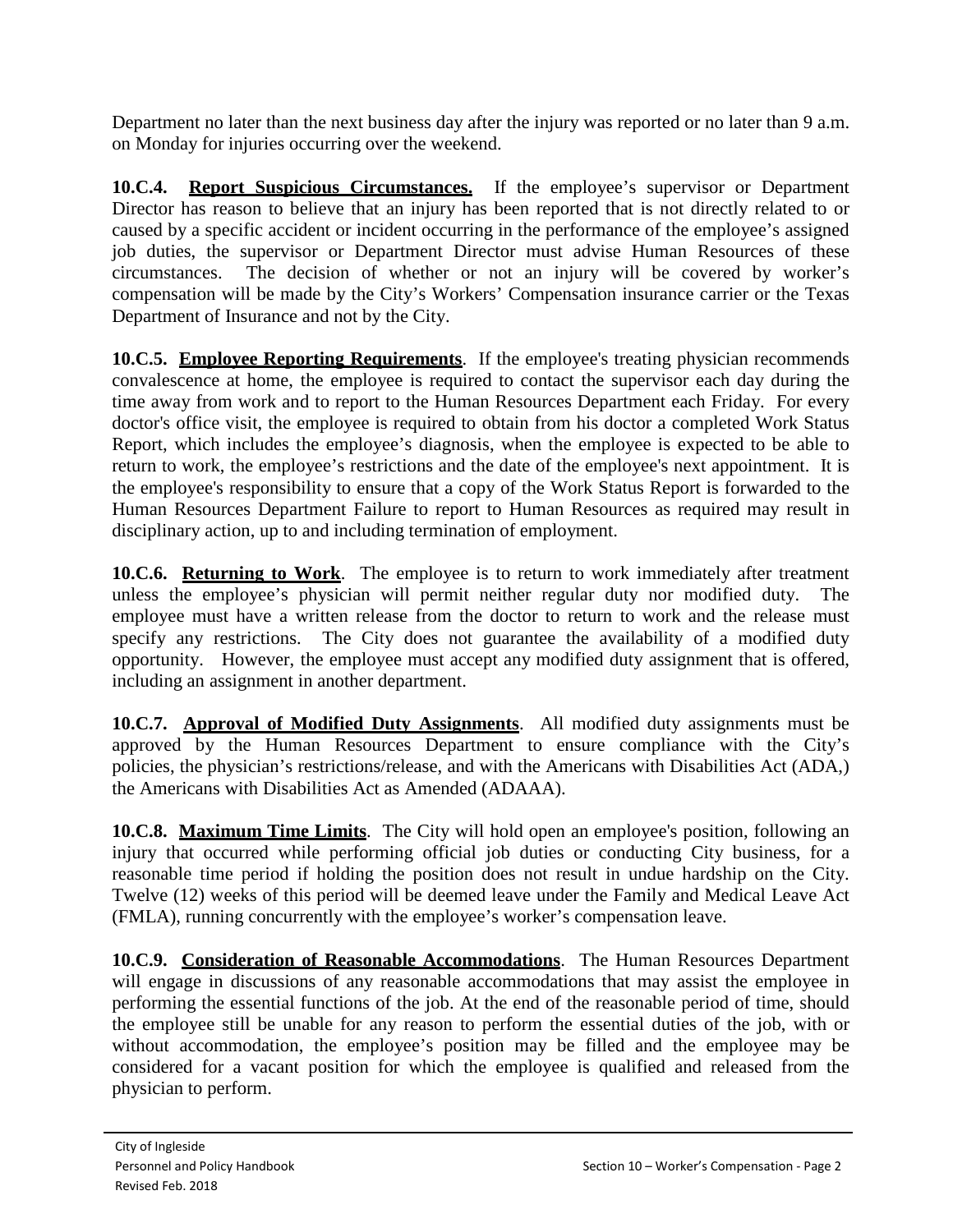Department no later than the next business day after the injury was reported or no later than 9 a.m. on Monday for injuries occurring over the weekend.

**10.C.4. Report Suspicious Circumstances.** If the employee's supervisor or Department Director has reason to believe that an injury has been reported that is not directly related to or caused by a specific accident or incident occurring in the performance of the employee's assigned job duties, the supervisor or Department Director must advise Human Resources of these circumstances. The decision of whether or not an injury will be covered by worker's compensation will be made by the City's Workers' Compensation insurance carrier or the Texas Department of Insurance and not by the City.

**10.C.5. Employee Reporting Requirements**. If the employee's treating physician recommends convalescence at home, the employee is required to contact the supervisor each day during the time away from work and to report to the Human Resources Department each Friday. For every doctor's office visit, the employee is required to obtain from his doctor a completed Work Status Report, which includes the employee's diagnosis, when the employee is expected to be able to return to work, the employee's restrictions and the date of the employee's next appointment. It is the employee's responsibility to ensure that a copy of the Work Status Report is forwarded to the Human Resources Department Failure to report to Human Resources as required may result in disciplinary action, up to and including termination of employment.

**10.C.6. Returning to Work**. The employee is to return to work immediately after treatment unless the employee's physician will permit neither regular duty nor modified duty. The employee must have a written release from the doctor to return to work and the release must specify any restrictions. The City does not guarantee the availability of a modified duty opportunity. However, the employee must accept any modified duty assignment that is offered, including an assignment in another department.

**10.C.7. Approval of Modified Duty Assignments**. All modified duty assignments must be approved by the Human Resources Department to ensure compliance with the City's policies, the physician's restrictions/release, and with the Americans with Disabilities Act (ADA,) the Americans with Disabilities Act as Amended (ADAAA).

**10.C.8. Maximum Time Limits**. The City will hold open an employee's position, following an injury that occurred while performing official job duties or conducting City business, for a reasonable time period if holding the position does not result in undue hardship on the City. Twelve (12) weeks of this period will be deemed leave under the Family and Medical Leave Act (FMLA), running concurrently with the employee's worker's compensation leave.

**10.C.9. Consideration of Reasonable Accommodations**. The Human Resources Department will engage in discussions of any reasonable accommodations that may assist the employee in performing the essential functions of the job. At the end of the reasonable period of time, should the employee still be unable for any reason to perform the essential duties of the job, with or without accommodation, the employee's position may be filled and the employee may be considered for a vacant position for which the employee is qualified and released from the physician to perform.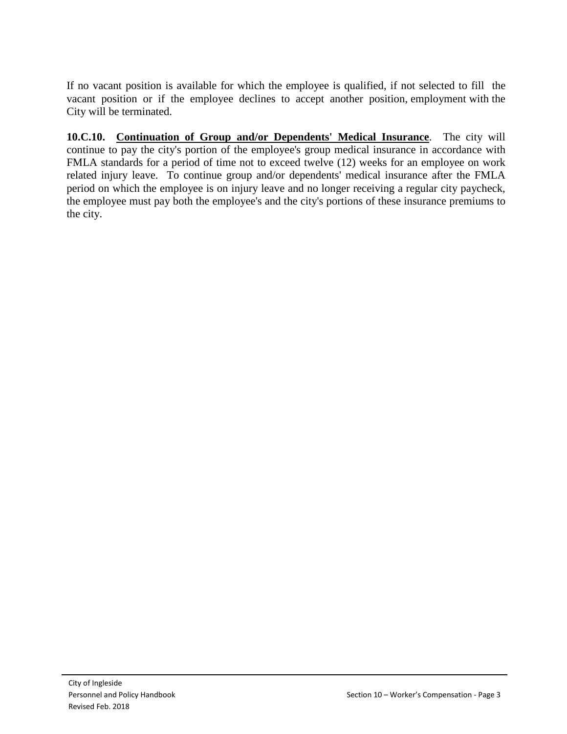If no vacant position is available for which the employee is qualified, if not selected to fill the vacant position or if the employee declines to accept another position, employment with the City will be terminated.

**10.C.10. Continuation of Group and/or Dependents' Medical Insurance**. The city will continue to pay the city's portion of the employee's group medical insurance in accordance with FMLA standards for a period of time not to exceed twelve (12) weeks for an employee on work related injury leave. To continue group and/or dependents' medical insurance after the FMLA period on which the employee is on injury leave and no longer receiving a regular city paycheck, the employee must pay both the employee's and the city's portions of these insurance premiums to the city.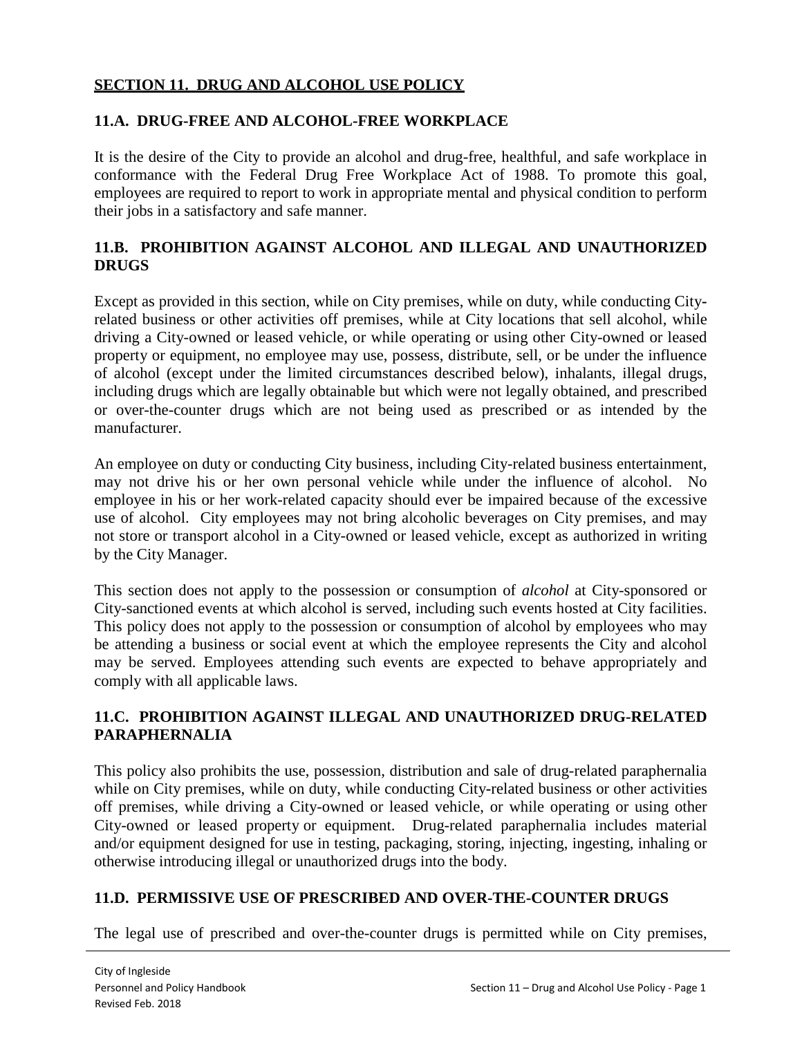## SECTION 11. DRUG AND ALCOHOL USE POLICY

### 11.A. DRUG-FREE AND ALCOHOL-FREE WORKPLACE

It is the desire of the City to provide an alcohol and drug-free, healthful, and safe workplace in conformance with the Federal Drug Free Workplace Act of 1988. To promote this goal, employees are required to report to work in appropriate mental and physical condition to perform their jobs in a satisfactory and safe manner.

### 11.B. PROHIBITION AGAINST ALCOHOL AND ILLEGAL AND UNAUTHORIZED DRUGS

Except as provided in this section, while on City premises, while on duty, while conducting City-related business or other activities off premises, while at City locations that sell alcohol, while driving a City-owned or leased vehicle, or while operating or using other City-owned or leased property or equipment, no employee may use, possess, distribute, sell, or be under the influence of alcohol (except under the limited circumstances described below), inhalants, illegal drugs, including drugs which are legally obtainable but which were not legally obtained, and prescribed or over-the-counter drugs which are not being used as prescribed or as intended by the manufacturer.

An employee on duty or conducting City business, including City-related business entertainment, may not drive his or her own personal vehicle while under the influence of alcohol. No employee in his or her work-related capacity should ever be impaired because of the excessive use of alcohol. City employees may not bring alcoholic beverages on City premises, and may not store or transport alcohol in a City-owned or leased vehicle, except as authorized in writing by the City Manager.

This section does not apply to the possession or consumption of *alcohol* at City-sponsored or City-sanctioned events at which alcohol is served, including such events hosted at City facilities. This policy does not apply to the possession or consumption of alcohol by employees who may be attending a business or social event at which the employee represents the City and alcohol may be served. Employees attending such events are expected to behave appropriately and comply with all applicable laws.

### 11.C. PROHIBITION AGAINST ILLEGAL AND UNAUTHORIZED DRUG-RELATED PARAPHERNALIA

This policy also prohibits the use, possession, distribution and sale of drug-related paraphernalia while on City premises, while on duty, while conducting City-related business or other activities off premises, while driving a City-owned or leased vehicle, or while operating or using other City-owned or leased property or equipment. Drug-related paraphernalia includes material and/or equipment designed for use in testing, packaging, storing, injecting, ingesting, inhaling or otherwise introducing illegal or unauthorized drugs into the body.

### 11.D. PERMISSIVE USE OF PRESCRIBED AND OVER-THE-COUNTER DRUGS

The legal use of prescribed and over-the-counter drugs is permitted while on City premises,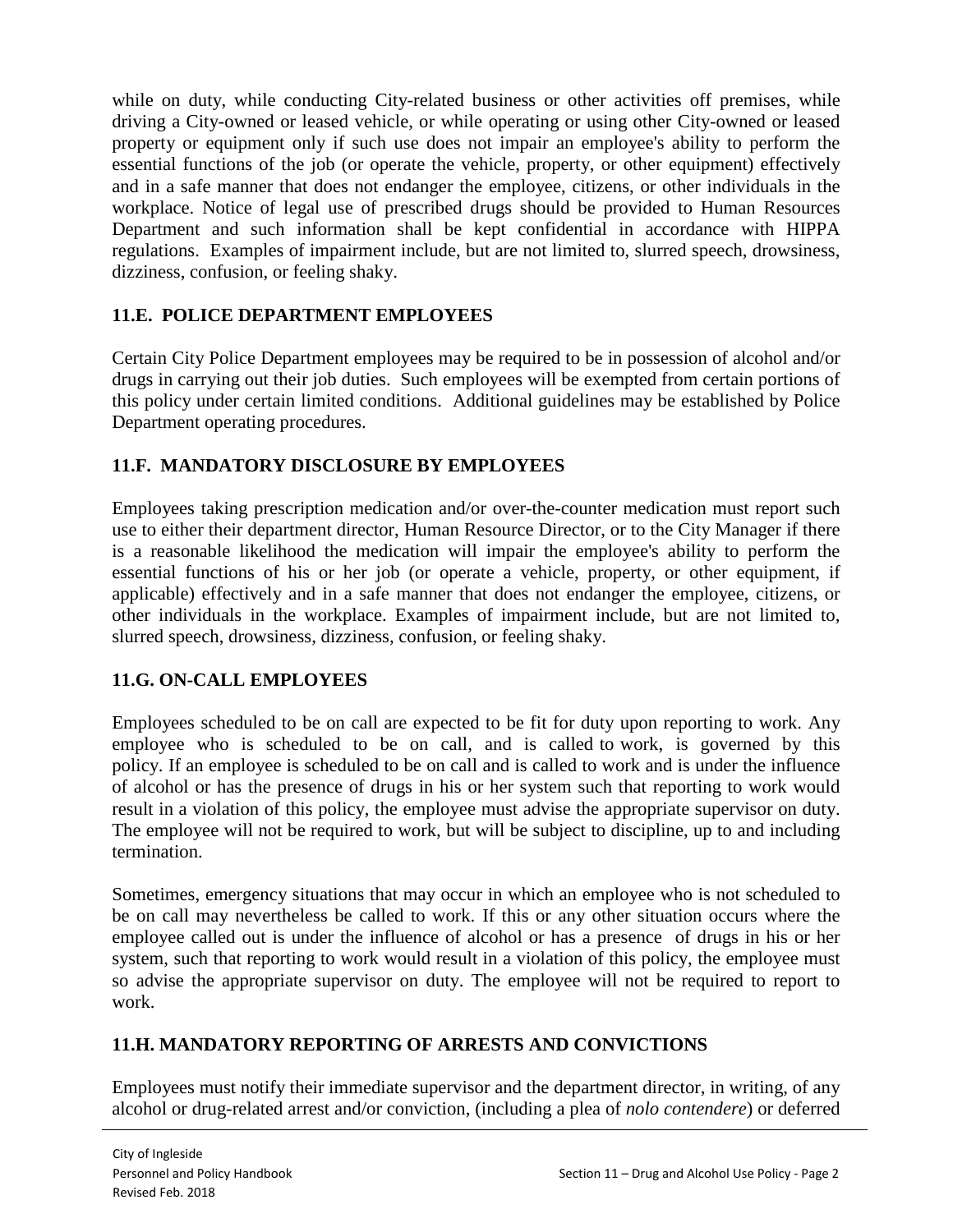while on duty, while conducting City-related business or other activities off premises, while driving a City-owned or leased vehicle, or while operating or using other City-owned or leased property or equipment only if such use does not impair an employee's ability to perform the essential functions of the job (or operate the vehicle, property, or other equipment) effectively and in a safe manner that does not endanger the employee, citizens, or other individuals in the workplace. Notice of legal use of prescribed drugs should be provided to Human Resources Department and such information shall be kept confidential in accordance with HIPPA regulations. Examples of impairment include, but are not limited to, slurred speech, drowsiness, dizziness, confusion, or feeling shaky.

## 11.E. POLICE DEPARTMENT EMPLOYEES

Certain City Police Department employees may be required to be in possession of alcohol and/or drugs in carrying out their job duties. Such employees will be exempted from certain portions of this policy under certain limited conditions. Additional guidelines may be established by Police Department operating procedures.

## 11.F. MANDATORY DISCLOSURE BY EMPLOYEES

Employees taking prescription medication and/or over-the-counter medication must report such use to either their department director, Human Resource Director, or to the City Manager if there is a reasonable likelihood the medication will impair the employee's ability to perform the essential functions of his or her job (or operate a vehicle, property, or other equipment, if applicable) effectively and in a safe manner that does not endanger the employee, citizens, or other individuals in the workplace. Examples of impairment include, but are not limited to, slurred speech, drowsiness, dizziness, confusion, or feeling shaky.

## 11.G. ON-CALL EMPLOYEES

Employees scheduled to be on call are expected to be fit for duty upon reporting to work. Any employee who is scheduled to be on call, and is called to work, is governed by this policy. If an employee is scheduled to be on call and is called to work and is under the influence of alcohol or has the presence of drugs in his or her system such that reporting to work would result in a violation of this policy, the employee must advise the appropriate supervisor on duty. The employee will not be required to work, but will be subject to discipline, up to and including termination.

Sometimes, emergency situations that may occur in which an employee who is not scheduled to be on call may nevertheless be called to work. If this or any other situation occurs where the employee called out is under the influence of alcohol or has a presence of drugs in his or her system, such that reporting to work would result in a violation of this policy, the employee must so advise the appropriate supervisor on duty. The employee will not be required to report to work.

## 11.H. MANDATORY REPORTING OF ARRESTS AND CONVICTIONS

Employees must notify their immediate supervisor and the department director, in writing, of any alcohol or drug-related arrest and/or conviction, (including a plea of *nolo contendere*) or deferred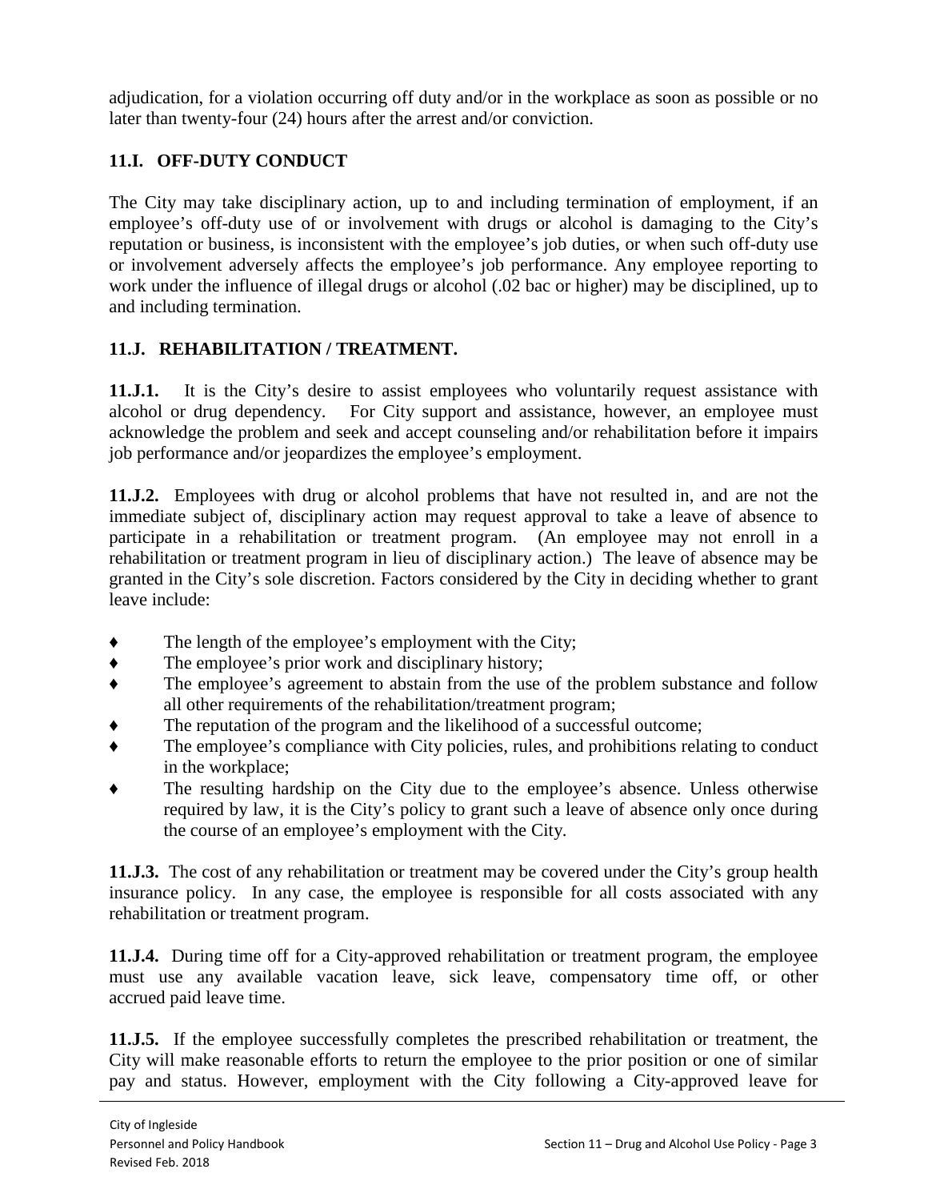adjudication, for a violation occurring off duty and/or in the workplace as soon as possible or no later than twenty-four (24) hours after the arrest and/or conviction.

## 11.I. OFF-DUTY CONDUCT

The City may take disciplinary action, up to and including termination of employment, if an employee's off-duty use of or involvement with drugs or alcohol is damaging to the City's reputation or business, is inconsistent with the employee's job duties, or when such off-duty use or involvement adversely affects the employee's job performance. Any employee reporting to work under the influence of illegal drugs or alcohol (.02 bac or higher) may be disciplined, up to and including termination.

## 11.J. REHABILITATION / TREATMENT.

**11.J.1.** It is the City's desire to assist employees who voluntarily request assistance with alcohol or drug dependency. For City support and assistance, however, an employee must acknowledge the problem and seek and accept counseling and/or rehabilitation before it impairs job performance and/or jeopardizes the employee's employment.

**11.J.2.** Employees with drug or alcohol problems that have not resulted in, and are not the immediate subject of, disciplinary action may request approval to take a leave of absence to participate in a rehabilitation or treatment program. (An employee may not enroll in a rehabilitation or treatment program in lieu of disciplinary action.) The leave of absence may be granted in the City's sole discretion. Factors considered by the City in deciding whether to grant leave include:

- The length of the employee's employment with the City;
- The employee's prior work and disciplinary history;
- The employee's agreement to abstain from the use of the problem substance and follow all other requirements of the rehabilitation/treatment program;
- The reputation of the program and the likelihood of a successful outcome;
- The employee's compliance with City policies, rules, and prohibitions relating to conduct in the workplace;
- The resulting hardship on the City due to the employee's absence. Unless otherwise required by law, it is the City's policy to grant such a leave of absence only once during the course of an employee's employment with the City.

**11.J.3.** The cost of any rehabilitation or treatment may be covered under the City's group health insurance policy. In any case, the employee is responsible for all costs associated with any rehabilitation or treatment program.

**11.J.4.** During time off for a City-approved rehabilitation or treatment program, the employee must use any available vacation leave, sick leave, compensatory time off, or other accrued paid leave time.

**11.J.5.** If the employee successfully completes the prescribed rehabilitation or treatment, the City will make reasonable efforts to return the employee to the prior position or one of similar pay and status. However, employment with the City following a City-approved leave for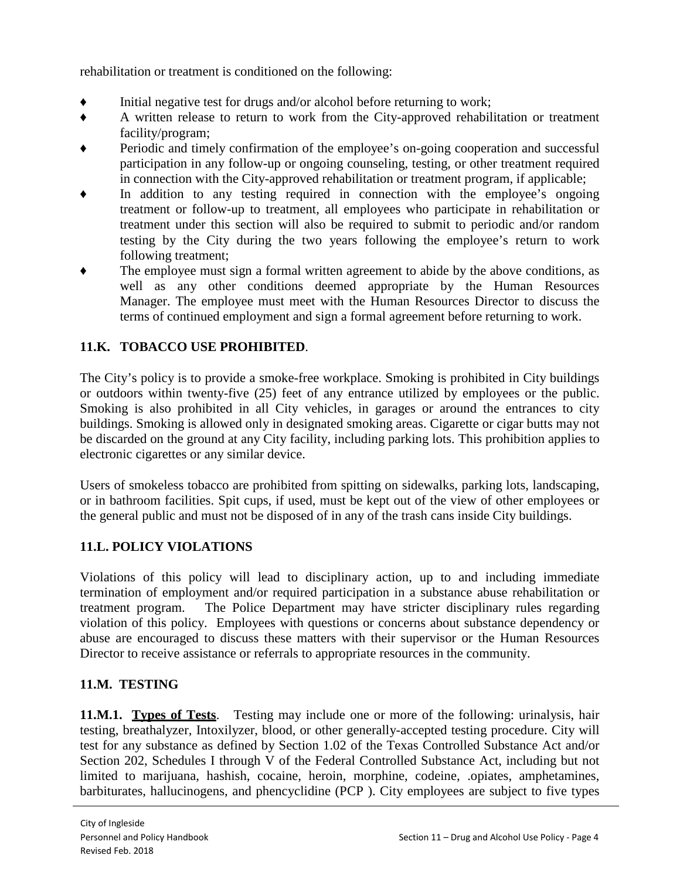rehabilitation or treatment is conditioned on the following:

- Initial negative test for drugs and/or alcohol before returning to work;
- A written release to return to work from the City-approved rehabilitation or treatment facility/program;
- Periodic and timely confirmation of the employee's on-going cooperation and successful participation in any follow-up or ongoing counseling, testing, or other treatment required in connection with the City-approved rehabilitation or treatment program, if applicable;
- In addition to any testing required in connection with the employee's ongoing treatment or follow-up to treatment, all employees who participate in rehabilitation or treatment under this section will also be required to submit to periodic and/or random testing by the City during the two years following the employee's return to work following treatment;
- The employee must sign a formal written agreement to abide by the above conditions, as well as any other conditions deemed appropriate by the Human Resources Manager. The employee must meet with the Human Resources Director to discuss the terms of continued employment and sign a formal agreement before returning to work.

## 11.K. TOBACCO USE PROHIBITED.

The City's policy is to provide a smoke-free workplace. Smoking is prohibited in City buildings or outdoors within twenty-five (25) feet of any entrance utilized by employees or the public. Smoking is also prohibited in all City vehicles, in garages or around the entrances to city buildings. Smoking is allowed only in designated smoking areas. Cigarette or cigar butts may not be discarded on the ground at any City facility, including parking lots. This prohibition applies to electronic cigarettes or any similar device.

Users of smokeless tobacco are prohibited from spitting on sidewalks, parking lots, landscaping, or in bathroom facilities. Spit cups, if used, must be kept out of the view of other employees or the general public and must not be disposed of in any of the trash cans inside City buildings.

## 11.L. POLICY VIOLATIONS

Violations of this policy will lead to disciplinary action, up to and including immediate termination of employment and/or required participation in a substance abuse rehabilitation or treatment program. The Police Department may have stricter disciplinary rules regarding violation of this policy. Employees with questions or concerns about substance dependency or abuse are encouraged to discuss these matters with their supervisor or the Human Resources Director to receive assistance or referrals to appropriate resources in the community.

## 11.M. TESTING

**11.M.1. <u>Types of Tests</u>.** Testing may include one or more of the following: urinalysis, hair testing, breathalyzer, Intoxilyzer, blood, or other generally-accepted testing procedure. City will test for any substance as defined by Section 1.02 of the Texas Controlled Substance Act and/or Section 202, Schedules I through V of the Federal Controlled Substance Act, including but not limited to marijuana, hashish, cocaine, heroin, morphine, codeine, .opiates, amphetamines, barbiturates, hallucinogens, and phencyclidine (PCP ). City employees are subject to five types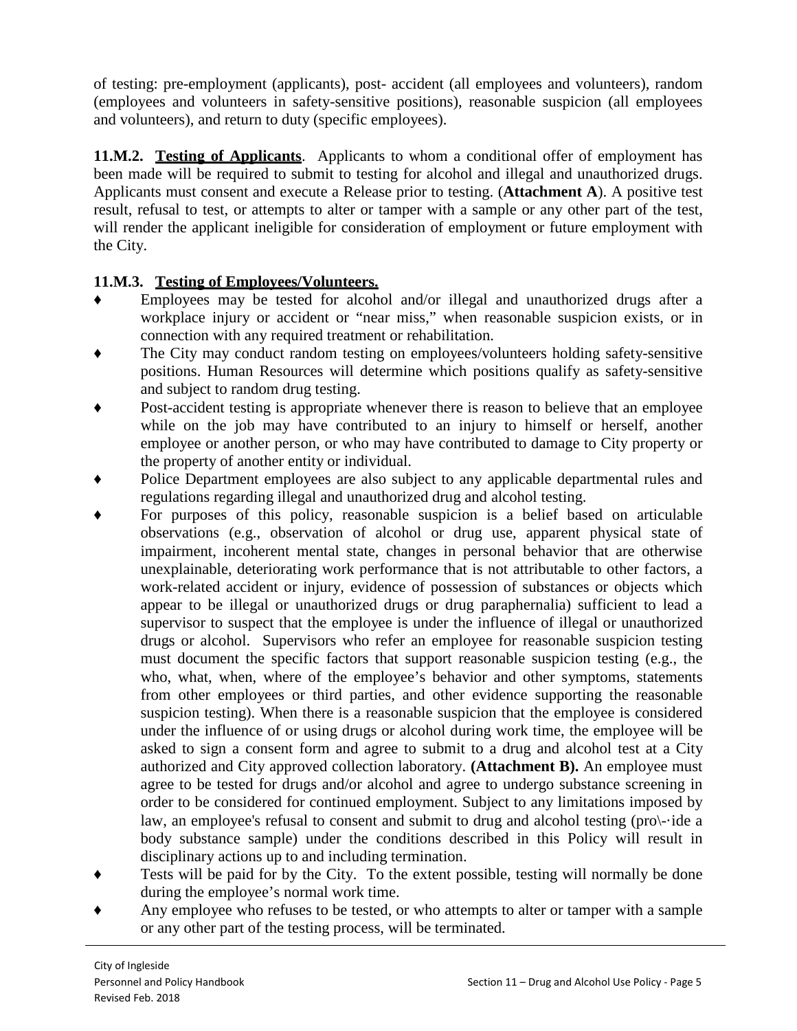of testing: pre-employment (applicants), post- accident (all employees and volunteers), random (employees and volunteers in safety-sensitive positions), reasonable suspicion (all employees and volunteers), and return to duty (specific employees).

**11.M.2. <u>Testing of Applicants</u>**. Applicants to whom a conditional offer of employment has been made will be required to submit to testing for alcohol and illegal and unauthorized drugs. Applicants must consent and execute a Release prior to testing. (**Attachment A**). A positive test result, refusal to test, or attempts to alter or tamper with a sample or any other part of the test, will render the applicant ineligible for consideration of employment or future employment with the City.

**11.M.3. <u>Testing of Employees/Volunteers.</u>**

- Employees may be tested for alcohol and/or illegal and unauthorized drugs after a workplace injury or accident or "near miss," when reasonable suspicion exists, or in connection with any required treatment or rehabilitation.
- The City may conduct random testing on employees/volunteers holding safety-sensitive positions. Human Resources will determine which positions qualify as safety-sensitive and subject to random drug testing.
- Post-accident testing is appropriate whenever there is reason to believe that an employee while on the job may have contributed to an injury to himself or herself, another employee or another person, or who may have contributed to damage to City property or the property of another entity or individual.
- Police Department employees are also subject to any applicable departmental rules and regulations regarding illegal and unauthorized drug and alcohol testing.
- For purposes of this policy, reasonable suspicion is a belief based on articulable observations (e.g., observation of alcohol or drug use, apparent physical state of impairment, incoherent mental state, changes in personal behavior that are otherwise unexplainable, deteriorating work performance that is not attributable to other factors, a work-related accident or injury, evidence of possession of substances or objects which appear to be illegal or unauthorized drugs or drug paraphernalia) sufficient to lead a supervisor to suspect that the employee is under the influence of illegal or unauthorized drugs or alcohol. Supervisors who refer an employee for reasonable suspicion testing must document the specific factors that support reasonable suspicion testing (e.g., the who, what, when, where of the employee's behavior and other symptoms, statements from other employees or third parties, and other evidence supporting the reasonable suspicion testing). When there is a reasonable suspicion that the employee is considered under the influence of or using drugs or alcohol during work time, the employee will be asked to sign a consent form and agree to submit to a drug and alcohol test at a City authorized and City approved collection laboratory. **(Attachment B).** An employee must agree to be tested for drugs and/or alcohol and agree to undergo substance screening in order to be considered for continued employment. Subject to any limitations imposed by law, an employee's refusal to consent and submit to drug and alcohol testing (pro\-·ide a body substance sample) under the conditions described in this Policy will result in disciplinary actions up to and including termination.
- Tests will be paid for by the City. To the extent possible, testing will normally be done during the employee's normal work time.
- Any employee who refuses to be tested, or who attempts to alter or tamper with a sample or any other part of the testing process, will be terminated.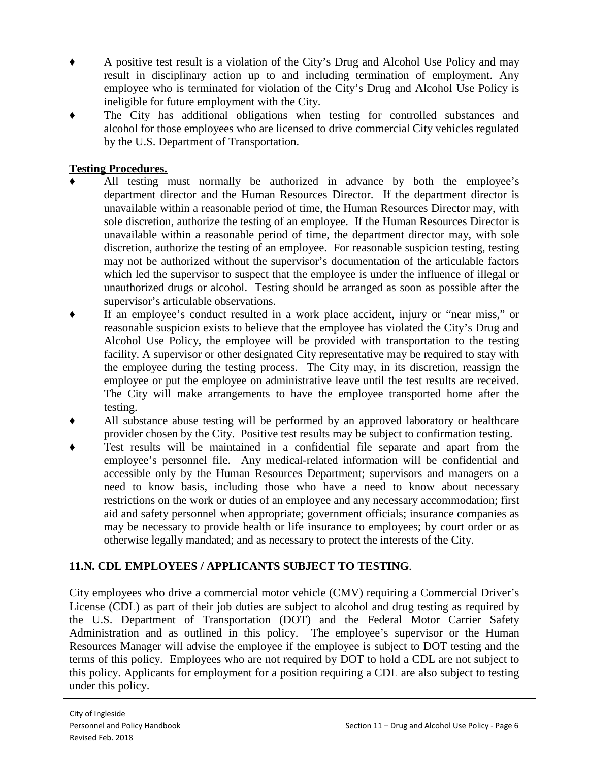- A positive test result is a violation of the City's Drug and Alcohol Use Policy and may result in disciplinary action up to and including termination of employment. Any employee who is terminated for violation of the City's Drug and Alcohol Use Policy is ineligible for future employment with the City.
- The City has additional obligations when testing for controlled substances and alcohol for those employees who are licensed to drive commercial City vehicles regulated by the U.S. Department of Transportation.

**Testing Procedures.**

- All testing must normally be authorized in advance by both the employee's department director and the Human Resources Director. If the department director is unavailable within a reasonable period of time, the Human Resources Director may, with sole discretion, authorize the testing of an employee. If the Human Resources Director is unavailable within a reasonable period of time, the department director may, with sole discretion, authorize the testing of an employee. For reasonable suspicion testing, testing may not be authorized without the supervisor's documentation of the articulable factors which led the supervisor to suspect that the employee is under the influence of illegal or unauthorized drugs or alcohol. Testing should be arranged as soon as possible after the supervisor's articulable observations.
- If an employee's conduct resulted in a work place accident, injury or "near miss," or reasonable suspicion exists to believe that the employee has violated the City's Drug and Alcohol Use Policy, the employee will be provided with transportation to the testing facility. A supervisor or other designated City representative may be required to stay with the employee during the testing process. The City may, in its discretion, reassign the employee or put the employee on administrative leave until the test results are received. The City will make arrangements to have the employee transported home after the testing.
- All substance abuse testing will be performed by an approved laboratory or healthcare provider chosen by the City. Positive test results may be subject to confirmation testing.
- Test results will be maintained in a confidential file separate and apart from the employee's personnel file. Any medical-related information will be confidential and accessible only by the Human Resources Department; supervisors and managers on a need to know basis, including those who have a need to know about necessary restrictions on the work or duties of an employee and any necessary accommodation; first aid and safety personnel when appropriate; government officials; insurance companies as may be necessary to provide health or life insurance to employees; by court order or as otherwise legally mandated; and as necessary to protect the interests of the City.

## 11.N. CDL EMPLOYEES / APPLICANTS SUBJECT TO TESTING.

City employees who drive a commercial motor vehicle (CMV) requiring a Commercial Driver's License (CDL) as part of their job duties are subject to alcohol and drug testing as required by the U.S. Department of Transportation (DOT) and the Federal Motor Carrier Safety Administration and as outlined in this policy. The employee's supervisor or the Human Resources Manager will advise the employee if the employee is subject to DOT testing and the terms of this policy. Employees who are not required by DOT to hold a CDL are not subject to this policy. Applicants for employment for a position requiring a CDL are also subject to testing under this policy.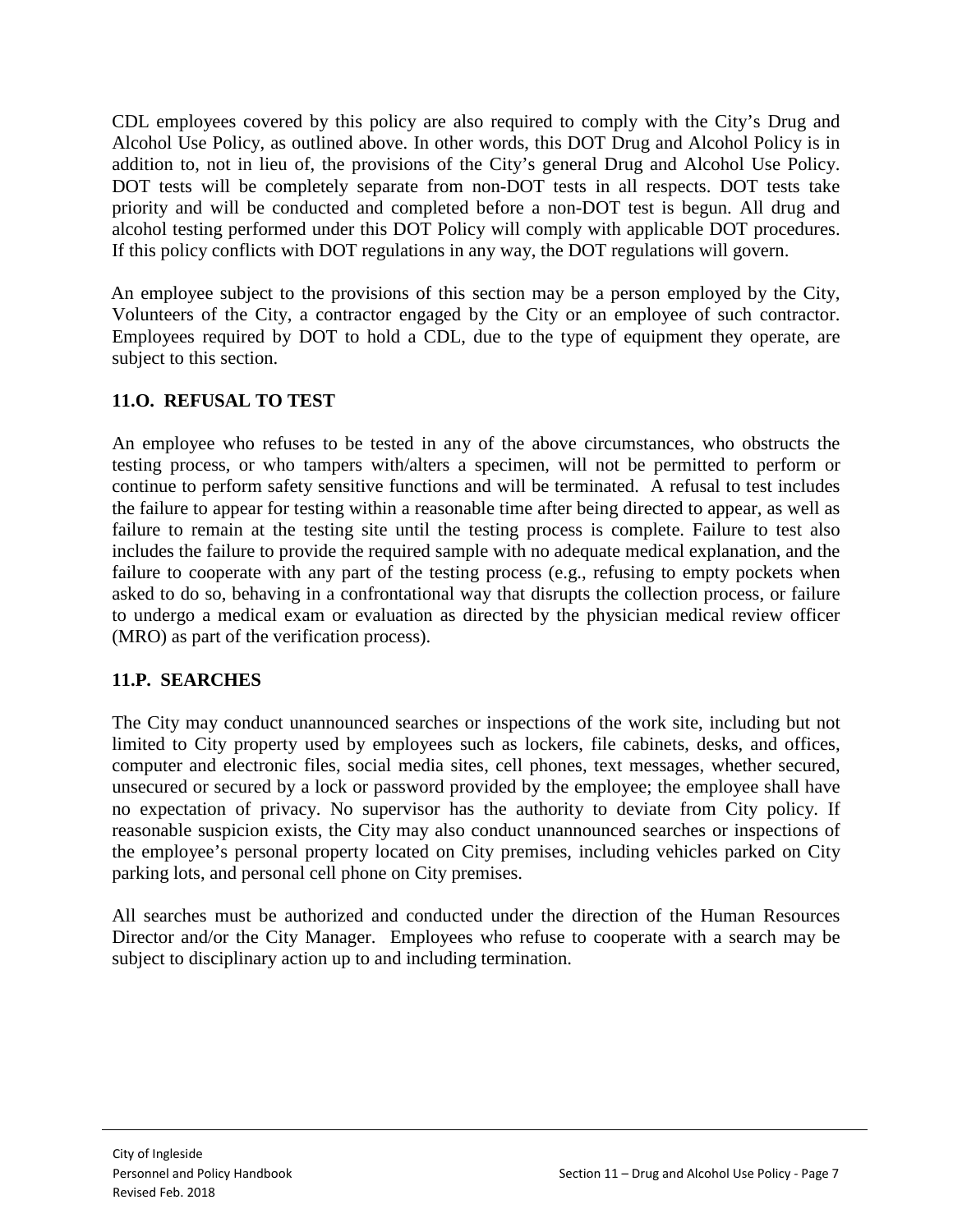CDL employees covered by this policy are also required to comply with the City's Drug and Alcohol Use Policy, as outlined above. In other words, this DOT Drug and Alcohol Policy is in addition to, not in lieu of, the provisions of the City's general Drug and Alcohol Use Policy. DOT tests will be completely separate from non-DOT tests in all respects. DOT tests take priority and will be conducted and completed before a non-DOT test is begun. All drug and alcohol testing performed under this DOT Policy will comply with applicable DOT procedures. If this policy conflicts with DOT regulations in any way, the DOT regulations will govern.

An employee subject to the provisions of this section may be a person employed by the City, Volunteers of the City, a contractor engaged by the City or an employee of such contractor. Employees required by DOT to hold a CDL, due to the type of equipment they operate, are subject to this section.

### 11.O. REFUSAL TO TEST

An employee who refuses to be tested in any of the above circumstances, who obstructs the testing process, or who tampers with/alters a specimen, will not be permitted to perform or continue to perform safety sensitive functions and will be terminated. A refusal to test includes the failure to appear for testing within a reasonable time after being directed to appear, as well as failure to remain at the testing site until the testing process is complete. Failure to test also includes the failure to provide the required sample with no adequate medical explanation, and the failure to cooperate with any part of the testing process (e.g., refusing to empty pockets when asked to do so, behaving in a confrontational way that disrupts the collection process, or failure to undergo a medical exam or evaluation as directed by the physician medical review officer (MRO) as part of the verification process).

### 11.P. SEARCHES

The City may conduct unannounced searches or inspections of the work site, including but not limited to City property used by employees such as lockers, file cabinets, desks, and offices, computer and electronic files, social media sites, cell phones, text messages, whether secured, unsecured or secured by a lock or password provided by the employee; the employee shall have no expectation of privacy. No supervisor has the authority to deviate from City policy. If reasonable suspicion exists, the City may also conduct unannounced searches or inspections of the employee's personal property located on City premises, including vehicles parked on City parking lots, and personal cell phone on City premises.

All searches must be authorized and conducted under the direction of the Human Resources Director and/or the City Manager. Employees who refuse to cooperate with a search may be subject to disciplinary action up to and including termination.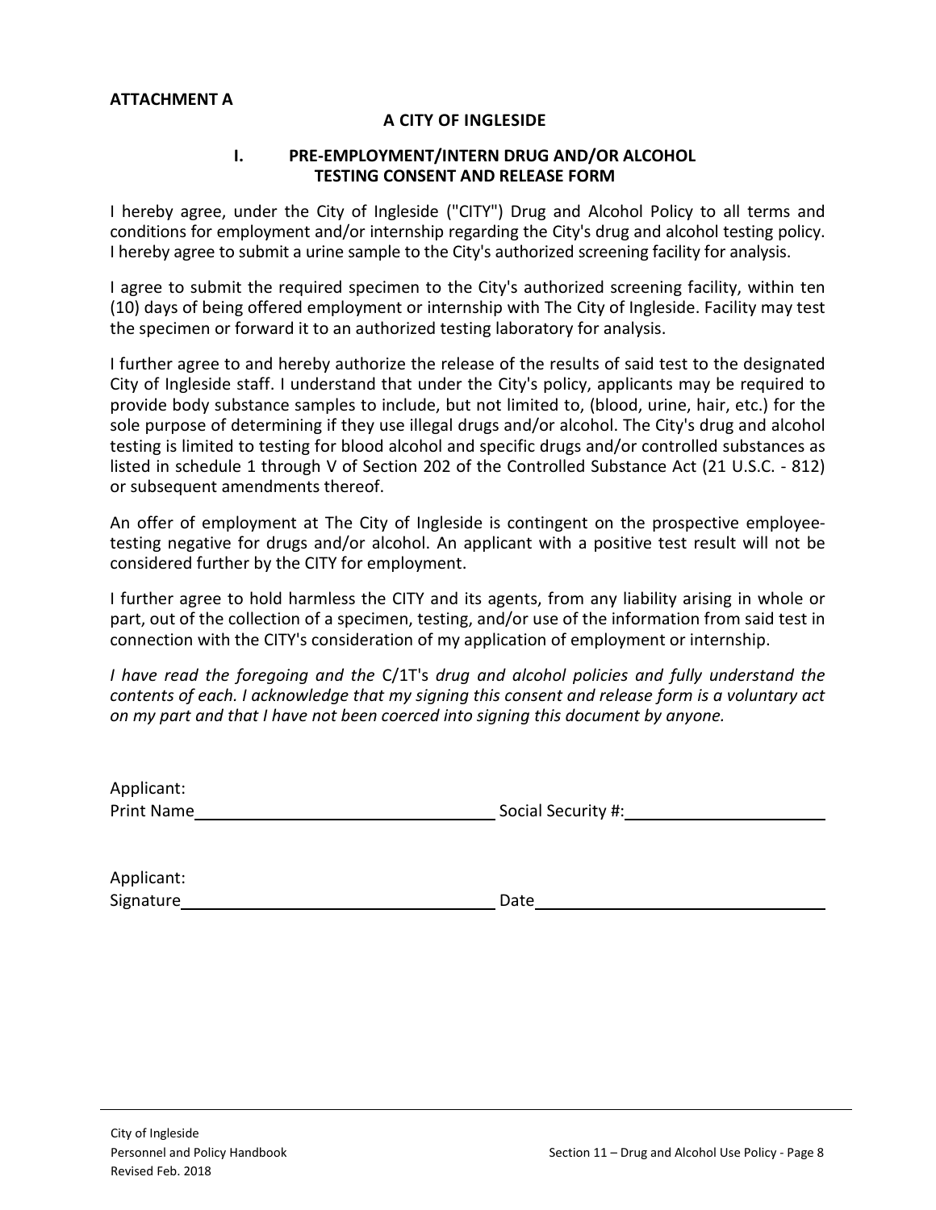**ATTACHMENT A**

**A CITY OF INGLESIDE**

**I. PRE-EMPLOYMENT/INTERN DRUG AND/OR ALCOHOL TESTING CONSENT AND RELEASE FORM**

I hereby agree, under the City of Ingleside ("CITY") Drug and Alcohol Policy to all terms and conditions for employment and/or internship regarding the City's drug and alcohol testing policy. I hereby agree to submit a urine sample to the City's authorized screening facility for analysis.

I agree to submit the required specimen to the City's authorized screening facility, within ten (10) days of being offered employment or internship with The City of Ingleside. Facility may test the specimen or forward it to an authorized testing laboratory for analysis.

I further agree to and hereby authorize the release of the results of said test to the designated City of Ingleside staff. I understand that under the City's policy, applicants may be required to provide body substance samples to include, but not limited to, (blood, urine, hair, etc.) for the sole purpose of determining if they use illegal drugs and/or alcohol. The City's drug and alcohol testing is limited to testing for blood alcohol and specific drugs and/or controlled substances as listed in schedule 1 through V of Section 202 of the Controlled Substance Act (21 U.S.C. - 812) or subsequent amendments thereof.

An offer of employment at The City of Ingleside is contingent on the prospective employee-testing negative for drugs and/or alcohol. An applicant with a positive test result will not be considered further by the CITY for employment.

I further agree to hold harmless the CITY and its agents, from any liability arising in whole or part, out of the collection of a specimen, testing, and/or use of the information from said test in connection with the CITY's consideration of my application of employment or internship.

*I have read the foregoing and the* C/1T's *drug and alcohol policies and fully understand the contents of each. I acknowledge that my signing this consent and release form is a voluntary act on my part and that I have not been coerced into signing this document by anyone.*

Applicant:
Print Name\_\_\_\_\_\_\_\_\_\_\_\_\_\_\_\_\_\_\_\_\_\_\_\_\_\_\_\_\_\_ Social Security #:\_\_\_\_\_\_\_\_\_\_\_\_\_\_\_\_\_\_\_\_

Applicant:
Signature\_\_\_\_\_\_\_\_\_\_\_\_\_\_\_\_\_\_\_\_\_\_\_\_\_\_\_\_\_\_\_ Date\_\_\_\_\_\_\_\_\_\_\_\_\_\_\_\_\_\_\_\_\_\_\_\_\_\_\_\_\_\_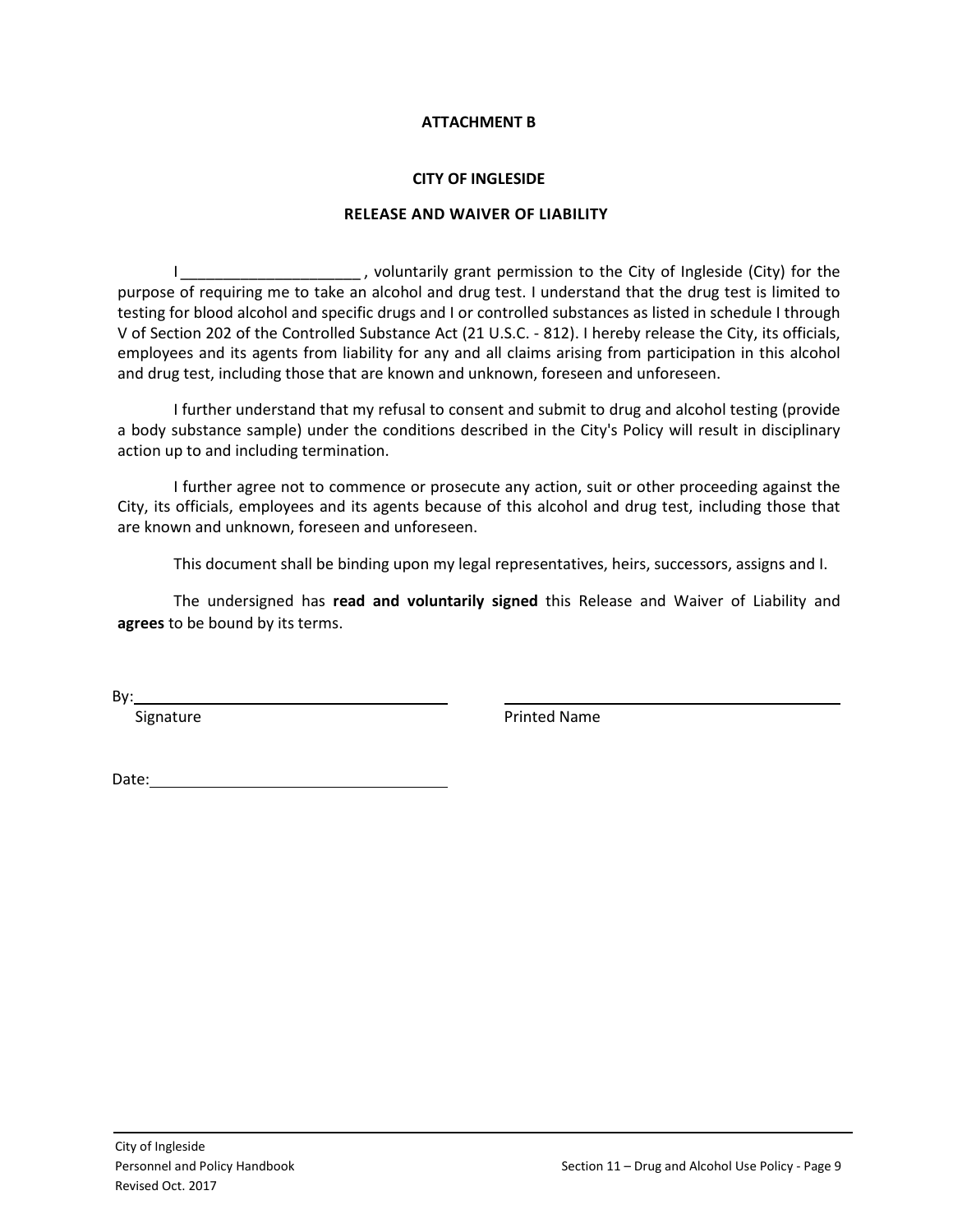**ATTACHMENT B**

**CITY OF INGLESIDE**

**RELEASE AND WAIVER OF LIABILITY**

I _____________________ , voluntarily grant permission to the City of Ingleside (City) for the purpose of requiring me to take an alcohol and drug test. I understand that the drug test is limited to testing for blood alcohol and specific drugs and I or controlled substances as listed in schedule I through V of Section 202 of the Controlled Substance Act (21 U.S.C. - 812). I hereby release the City, its officials, employees and its agents from liability for any and all claims arising from participation in this alcohol and drug test, including those that are known and unknown, foreseen and unforeseen.

I further understand that my refusal to consent and submit to drug and alcohol testing (provide a body substance sample) under the conditions described in the City's Policy will result in disciplinary action up to and including termination.

I further agree not to commence or prosecute any action, suit or other proceeding against the City, its officials, employees and its agents because of this alcohol and drug test, including those that are known and unknown, foreseen and unforeseen.

This document shall be binding upon my legal representatives, heirs, successors, assigns and I.

The undersigned has **read and voluntarily signed** this Release and Waiver of Liability and **agrees** to be bound by its terms.

By: ______________________________ ______________________________

Signature Printed Name

Date: ______________________________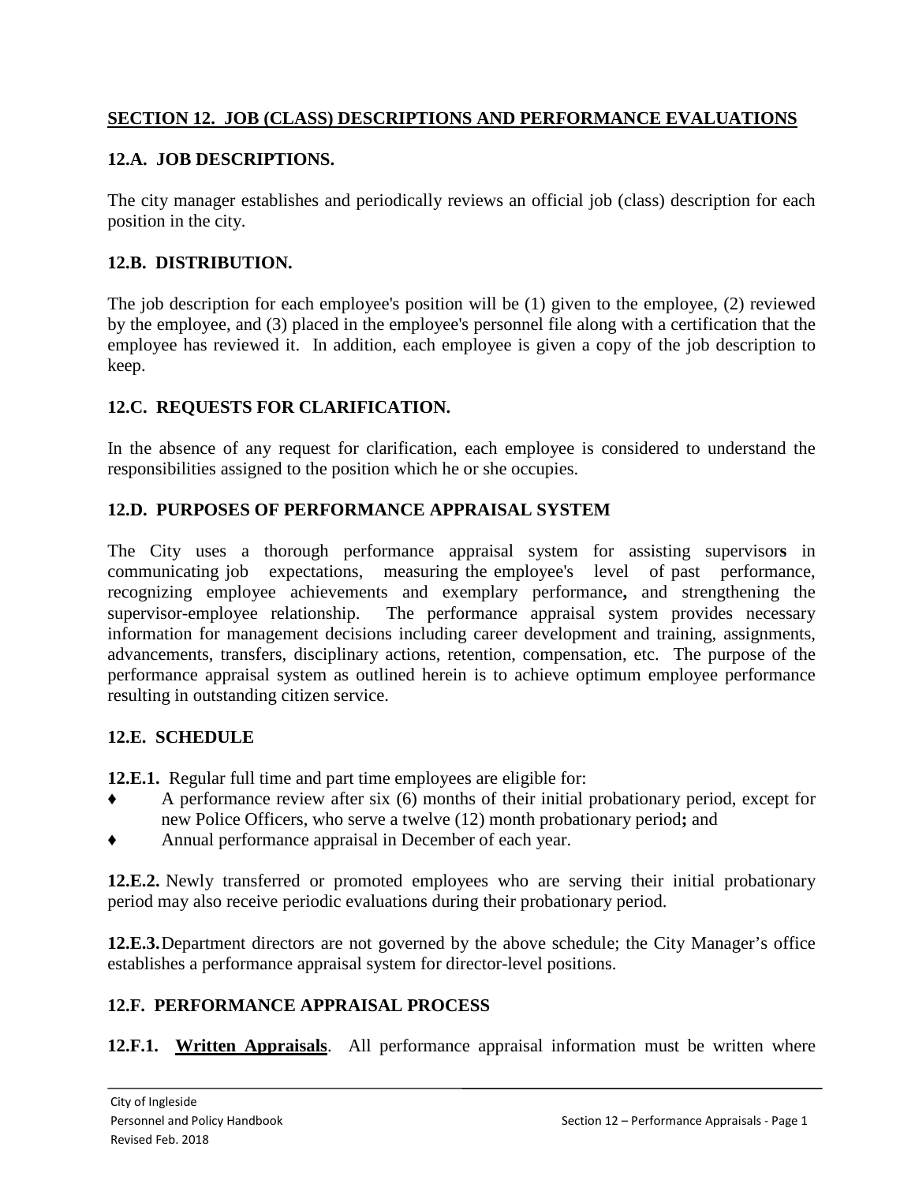## SECTION 12. JOB (CLASS) DESCRIPTIONS AND PERFORMANCE EVALUATIONS

### 12.A. JOB DESCRIPTIONS.

The city manager establishes and periodically reviews an official job (class) description for each position in the city.

### 12.B. DISTRIBUTION.

The job description for each employee's position will be (1) given to the employee, (2) reviewed by the employee, and (3) placed in the employee's personnel file along with a certification that the employee has reviewed it. In addition, each employee is given a copy of the job description to keep.

### 12.C. REQUESTS FOR CLARIFICATION.

In the absence of any request for clarification, each employee is considered to understand the responsibilities assigned to the position which he or she occupies.

### 12.D. PURPOSES OF PERFORMANCE APPRAISAL SYSTEM

The City uses a thorough performance appraisal system for assisting supervisors in communicating job expectations, measuring the employee's level of past performance, recognizing employee achievements and exemplary performance, and strengthening the supervisor-employee relationship. The performance appraisal system provides necessary information for management decisions including career development and training, assignments, advancements, transfers, disciplinary actions, retention, compensation, etc. The purpose of the performance appraisal system as outlined herein is to achieve optimum employee performance resulting in outstanding citizen service.

### 12.E. SCHEDULE

**12.E.1.** Regular full time and part time employees are eligible for:

- A performance review after six (6) months of their initial probationary period, except for new Police Officers, who serve a twelve (12) month probationary period**;** and
- Annual performance appraisal in December of each year.

**12.E.2.** Newly transferred or promoted employees who are serving their initial probationary period may also receive periodic evaluations during their probationary period.

**12.E.3.** Department directors are not governed by the above schedule; the City Manager's office establishes a performance appraisal system for director-level positions.

### 12.F. PERFORMANCE APPRAISAL PROCESS

**12.F.1. Written Appraisals**. All performance appraisal information must be written where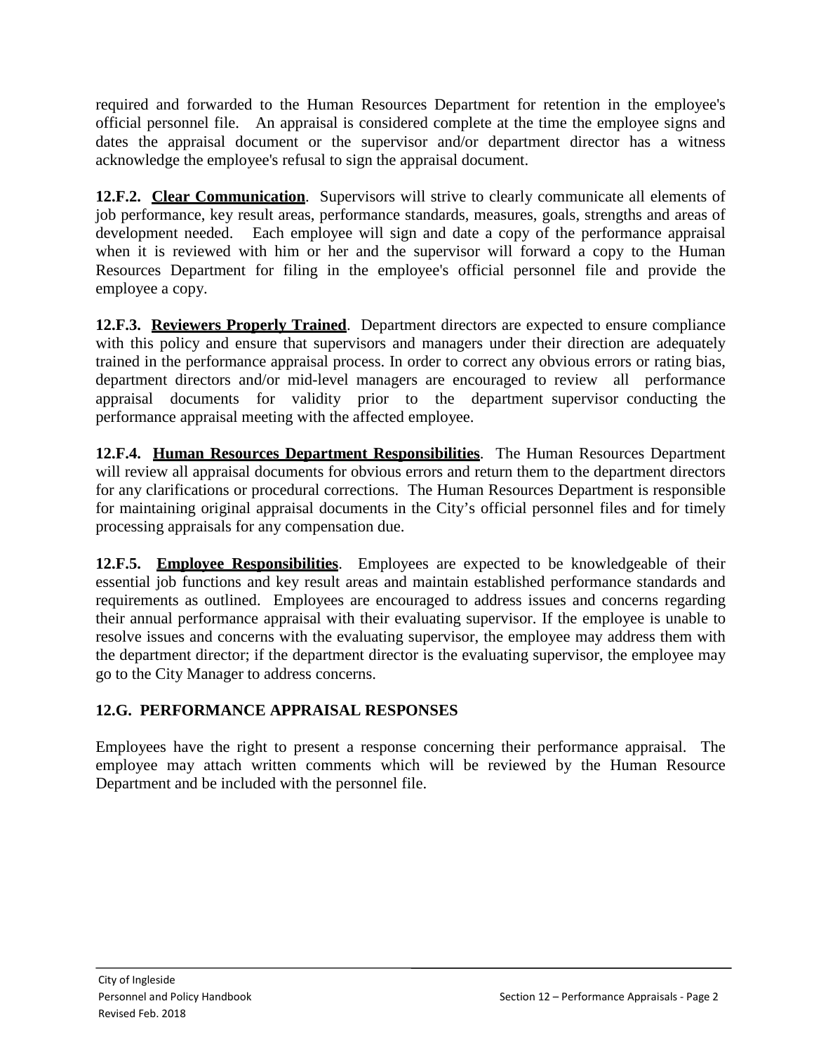required and forwarded to the Human Resources Department for retention in the employee's official personnel file. An appraisal is considered complete at the time the employee signs and dates the appraisal document or the supervisor and/or department director has a witness acknowledge the employee's refusal to sign the appraisal document.

**12.F.2. Clear Communication**. Supervisors will strive to clearly communicate all elements of job performance, key result areas, performance standards, measures, goals, strengths and areas of development needed. Each employee will sign and date a copy of the performance appraisal when it is reviewed with him or her and the supervisor will forward a copy to the Human Resources Department for filing in the employee's official personnel file and provide the employee a copy.

**12.F.3. Reviewers Properly Trained**. Department directors are expected to ensure compliance with this policy and ensure that supervisors and managers under their direction are adequately trained in the performance appraisal process. In order to correct any obvious errors or rating bias, department directors and/or mid-level managers are encouraged to review all performance appraisal documents for validity prior to the department supervisor conducting the performance appraisal meeting with the affected employee.

**12.F.4. Human Resources Department Responsibilities**. The Human Resources Department will review all appraisal documents for obvious errors and return them to the department directors for any clarifications or procedural corrections. The Human Resources Department is responsible for maintaining original appraisal documents in the City's official personnel files and for timely processing appraisals for any compensation due.

**12.F.5. Employee Responsibilities**. Employees are expected to be knowledgeable of their essential job functions and key result areas and maintain established performance standards and requirements as outlined. Employees are encouraged to address issues and concerns regarding their annual performance appraisal with their evaluating supervisor. If the employee is unable to resolve issues and concerns with the evaluating supervisor, the employee may address them with the department director; if the department director is the evaluating supervisor, the employee may go to the City Manager to address concerns.

## 12.G. PERFORMANCE APPRAISAL RESPONSES

Employees have the right to present a response concerning their performance appraisal. The employee may attach written comments which will be reviewed by the Human Resource Department and be included with the personnel file.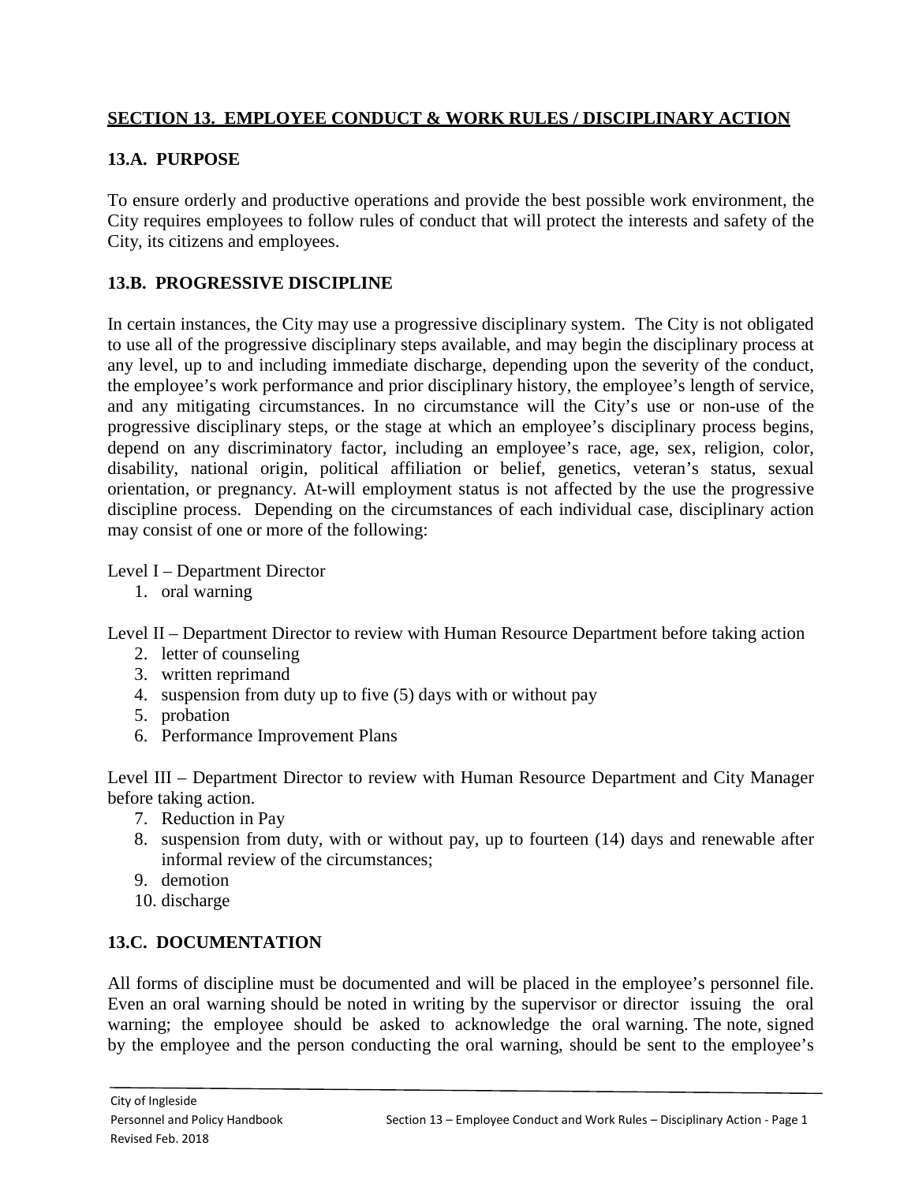## SECTION 13. EMPLOYEE CONDUCT & WORK RULES / DISCIPLINARY ACTION

### 13.A. PURPOSE

To ensure orderly and productive operations and provide the best possible work environment, the City requires employees to follow rules of conduct that will protect the interests and safety of the City, its citizens and employees.

### 13.B. PROGRESSIVE DISCIPLINE

In certain instances, the City may use a progressive disciplinary system. The City is not obligated to use all of the progressive disciplinary steps available, and may begin the disciplinary process at any level, up to and including immediate discharge, depending upon the severity of the conduct, the employee's work performance and prior disciplinary history, the employee's length of service, and any mitigating circumstances. In no circumstance will the City's use or non-use of the progressive disciplinary steps, or the stage at which an employee's disciplinary process begins, depend on any discriminatory factor, including an employee's race, age, sex, religion, color, disability, national origin, political affiliation or belief, genetics, veteran's status, sexual orientation, or pregnancy. At-will employment status is not affected by the use the progressive discipline process. Depending on the circumstances of each individual case, disciplinary action may consist of one or more of the following:

Level I – Department Director

1. oral warning

Level II – Department Director to review with Human Resource Department before taking action

2. letter of counseling
3. written reprimand
4. suspension from duty up to five (5) days with or without pay
5. probation
6. Performance Improvement Plans

Level III – Department Director to review with Human Resource Department and City Manager before taking action.

7. Reduction in Pay
8. suspension from duty, with or without pay, up to fourteen (14) days and renewable after informal review of the circumstances;
9. demotion
10. discharge

### 13.C. DOCUMENTATION

All forms of discipline must be documented and will be placed in the employee's personnel file. Even an oral warning should be noted in writing by the supervisor or director issuing the oral warning; the employee should be asked to acknowledge the oral warning. The note, signed by the employee and the person conducting the oral warning, should be sent to the employee's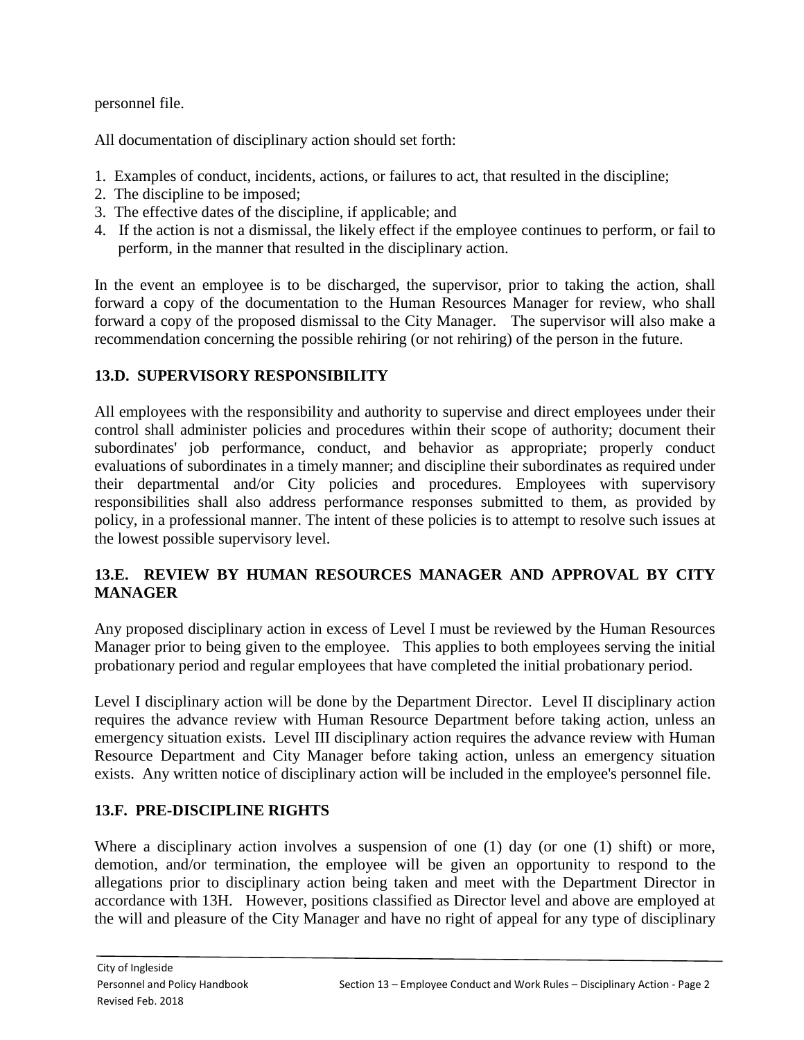personnel file.

All documentation of disciplinary action should set forth:

1. Examples of conduct, incidents, actions, or failures to act, that resulted in the discipline;
2. The discipline to be imposed;
3. The effective dates of the discipline, if applicable; and
4. If the action is not a dismissal, the likely effect if the employee continues to perform, or fail to perform, in the manner that resulted in the disciplinary action.

In the event an employee is to be discharged, the supervisor, prior to taking the action, shall forward a copy of the documentation to the Human Resources Manager for review, who shall forward a copy of the proposed dismissal to the City Manager. The supervisor will also make a recommendation concerning the possible rehiring (or not rehiring) of the person in the future.

## 13.D. SUPERVISORY RESPONSIBILITY

All employees with the responsibility and authority to supervise and direct employees under their control shall administer policies and procedures within their scope of authority; document their subordinates' job performance, conduct, and behavior as appropriate; properly conduct evaluations of subordinates in a timely manner; and discipline their subordinates as required under their departmental and/or City policies and procedures. Employees with supervisory responsibilities shall also address performance responses submitted to them, as provided by policy, in a professional manner. The intent of these policies is to attempt to resolve such issues at the lowest possible supervisory level.

## 13.E. REVIEW BY HUMAN RESOURCES MANAGER AND APPROVAL BY CITY MANAGER

Any proposed disciplinary action in excess of Level I must be reviewed by the Human Resources Manager prior to being given to the employee. This applies to both employees serving the initial probationary period and regular employees that have completed the initial probationary period.

Level I disciplinary action will be done by the Department Director. Level II disciplinary action requires the advance review with Human Resource Department before taking action, unless an emergency situation exists. Level III disciplinary action requires the advance review with Human Resource Department and City Manager before taking action, unless an emergency situation exists. Any written notice of disciplinary action will be included in the employee's personnel file.

## 13.F. PRE-DISCIPLINE RIGHTS

Where a disciplinary action involves a suspension of one (1) day (or one (1) shift) or more, demotion, and/or termination, the employee will be given an opportunity to respond to the allegations prior to disciplinary action being taken and meet with the Department Director in accordance with 13H. However, positions classified as Director level and above are employed at the will and pleasure of the City Manager and have no right of appeal for any type of disciplinary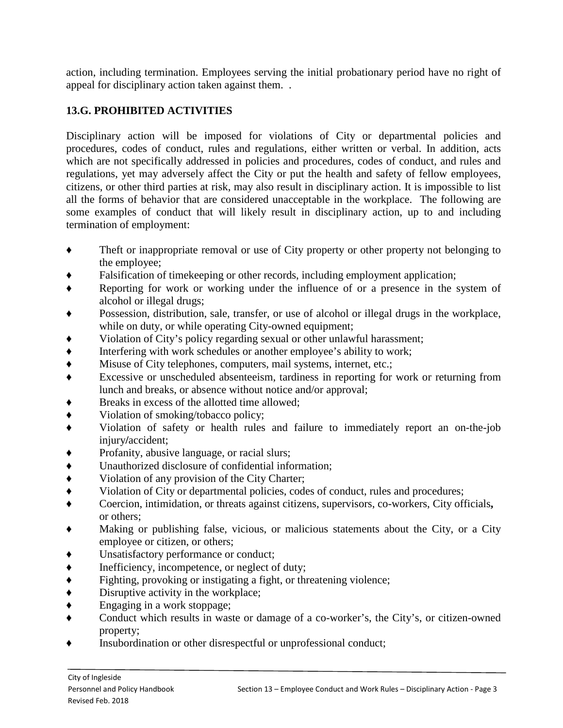action, including termination. Employees serving the initial probationary period have no right of appeal for disciplinary action taken against them. .

## 13.G. PROHIBITED ACTIVITIES

Disciplinary action will be imposed for violations of City or departmental policies and procedures, codes of conduct, rules and regulations, either written or verbal. In addition, acts which are not specifically addressed in policies and procedures, codes of conduct, and rules and regulations, yet may adversely affect the City or put the health and safety of fellow employees, citizens, or other third parties at risk, may also result in disciplinary action. It is impossible to list all the forms of behavior that are considered unacceptable in the workplace. The following are some examples of conduct that will likely result in disciplinary action, up to and including termination of employment:

- Theft or inappropriate removal or use of City property or other property not belonging to the employee;
- Falsification of timekeeping or other records, including employment application;
- Reporting for work or working under the influence of or a presence in the system of alcohol or illegal drugs;
- Possession, distribution, sale, transfer, or use of alcohol or illegal drugs in the workplace, while on duty, or while operating City-owned equipment;
- Violation of City's policy regarding sexual or other unlawful harassment;
- Interfering with work schedules or another employee's ability to work;
- Misuse of City telephones, computers, mail systems, internet, etc.;
- Excessive or unscheduled absenteeism, tardiness in reporting for work or returning from lunch and breaks, or absence without notice and/or approval;
- Breaks in excess of the allotted time allowed;
- Violation of smoking/tobacco policy;
- Violation of safety or health rules and failure to immediately report an on-the-job injury/accident;
- Profanity, abusive language, or racial slurs;
- Unauthorized disclosure of confidential information;
- Violation of any provision of the City Charter;
- Violation of City or departmental policies, codes of conduct, rules and procedures;
- Coercion, intimidation, or threats against citizens, supervisors, co-workers, City officials, or others;
- Making or publishing false, vicious, or malicious statements about the City, or a City employee or citizen, or others;
- Unsatisfactory performance or conduct;
- Inefficiency, incompetence, or neglect of duty;
- Fighting, provoking or instigating a fight, or threatening violence;
- Disruptive activity in the workplace;
- Engaging in a work stoppage;
- Conduct which results in waste or damage of a co-worker's, the City's, or citizen-owned property;
- Insubordination or other disrespectful or unprofessional conduct;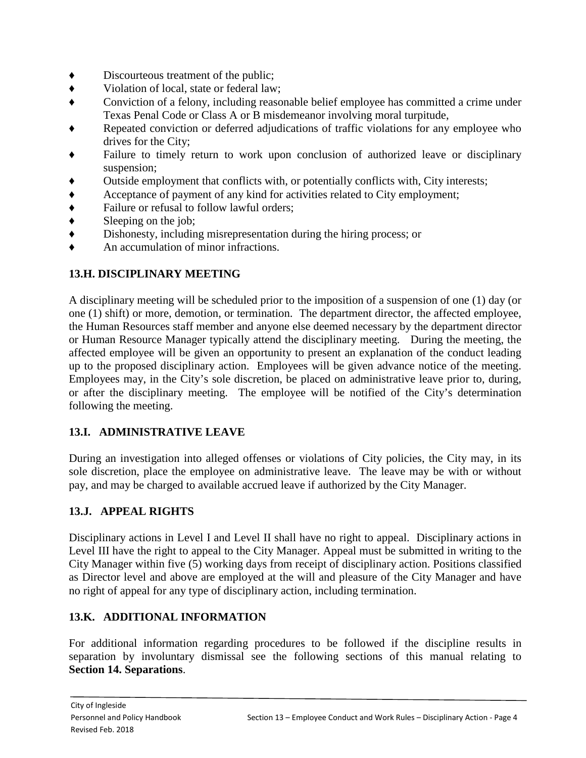- Discourteous treatment of the public;
- Violation of local, state or federal law;
- Conviction of a felony, including reasonable belief employee has committed a crime under Texas Penal Code or Class A or B misdemeanor involving moral turpitude,
- Repeated conviction or deferred adjudications of traffic violations for any employee who drives for the City;
- Failure to timely return to work upon conclusion of authorized leave or disciplinary suspension;
- Outside employment that conflicts with, or potentially conflicts with, City interests;
- Acceptance of payment of any kind for activities related to City employment;
- Failure or refusal to follow lawful orders;
- Sleeping on the job;
- Dishonesty, including misrepresentation during the hiring process; or
- An accumulation of minor infractions.

## 13.H. DISCIPLINARY MEETING

A disciplinary meeting will be scheduled prior to the imposition of a suspension of one (1) day (or one (1) shift) or more, demotion, or termination. The department director, the affected employee, the Human Resources staff member and anyone else deemed necessary by the department director or Human Resource Manager typically attend the disciplinary meeting. During the meeting, the affected employee will be given an opportunity to present an explanation of the conduct leading up to the proposed disciplinary action. Employees will be given advance notice of the meeting. Employees may, in the City's sole discretion, be placed on administrative leave prior to, during, or after the disciplinary meeting. The employee will be notified of the City's determination following the meeting.

## 13.I. ADMINISTRATIVE LEAVE

During an investigation into alleged offenses or violations of City policies, the City may, in its sole discretion, place the employee on administrative leave. The leave may be with or without pay, and may be charged to available accrued leave if authorized by the City Manager.

## 13.J. APPEAL RIGHTS

Disciplinary actions in Level I and Level II shall have no right to appeal. Disciplinary actions in Level III have the right to appeal to the City Manager. Appeal must be submitted in writing to the City Manager within five (5) working days from receipt of disciplinary action. Positions classified as Director level and above are employed at the will and pleasure of the City Manager and have no right of appeal for any type of disciplinary action, including termination.

## 13.K. ADDITIONAL INFORMATION

For additional information regarding procedures to be followed if the discipline results in separation by involuntary dismissal see the following sections of this manual relating to **Section 14. Separations**.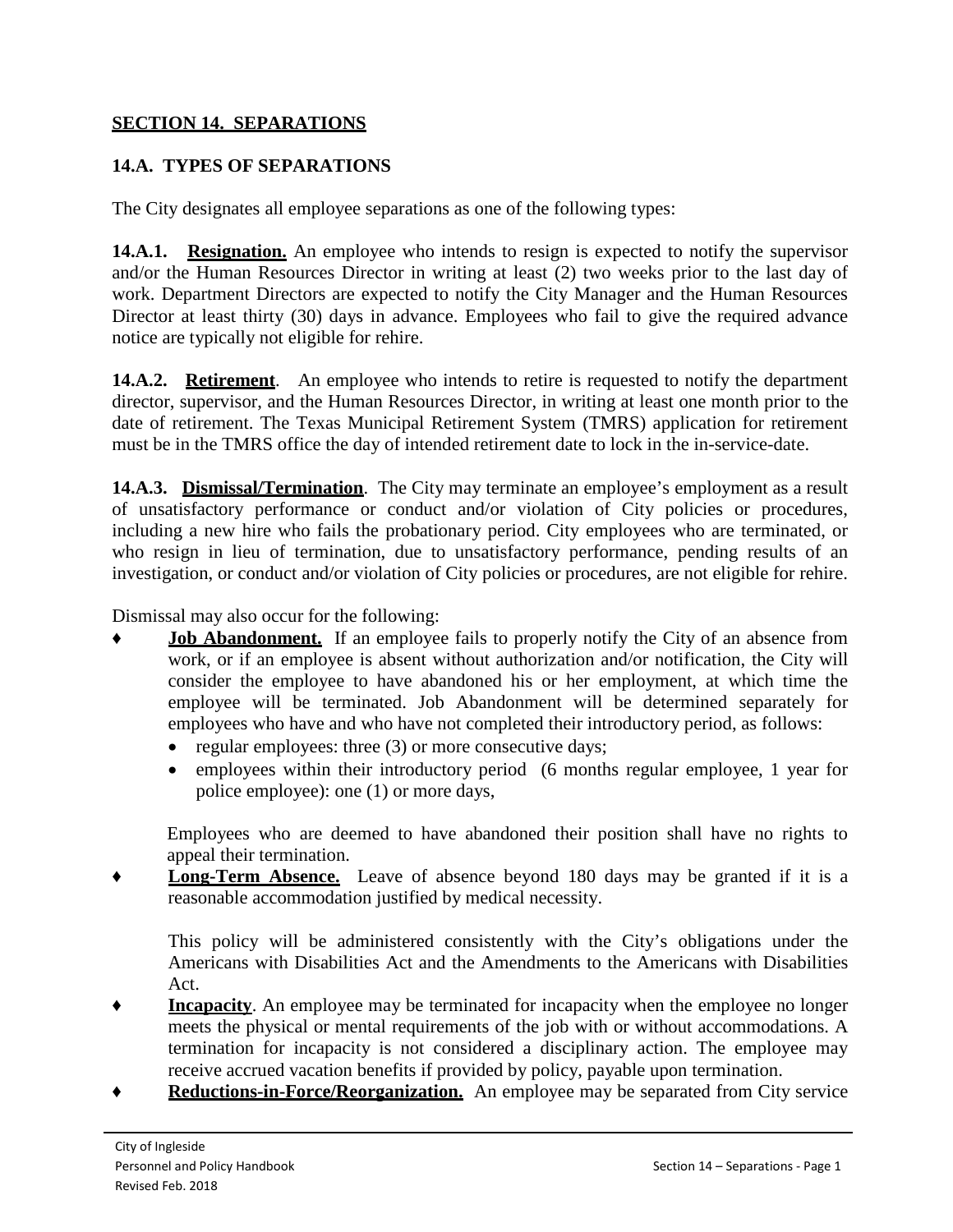## SECTION 14. SEPARATIONS

### 14.A. TYPES OF SEPARATIONS

The City designates all employee separations as one of the following types:

**14.A.1. Resignation.** An employee who intends to resign is expected to notify the supervisor and/or the Human Resources Director in writing at least (2) two weeks prior to the last day of work. Department Directors are expected to notify the City Manager and the Human Resources Director at least thirty (30) days in advance. Employees who fail to give the required advance notice are typically not eligible for rehire.

**14.A.2. Retirement**. An employee who intends to retire is requested to notify the department director, supervisor, and the Human Resources Director, in writing at least one month prior to the date of retirement. The Texas Municipal Retirement System (TMRS) application for retirement must be in the TMRS office the day of intended retirement date to lock in the in-service-date.

**14.A.3. Dismissal/Termination**. The City may terminate an employee's employment as a result of unsatisfactory performance or conduct and/or violation of City policies or procedures, including a new hire who fails the probationary period. City employees who are terminated, or who resign in lieu of termination, due to unsatisfactory performance, pending results of an investigation, or conduct and/or violation of City policies or procedures, are not eligible for rehire.

Dismissal may also occur for the following:

- ♦ **Job Abandonment.** If an employee fails to properly notify the City of an absence from work, or if an employee is absent without authorization and/or notification, the City will consider the employee to have abandoned his or her employment, at which time the employee will be terminated. Job Abandonment will be determined separately for employees who have and who have not completed their introductory period, as follows:
  - regular employees: three (3) or more consecutive days;
  - employees within their introductory period (6 months regular employee, 1 year for police employee): one (1) or more days,

  Employees who are deemed to have abandoned their position shall have no rights to appeal their termination.
- ♦ **Long-Term Absence.** Leave of absence beyond 180 days may be granted if it is a reasonable accommodation justified by medical necessity.

  This policy will be administered consistently with the City's obligations under the Americans with Disabilities Act and the Amendments to the Americans with Disabilities Act.
- ♦ **Incapacity**. An employee may be terminated for incapacity when the employee no longer meets the physical or mental requirements of the job with or without accommodations. A termination for incapacity is not considered a disciplinary action. The employee may receive accrued vacation benefits if provided by policy, payable upon termination.
- ♦ **Reductions-in-Force/Reorganization.** An employee may be separated from City service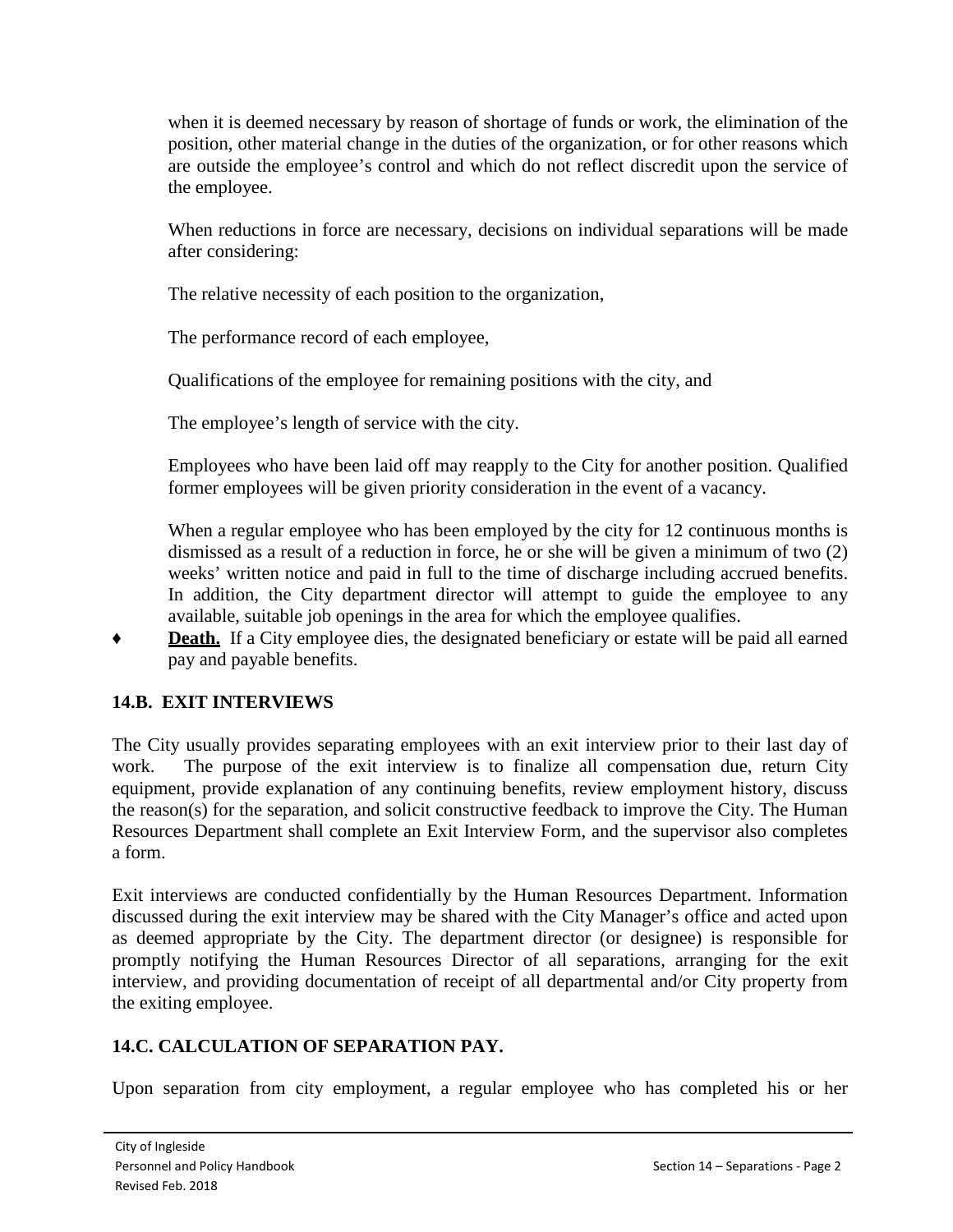when it is deemed necessary by reason of shortage of funds or work, the elimination of the position, other material change in the duties of the organization, or for other reasons which are outside the employee's control and which do not reflect discredit upon the service of the employee.

When reductions in force are necessary, decisions on individual separations will be made after considering:

The relative necessity of each position to the organization,

The performance record of each employee,

Qualifications of the employee for remaining positions with the city, and

The employee's length of service with the city.

Employees who have been laid off may reapply to the City for another position. Qualified former employees will be given priority consideration in the event of a vacancy.

When a regular employee who has been employed by the city for 12 continuous months is dismissed as a result of a reduction in force, he or she will be given a minimum of two (2) weeks' written notice and paid in full to the time of discharge including accrued benefits. In addition, the City department director will attempt to guide the employee to any available, suitable job openings in the area for which the employee qualifies.

♦ **Death.** If a City employee dies, the designated beneficiary or estate will be paid all earned pay and payable benefits.

### 14.B. EXIT INTERVIEWS

The City usually provides separating employees with an exit interview prior to their last day of work. The purpose of the exit interview is to finalize all compensation due, return City equipment, provide explanation of any continuing benefits, review employment history, discuss the reason(s) for the separation, and solicit constructive feedback to improve the City. The Human Resources Department shall complete an Exit Interview Form, and the supervisor also completes a form.

Exit interviews are conducted confidentially by the Human Resources Department. Information discussed during the exit interview may be shared with the City Manager's office and acted upon as deemed appropriate by the City. The department director (or designee) is responsible for promptly notifying the Human Resources Director of all separations, arranging for the exit interview, and providing documentation of receipt of all departmental and/or City property from the exiting employee.

### 14.C. CALCULATION OF SEPARATION PAY.

Upon separation from city employment, a regular employee who has completed his or her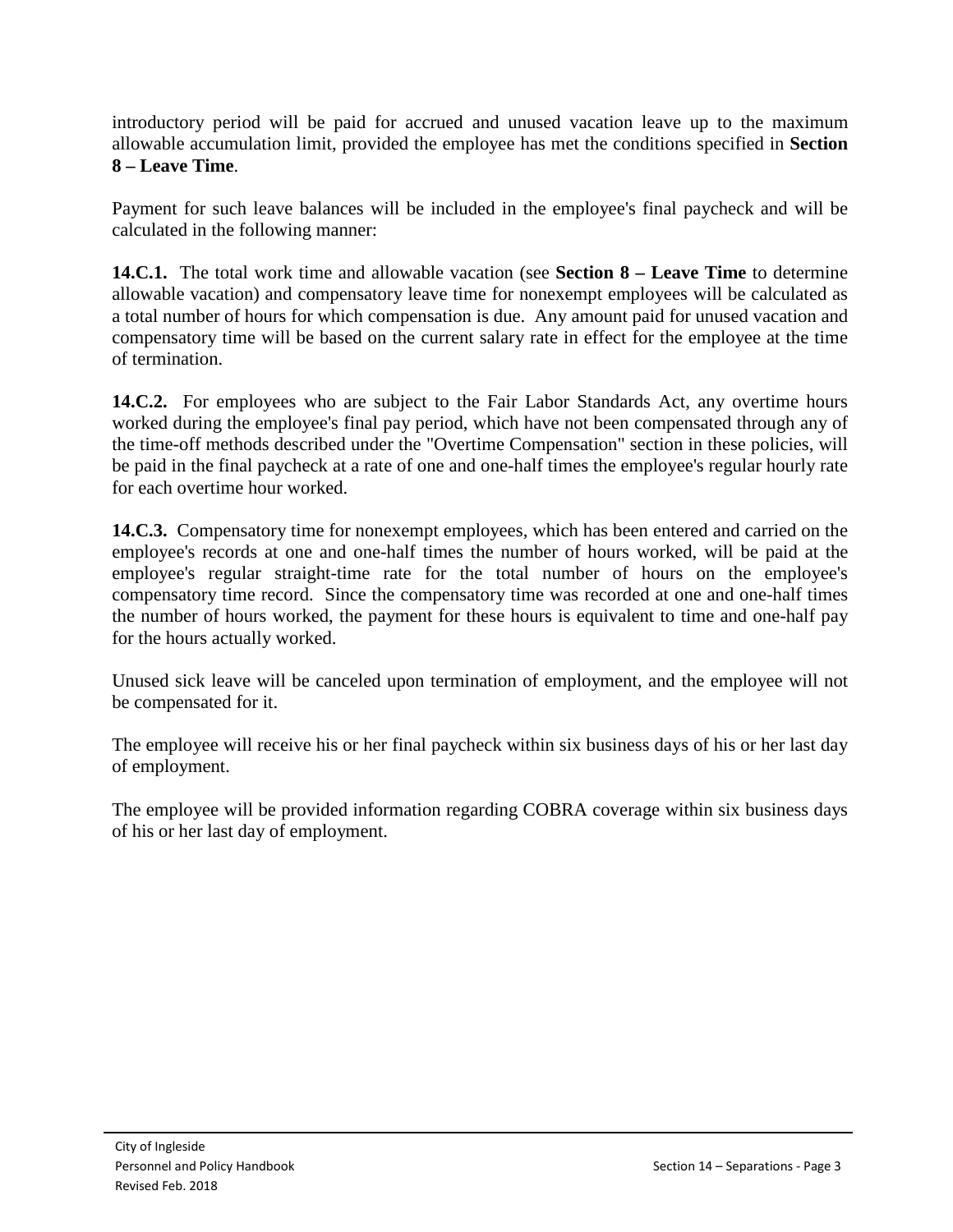introductory period will be paid for accrued and unused vacation leave up to the maximum allowable accumulation limit, provided the employee has met the conditions specified in **Section 8 – Leave Time**.

Payment for such leave balances will be included in the employee's final paycheck and will be calculated in the following manner:

**14.C.1.** The total work time and allowable vacation (see **Section 8 – Leave Time** to determine allowable vacation) and compensatory leave time for nonexempt employees will be calculated as a total number of hours for which compensation is due. Any amount paid for unused vacation and compensatory time will be based on the current salary rate in effect for the employee at the time of termination.

**14.C.2.** For employees who are subject to the Fair Labor Standards Act, any overtime hours worked during the employee's final pay period, which have not been compensated through any of the time-off methods described under the "Overtime Compensation" section in these policies, will be paid in the final paycheck at a rate of one and one-half times the employee's regular hourly rate for each overtime hour worked.

**14.C.3.** Compensatory time for nonexempt employees, which has been entered and carried on the employee's records at one and one-half times the number of hours worked, will be paid at the employee's regular straight-time rate for the total number of hours on the employee's compensatory time record. Since the compensatory time was recorded at one and one-half times the number of hours worked, the payment for these hours is equivalent to time and one-half pay for the hours actually worked.

Unused sick leave will be canceled upon termination of employment, and the employee will not be compensated for it.

The employee will receive his or her final paycheck within six business days of his or her last day of employment.

The employee will be provided information regarding COBRA coverage within six business days of his or her last day of employment.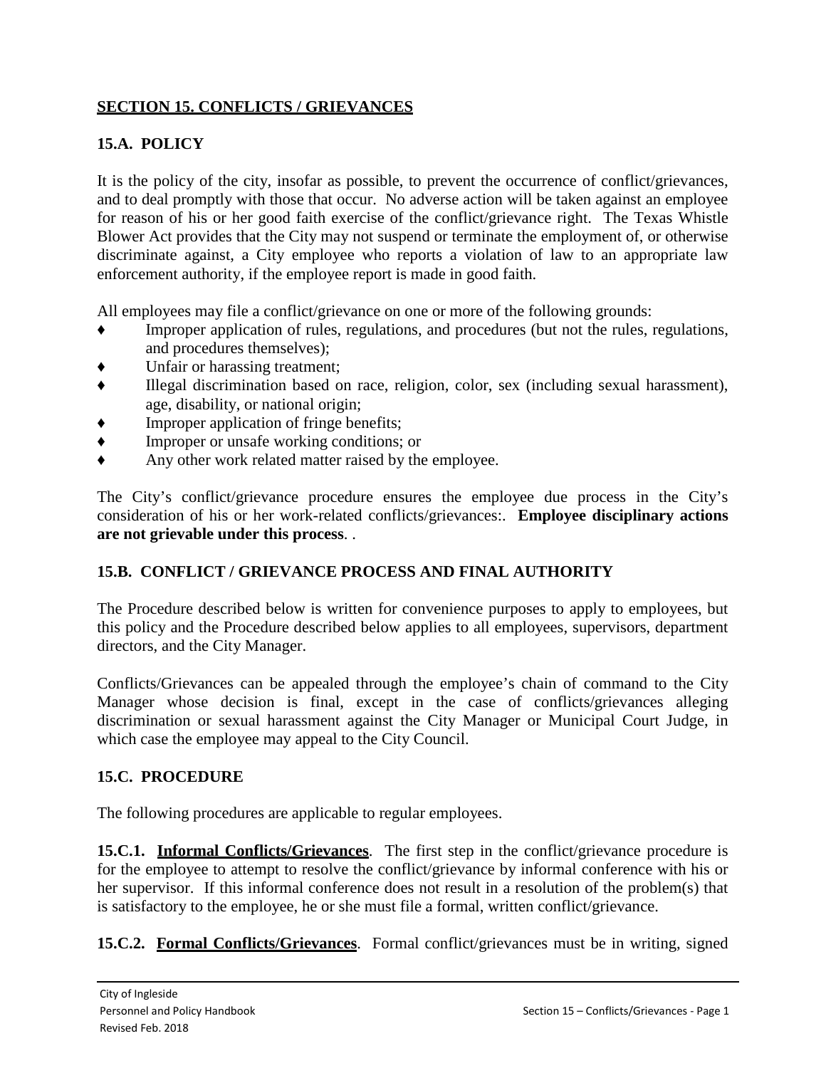## SECTION 15. CONFLICTS / GRIEVANCES

### 15.A. POLICY

It is the policy of the city, insofar as possible, to prevent the occurrence of conflict/grievances, and to deal promptly with those that occur. No adverse action will be taken against an employee for reason of his or her good faith exercise of the conflict/grievance right. The Texas Whistle Blower Act provides that the City may not suspend or terminate the employment of, or otherwise discriminate against, a City employee who reports a violation of law to an appropriate law enforcement authority, if the employee report is made in good faith.

All employees may file a conflict/grievance on one or more of the following grounds:

- Improper application of rules, regulations, and procedures (but not the rules, regulations, and procedures themselves);
- Unfair or harassing treatment;
- Illegal discrimination based on race, religion, color, sex (including sexual harassment), age, disability, or national origin;
- Improper application of fringe benefits;
- Improper or unsafe working conditions; or
- Any other work related matter raised by the employee.

The City's conflict/grievance procedure ensures the employee due process in the City's consideration of his or her work-related conflicts/grievances:. **Employee disciplinary actions are not grievable under this process**. .

### 15.B. CONFLICT / GRIEVANCE PROCESS AND FINAL AUTHORITY

The Procedure described below is written for convenience purposes to apply to employees, but this policy and the Procedure described below applies to all employees, supervisors, department directors, and the City Manager.

Conflicts/Grievances can be appealed through the employee's chain of command to the City Manager whose decision is final, except in the case of conflicts/grievances alleging discrimination or sexual harassment against the City Manager or Municipal Court Judge, in which case the employee may appeal to the City Council.

### 15.C. PROCEDURE

The following procedures are applicable to regular employees.

**15.C.1. <u>Informal Conflicts/Grievances</u>**. The first step in the conflict/grievance procedure is for the employee to attempt to resolve the conflict/grievance by informal conference with his or her supervisor. If this informal conference does not result in a resolution of the problem(s) that is satisfactory to the employee, he or she must file a formal, written conflict/grievance.

**15.C.2. <u>Formal Conflicts/Grievances</u>**. Formal conflict/grievances must be in writing, signed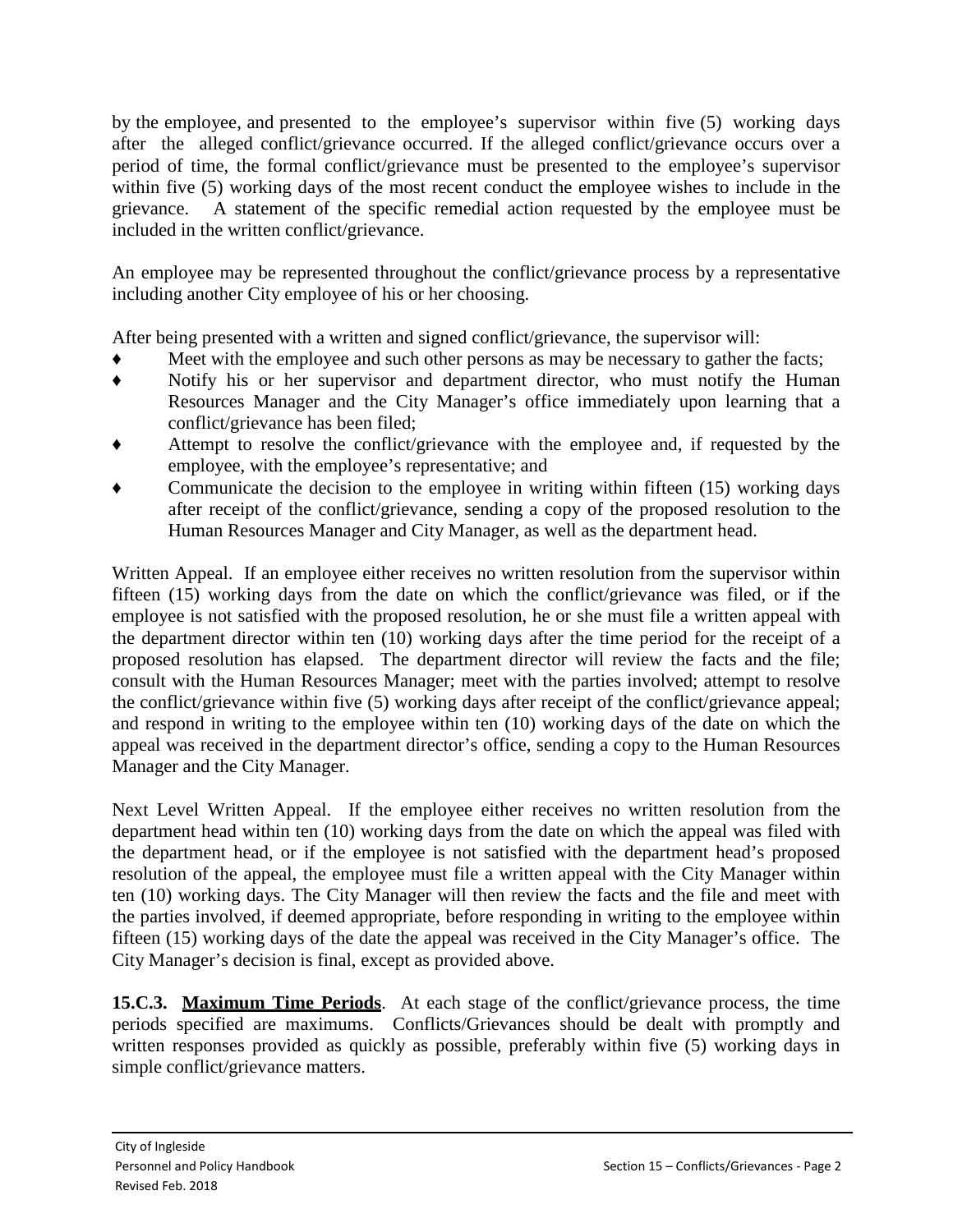by the employee, and presented to the employee's supervisor within five (5) working days after the alleged conflict/grievance occurred. If the alleged conflict/grievance occurs over a period of time, the formal conflict/grievance must be presented to the employee's supervisor within five (5) working days of the most recent conduct the employee wishes to include in the grievance. A statement of the specific remedial action requested by the employee must be included in the written conflict/grievance.

An employee may be represented throughout the conflict/grievance process by a representative including another City employee of his or her choosing.

After being presented with a written and signed conflict/grievance, the supervisor will:

- Meet with the employee and such other persons as may be necessary to gather the facts;
- Notify his or her supervisor and department director, who must notify the Human Resources Manager and the City Manager's office immediately upon learning that a conflict/grievance has been filed;
- Attempt to resolve the conflict/grievance with the employee and, if requested by the employee, with the employee's representative; and
- Communicate the decision to the employee in writing within fifteen (15) working days after receipt of the conflict/grievance, sending a copy of the proposed resolution to the Human Resources Manager and City Manager, as well as the department head.

Written Appeal. If an employee either receives no written resolution from the supervisor within fifteen (15) working days from the date on which the conflict/grievance was filed, or if the employee is not satisfied with the proposed resolution, he or she must file a written appeal with the department director within ten (10) working days after the time period for the receipt of a proposed resolution has elapsed. The department director will review the facts and the file; consult with the Human Resources Manager; meet with the parties involved; attempt to resolve the conflict/grievance within five (5) working days after receipt of the conflict/grievance appeal; and respond in writing to the employee within ten (10) working days of the date on which the appeal was received in the department director's office, sending a copy to the Human Resources Manager and the City Manager.

Next Level Written Appeal. If the employee either receives no written resolution from the department head within ten (10) working days from the date on which the appeal was filed with the department head, or if the employee is not satisfied with the department head's proposed resolution of the appeal, the employee must file a written appeal with the City Manager within ten (10) working days. The City Manager will then review the facts and the file and meet with the parties involved, if deemed appropriate, before responding in writing to the employee within fifteen (15) working days of the date the appeal was received in the City Manager's office. The City Manager's decision is final, except as provided above.

**15.C.3. <u>Maximum Time Periods</u>**. At each stage of the conflict/grievance process, the time periods specified are maximums. Conflicts/Grievances should be dealt with promptly and written responses provided as quickly as possible, preferably within five (5) working days in simple conflict/grievance matters.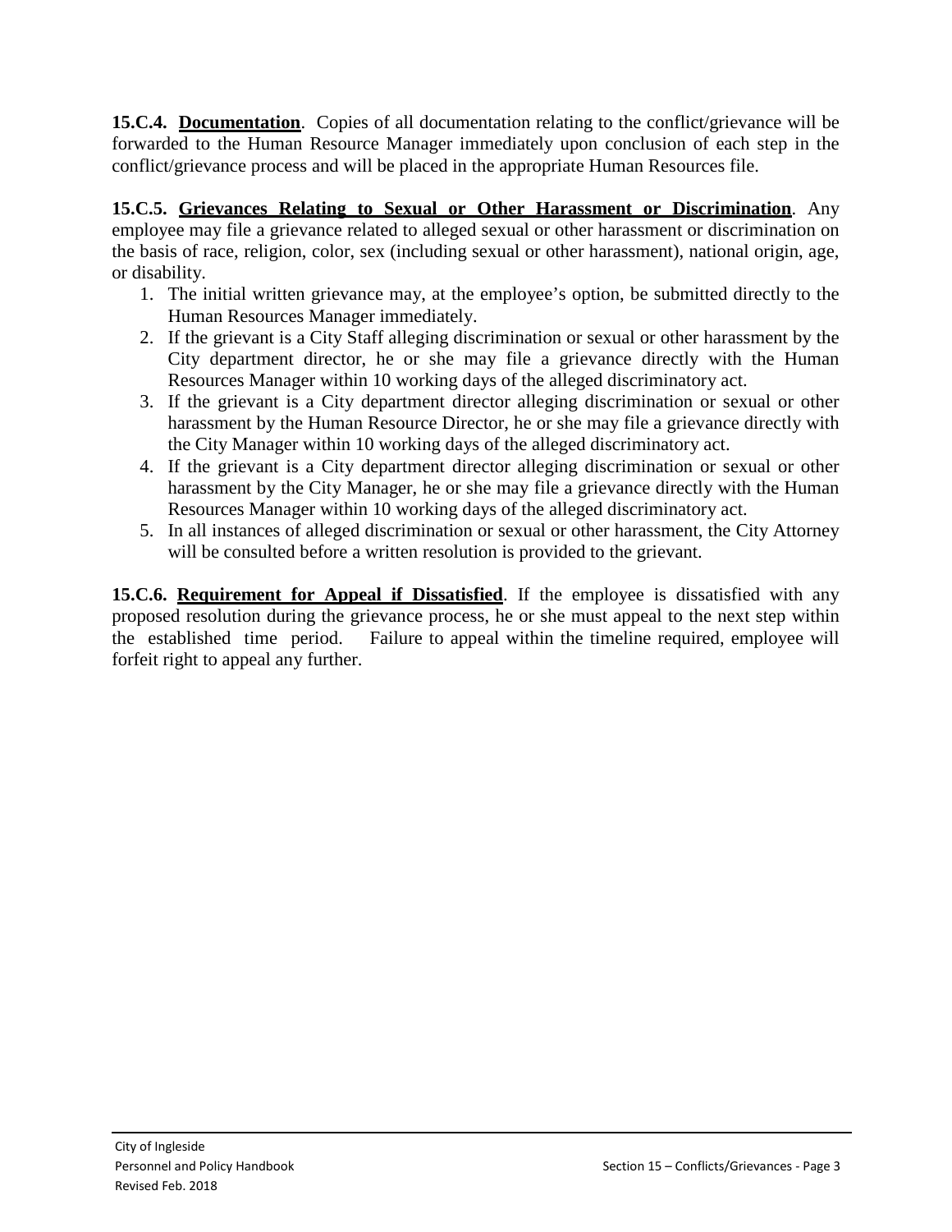**15.C.4. Documentation**. Copies of all documentation relating to the conflict/grievance will be forwarded to the Human Resource Manager immediately upon conclusion of each step in the conflict/grievance process and will be placed in the appropriate Human Resources file.

**15.C.5. Grievances Relating to Sexual or Other Harassment or Discrimination**. Any employee may file a grievance related to alleged sexual or other harassment or discrimination on the basis of race, religion, color, sex (including sexual or other harassment), national origin, age, or disability.

1. The initial written grievance may, at the employee's option, be submitted directly to the Human Resources Manager immediately.
2. If the grievant is a City Staff alleging discrimination or sexual or other harassment by the City department director, he or she may file a grievance directly with the Human Resources Manager within 10 working days of the alleged discriminatory act.
3. If the grievant is a City department director alleging discrimination or sexual or other harassment by the Human Resource Director, he or she may file a grievance directly with the City Manager within 10 working days of the alleged discriminatory act.
4. If the grievant is a City department director alleging discrimination or sexual or other harassment by the City Manager, he or she may file a grievance directly with the Human Resources Manager within 10 working days of the alleged discriminatory act.
5. In all instances of alleged discrimination or sexual or other harassment, the City Attorney will be consulted before a written resolution is provided to the grievant.

**15.C.6. Requirement for Appeal if Dissatisfied**. If the employee is dissatisfied with any proposed resolution during the grievance process, he or she must appeal to the next step within the established time period. Failure to appeal within the timeline required, employee will forfeit right to appeal any further.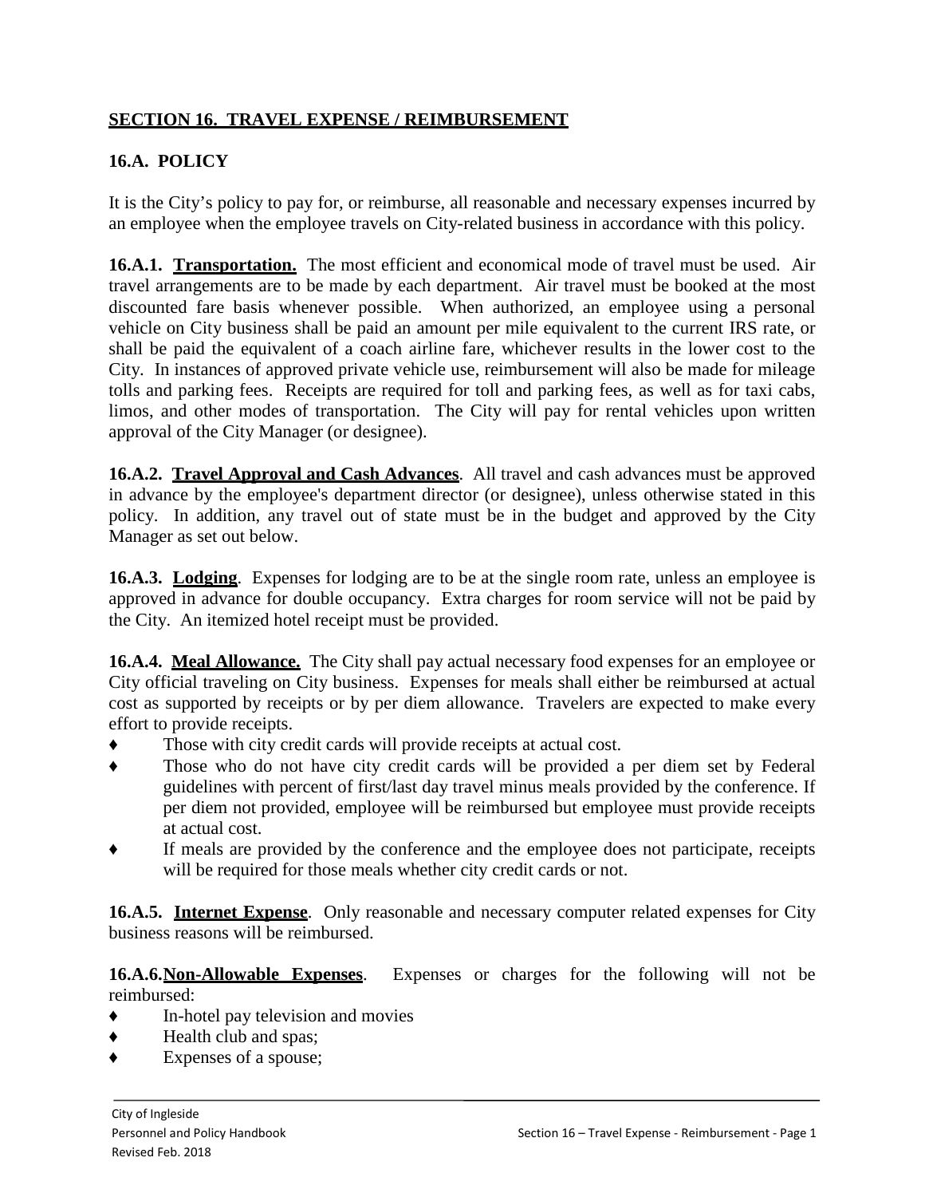## **SECTION 16. TRAVEL EXPENSE / REIMBURSEMENT**

### 16.A. POLICY

It is the City's policy to pay for, or reimburse, all reasonable and necessary expenses incurred by an employee when the employee travels on City-related business in accordance with this policy.

**16.A.1. Transportation.** The most efficient and economical mode of travel must be used. Air travel arrangements are to be made by each department. Air travel must be booked at the most discounted fare basis whenever possible. When authorized, an employee using a personal vehicle on City business shall be paid an amount per mile equivalent to the current IRS rate, or shall be paid the equivalent of a coach airline fare, whichever results in the lower cost to the City. In instances of approved private vehicle use, reimbursement will also be made for mileage tolls and parking fees. Receipts are required for toll and parking fees, as well as for taxi cabs, limos, and other modes of transportation. The City will pay for rental vehicles upon written approval of the City Manager (or designee).

**16.A.2. Travel Approval and Cash Advances**. All travel and cash advances must be approved in advance by the employee's department director (or designee), unless otherwise stated in this policy. In addition, any travel out of state must be in the budget and approved by the City Manager as set out below.

**16.A.3. Lodging**. Expenses for lodging are to be at the single room rate, unless an employee is approved in advance for double occupancy. Extra charges for room service will not be paid by the City. An itemized hotel receipt must be provided.

**16.A.4. Meal Allowance.** The City shall pay actual necessary food expenses for an employee or City official traveling on City business. Expenses for meals shall either be reimbursed at actual cost as supported by receipts or by per diem allowance. Travelers are expected to make every effort to provide receipts.

- Those with city credit cards will provide receipts at actual cost.
- Those who do not have city credit cards will be provided a per diem set by Federal guidelines with percent of first/last day travel minus meals provided by the conference. If per diem not provided, employee will be reimbursed but employee must provide receipts at actual cost.
- If meals are provided by the conference and the employee does not participate, receipts will be required for those meals whether city credit cards or not.

**16.A.5. Internet Expense**. Only reasonable and necessary computer related expenses for City business reasons will be reimbursed.

**16.A.6. Non-Allowable Expenses**. Expenses or charges for the following will not be reimbursed:

- In-hotel pay television and movies
- Health club and spas;
- Expenses of a spouse;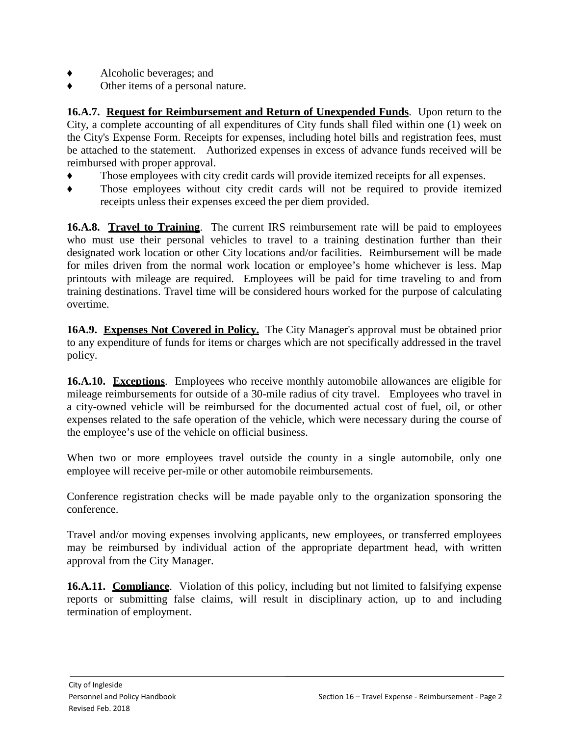- Alcoholic beverages; and
- Other items of a personal nature.

**16.A.7. <u>Request for Reimbursement and Return of Unexpended Funds</u>**. Upon return to the City, a complete accounting of all expenditures of City funds shall filed within one (1) week on the City's Expense Form. Receipts for expenses, including hotel bills and registration fees, must be attached to the statement. Authorized expenses in excess of advance funds received will be reimbursed with proper approval.

- Those employees with city credit cards will provide itemized receipts for all expenses.
- Those employees without city credit cards will not be required to provide itemized receipts unless their expenses exceed the per diem provided.

**16.A.8. <u>Travel to Training</u>**. The current IRS reimbursement rate will be paid to employees who must use their personal vehicles to travel to a training destination further than their designated work location or other City locations and/or facilities. Reimbursement will be made for miles driven from the normal work location or employee's home whichever is less. Map printouts with mileage are required. Employees will be paid for time traveling to and from training destinations. Travel time will be considered hours worked for the purpose of calculating overtime.

**16A.9. <u>Expenses Not Covered in Policy.</u>** The City Manager's approval must be obtained prior to any expenditure of funds for items or charges which are not specifically addressed in the travel policy.

**16.A.10. <u>Exceptions</u>**. Employees who receive monthly automobile allowances are eligible for mileage reimbursements for outside of a 30-mile radius of city travel. Employees who travel in a city-owned vehicle will be reimbursed for the documented actual cost of fuel, oil, or other expenses related to the safe operation of the vehicle, which were necessary during the course of the employee's use of the vehicle on official business.

When two or more employees travel outside the county in a single automobile, only one employee will receive per-mile or other automobile reimbursements.

Conference registration checks will be made payable only to the organization sponsoring the conference.

Travel and/or moving expenses involving applicants, new employees, or transferred employees may be reimbursed by individual action of the appropriate department head, with written approval from the City Manager.

**16.A.11. <u>Compliance</u>**. Violation of this policy, including but not limited to falsifying expense reports or submitting false claims, will result in disciplinary action, up to and including termination of employment.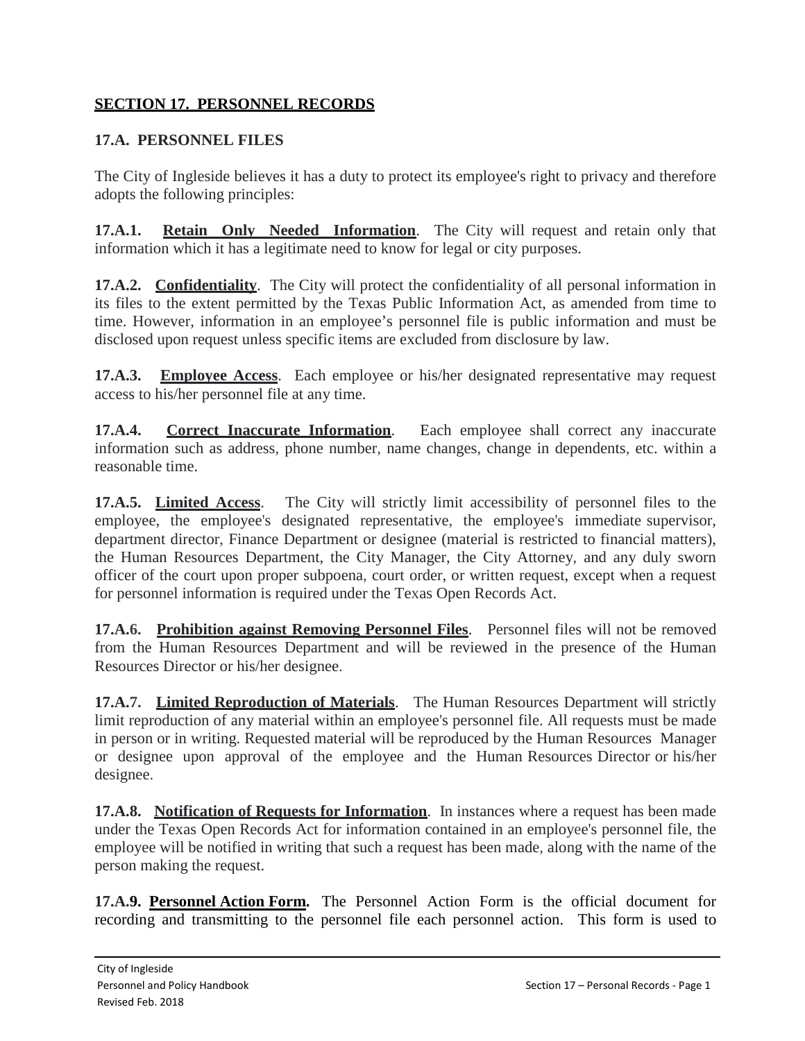## SECTION 17. PERSONNEL RECORDS

### 17.A. PERSONNEL FILES

The City of Ingleside believes it has a duty to protect its employee's right to privacy and therefore adopts the following principles:

**17.A.1. Retain Only Needed Information**. The City will request and retain only that information which it has a legitimate need to know for legal or city purposes.

**17.A.2. Confidentiality**. The City will protect the confidentiality of all personal information in its files to the extent permitted by the Texas Public Information Act, as amended from time to time. However, information in an employee's personnel file is public information and must be disclosed upon request unless specific items are excluded from disclosure by law.

**17.A.3. Employee Access**. Each employee or his/her designated representative may request access to his/her personnel file at any time.

**17.A.4. Correct Inaccurate Information**. Each employee shall correct any inaccurate information such as address, phone number, name changes, change in dependents, etc. within a reasonable time.

**17.A.5. Limited Access**. The City will strictly limit accessibility of personnel files to the employee, the employee's designated representative, the employee's immediate supervisor, department director, Finance Department or designee (material is restricted to financial matters), the Human Resources Department, the City Manager, the City Attorney, and any duly sworn officer of the court upon proper subpoena, court order, or written request, except when a request for personnel information is required under the Texas Open Records Act.

**17.A.6. Prohibition against Removing Personnel Files**. Personnel files will not be removed from the Human Resources Department and will be reviewed in the presence of the Human Resources Director or his/her designee.

**17.A.7. Limited Reproduction of Materials**. The Human Resources Department will strictly limit reproduction of any material within an employee's personnel file. All requests must be made in person or in writing. Requested material will be reproduced by the Human Resources Manager or designee upon approval of the employee and the Human Resources Director or his/her designee.

**17.A.8. Notification of Requests for Information**. In instances where a request has been made under the Texas Open Records Act for information contained in an employee's personnel file, the employee will be notified in writing that such a request has been made, along with the name of the person making the request.

**17.A.9. Personnel Action Form.** The Personnel Action Form is the official document for recording and transmitting to the personnel file each personnel action. This form is used to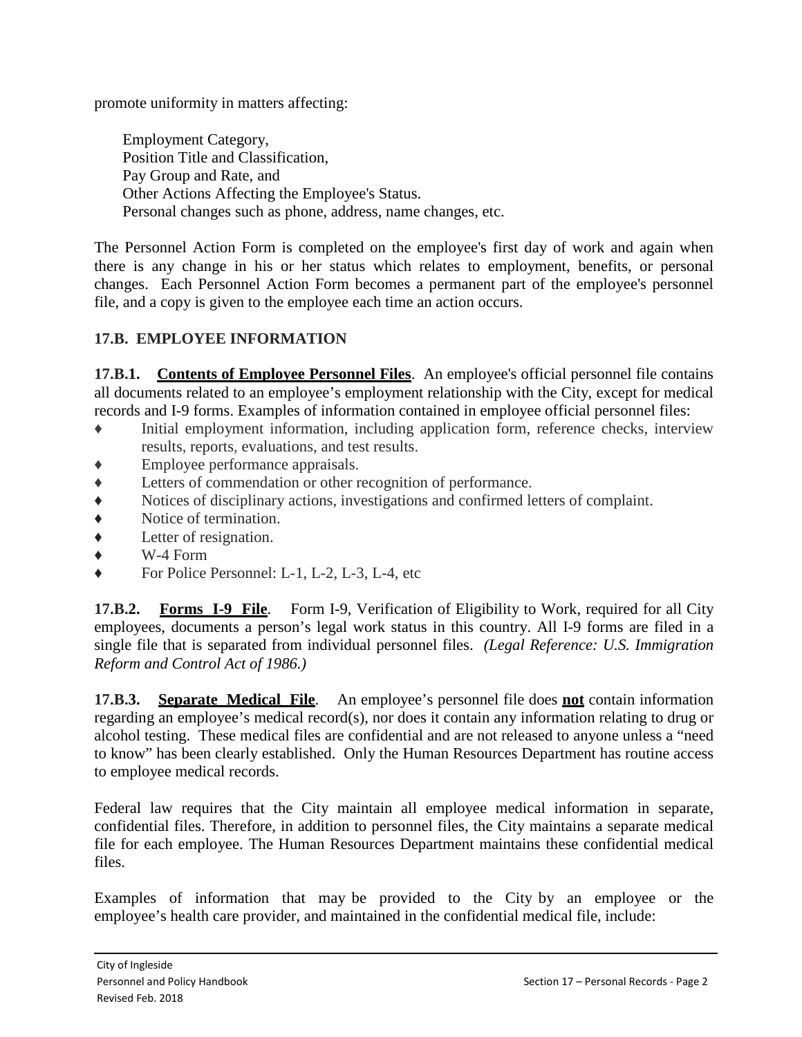promote uniformity in matters affecting:

Employment Category,
Position Title and Classification,
Pay Group and Rate, and
Other Actions Affecting the Employee's Status.
Personal changes such as phone, address, name changes, etc.

The Personnel Action Form is completed on the employee's first day of work and again when there is any change in his or her status which relates to employment, benefits, or personal changes. Each Personnel Action Form becomes a permanent part of the employee's personnel file, and a copy is given to the employee each time an action occurs.

### 17.B. EMPLOYEE INFORMATION

**17.B.1. Contents of Employee Personnel Files**. An employee's official personnel file contains all documents related to an employee's employment relationship with the City, except for medical records and I-9 forms. Examples of information contained in employee official personnel files:

- Initial employment information, including application form, reference checks, interview results, reports, evaluations, and test results.
- Employee performance appraisals.
- Letters of commendation or other recognition of performance.
- Notices of disciplinary actions, investigations and confirmed letters of complaint.
- Notice of termination.
- Letter of resignation.
- W-4 Form
- For Police Personnel: L-1, L-2, L-3, L-4, etc

**17.B.2. Forms I-9 File**. Form I-9, Verification of Eligibility to Work, required for all City employees, documents a person's legal work status in this country. All I-9 forms are filed in a single file that is separated from individual personnel files. *(Legal Reference: U.S. Immigration Reform and Control Act of 1986.)*

**17.B.3. Separate Medical File**. An employee's personnel file does **not** contain information regarding an employee's medical record(s), nor does it contain any information relating to drug or alcohol testing. These medical files are confidential and are not released to anyone unless a "need to know" has been clearly established. Only the Human Resources Department has routine access to employee medical records.

Federal law requires that the City maintain all employee medical information in separate, confidential files. Therefore, in addition to personnel files, the City maintains a separate medical file for each employee. The Human Resources Department maintains these confidential medical files.

Examples of information that may be provided to the City by an employee or the employee's health care provider, and maintained in the confidential medical file, include: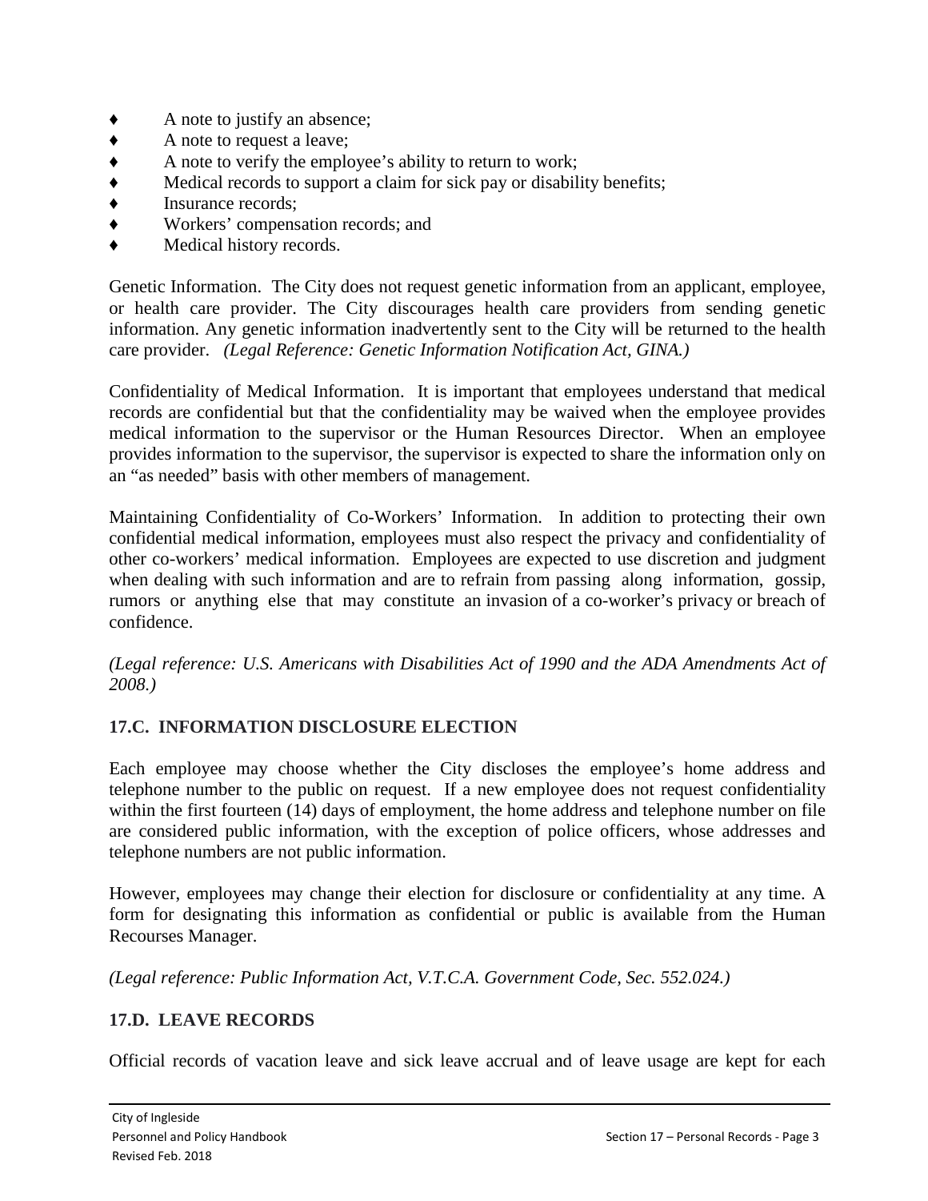- A note to justify an absence;
- A note to request a leave;
- A note to verify the employee's ability to return to work;
- Medical records to support a claim for sick pay or disability benefits;
- Insurance records;
- Workers' compensation records; and
- Medical history records.

Genetic Information. The City does not request genetic information from an applicant, employee, or health care provider. The City discourages health care providers from sending genetic information. Any genetic information inadvertently sent to the City will be returned to the health care provider. *(Legal Reference: Genetic Information Notification Act, GINA.)*

Confidentiality of Medical Information. It is important that employees understand that medical records are confidential but that the confidentiality may be waived when the employee provides medical information to the supervisor or the Human Resources Director. When an employee provides information to the supervisor, the supervisor is expected to share the information only on an "as needed" basis with other members of management.

Maintaining Confidentiality of Co-Workers' Information. In addition to protecting their own confidential medical information, employees must also respect the privacy and confidentiality of other co-workers' medical information. Employees are expected to use discretion and judgment when dealing with such information and are to refrain from passing along information, gossip, rumors or anything else that may constitute an invasion of a co-worker's privacy or breach of confidence.

*(Legal reference: U.S. Americans with Disabilities Act of 1990 and the ADA Amendments Act of 2008.)*

## 17.C. INFORMATION DISCLOSURE ELECTION

Each employee may choose whether the City discloses the employee's home address and telephone number to the public on request. If a new employee does not request confidentiality within the first fourteen (14) days of employment, the home address and telephone number on file are considered public information, with the exception of police officers, whose addresses and telephone numbers are not public information.

However, employees may change their election for disclosure or confidentiality at any time. A form for designating this information as confidential or public is available from the Human Recourses Manager.

*(Legal reference: Public Information Act, V.T.C.A. Government Code, Sec. 552.024.)*

## 17.D. LEAVE RECORDS

Official records of vacation leave and sick leave accrual and of leave usage are kept for each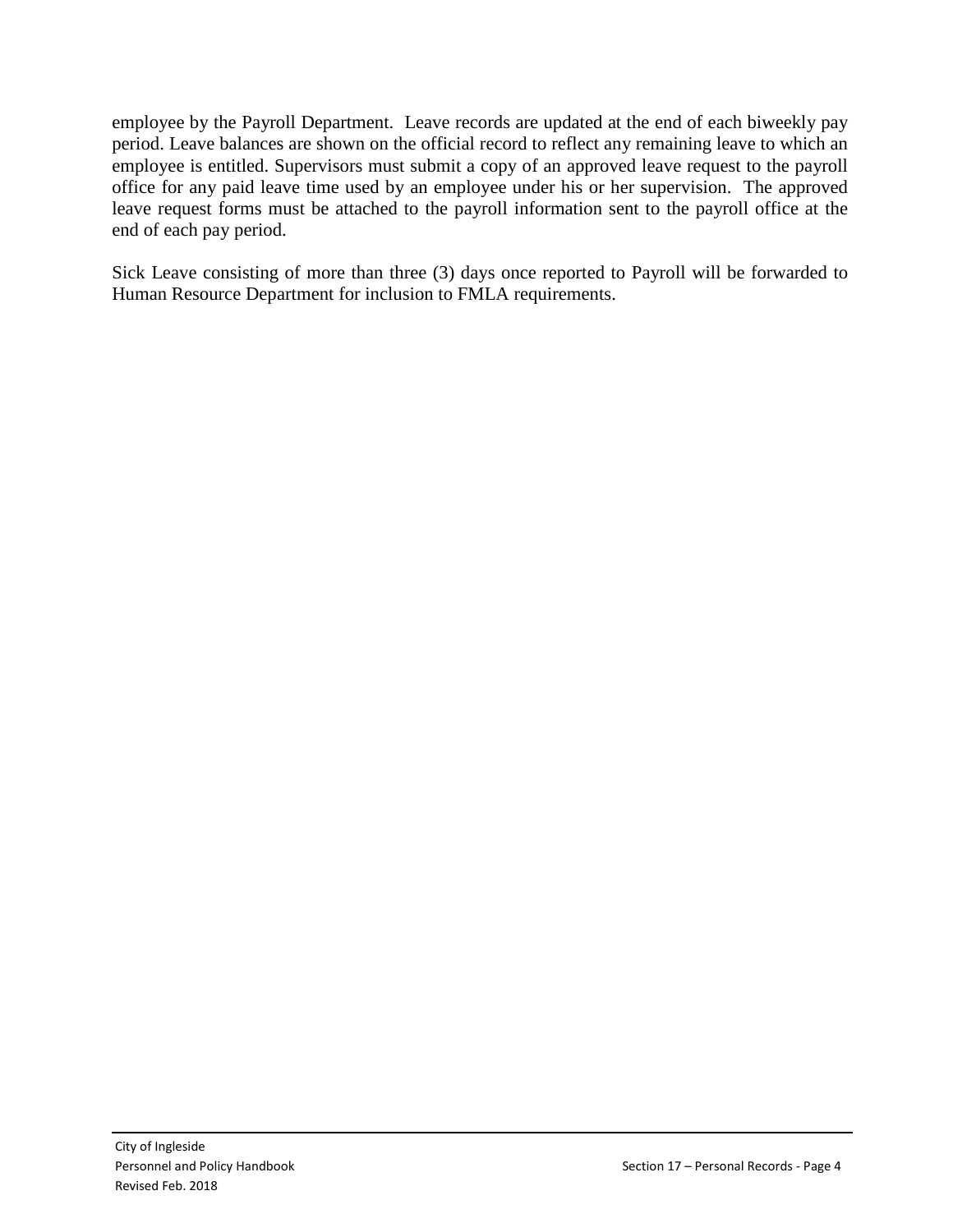employee by the Payroll Department. Leave records are updated at the end of each biweekly pay period. Leave balances are shown on the official record to reflect any remaining leave to which an employee is entitled. Supervisors must submit a copy of an approved leave request to the payroll office for any paid leave time used by an employee under his or her supervision. The approved leave request forms must be attached to the payroll information sent to the payroll office at the end of each pay period.

Sick Leave consisting of more than three (3) days once reported to Payroll will be forwarded to Human Resource Department for inclusion to FMLA requirements.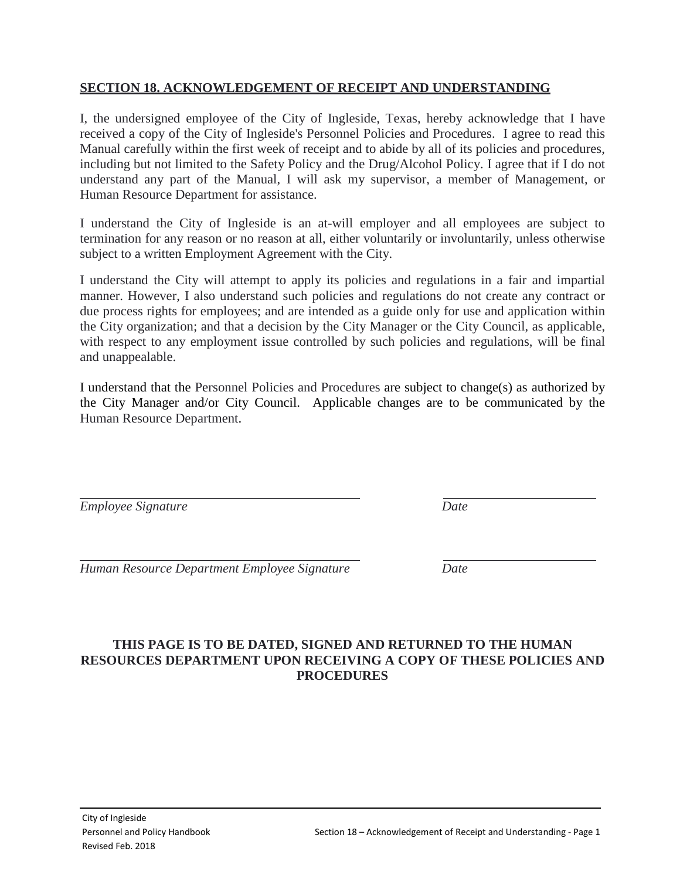**SECTION 18. ACKNOWLEDGEMENT OF RECEIPT AND UNDERSTANDING**

I, the undersigned employee of the City of Ingleside, Texas, hereby acknowledge that I have received a copy of the City of Ingleside's Personnel Policies and Procedures. I agree to read this Manual carefully within the first week of receipt and to abide by all of its policies and procedures, including but not limited to the Safety Policy and the Drug/Alcohol Policy. I agree that if I do not understand any part of the Manual, I will ask my supervisor, a member of Management, or Human Resource Department for assistance.

I understand the City of Ingleside is an at-will employer and all employees are subject to termination for any reason or no reason at all, either voluntarily or involuntarily, unless otherwise subject to a written Employment Agreement with the City.

I understand the City will attempt to apply its policies and regulations in a fair and impartial manner. However, I also understand such policies and regulations do not create any contract or due process rights for employees; and are intended as a guide only for use and application within the City organization; and that a decision by the City Manager or the City Council, as applicable, with respect to any employment issue controlled by such policies and regulations, will be final and unappealable.

I understand that the Personnel Policies and Procedures are subject to change(s) as authorized by the City Manager and/or City Council. Applicable changes are to be communicated by the Human Resource Department.

______________________________ ______________

*Employee Signature* *Date*

______________________________ ______________

*Human Resource Department Employee Signature* *Date*

**THIS PAGE IS TO BE DATED, SIGNED AND RETURNED TO THE HUMAN RESOURCES DEPARTMENT UPON RECEIVING A COPY OF THESE POLICIES AND PROCEDURES**